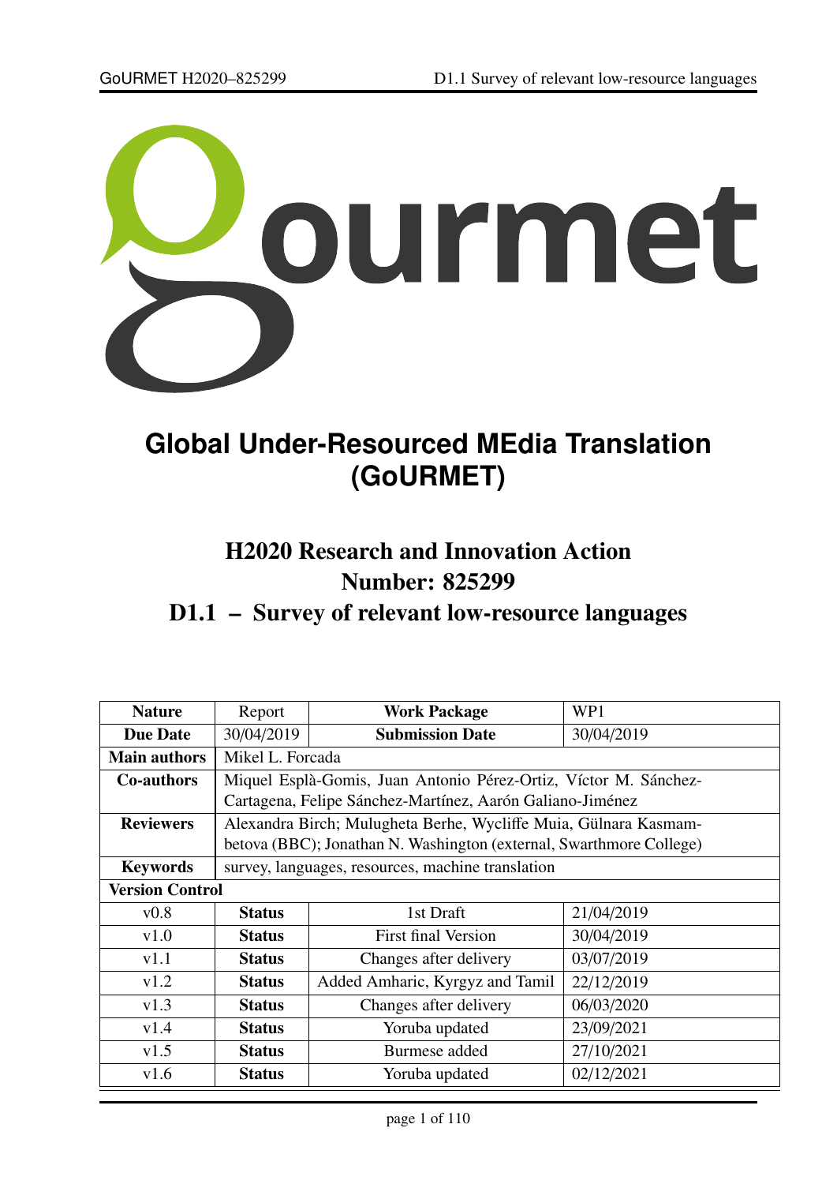# Global Under-Resourced MEdia Translation (GoURMET)

## H2020 Research and Innovation Action
## Number: 825299
## D1.1 – Survey of relevant low-resource languages

| **Nature** | Report | **Work Package** | WP1 |
|---|---|---|---|
| **Due Date** | 30/04/2019 | **Submission Date** | 30/04/2019 |
| **Main authors** | Mikel L. Forcada | | |
| **Co-authors** | Miquel Esplà-Gomis, Juan Antonio Pérez-Ortiz, Víctor M. Sánchez-Cartagena, Felipe Sánchez-Martínez, Aarón Galiano-Jiménez | | |
| **Reviewers** | Alexandra Birch; Mulugheta Berhe, Wycliffe Muia, Gülnara Kasmambetova (BBC); Jonathan N. Washington (external, Swarthmore College) | | |
| **Keywords** | survey, languages, resources, machine translation | | |
| **Version Control** | | | |
| v0.8 | **Status** | 1st Draft | 21/04/2019 |
| v1.0 | **Status** | First final Version | 30/04/2019 |
| v1.1 | **Status** | Changes after delivery | 03/07/2019 |
| v1.2 | **Status** | Added Amharic, Kyrgyz and Tamil | 22/12/2019 |
| v1.3 | **Status** | Changes after delivery | 06/03/2020 |
| v1.4 | **Status** | Yoruba updated | 23/09/2021 |
| v1.5 | **Status** | Burmese added | 27/10/2021 |
| v1.6 | **Status** | Yoruba updated | 02/12/2021 |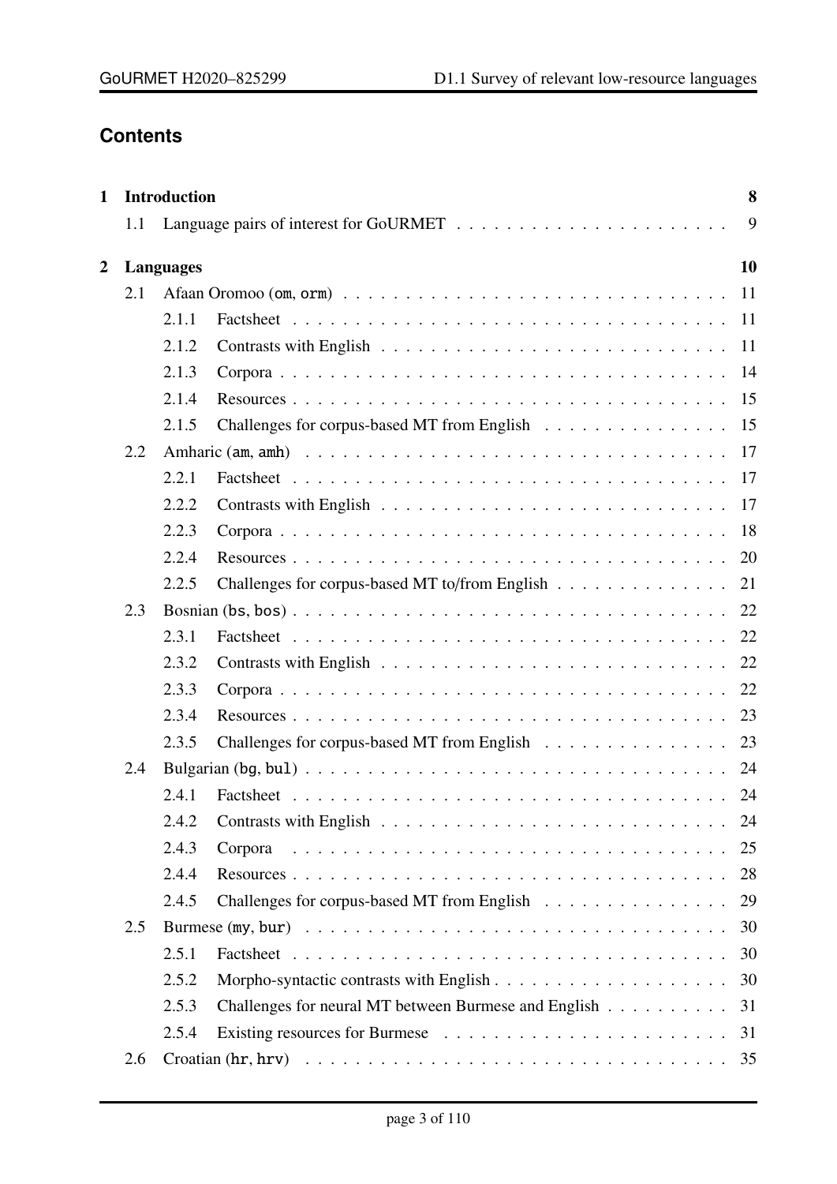## Contents

- **1 Introduction** — 8
  - 1.1 Language pairs of interest for GoURMET — 9
- **2 Languages** — 10
  - 2.1 Afaan Oromoo (om, orm) — 11
    - 2.1.1 Factsheet — 11
    - 2.1.2 Contrasts with English — 11
    - 2.1.3 Corpora — 14
    - 2.1.4 Resources — 15
    - 2.1.5 Challenges for corpus-based MT from English — 15
  - 2.2 Amharic (am, amh) — 17
    - 2.2.1 Factsheet — 17
    - 2.2.2 Contrasts with English — 17
    - 2.2.3 Corpora — 18
    - 2.2.4 Resources — 20
    - 2.2.5 Challenges for corpus-based MT to/from English — 21
  - 2.3 Bosnian (bs, bos) — 22
    - 2.3.1 Factsheet — 22
    - 2.3.2 Contrasts with English — 22
    - 2.3.3 Corpora — 22
    - 2.3.4 Resources — 23
    - 2.3.5 Challenges for corpus-based MT from English — 23
  - 2.4 Bulgarian (bg, bul) — 24
    - 2.4.1 Factsheet — 24
    - 2.4.2 Contrasts with English — 24
    - 2.4.3 Corpora — 25
    - 2.4.4 Resources — 28
    - 2.4.5 Challenges for corpus-based MT from English — 29
  - 2.5 Burmese (my, bur) — 30
    - 2.5.1 Factsheet — 30
    - 2.5.2 Morpho-syntactic contrasts with English — 30
    - 2.5.3 Challenges for neural MT between Burmese and English — 31
    - 2.5.4 Existing resources for Burmese — 31
  - 2.6 Croatian (hr, hrv) — 35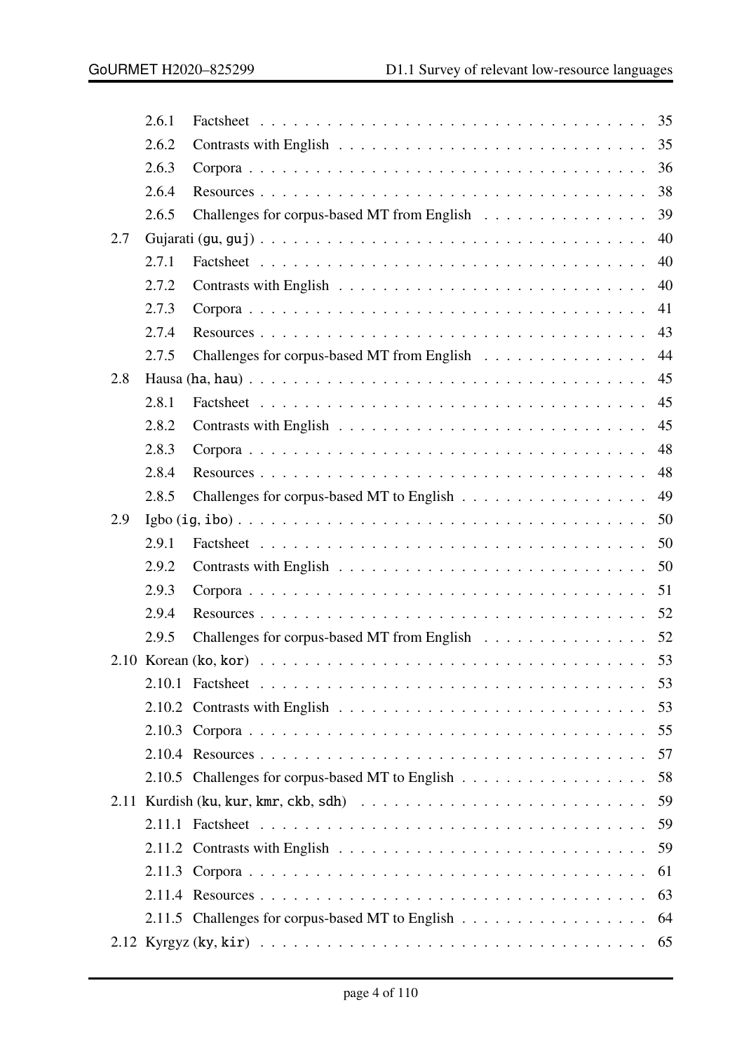- 2.6.1 Factsheet . . . 35
- 2.6.2 Contrasts with English . . . 35
- 2.6.3 Corpora . . . 36
- 2.6.4 Resources . . . 38
- 2.6.5 Challenges for corpus-based MT from English . . . 39

2.7 Gujarati (gu, guj) . . . 40
- 2.7.1 Factsheet . . . 40
- 2.7.2 Contrasts with English . . . 40
- 2.7.3 Corpora . . . 41
- 2.7.4 Resources . . . 43
- 2.7.5 Challenges for corpus-based MT from English . . . 44

2.8 Hausa (ha, hau) . . . 45
- 2.8.1 Factsheet . . . 45
- 2.8.2 Contrasts with English . . . 45
- 2.8.3 Corpora . . . 48
- 2.8.4 Resources . . . 48
- 2.8.5 Challenges for corpus-based MT to English . . . 49

2.9 Igbo (ig, ibo) . . . 50
- 2.9.1 Factsheet . . . 50
- 2.9.2 Contrasts with English . . . 50
- 2.9.3 Corpora . . . 51
- 2.9.4 Resources . . . 52
- 2.9.5 Challenges for corpus-based MT from English . . . 52

2.10 Korean (ko, kor) . . . 53
- 2.10.1 Factsheet . . . 53
- 2.10.2 Contrasts with English . . . 53
- 2.10.3 Corpora . . . 55
- 2.10.4 Resources . . . 57
- 2.10.5 Challenges for corpus-based MT to English . . . 58

2.11 Kurdish (ku, kur, kmr, ckb, sdh) . . . 59
- 2.11.1 Factsheet . . . 59
- 2.11.2 Contrasts with English . . . 59
- 2.11.3 Corpora . . . 61
- 2.11.4 Resources . . . 63
- 2.11.5 Challenges for corpus-based MT to English . . . 64

2.12 Kyrgyz (ky, kir) . . . 65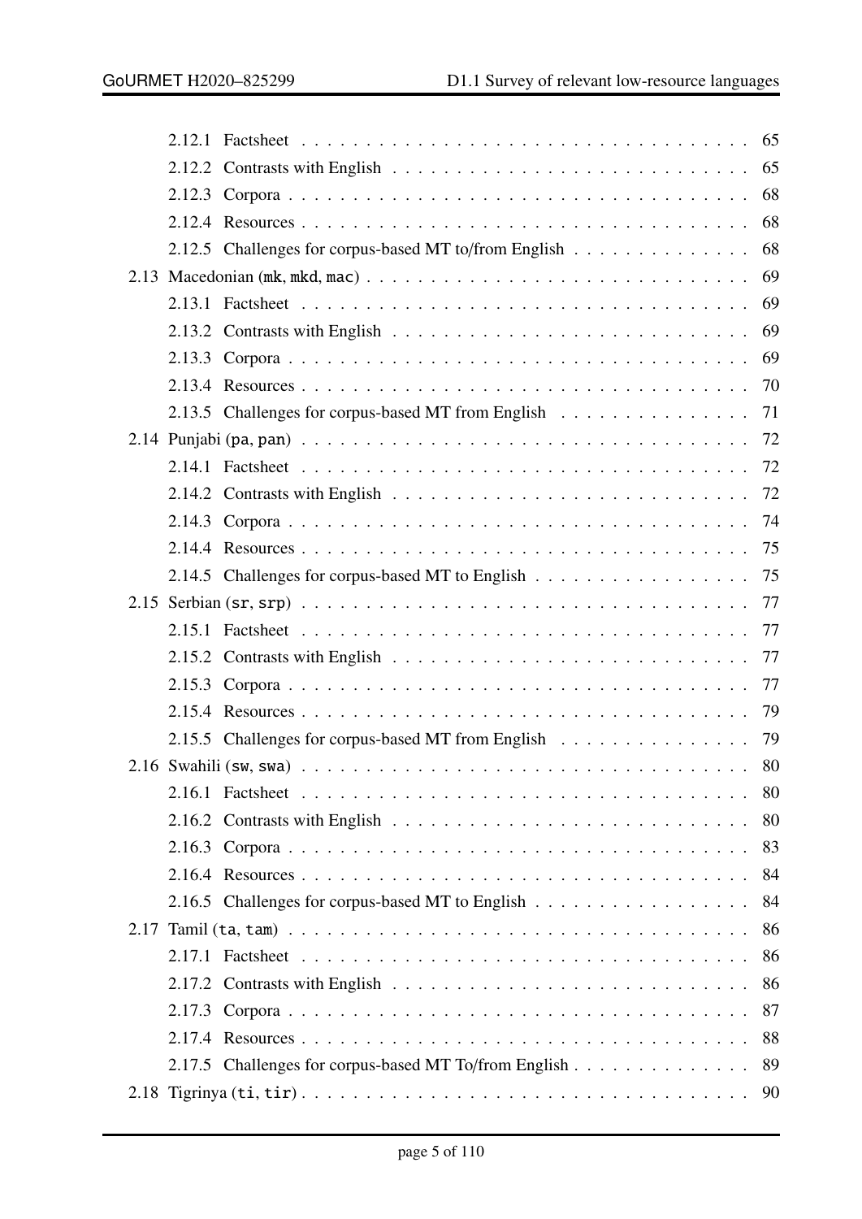- 2.12.1 Factsheet . . . . . . . . . . 65
- 2.12.2 Contrasts with English . . . . . . . . . . 65
- 2.12.3 Corpora . . . . . . . . . . 68
- 2.12.4 Resources . . . . . . . . . . 68
- 2.12.5 Challenges for corpus-based MT to/from English . . . . . . . . . . 68

2.13 Macedonian (mk, mkd, mac) . . . . . . . . . . 69
- 2.13.1 Factsheet . . . . . . . . . . 69
- 2.13.2 Contrasts with English . . . . . . . . . . 69
- 2.13.3 Corpora . . . . . . . . . . 69
- 2.13.4 Resources . . . . . . . . . . 70
- 2.13.5 Challenges for corpus-based MT from English . . . . . . . . . . 71

2.14 Punjabi (pa, pan) . . . . . . . . . . 72
- 2.14.1 Factsheet . . . . . . . . . . 72
- 2.14.2 Contrasts with English . . . . . . . . . . 72
- 2.14.3 Corpora . . . . . . . . . . 74
- 2.14.4 Resources . . . . . . . . . . 75
- 2.14.5 Challenges for corpus-based MT to English . . . . . . . . . . 75

2.15 Serbian (sr, srp) . . . . . . . . . . 77
- 2.15.1 Factsheet . . . . . . . . . . 77
- 2.15.2 Contrasts with English . . . . . . . . . . 77
- 2.15.3 Corpora . . . . . . . . . . 77
- 2.15.4 Resources . . . . . . . . . . 79
- 2.15.5 Challenges for corpus-based MT from English . . . . . . . . . . 79

2.16 Swahili (sw, swa) . . . . . . . . . . 80
- 2.16.1 Factsheet . . . . . . . . . . 80
- 2.16.2 Contrasts with English . . . . . . . . . . 80
- 2.16.3 Corpora . . . . . . . . . . 83
- 2.16.4 Resources . . . . . . . . . . 84
- 2.16.5 Challenges for corpus-based MT to English . . . . . . . . . . 84

2.17 Tamil (ta, tam) . . . . . . . . . . 86
- 2.17.1 Factsheet . . . . . . . . . . 86
- 2.17.2 Contrasts with English . . . . . . . . . . 86
- 2.17.3 Corpora . . . . . . . . . . 87
- 2.17.4 Resources . . . . . . . . . . 88
- 2.17.5 Challenges for corpus-based MT To/from English . . . . . . . . . . 89

2.18 Tigrinya (ti, tir) . . . . . . . . . . 90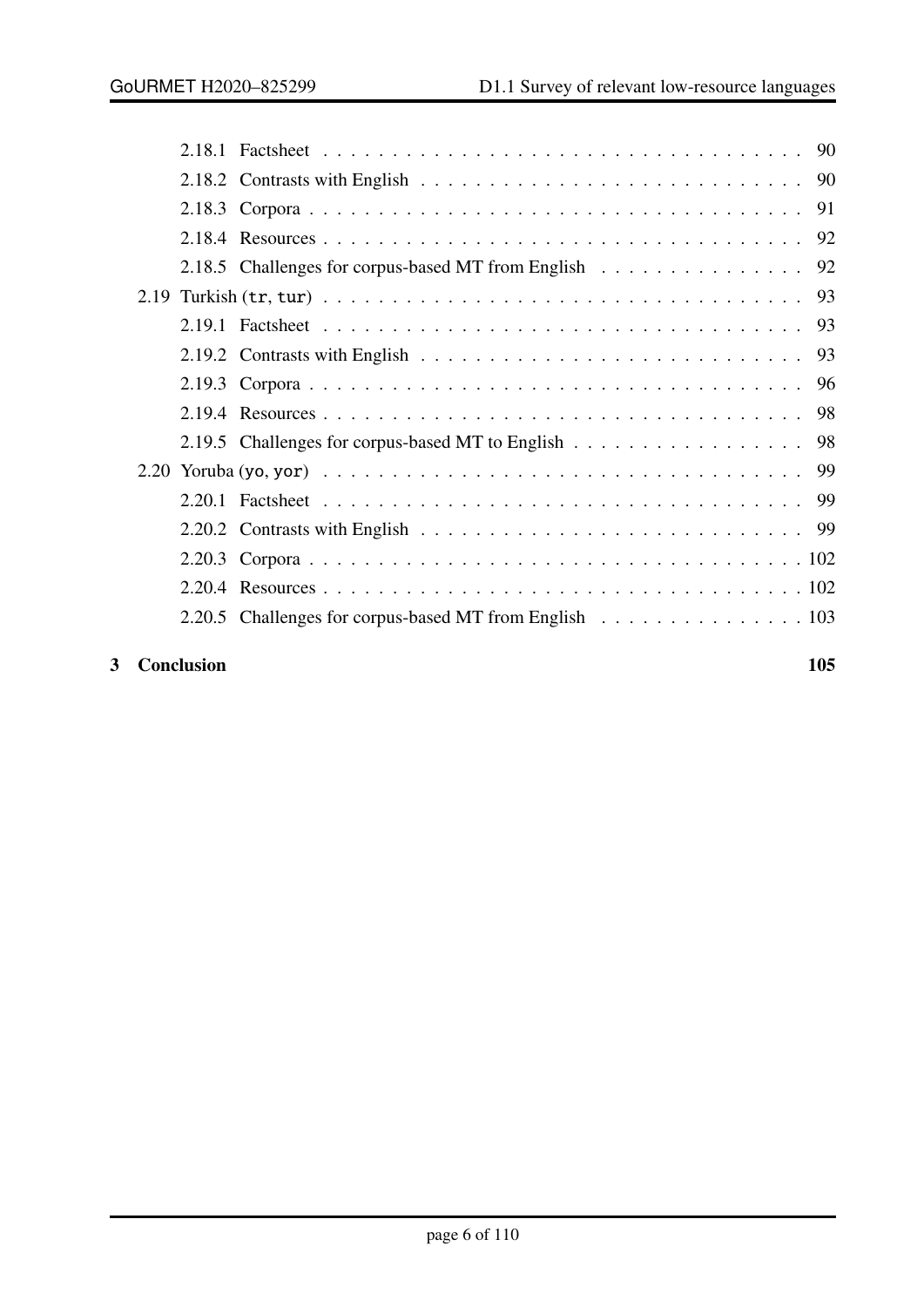- 2.18.1 Factsheet . . . 90
- 2.18.2 Contrasts with English . . . 90
- 2.18.3 Corpora . . . 91
- 2.18.4 Resources . . . 92
- 2.18.5 Challenges for corpus-based MT from English . . . 92

2.19 Turkish (`tr`, `tur`) . . . 93

- 2.19.1 Factsheet . . . 93
- 2.19.2 Contrasts with English . . . 93
- 2.19.3 Corpora . . . 96
- 2.19.4 Resources . . . 98
- 2.19.5 Challenges for corpus-based MT to English . . . 98

2.20 Yoruba (`yo`, `yor`) . . . 99

- 2.20.1 Factsheet . . . 99
- 2.20.2 Contrasts with English . . . 99
- 2.20.3 Corpora . . . 102
- 2.20.4 Resources . . . 102
- 2.20.5 Challenges for corpus-based MT from English . . . 103

**3 Conclusion** **105**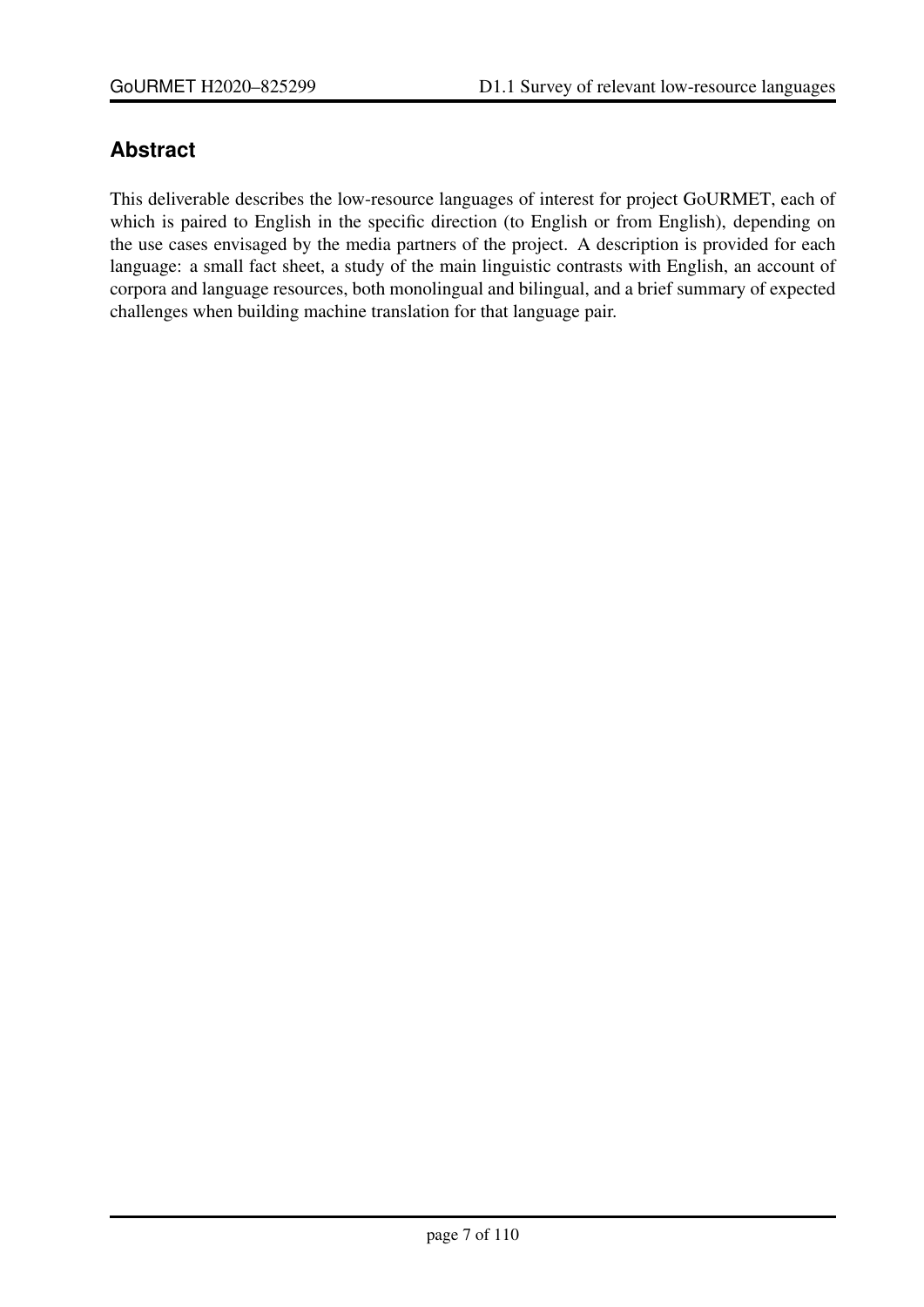## Abstract

This deliverable describes the low-resource languages of interest for project GoURMET, each of which is paired to English in the specific direction (to English or from English), depending on the use cases envisaged by the media partners of the project. A description is provided for each language: a small fact sheet, a study of the main linguistic contrasts with English, an account of corpora and language resources, both monolingual and bilingual, and a brief summary of expected challenges when building machine translation for that language pair.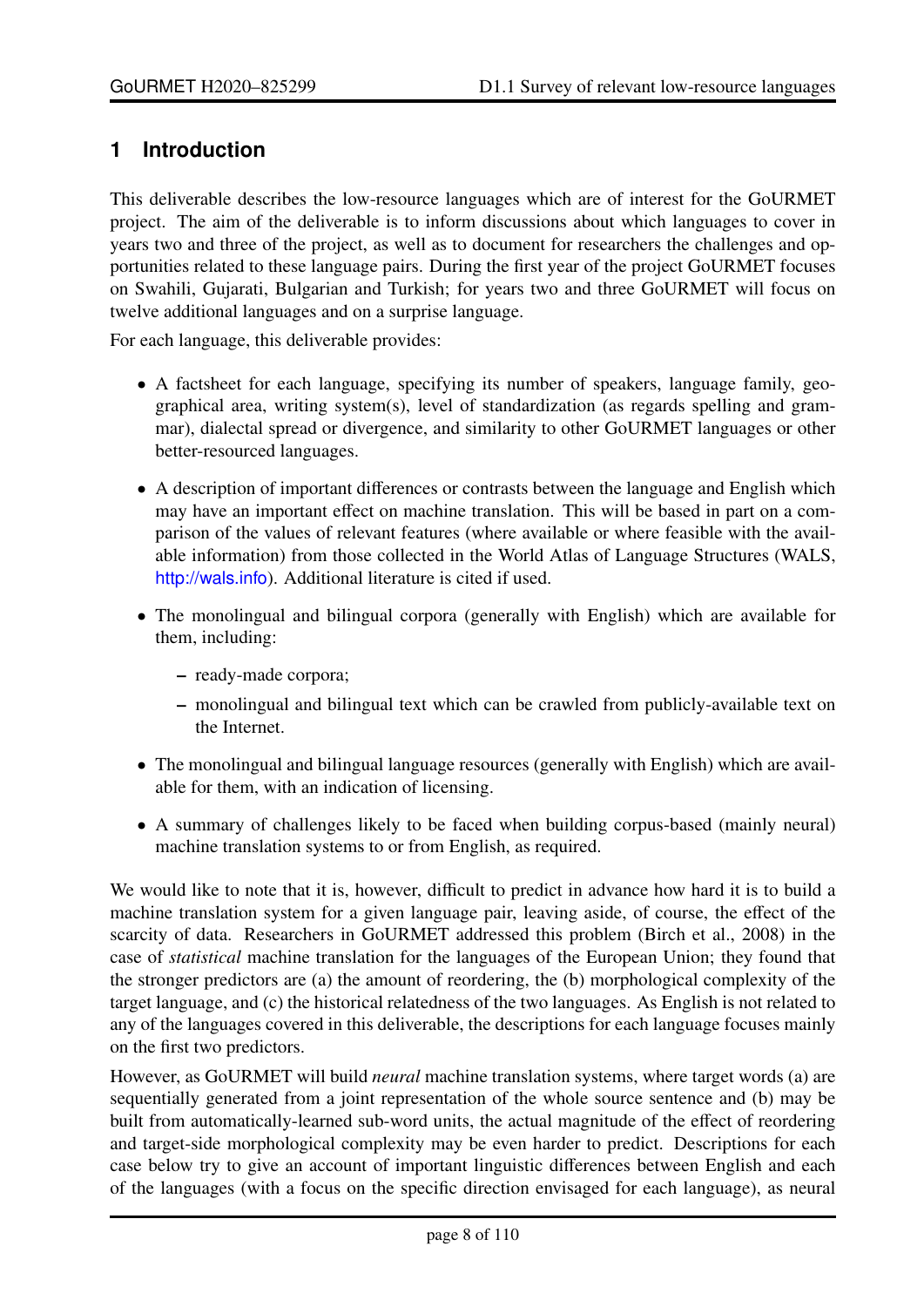# 1 Introduction

This deliverable describes the low-resource languages which are of interest for the GoURMET project. The aim of the deliverable is to inform discussions about which languages to cover in years two and three of the project, as well as to document for researchers the challenges and opportunities related to these language pairs. During the first year of the project GoURMET focuses on Swahili, Gujarati, Bulgarian and Turkish; for years two and three GoURMET will focus on twelve additional languages and on a surprise language.

For each language, this deliverable provides:

- A factsheet for each language, specifying its number of speakers, language family, geographical area, writing system(s), level of standardization (as regards spelling and grammar), dialectal spread or divergence, and similarity to other GoURMET languages or other better-resourced languages.
- A description of important differences or contrasts between the language and English which may have an important effect on machine translation. This will be based in part on a comparison of the values of relevant features (where available or where feasible with the available information) from those collected in the World Atlas of Language Structures (WALS, http://wals.info). Additional literature is cited if used.
- The monolingual and bilingual corpora (generally with English) which are available for them, including:
  - ready-made corpora;
  - monolingual and bilingual text which can be crawled from publicly-available text on the Internet.
- The monolingual and bilingual language resources (generally with English) which are available for them, with an indication of licensing.
- A summary of challenges likely to be faced when building corpus-based (mainly neural) machine translation systems to or from English, as required.

We would like to note that it is, however, difficult to predict in advance how hard it is to build a machine translation system for a given language pair, leaving aside, of course, the effect of the scarcity of data. Researchers in GoURMET addressed this problem (Birch et al., 2008) in the case of *statistical* machine translation for the languages of the European Union; they found that the stronger predictors are (a) the amount of reordering, the (b) morphological complexity of the target language, and (c) the historical relatedness of the two languages. As English is not related to any of the languages covered in this deliverable, the descriptions for each language focuses mainly on the first two predictors.

However, as GoURMET will build *neural* machine translation systems, where target words (a) are sequentially generated from a joint representation of the whole source sentence and (b) may be built from automatically-learned sub-word units, the actual magnitude of the effect of reordering and target-side morphological complexity may be even harder to predict. Descriptions for each case below try to give an account of important linguistic differences between English and each of the languages (with a focus on the specific direction envisaged for each language), as neural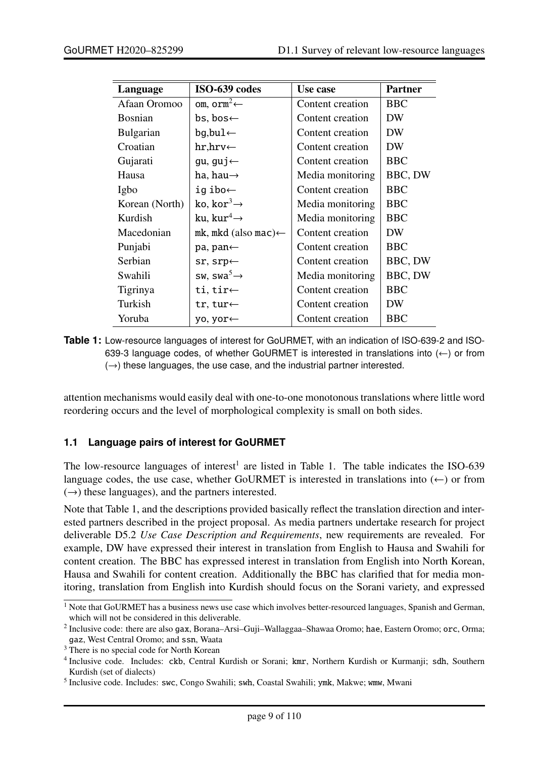| Language | ISO-639 codes | Use case | Partner |
|---|---|---|---|
| Afaan Oromoo | om, orm[2]← | Content creation | BBC |
| Bosnian | bs, bos← | Content creation | DW |
| Bulgarian | bg,bul← | Content creation | DW |
| Croatian | hr,hrv← | Content creation | DW |
| Gujarati | gu, guj← | Content creation | BBC |
| Hausa | ha, hau→ | Media monitoring | BBC, DW |
| Igbo | ig ibo← | Content creation | BBC |
| Korean (North) | ko, kor[3]→ | Media monitoring | BBC |
| Kurdish | ku, kur[4]→ | Media monitoring | BBC |
| Macedonian | mk, mkd (also mac)← | Content creation | DW |
| Punjabi | pa, pan← | Content creation | BBC |
| Serbian | sr, srp← | Content creation | BBC, DW |
| Swahili | sw, swa[5]→ | Media monitoring | BBC, DW |
| Tigrinya | ti, tir← | Content creation | BBC |
| Turkish | tr, tur← | Content creation | DW |
| Yoruba | yo, yor← | Content creation | BBC |

**Table 1:** Low-resource languages of interest for GoURMET, with an indication of ISO-639-2 and ISO-639-3 language codes, of whether GoURMET is interested in translations into (←) or from (→) these languages, the use case, and the industrial partner interested.

attention mechanisms would easily deal with one-to-one monotonous translations where little word reordering occurs and the level of morphological complexity is small on both sides.

### 1.1 Language pairs of interest for GoURMET

The low-resource languages of interest[1] are listed in Table 1. The table indicates the ISO-639 language codes, the use case, whether GoURMET is interested in translations into (←) or from (→) these languages), and the partners interested.

Note that Table 1, and the descriptions provided basically reflect the translation direction and interested partners described in the project proposal. As media partners undertake research for project deliverable D5.2 *Use Case Description and Requirements*, new requirements are revealed. For example, DW have expressed their interest in translation from English to Hausa and Swahili for content creation. The BBC has expressed interest in translation from English into North Korean, Hausa and Swahili for content creation. Additionally the BBC has clarified that for media monitoring, translation from English into Kurdish should focus on the Sorani variety, and expressed

[1] Note that GoURMET has a business news use case which involves better-resourced languages, Spanish and German, which will not be considered in this deliverable.

[2] Inclusive code: there are also gax, Borana–Arsi–Guji–Wallaggaa–Shawaa Oromo; hae, Eastern Oromo; orc, Orma; gaz, West Central Oromo; and ssn, Waata

[3] There is no special code for North Korean

[4] Inclusive code. Includes: ckb, Central Kurdish or Sorani; kmr, Northern Kurdish or Kurmanji; sdh, Southern Kurdish (set of dialects)

[5] Inclusive code. Includes: swc, Congo Swahili; swh, Coastal Swahili; ymk, Makwe; wmw, Mwani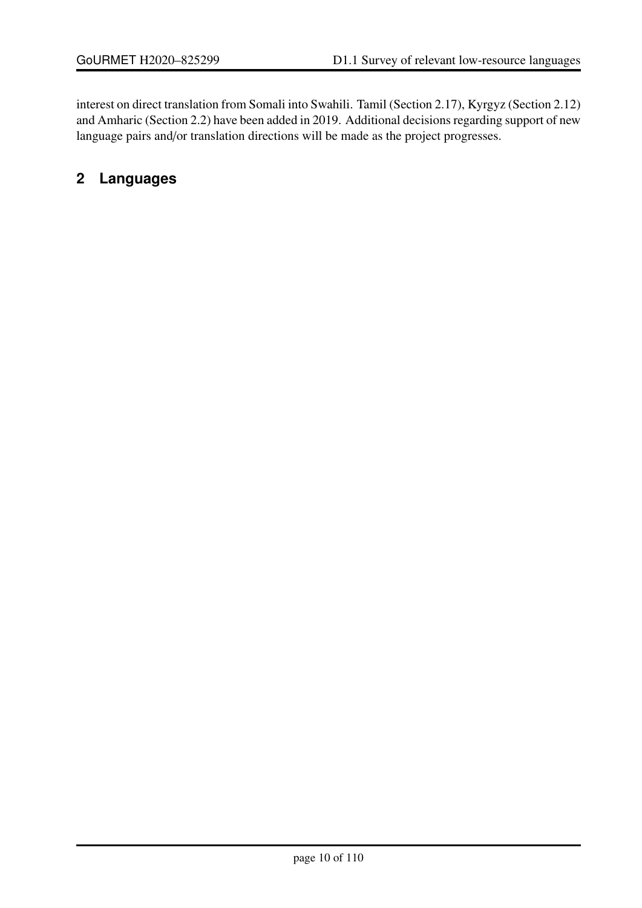interest on direct translation from Somali into Swahili. Tamil (Section 2.17), Kyrgyz (Section 2.12) and Amharic (Section 2.2) have been added in 2019. Additional decisions regarding support of new language pairs and/or translation directions will be made as the project progresses.

## 2 Languages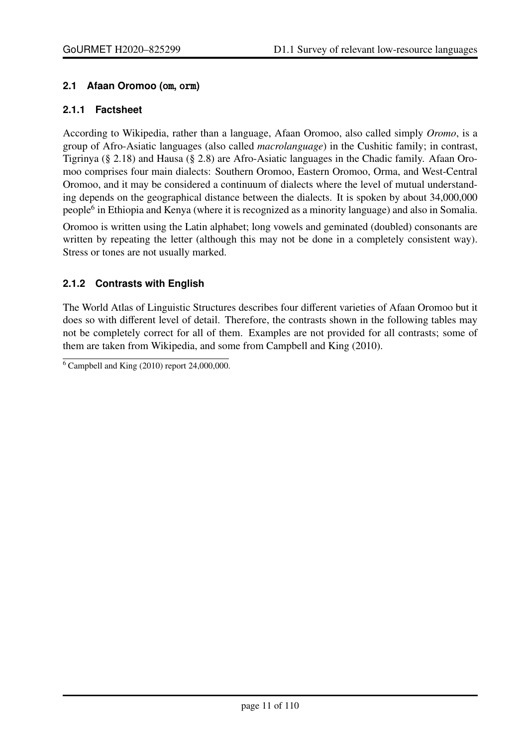### 2.1 Afaan Oromoo (`om`, `orm`)

#### 2.1.1 Factsheet

According to Wikipedia, rather than a language, Afaan Oromoo, also called simply *Oromo*, is a group of Afro-Asiatic languages (also called *macrolanguage*) in the Cushitic family; in contrast, Tigrinya (§ 2.18) and Hausa (§ 2.8) are Afro-Asiatic languages in the Chadic family. Afaan Oromoo comprises four main dialects: Southern Oromoo, Eastern Oromoo, Orma, and West-Central Oromoo, and it may be considered a continuum of dialects where the level of mutual understanding depends on the geographical distance between the dialects. It is spoken by about 34,000,000 people[6] in Ethiopia and Kenya (where it is recognized as a minority language) and also in Somalia.

Oromoo is written using the Latin alphabet; long vowels and geminated (doubled) consonants are written by repeating the letter (although this may not be done in a completely consistent way). Stress or tones are not usually marked.

#### 2.1.2 Contrasts with English

The World Atlas of Linguistic Structures describes four different varieties of Afaan Oromoo but it does so with different level of detail. Therefore, the contrasts shown in the following tables may not be completely correct for all of them. Examples are not provided for all contrasts; some of them are taken from Wikipedia, and some from Campbell and King (2010).

[6] Campbell and King (2010) report 24,000,000.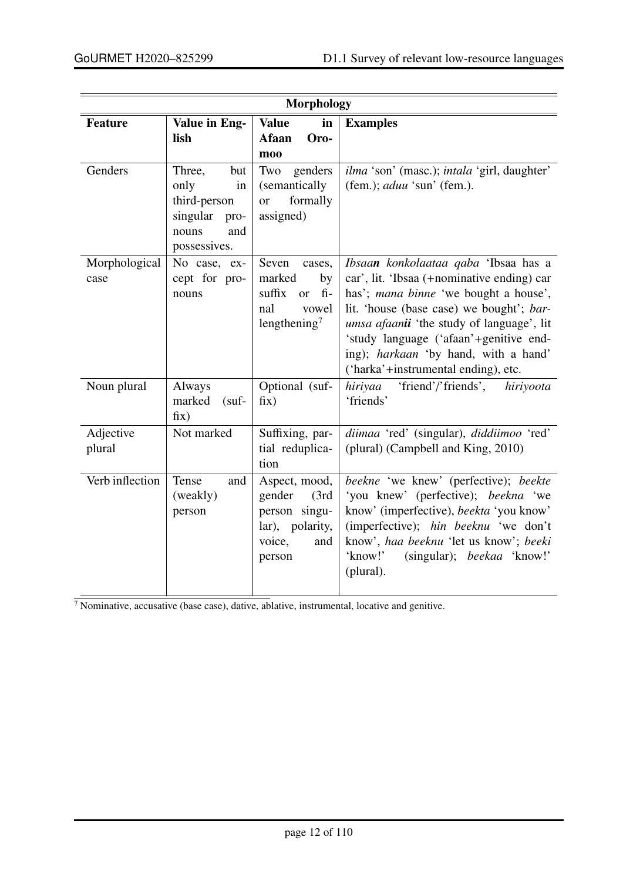| Morphology | | | |
|---|---|---|---|
| **Feature** | **Value in English** | **Value in Afaan Oromoo** | **Examples** |
| Genders | Three, but only in third-person singular pronouns and possessives. | Two genders (semantically or formally assigned) | *ilma* 'son' (masc.); *intala* 'girl, daughter' (fem.); *aduu* 'sun' (fem.). |
| Morphological case | No case, except for pronouns | Seven cases, marked by suffix or final vowel lengthening[7] | *Ibsaa**n** konkolaataa qaba* 'Ibsaa has a car', lit. 'Ibsaa (+nominative ending) car has'; *mana binne* 'we bought a house', lit. 'house (base case) we bought'; *barumsa afaan**ii*** 'the study of language', lit 'study language ('afaan'+genitive ending); *harkaan* 'by hand, with a hand' ('harka'+instrumental ending), etc. |
| Noun plural | Always marked (suffix) | Optional (suffix) | *hiriyaa* 'friend'/'friends', *hiriyoota* 'friends' |
| Adjective plural | Not marked | Suffixing, partial reduplication | *diimaa* 'red' (singular), *diddiimoo* 'red' (plural) (Campbell and King, 2010) |
| Verb inflection | Tense and (weakly) person | Aspect, mood, gender (3rd person singular), polarity, voice, and person | *beekne* 'we knew' (perfective); *beekte* 'you knew' (perfective); *beekna* 'we know' (imperfective), *beekta* 'you know' (imperfective); *hin beeknu* 'we don't know', *haa beeknu* 'let us know'; *beeki* 'know!' (singular); *beekaa* 'know!' (plural). |

[7] Nominative, accusative (base case), dative, ablative, instrumental, locative and genitive.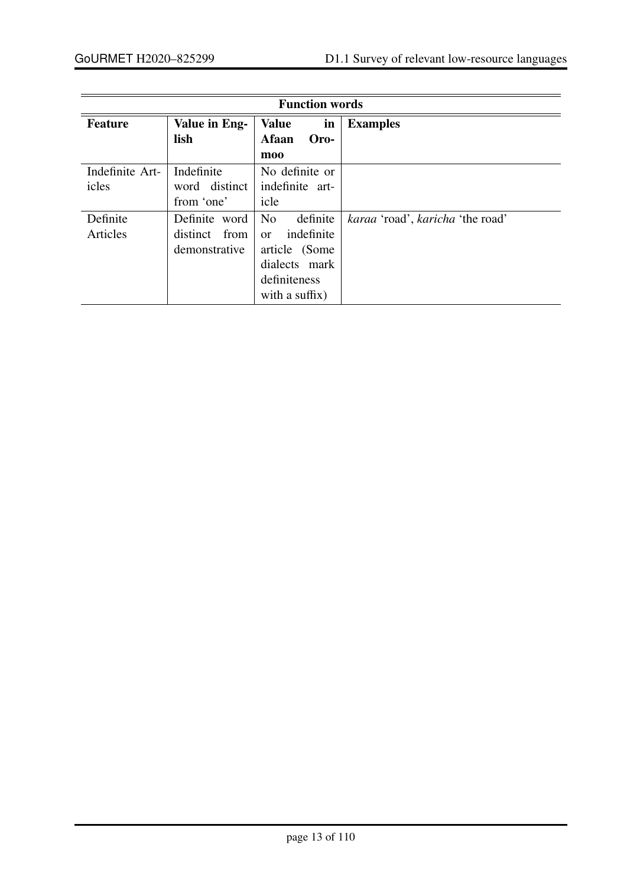| Function words | | | |
|---|---|---|---|
| **Feature** | **Value in English** | **Value in Afaan Oromoo** | **Examples** |
| Indefinite Articles | Indefinite word distinct from 'one' | No definite or indefinite article | |
| Definite Articles | Definite word distinct from demonstrative | No definite or indefinite article (Some dialects mark definiteness with a suffix) | *karaa* 'road', *karicha* 'the road' |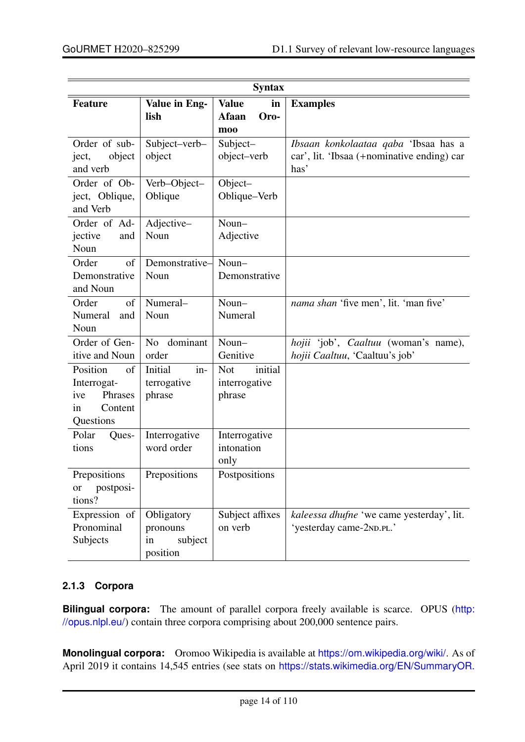| Syntax | | | |
|---|---|---|---|
| **Feature** | **Value in English** | **Value in Afaan Oromoo** | **Examples** |
| Order of subject, object and verb | Subject–verb–object | Subject–object–verb | *Ibsaan konkolaataa qaba* 'Ibsaa has a car', lit. 'Ibsaa (+nominative ending) car has' |
| Order of Object, Oblique, and Verb | Verb–Object–Oblique | Object–Oblique–Verb | |
| Order of Adjective and Noun | Adjective–Noun | Noun–Adjective | |
| Order of Demonstrative and Noun | Demonstrative–Noun | Noun–Demonstrative | |
| Order of Numeral and Noun | Numeral–Noun | Noun–Numeral | *nama shan* 'five men', lit. 'man five' |
| Order of Genitive and Noun | No dominant order | Noun–Genitive | *hojii* 'job', *Caaltuu* (woman's name), *hojii Caaltuu*, 'Caaltuu's job' |
| Position of Interrogative Phrases in Content Questions | Initial interrogative phrase | Not initial interrogative phrase | |
| Polar Questions | Interrogative word order | Interrogative intonation only | |
| Prepositions or postpositions? | Prepositions | Postpositions | |
| Expression of Pronominal Subjects | Obligatory pronouns in subject position | Subject affixes on verb | *kaleessa dhufne* 'we came yesterday', lit. 'yesterday came-2ND.PL.' |

### 2.1.3 Corpora

**Bilingual corpora:** The amount of parallel corpora freely available is scarce. OPUS (http://opus.nlpl.eu/) contain three corpora comprising about 200,000 sentence pairs.

**Monolingual corpora:** Oromoo Wikipedia is available at https://om.wikipedia.org/wiki/. As of April 2019 it contains 14,545 entries (see stats on https://stats.wikimedia.org/EN/SummaryOR.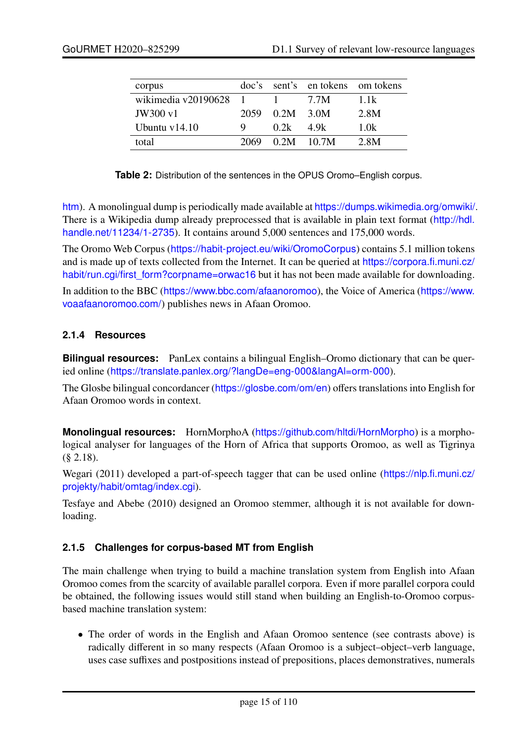| corpus | doc's | sent's | en tokens | om tokens |
|---|---|---|---|---|
| wikimedia v20190628 | 1 | 1 | 7.7M | 1.1k |
| JW300 v1 | 2059 | 0.2M | 3.0M | 2.8M |
| Ubuntu v14.10 | 9 | 0.2k | 4.9k | 1.0k |
| total | 2069 | 0.2M | 10.7M | 2.8M |

**Table 2:** Distribution of the sentences in the OPUS Oromo–English corpus.

htm). A monolingual dump is periodically made available at https://dumps.wikimedia.org/omwiki/. There is a Wikipedia dump already preprocessed that is available in plain text format (http://hdl.handle.net/11234/1-2735). It contains around 5,000 sentences and 175,000 words.

The Oromo Web Corpus (https://habit-project.eu/wiki/OromoCorpus) contains 5.1 million tokens and is made up of texts collected from the Internet. It can be queried at https://corpora.fi.muni.cz/habit/run.cgi/first_form?corpname=orwac16 but it has not been made available for downloading.

In addition to the BBC (https://www.bbc.com/afaanoromoo), the Voice of America (https://www.voaafaanoromoo.com/) publishes news in Afaan Oromoo.

#### 2.1.4 Resources

**Bilingual resources:** PanLex contains a bilingual English–Oromo dictionary that can be queried online (https://translate.panlex.org/?langDe=eng-000&langAl=orm-000).

The Glosbe bilingual concordancer (https://glosbe.com/om/en) offers translations into English for Afaan Oromoo words in context.

**Monolingual resources:** HornMorphoA (https://github.com/hltdi/HornMorpho) is a morphological analyser for languages of the Horn of Africa that supports Oromoo, as well as Tigrinya (§ 2.18).

Wegari (2011) developed a part-of-speech tagger that can be used online (https://nlp.fi.muni.cz/projekty/habit/omtag/index.cgi).

Tesfaye and Abebe (2010) designed an Oromoo stemmer, although it is not available for downloading.

#### 2.1.5 Challenges for corpus-based MT from English

The main challenge when trying to build a machine translation system from English into Afaan Oromoo comes from the scarcity of available parallel corpora. Even if more parallel corpora could be obtained, the following issues would still stand when building an English-to-Oromoo corpus-based machine translation system:

- The order of words in the English and Afaan Oromoo sentence (see contrasts above) is radically different in so many respects (Afaan Oromoo is a subject–object–verb language, uses case suffixes and postpositions instead of prepositions, places demonstratives, numerals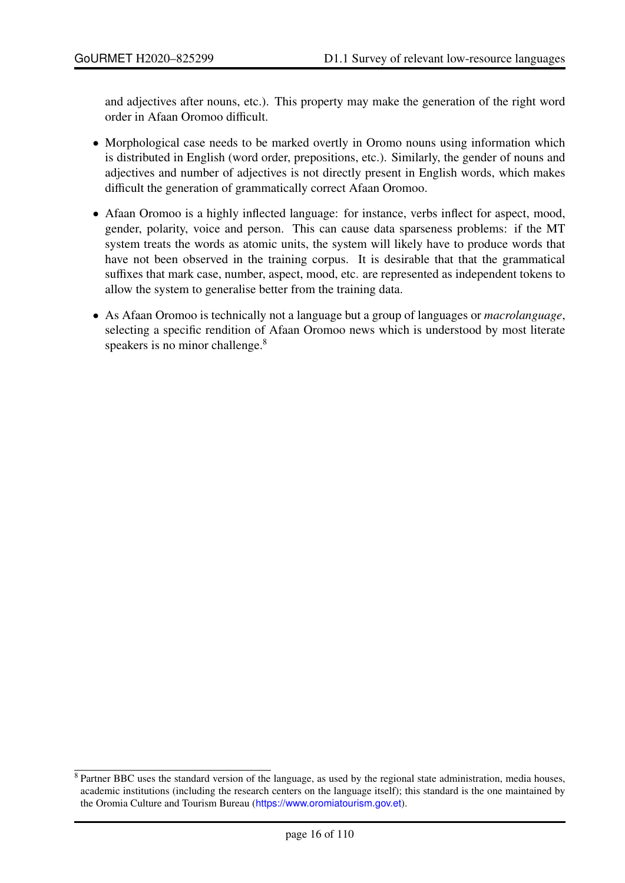and adjectives after nouns, etc.). This property may make the generation of the right word order in Afaan Oromoo difficult.

- Morphological case needs to be marked overtly in Oromo nouns using information which is distributed in English (word order, prepositions, etc.). Similarly, the gender of nouns and adjectives and number of adjectives is not directly present in English words, which makes difficult the generation of grammatically correct Afaan Oromoo.
- Afaan Oromoo is a highly inflected language: for instance, verbs inflect for aspect, mood, gender, polarity, voice and person. This can cause data sparseness problems: if the MT system treats the words as atomic units, the system will likely have to produce words that have not been observed in the training corpus. It is desirable that that the grammatical suffixes that mark case, number, aspect, mood, etc. are represented as independent tokens to allow the system to generalise better from the training data.
- As Afaan Oromoo is technically not a language but a group of languages or *macrolanguage*, selecting a specific rendition of Afaan Oromoo news which is understood by most literate speakers is no minor challenge.[8]

[8] Partner BBC uses the standard version of the language, as used by the regional state administration, media houses, academic institutions (including the research centers on the language itself); this standard is the one maintained by the Oromia Culture and Tourism Bureau (https://www.oromiatourism.gov.et).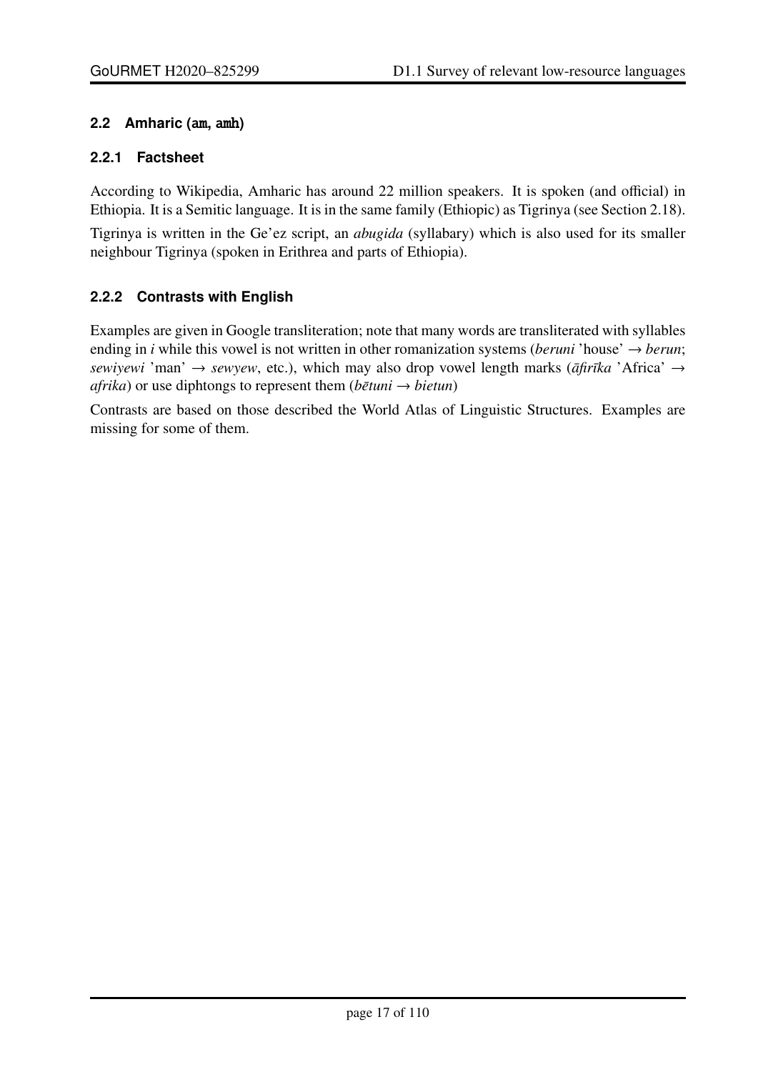## 2.2 Amharic (`am`, `amh`)

### 2.2.1 Factsheet

According to Wikipedia, Amharic has around 22 million speakers. It is spoken (and official) in Ethiopia. It is a Semitic language. It is in the same family (Ethiopic) as Tigrinya (see Section 2.18).

Tigrinya is written in the Ge'ez script, an *abugida* (syllabary) which is also used for its smaller neighbour Tigrinya (spoken in Erithrea and parts of Ethiopia).

### 2.2.2 Contrasts with English

Examples are given in Google transliteration; note that many words are transliterated with syllables ending in *i* while this vowel is not written in other romanization systems (*beruni* 'house' → *berun*; *sewiyewi* 'man' → *sewyew*, etc.), which may also drop vowel length marks (*āfirīka* 'Africa' → *afrika*) or use diphtongs to represent them (*bētuni* → *bietun*)

Contrasts are based on those described the World Atlas of Linguistic Structures. Examples are missing for some of them.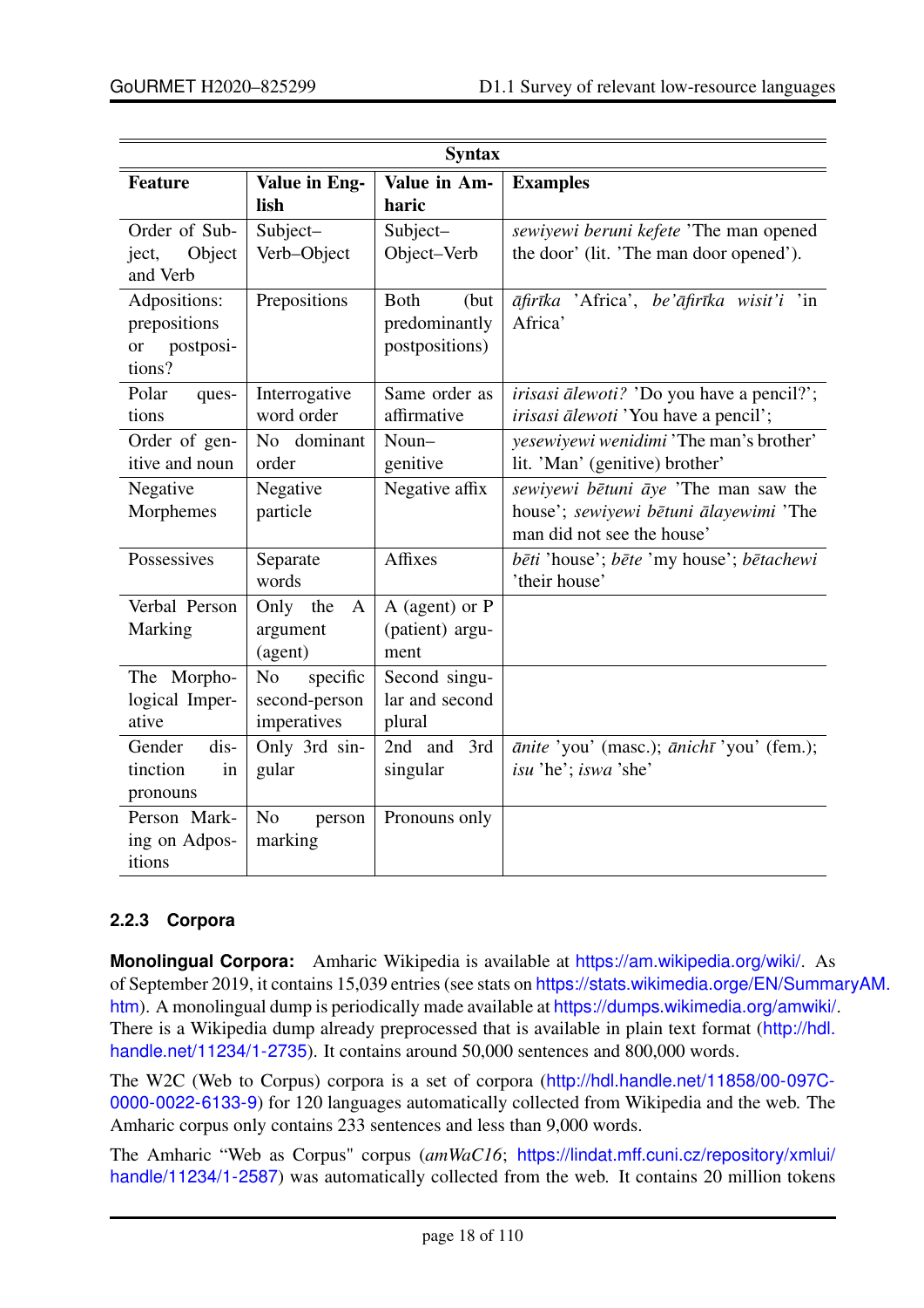| Syntax | | | |
|---|---|---|---|
| **Feature** | **Value in English** | **Value in Amharic** | **Examples** |
| Order of Subject, Object and Verb | Subject–Verb–Object | Subject–Object–Verb | *sewiyewi beruni kefete* 'The man opened the door' (lit. 'The man door opened'). |
| Adpositions: prepositions or postpositions? | Prepositions | Both (but predominantly postpositions) | *āfirīka* 'Africa', *be'āfirīka wisit'i* 'in Africa' |
| Polar questions | Interrogative word order | Same order as affirmative | *irisasi ālewoti?* 'Do you have a pencil?'; *irisasi ālewoti* 'You have a pencil'; |
| Order of genitive and noun | No dominant order | Noun–genitive | *yesewiyewi wenidimi* 'The man's brother' lit. 'Man' (genitive) brother' |
| Negative Morphemes | Negative particle | Negative affix | *sewiyewi bētuni āye* 'The man saw the house'; *sewiyewi bētuni ālayewimi* 'The man did not see the house' |
| Possessives | Separate words | Affixes | *bēti* 'house'; *bēte* 'my house'; *bētachewi* 'their house' |
| Verbal Person Marking | Only the A argument (agent) | A (agent) or P (patient) argument | |
| The Morphological Imperative | No specific second-person imperatives | Second singular and second plural | |
| Gender distinction in pronouns | Only 3rd singular | 2nd and 3rd singular | *ānite* 'you' (masc.); *ānichī* 'you' (fem.); *isu* 'he'; *iswa* 'she' |
| Person Marking on Adpositions | No person marking | Pronouns only | |

### 2.2.3 Corpora

**Monolingual Corpora:** Amharic Wikipedia is available at https://am.wikipedia.org/wiki/. As of September 2019, it contains 15,039 entries (see stats on https://stats.wikimedia.orge/EN/SummaryAM.htm). A monolingual dump is periodically made available at https://dumps.wikimedia.org/amwiki/. There is a Wikipedia dump already preprocessed that is available in plain text format (http://hdl.handle.net/11234/1-2735). It contains around 50,000 sentences and 800,000 words.

The W2C (Web to Corpus) corpora is a set of corpora (http://hdl.handle.net/11858/00-097C-0000-0022-6133-9) for 120 languages automatically collected from Wikipedia and the web. The Amharic corpus only contains 233 sentences and less than 9,000 words.

The Amharic "Web as Corpus" corpus (*amWaC16*; https://lindat.mff.cuni.cz/repository/xmlui/handle/11234/1-2587) was automatically collected from the web. It contains 20 million tokens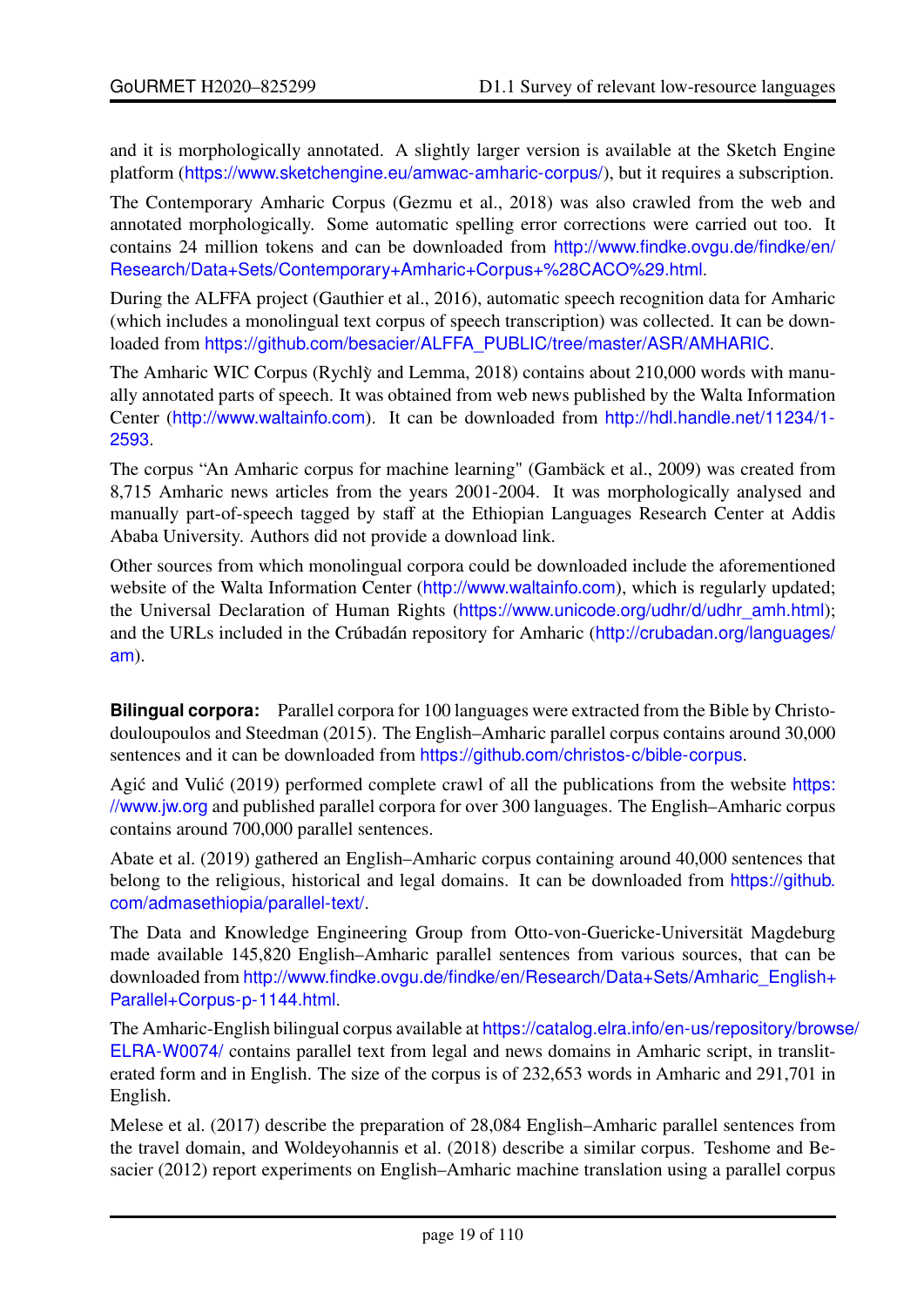and it is morphologically annotated. A slightly larger version is available at the Sketch Engine platform (https://www.sketchengine.eu/amwac-amharic-corpus/), but it requires a subscription.

The Contemporary Amharic Corpus (Gezmu et al., 2018) was also crawled from the web and annotated morphologically. Some automatic spelling error corrections were carried out too. It contains 24 million tokens and can be downloaded from http://www.findke.ovgu.de/findke/en/Research/Data+Sets/Contemporary+Amharic+Corpus+%28CACO%29.html.

During the ALFFA project (Gauthier et al., 2016), automatic speech recognition data for Amharic (which includes a monolingual text corpus of speech transcription) was collected. It can be downloaded from https://github.com/besacier/ALFFA_PUBLIC/tree/master/ASR/AMHARIC.

The Amharic WIC Corpus (Rychlỳ and Lemma, 2018) contains about 210,000 words with manually annotated parts of speech. It was obtained from web news published by the Walta Information Center (http://www.waltainfo.com). It can be downloaded from http://hdl.handle.net/11234/1-2593.

The corpus "An Amharic corpus for machine learning" (Gambäck et al., 2009) was created from 8,715 Amharic news articles from the years 2001-2004. It was morphologically analysed and manually part-of-speech tagged by staff at the Ethiopian Languages Research Center at Addis Ababa University. Authors did not provide a download link.

Other sources from which monolingual corpora could be downloaded include the aforementioned website of the Walta Information Center (http://www.waltainfo.com), which is regularly updated; the Universal Declaration of Human Rights (https://www.unicode.org/udhr/d/udhr_amh.html); and the URLs included in the Crúbadán repository for Amharic (http://crubadan.org/languages/am).

**Bilingual corpora:** Parallel corpora for 100 languages were extracted from the Bible by Christodouloupoulos and Steedman (2015). The English–Amharic parallel corpus contains around 30,000 sentences and it can be downloaded from https://github.com/christos-c/bible-corpus.

Agić and Vulić (2019) performed complete crawl of all the publications from the website https://www.jw.org and published parallel corpora for over 300 languages. The English–Amharic corpus contains around 700,000 parallel sentences.

Abate et al. (2019) gathered an English–Amharic corpus containing around 40,000 sentences that belong to the religious, historical and legal domains. It can be downloaded from https://github.com/admasethiopia/parallel-text/.

The Data and Knowledge Engineering Group from Otto-von-Guericke-Universität Magdeburg made available 145,820 English–Amharic parallel sentences from various sources, that can be downloaded from http://www.findke.ovgu.de/findke/en/Research/Data+Sets/Amharic_English+Parallel+Corpus-p-1144.html.

The Amharic-English bilingual corpus available at https://catalog.elra.info/en-us/repository/browse/ELRA-W0074/ contains parallel text from legal and news domains in Amharic script, in transliterated form and in English. The size of the corpus is of 232,653 words in Amharic and 291,701 in English.

Melese et al. (2017) describe the preparation of 28,084 English–Amharic parallel sentences from the travel domain, and Woldeyohannis et al. (2018) describe a similar corpus. Teshome and Besacier (2012) report experiments on English–Amharic machine translation using a parallel corpus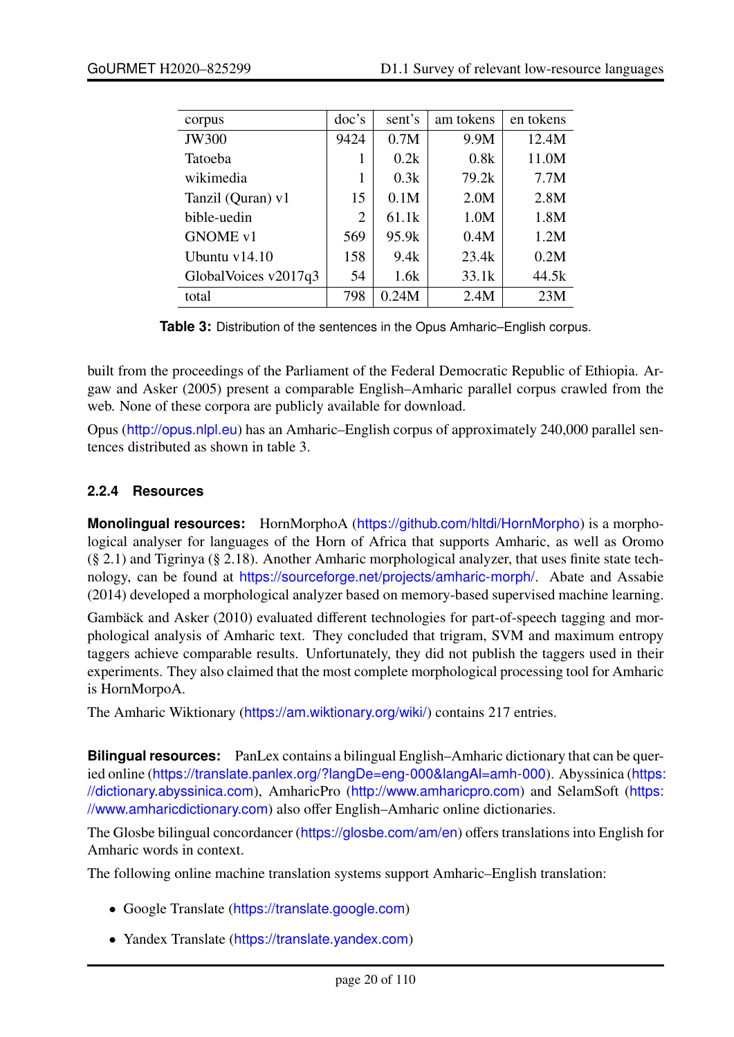| corpus | doc's | sent's | am tokens | en tokens |
|---|---|---|---|---|
| JW300 | 9424 | 0.7M | 9.9M | 12.4M |
| Tatoeba | 1 | 0.2k | 0.8k | 11.0M |
| wikimedia | 1 | 0.3k | 79.2k | 7.7M |
| Tanzil (Quran) v1 | 15 | 0.1M | 2.0M | 2.8M |
| bible-uedin | 2 | 61.1k | 1.0M | 1.8M |
| GNOME v1 | 569 | 95.9k | 0.4M | 1.2M |
| Ubuntu v14.10 | 158 | 9.4k | 23.4k | 0.2M |
| GlobalVoices v2017q3 | 54 | 1.6k | 33.1k | 44.5k |
| total | 798 | 0.24M | 2.4M | 23M |

**Table 3:** Distribution of the sentences in the Opus Amharic–English corpus.

built from the proceedings of the Parliament of the Federal Democratic Republic of Ethiopia. Argaw and Asker (2005) present a comparable English–Amharic parallel corpus crawled from the web. None of these corpora are publicly available for download.

Opus (http://opus.nlpl.eu) has an Amharic–English corpus of approximately 240,000 parallel sentences distributed as shown in table 3.

#### 2.2.4 Resources

**Monolingual resources:** HornMorphoA (https://github.com/hltdi/HornMorpho) is a morphological analyser for languages of the Horn of Africa that supports Amharic, as well as Oromo (§ 2.1) and Tigrinya (§ 2.18). Another Amharic morphological analyzer, that uses finite state technology, can be found at https://sourceforge.net/projects/amharic-morph/. Abate and Assabie (2014) developed a morphological analyzer based on memory-based supervised machine learning.

Gambäck and Asker (2010) evaluated different technologies for part-of-speech tagging and morphological analysis of Amharic text. They concluded that trigram, SVM and maximum entropy taggers achieve comparable results. Unfortunately, they did not publish the taggers used in their experiments. They also claimed that the most complete morphological processing tool for Amharic is HornMorpoA.

The Amharic Wiktionary (https://am.wiktionary.org/wiki/) contains 217 entries.

**Bilingual resources:** PanLex contains a bilingual English–Amharic dictionary that can be queried online (https://translate.panlex.org/?langDe=eng-000&langAl=amh-000). Abyssinica (https://dictionary.abyssinica.com), AmharicPro (http://www.amharicpro.com) and SelamSoft (https://www.amharicdictionary.com) also offer English–Amharic online dictionaries.

The Glosbe bilingual concordancer (https://glosbe.com/am/en) offers translations into English for Amharic words in context.

The following online machine translation systems support Amharic–English translation:

- Google Translate (https://translate.google.com)
- Yandex Translate (https://translate.yandex.com)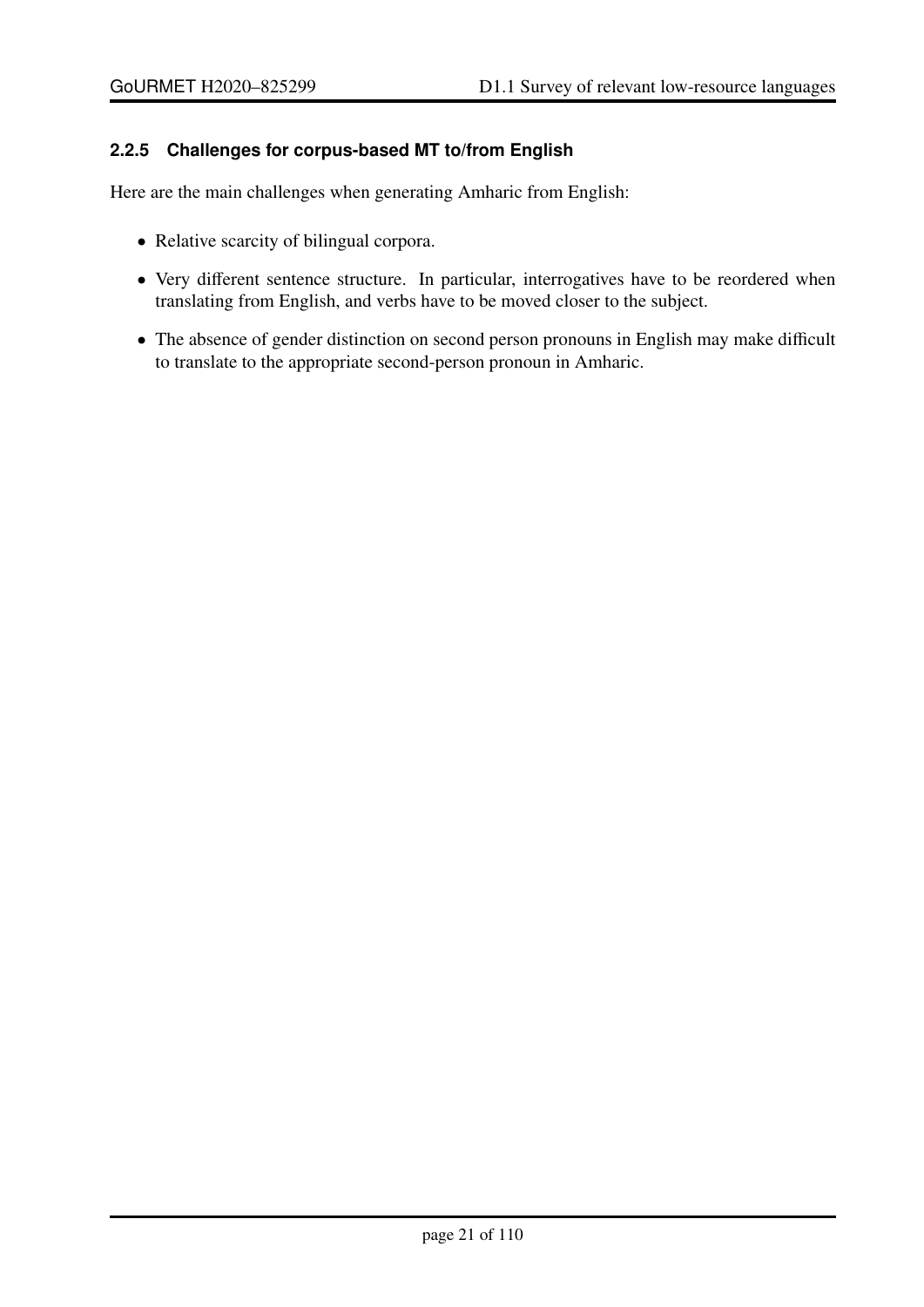### 2.2.5 Challenges for corpus-based MT to/from English

Here are the main challenges when generating Amharic from English:

- Relative scarcity of bilingual corpora.
- Very different sentence structure. In particular, interrogatives have to be reordered when translating from English, and verbs have to be moved closer to the subject.
- The absence of gender distinction on second person pronouns in English may make difficult to translate to the appropriate second-person pronoun in Amharic.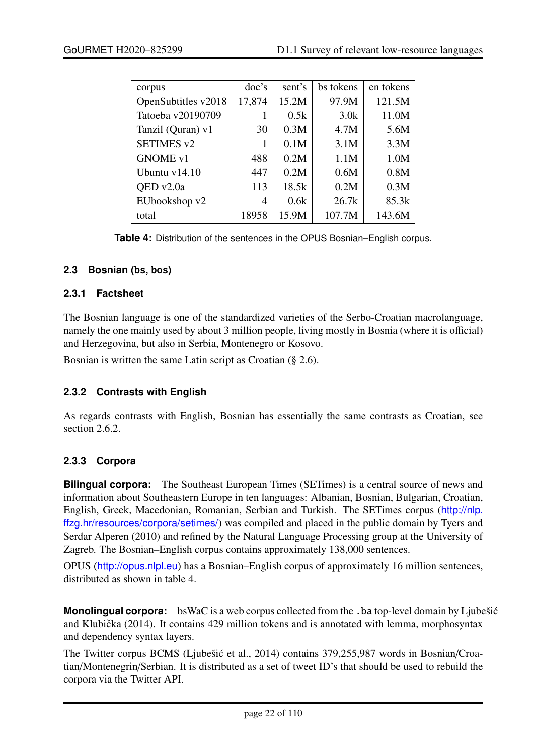| corpus | doc's | sent's | bs tokens | en tokens |
|---|---|---|---|---|
| OpenSubtitles v2018 | 17,874 | 15.2M | 97.9M | 121.5M |
| Tatoeba v20190709 | 1 | 0.5k | 3.0k | 11.0M |
| Tanzil (Quran) v1 | 30 | 0.3M | 4.7M | 5.6M |
| SETIMES v2 | 1 | 0.1M | 3.1M | 3.3M |
| GNOME v1 | 488 | 0.2M | 1.1M | 1.0M |
| Ubuntu v14.10 | 447 | 0.2M | 0.6M | 0.8M |
| QED v2.0a | 113 | 18.5k | 0.2M | 0.3M |
| EUbookshop v2 | 4 | 0.6k | 26.7k | 85.3k |
| total | 18958 | 15.9M | 107.7M | 143.6M |

**Table 4:** Distribution of the sentences in the OPUS Bosnian–English corpus.

### 2.3 Bosnian (bs, bos)

#### 2.3.1 Factsheet

The Bosnian language is one of the standardized varieties of the Serbo-Croatian macrolanguage, namely the one mainly used by about 3 million people, living mostly in Bosnia (where it is official) and Herzegovina, but also in Serbia, Montenegro or Kosovo.

Bosnian is written the same Latin script as Croatian (§ 2.6).

#### 2.3.2 Contrasts with English

As regards contrasts with English, Bosnian has essentially the same contrasts as Croatian, see section 2.6.2.

#### 2.3.3 Corpora

**Bilingual corpora:** The Southeast European Times (SETimes) is a central source of news and information about Southeastern Europe in ten languages: Albanian, Bosnian, Bulgarian, Croatian, English, Greek, Macedonian, Romanian, Serbian and Turkish. The SETimes corpus (http://nlp.ffzg.hr/resources/corpora/setimes/) was compiled and placed in the public domain by Tyers and Serdar Alperen (2010) and refined by the Natural Language Processing group at the University of Zagreb. The Bosnian–English corpus contains approximately 138,000 sentences.

OPUS (http://opus.nlpl.eu) has a Bosnian–English corpus of approximately 16 million sentences, distributed as shown in table 4.

**Monolingual corpora:** bsWaC is a web corpus collected from the `.ba` top-level domain by Ljubešić and Klubička (2014). It contains 429 million tokens and is annotated with lemma, morphosyntax and dependency syntax layers.

The Twitter corpus BCMS (Ljubešić et al., 2014) contains 379,255,987 words in Bosnian/Croatian/Montenegrin/Serbian. It is distributed as a set of tweet ID's that should be used to rebuild the corpora via the Twitter API.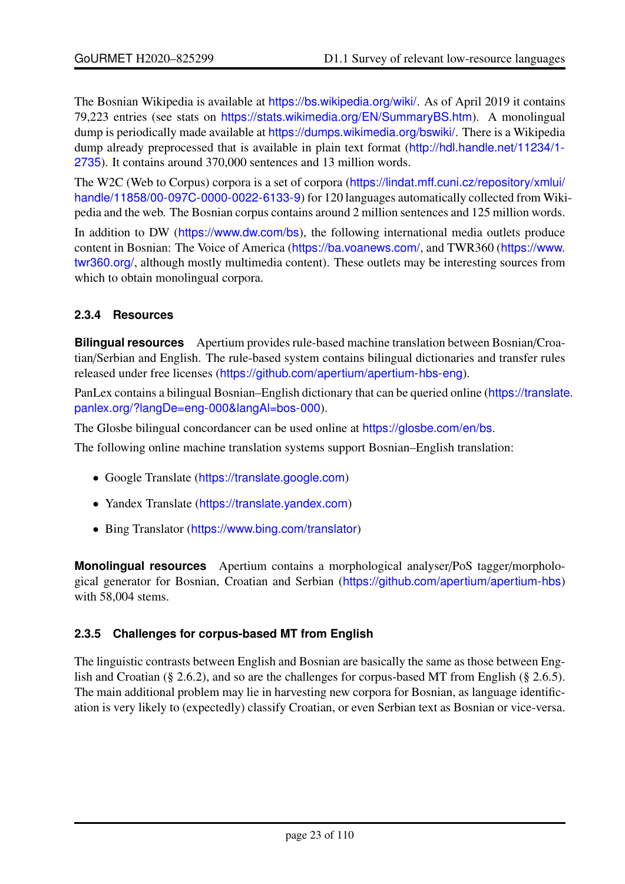The Bosnian Wikipedia is available at https://bs.wikipedia.org/wiki/. As of April 2019 it contains 79,223 entries (see stats on https://stats.wikimedia.org/EN/SummaryBS.htm). A monolingual dump is periodically made available at https://dumps.wikimedia.org/bswiki/. There is a Wikipedia dump already preprocessed that is available in plain text format (http://hdl.handle.net/11234/1-2735). It contains around 370,000 sentences and 13 million words.

The W2C (Web to Corpus) corpora is a set of corpora (https://lindat.mff.cuni.cz/repository/xmlui/handle/11858/00-097C-0000-0022-6133-9) for 120 languages automatically collected from Wikipedia and the web. The Bosnian corpus contains around 2 million sentences and 125 million words.

In addition to DW (https://www.dw.com/bs), the following international media outlets produce content in Bosnian: The Voice of America (https://ba.voanews.com/, and TWR360 (https://www.twr360.org/, although mostly multimedia content). These outlets may be interesting sources from which to obtain monolingual corpora.

### 2.3.4 Resources

**Bilingual resources** Apertium provides rule-based machine translation between Bosnian/Croatian/Serbian and English. The rule-based system contains bilingual dictionaries and transfer rules released under free licenses (https://github.com/apertium/apertium-hbs-eng).

PanLex contains a bilingual Bosnian–English dictionary that can be queried online (https://translate.panlex.org/?langDe=eng-000&langAl=bos-000).

The Glosbe bilingual concordancer can be used online at https://glosbe.com/en/bs.

The following online machine translation systems support Bosnian–English translation:

- Google Translate (https://translate.google.com)
- Yandex Translate (https://translate.yandex.com)
- Bing Translator (https://www.bing.com/translator)

**Monolingual resources** Apertium contains a morphological analyser/PoS tagger/morphological generator for Bosnian, Croatian and Serbian (https://github.com/apertium/apertium-hbs) with 58,004 stems.

### 2.3.5 Challenges for corpus-based MT from English

The linguistic contrasts between English and Bosnian are basically the same as those between English and Croatian (§ 2.6.2), and so are the challenges for corpus-based MT from English (§ 2.6.5). The main additional problem may lie in harvesting new corpora for Bosnian, as language identification is very likely to (expectedly) classify Croatian, or even Serbian text as Bosnian or vice-versa.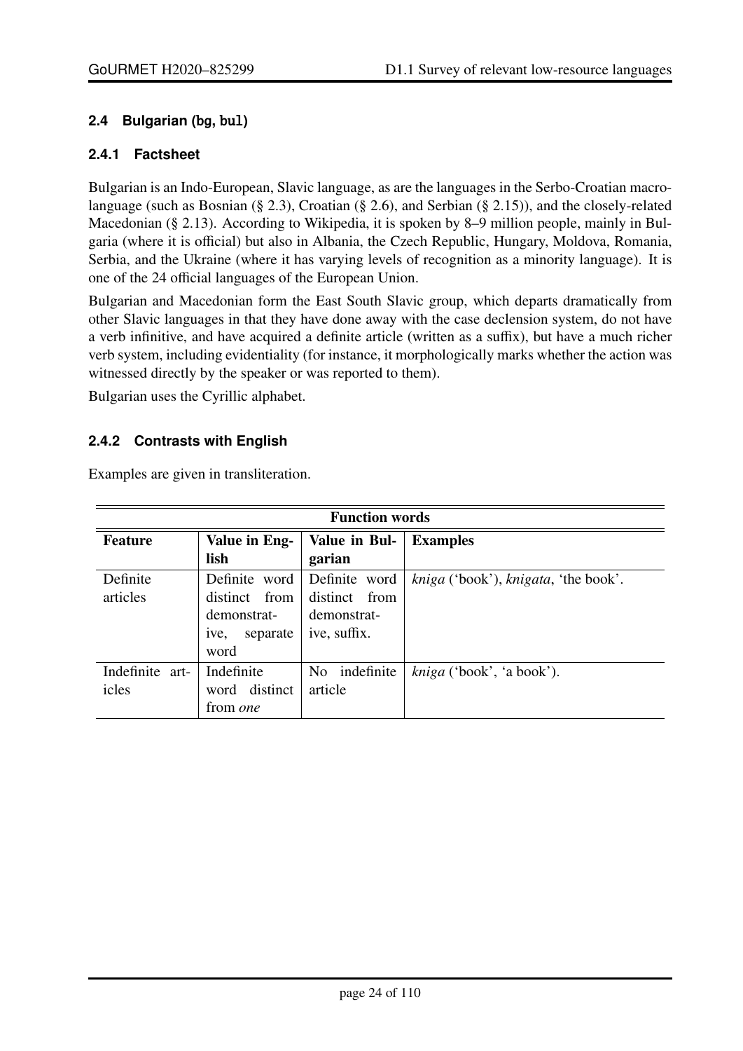### 2.4 Bulgarian (bg, bul)

#### 2.4.1 Factsheet

Bulgarian is an Indo-European, Slavic language, as are the languages in the Serbo-Croatian macro-language (such as Bosnian (§ 2.3), Croatian (§ 2.6), and Serbian (§ 2.15)), and the closely-related Macedonian (§ 2.13). According to Wikipedia, it is spoken by 8–9 million people, mainly in Bulgaria (where it is official) but also in Albania, the Czech Republic, Hungary, Moldova, Romania, Serbia, and the Ukraine (where it has varying levels of recognition as a minority language). It is one of the 24 official languages of the European Union.

Bulgarian and Macedonian form the East South Slavic group, which departs dramatically from other Slavic languages in that they have done away with the case declension system, do not have a verb infinitive, and have acquired a definite article (written as a suffix), but have a much richer verb system, including evidentiality (for instance, it morphologically marks whether the action was witnessed directly by the speaker or was reported to them).

Bulgarian uses the Cyrillic alphabet.

#### 2.4.2 Contrasts with English

Examples are given in transliteration.

| **Function words** | | | |
|---|---|---|---|
| **Feature** | **Value in English** | **Value in Bulgarian** | **Examples** |
| Definite articles | Definite word distinct from demonstrative, separate word | Definite word distinct from demonstrative, suffix. | *kniga* ('book'), *knigata*, 'the book'. |
| Indefinite articles | Indefinite word distinct from *one* | No indefinite article | *kniga* ('book', 'a book'). |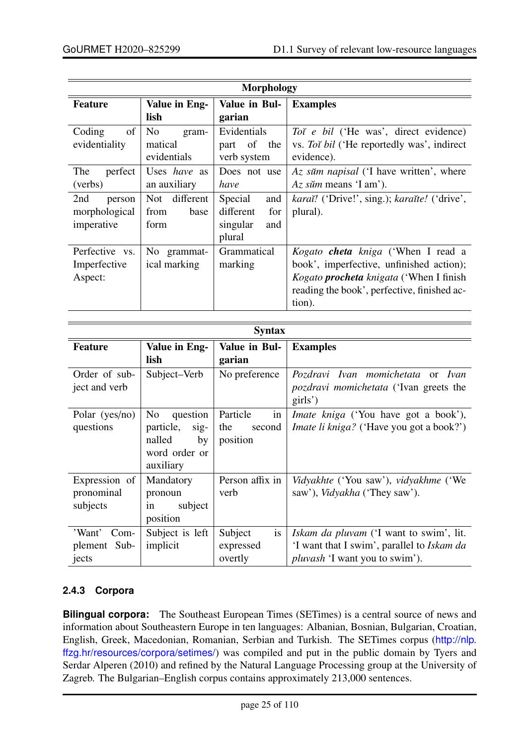| Morphology | | | |
|---|---|---|---|
| **Feature** | **Value in English** | **Value in Bulgarian** | **Examples** |
| Coding of evidentiality | No grammatical evidentials | Evidentials part of the verb system | *Toĭ e bil* ('He was', direct evidence) vs. *Toĭ bil* ('He reportedly was', indirect evidence). |
| The perfect (verbs) | Uses *have* as an auxiliary | Does not use *have* | *Az sŭm napisal* ('I have written', where *Az sŭm* means 'I am'). |
| 2nd person morphological imperative | Not different from base form | Special and different for singular and plural | *karaĭ!* ('Drive!', sing.); *karaĭte!* ('drive', plural). |
| Perfective vs. Imperfective Aspect: | No grammatical marking | Grammatical marking | *Kogato* ***cheta*** *kniga* ('When I read a book', imperfective, unfinished action); *Kogato* ***procheta*** *knigata* ('When I finish reading the book', perfective, finished action). |

| Syntax | | | |
|---|---|---|---|
| **Feature** | **Value in English** | **Value in Bulgarian** | **Examples** |
| Order of subject and verb | Subject–Verb | No preference | *Pozdravi Ivan momichetata* or *Ivan pozdravi momichetata* ('Ivan greets the girls') |
| Polar (yes/no) questions | No question particle, signalled by word order or auxiliary | Particle in the second position | *Imate kniga* ('You have got a book'), *Imate li kniga?* ('Have you got a book?') |
| Expression of pronominal subjects | Mandatory pronoun in subject position | Person affix in verb | *Vidyakhte* ('You saw'), *vidyakhme* ('We saw'), *Vidyakha* ('They saw'). |
| 'Want' Complement Subjects | Subject is left implicit | Subject is expressed overtly | *Iskam da pluvam* ('I want to swim', lit. 'I want that I swim', parallel to *Iskam da pluvash* 'I want you to swim'). |

### 2.4.3 Corpora

**Bilingual corpora:** The Southeast European Times (SETimes) is a central source of news and information about Southeastern Europe in ten languages: Albanian, Bosnian, Bulgarian, Croatian, English, Greek, Macedonian, Romanian, Serbian and Turkish. The SETimes corpus (http://nlp.ffzg.hr/resources/corpora/setimes/) was compiled and put in the public domain by Tyers and Serdar Alperen (2010) and refined by the Natural Language Processing group at the University of Zagreb. The Bulgarian–English corpus contains approximately 213,000 sentences.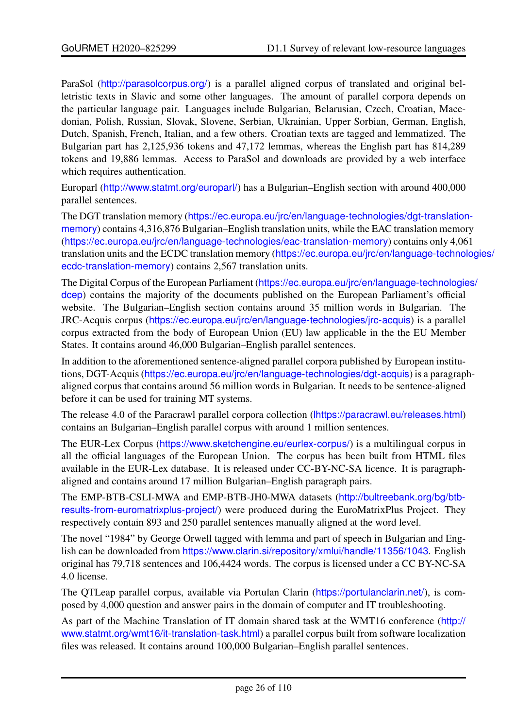ParaSol (http://parasolcorpus.org/) is a parallel aligned corpus of translated and original belletristic texts in Slavic and some other languages. The amount of parallel corpora depends on the particular language pair. Languages include Bulgarian, Belarusian, Czech, Croatian, Macedonian, Polish, Russian, Slovak, Slovene, Serbian, Ukrainian, Upper Sorbian, German, English, Dutch, Spanish, French, Italian, and a few others. Croatian texts are tagged and lemmatized. The Bulgarian part has 2,125,936 tokens and 47,172 lemmas, whereas the English part has 814,289 tokens and 19,886 lemmas. Access to ParaSol and downloads are provided by a web interface which requires authentication.

Europarl (http://www.statmt.org/europarl/) has a Bulgarian–English section with around 400,000 parallel sentences.

The DGT translation memory (https://ec.europa.eu/jrc/en/language-technologies/dgt-translation-memory) contains 4,316,876 Bulgarian–English translation units, while the EAC translation memory (https://ec.europa.eu/jrc/en/language-technologies/eac-translation-memory) contains only 4,061 translation units and the ECDC translation memory (https://ec.europa.eu/jrc/en/language-technologies/ecdc-translation-memory) contains 2,567 translation units.

The Digital Corpus of the European Parliament (https://ec.europa.eu/jrc/en/language-technologies/dcep) contains the majority of the documents published on the European Parliament's official website. The Bulgarian–English section contains around 35 million words in Bulgarian. The JRC-Acquis corpus (https://ec.europa.eu/jrc/en/language-technologies/jrc-acquis) is a parallel corpus extracted from the body of European Union (EU) law applicable in the the EU Member States. It contains around 46,000 Bulgarian–English parallel sentences.

In addition to the aforementioned sentence-aligned parallel corpora published by European institutions, DGT-Acquis (https://ec.europa.eu/jrc/en/language-technologies/dgt-acquis) is a paragraph-aligned corpus that contains around 56 million words in Bulgarian. It needs to be sentence-aligned before it can be used for training MT systems.

The release 4.0 of the Paracrawl parallel corpora collection (lhttps://paracrawl.eu/releases.html) contains an Bulgarian–English parallel corpus with around 1 million sentences.

The EUR-Lex Corpus (https://www.sketchengine.eu/eurlex-corpus/) is a multilingual corpus in all the official languages of the European Union. The corpus has been built from HTML files available in the EUR-Lex database. It is released under CC-BY-NC-SA licence. It is paragraph-aligned and contains around 17 million Bulgarian–English paragraph pairs.

The EMP-BTB-CSLI-MWA and EMP-BTB-JH0-MWA datasets (http://bultreebank.org/bg/btb-results-from-euromatrixplus-project/) were produced during the EuroMatrixPlus Project. They respectively contain 893 and 250 parallel sentences manually aligned at the word level.

The novel "1984" by George Orwell tagged with lemma and part of speech in Bulgarian and English can be downloaded from https://www.clarin.si/repository/xmlui/handle/11356/1043. English original has 79,718 sentences and 106,4424 words. The corpus is licensed under a CC BY-NC-SA 4.0 license.

The QTLeap parallel corpus, available via Portulan Clarin (https://portulanclarin.net/), is composed by 4,000 question and answer pairs in the domain of computer and IT troubleshooting.

As part of the Machine Translation of IT domain shared task at the WMT16 conference (http://www.statmt.org/wmt16/it-translation-task.html) a parallel corpus built from software localization files was released. It contains around 100,000 Bulgarian–English parallel sentences.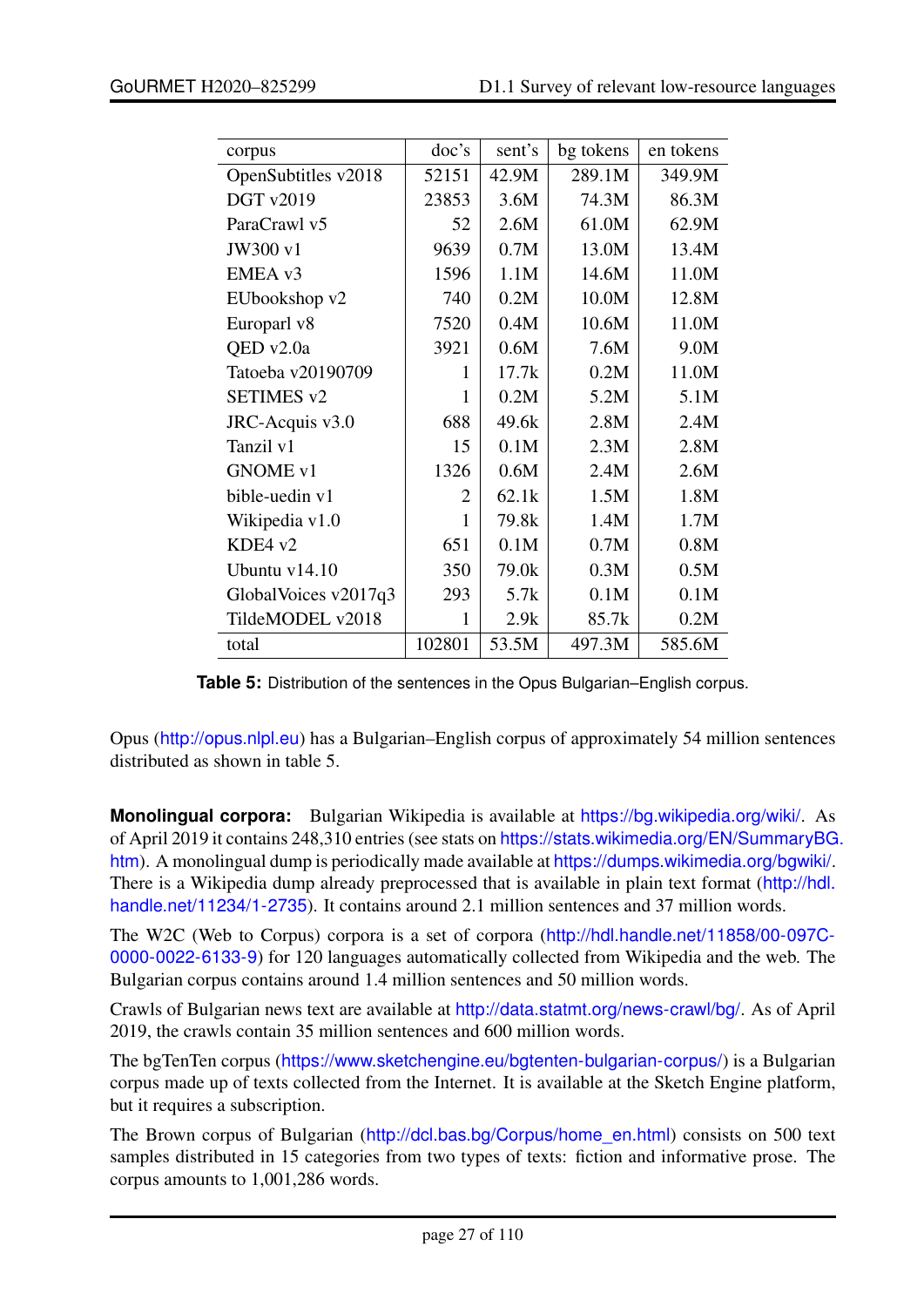| corpus | doc's | sent's | bg tokens | en tokens |
|---|---|---|---|---|
| OpenSubtitles v2018 | 52151 | 42.9M | 289.1M | 349.9M |
| DGT v2019 | 23853 | 3.6M | 74.3M | 86.3M |
| ParaCrawl v5 | 52 | 2.6M | 61.0M | 62.9M |
| JW300 v1 | 9639 | 0.7M | 13.0M | 13.4M |
| EMEA v3 | 1596 | 1.1M | 14.6M | 11.0M |
| EUbookshop v2 | 740 | 0.2M | 10.0M | 12.8M |
| Europarl v8 | 7520 | 0.4M | 10.6M | 11.0M |
| QED v2.0a | 3921 | 0.6M | 7.6M | 9.0M |
| Tatoeba v20190709 | 1 | 17.7k | 0.2M | 11.0M |
| SETIMES v2 | 1 | 0.2M | 5.2M | 5.1M |
| JRC-Acquis v3.0 | 688 | 49.6k | 2.8M | 2.4M |
| Tanzil v1 | 15 | 0.1M | 2.3M | 2.8M |
| GNOME v1 | 1326 | 0.6M | 2.4M | 2.6M |
| bible-uedin v1 | 2 | 62.1k | 1.5M | 1.8M |
| Wikipedia v1.0 | 1 | 79.8k | 1.4M | 1.7M |
| KDE4 v2 | 651 | 0.1M | 0.7M | 0.8M |
| Ubuntu v14.10 | 350 | 79.0k | 0.3M | 0.5M |
| GlobalVoices v2017q3 | 293 | 5.7k | 0.1M | 0.1M |
| TildeMODEL v2018 | 1 | 2.9k | 85.7k | 0.2M |
| total | 102801 | 53.5M | 497.3M | 585.6M |

**Table 5:** Distribution of the sentences in the Opus Bulgarian–English corpus.

Opus (http://opus.nlpl.eu) has a Bulgarian–English corpus of approximately 54 million sentences distributed as shown in table 5.

**Monolingual corpora:** Bulgarian Wikipedia is available at https://bg.wikipedia.org/wiki/. As of April 2019 it contains 248,310 entries (see stats on https://stats.wikimedia.org/EN/SummaryBG.htm). A monolingual dump is periodically made available at https://dumps.wikimedia.org/bgwiki/. There is a Wikipedia dump already preprocessed that is available in plain text format (http://hdl.handle.net/11234/1-2735). It contains around 2.1 million sentences and 37 million words.

The W2C (Web to Corpus) corpora is a set of corpora (http://hdl.handle.net/11858/00-097C-0000-0022-6133-9) for 120 languages automatically collected from Wikipedia and the web. The Bulgarian corpus contains around 1.4 million sentences and 50 million words.

Crawls of Bulgarian news text are available at http://data.statmt.org/news-crawl/bg/. As of April 2019, the crawls contain 35 million sentences and 600 million words.

The bgTenTen corpus (https://www.sketchengine.eu/bgtenten-bulgarian-corpus/) is a Bulgarian corpus made up of texts collected from the Internet. It is available at the Sketch Engine platform, but it requires a subscription.

The Brown corpus of Bulgarian (http://dcl.bas.bg/Corpus/home_en.html) consists on 500 text samples distributed in 15 categories from two types of texts: fiction and informative prose. The corpus amounts to 1,001,286 words.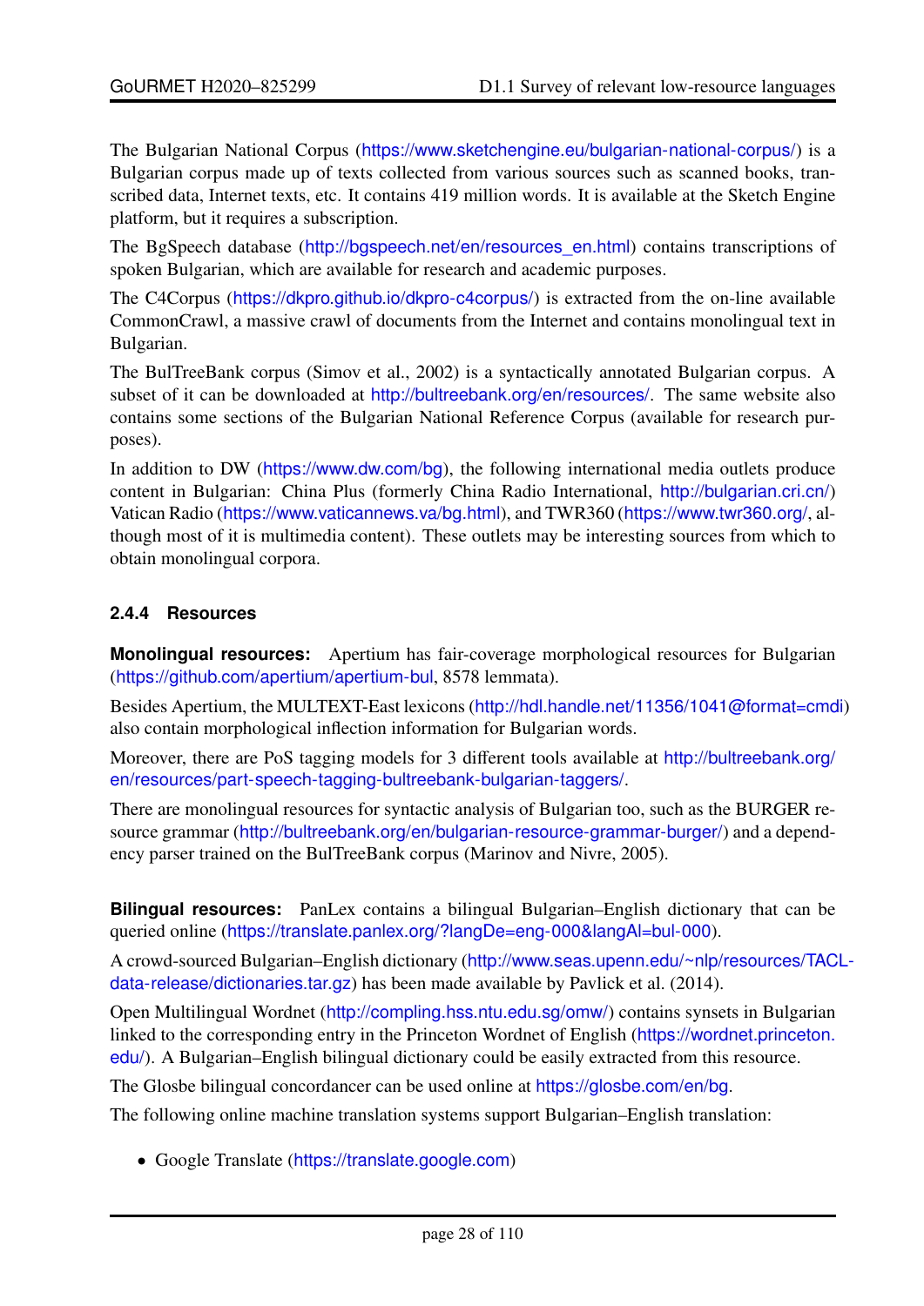The Bulgarian National Corpus (https://www.sketchengine.eu/bulgarian-national-corpus/) is a Bulgarian corpus made up of texts collected from various sources such as scanned books, transcribed data, Internet texts, etc. It contains 419 million words. It is available at the Sketch Engine platform, but it requires a subscription.

The BgSpeech database (http://bgspeech.net/en/resources_en.html) contains transcriptions of spoken Bulgarian, which are available for research and academic purposes.

The C4Corpus (https://dkpro.github.io/dkpro-c4corpus/) is extracted from the on-line available CommonCrawl, a massive crawl of documents from the Internet and contains monolingual text in Bulgarian.

The BulTreeBank corpus (Simov et al., 2002) is a syntactically annotated Bulgarian corpus. A subset of it can be downloaded at http://bultreebank.org/en/resources/. The same website also contains some sections of the Bulgarian National Reference Corpus (available for research purposes).

In addition to DW (https://www.dw.com/bg), the following international media outlets produce content in Bulgarian: China Plus (formerly China Radio International, http://bulgarian.cri.cn/) Vatican Radio (https://www.vaticannews.va/bg.html), and TWR360 (https://www.twr360.org/, although most of it is multimedia content). These outlets may be interesting sources from which to obtain monolingual corpora.

#### 2.4.4 Resources

**Monolingual resources:** Apertium has fair-coverage morphological resources for Bulgarian (https://github.com/apertium/apertium-bul, 8578 lemmata).

Besides Apertium, the MULTEXT-East lexicons (http://hdl.handle.net/11356/1041@format=cmdi) also contain morphological inflection information for Bulgarian words.

Moreover, there are PoS tagging models for 3 different tools available at http://bultreebank.org/en/resources/part-speech-tagging-bultreebank-bulgarian-taggers/.

There are monolingual resources for syntactic analysis of Bulgarian too, such as the BURGER resource grammar (http://bultreebank.org/en/bulgarian-resource-grammar-burger/) and a dependency parser trained on the BulTreeBank corpus (Marinov and Nivre, 2005).

**Bilingual resources:** PanLex contains a bilingual Bulgarian–English dictionary that can be queried online (https://translate.panlex.org/?langDe=eng-000&langAl=bul-000).

A crowd-sourced Bulgarian–English dictionary (http://www.seas.upenn.edu/~nlp/resources/TACL-data-release/dictionaries.tar.gz) has been made available by Pavlick et al. (2014).

Open Multilingual Wordnet (http://compling.hss.ntu.edu.sg/omw/) contains synsets in Bulgarian linked to the corresponding entry in the Princeton Wordnet of English (https://wordnet.princeton.edu/). A Bulgarian–English bilingual dictionary could be easily extracted from this resource.

The Glosbe bilingual concordancer can be used online at https://glosbe.com/en/bg.

The following online machine translation systems support Bulgarian–English translation:

- Google Translate (https://translate.google.com)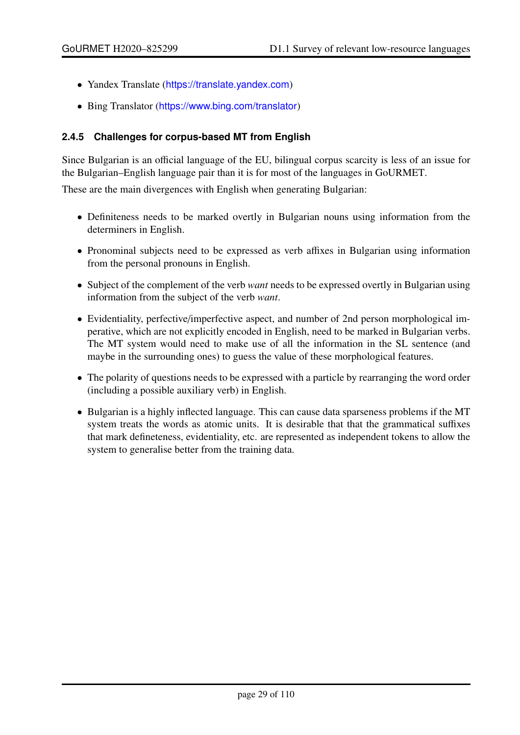- Yandex Translate (https://translate.yandex.com)
- Bing Translator (https://www.bing.com/translator)

### 2.4.5 Challenges for corpus-based MT from English

Since Bulgarian is an official language of the EU, bilingual corpus scarcity is less of an issue for the Bulgarian–English language pair than it is for most of the languages in GoURMET.

These are the main divergences with English when generating Bulgarian:

- Definiteness needs to be marked overtly in Bulgarian nouns using information from the determiners in English.
- Pronominal subjects need to be expressed as verb affixes in Bulgarian using information from the personal pronouns in English.
- Subject of the complement of the verb *want* needs to be expressed overtly in Bulgarian using information from the subject of the verb *want*.
- Evidentiality, perfective/imperfective aspect, and number of 2nd person morphological imperative, which are not explicitly encoded in English, need to be marked in Bulgarian verbs. The MT system would need to make use of all the information in the SL sentence (and maybe in the surrounding ones) to guess the value of these morphological features.
- The polarity of questions needs to be expressed with a particle by rearranging the word order (including a possible auxiliary verb) in English.
- Bulgarian is a highly inflected language. This can cause data sparseness problems if the MT system treats the words as atomic units. It is desirable that that the grammatical suffixes that mark defineteness, evidentiality, etc. are represented as independent tokens to allow the system to generalise better from the training data.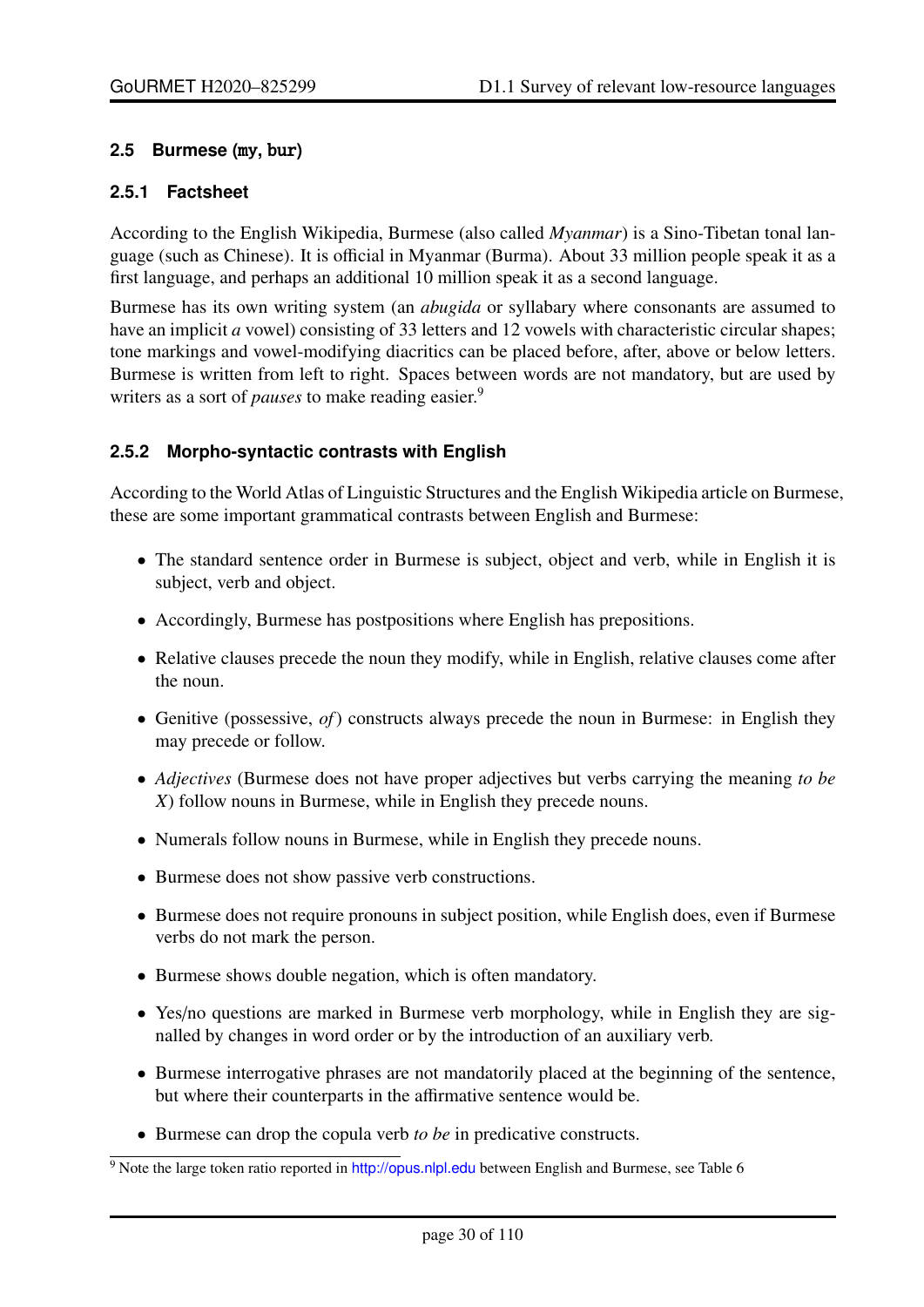### 2.5 Burmese (my, bur)

#### 2.5.1 Factsheet

According to the English Wikipedia, Burmese (also called *Myanmar*) is a Sino-Tibetan tonal language (such as Chinese). It is official in Myanmar (Burma). About 33 million people speak it as a first language, and perhaps an additional 10 million speak it as a second language.

Burmese has its own writing system (an *abugida* or syllabary where consonants are assumed to have an implicit *a* vowel) consisting of 33 letters and 12 vowels with characteristic circular shapes; tone markings and vowel-modifying diacritics can be placed before, after, above or below letters. Burmese is written from left to right. Spaces between words are not mandatory, but are used by writers as a sort of *pauses* to make reading easier.[9]

#### 2.5.2 Morpho-syntactic contrasts with English

According to the World Atlas of Linguistic Structures and the English Wikipedia article on Burmese, these are some important grammatical contrasts between English and Burmese:

- The standard sentence order in Burmese is subject, object and verb, while in English it is subject, verb and object.
- Accordingly, Burmese has postpositions where English has prepositions.
- Relative clauses precede the noun they modify, while in English, relative clauses come after the noun.
- Genitive (possessive, *of*) constructs always precede the noun in Burmese: in English they may precede or follow.
- *Adjectives* (Burmese does not have proper adjectives but verbs carrying the meaning *to be X*) follow nouns in Burmese, while in English they precede nouns.
- Numerals follow nouns in Burmese, while in English they precede nouns.
- Burmese does not show passive verb constructions.
- Burmese does not require pronouns in subject position, while English does, even if Burmese verbs do not mark the person.
- Burmese shows double negation, which is often mandatory.
- Yes/no questions are marked in Burmese verb morphology, while in English they are signalled by changes in word order or by the introduction of an auxiliary verb.
- Burmese interrogative phrases are not mandatorily placed at the beginning of the sentence, but where their counterparts in the affirmative sentence would be.
- Burmese can drop the copula verb *to be* in predicative constructs.

[9] Note the large token ratio reported in http://opus.nlpl.edu between English and Burmese, see Table 6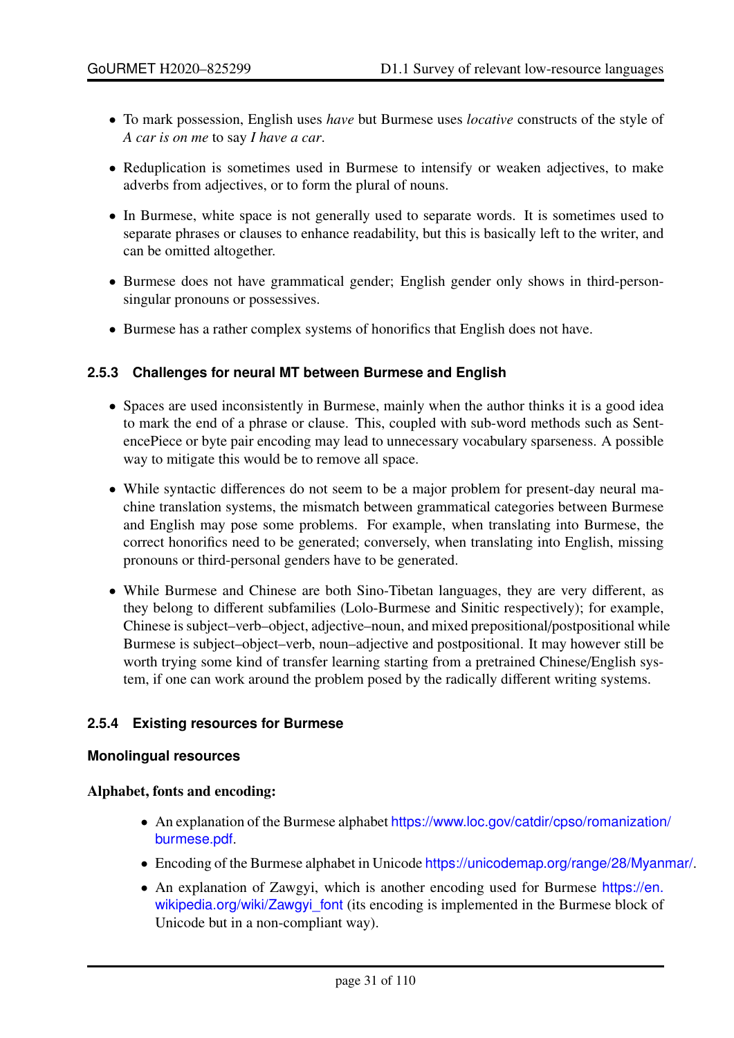- To mark possession, English uses *have* but Burmese uses *locative* constructs of the style of *A car is on me* to say *I have a car*.
- Reduplication is sometimes used in Burmese to intensify or weaken adjectives, to make adverbs from adjectives, or to form the plural of nouns.
- In Burmese, white space is not generally used to separate words. It is sometimes used to separate phrases or clauses to enhance readability, but this is basically left to the writer, and can be omitted altogether.
- Burmese does not have grammatical gender; English gender only shows in third-person-singular pronouns or possessives.
- Burmese has a rather complex systems of honorifics that English does not have.

### 2.5.3 Challenges for neural MT between Burmese and English

- Spaces are used inconsistently in Burmese, mainly when the author thinks it is a good idea to mark the end of a phrase or clause. This, coupled with sub-word methods such as SentencePiece or byte pair encoding may lead to unnecessary vocabulary sparseness. A possible way to mitigate this would be to remove all space.
- While syntactic differences do not seem to be a major problem for present-day neural machine translation systems, the mismatch between grammatical categories between Burmese and English may pose some problems. For example, when translating into Burmese, the correct honorifics need to be generated; conversely, when translating into English, missing pronouns or third-personal genders have to be generated.
- While Burmese and Chinese are both Sino-Tibetan languages, they are very different, as they belong to different subfamilies (Lolo-Burmese and Sinitic respectively); for example, Chinese is subject–verb–object, adjective–noun, and mixed prepositional/postpositional while Burmese is subject–object–verb, noun–adjective and postpositional. It may however still be worth trying some kind of transfer learning starting from a pretrained Chinese/English system, if one can work around the problem posed by the radically different writing systems.

### 2.5.4 Existing resources for Burmese

#### Monolingual resources

**Alphabet, fonts and encoding:**

- An explanation of the Burmese alphabet https://www.loc.gov/catdir/cpso/romanization/burmese.pdf.
- Encoding of the Burmese alphabet in Unicode https://unicodemap.org/range/28/Myanmar/.
- An explanation of Zawgyi, which is another encoding used for Burmese https://en.wikipedia.org/wiki/Zawgyi_font (its encoding is implemented in the Burmese block of Unicode but in a non-compliant way).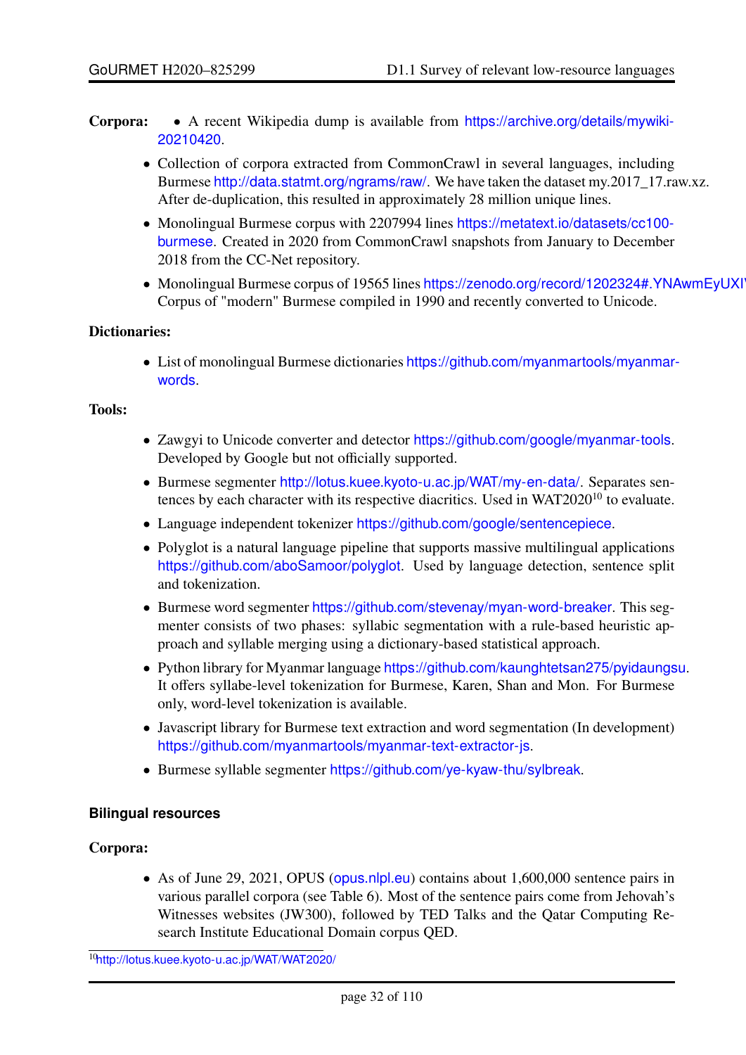**Corpora:**

- A recent Wikipedia dump is available from https://archive.org/details/mywiki-20210420.
- Collection of corpora extracted from CommonCrawl in several languages, including Burmese http://data.statmt.org/ngrams/raw/. We have taken the dataset my.2017_17.raw.xz. After de-duplication, this resulted in approximately 28 million unique lines.
- Monolingual Burmese corpus with 2207994 lines https://metatext.io/datasets/cc100-burmese. Created in 2020 from CommonCrawl snapshots from January to December 2018 from the CC-Net repository.
- Monolingual Burmese corpus of 19565 lines https://zenodo.org/record/1202324#.YNAwmEyUXIV Corpus of "modern" Burmese compiled in 1990 and recently converted to Unicode.

**Dictionaries:**

- List of monolingual Burmese dictionaries https://github.com/myanmartools/myanmar-words.

**Tools:**

- Zawgyi to Unicode converter and detector https://github.com/google/myanmar-tools. Developed by Google but not officially supported.
- Burmese segmenter http://lotus.kuee.kyoto-u.ac.jp/WAT/my-en-data/. Separates sentences by each character with its respective diacritics. Used in WAT2020[10] to evaluate.
- Language independent tokenizer https://github.com/google/sentencepiece.
- Polyglot is a natural language pipeline that supports massive multilingual applications https://github.com/aboSamoor/polyglot. Used by language detection, sentence split and tokenization.
- Burmese word segmenter https://github.com/stevenay/myan-word-breaker. This segmenter consists of two phases: syllabic segmentation with a rule-based heuristic approach and syllable merging using a dictionary-based statistical approach.
- Python library for Myanmar language https://github.com/kaunghtetsan275/pyidaungsu. It offers syllabe-level tokenization for Burmese, Karen, Shan and Mon. For Burmese only, word-level tokenization is available.
- Javascript library for Burmese text extraction and word segmentation (In development) https://github.com/myanmartools/myanmar-text-extractor-js.
- Burmese syllable segmenter https://github.com/ye-kyaw-thu/sylbreak.

### Bilingual resources

**Corpora:**

- As of June 29, 2021, OPUS (opus.nlpl.eu) contains about 1,600,000 sentence pairs in various parallel corpora (see Table 6). Most of the sentence pairs come from Jehovah's Witnesses websites (JW300), followed by TED Talks and the Qatar Computing Research Institute Educational Domain corpus QED.

[10] http://lotus.kuee.kyoto-u.ac.jp/WAT/WAT2020/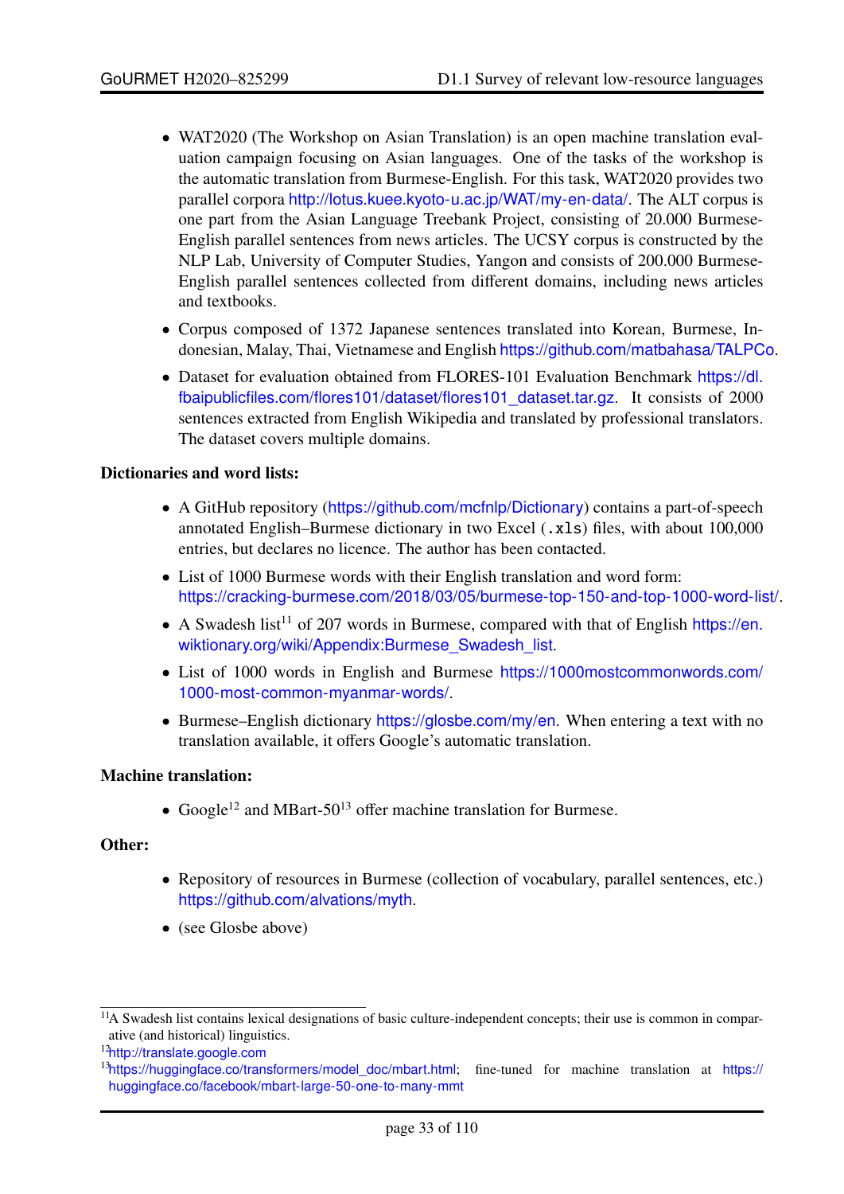- WAT2020 (The Workshop on Asian Translation) is an open machine translation evaluation campaign focusing on Asian languages. One of the tasks of the workshop is the automatic translation from Burmese-English. For this task, WAT2020 provides two parallel corpora http://lotus.kuee.kyoto-u.ac.jp/WAT/my-en-data/. The ALT corpus is one part from the Asian Language Treebank Project, consisting of 20.000 Burmese-English parallel sentences from news articles. The UCSY corpus is constructed by the NLP Lab, University of Computer Studies, Yangon and consists of 200.000 Burmese-English parallel sentences collected from different domains, including news articles and textbooks.
- Corpus composed of 1372 Japanese sentences translated into Korean, Burmese, Indonesian, Malay, Thai, Vietnamese and English https://github.com/matbahasa/TALPCo.
- Dataset for evaluation obtained from FLORES-101 Evaluation Benchmark https://dl.fbaipublicfiles.com/flores101/dataset/flores101_dataset.tar.gz. It consists of 2000 sentences extracted from English Wikipedia and translated by professional translators. The dataset covers multiple domains.

**Dictionaries and word lists:**

- A GitHub repository (https://github.com/mcfnlp/Dictionary) contains a part-of-speech annotated English–Burmese dictionary in two Excel (`.xls`) files, with about 100,000 entries, but declares no licence. The author has been contacted.
- List of 1000 Burmese words with their English translation and word form: https://cracking-burmese.com/2018/03/05/burmese-top-150-and-top-1000-word-list/.
- A Swadesh list[11] of 207 words in Burmese, compared with that of English https://en.wiktionary.org/wiki/Appendix:Burmese_Swadesh_list.
- List of 1000 words in English and Burmese https://1000mostcommonwords.com/1000-most-common-myanmar-words/.
- Burmese–English dictionary https://glosbe.com/my/en. When entering a text with no translation available, it offers Google's automatic translation.

**Machine translation:**

- Google[12] and MBart-50[13] offer machine translation for Burmese.

**Other:**

- Repository of resources in Burmese (collection of vocabulary, parallel sentences, etc.) https://github.com/alvations/myth.
- (see Glosbe above)

[11] A Swadesh list contains lexical designations of basic culture-independent concepts; their use is common in comparative (and historical) linguistics.

[12] http://translate.google.com

[13] https://huggingface.co/transformers/model_doc/mbart.html; fine-tuned for machine translation at https://huggingface.co/facebook/mbart-large-50-one-to-many-mmt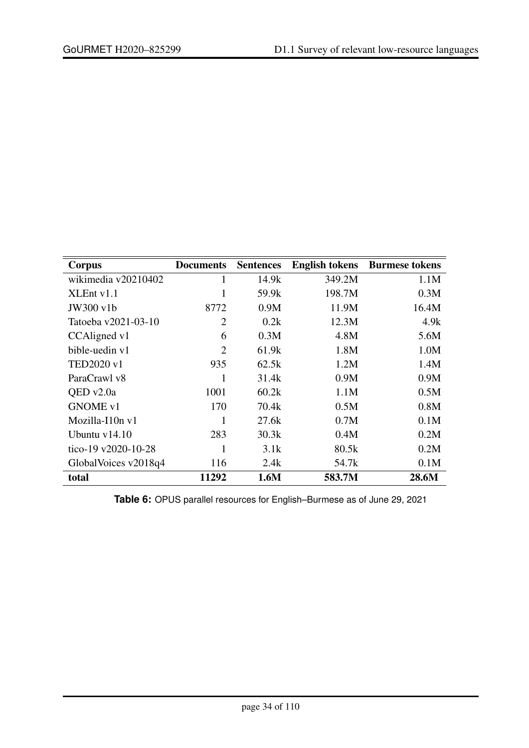| Corpus | Documents | Sentences | English tokens | Burmese tokens |
|---|---|---|---|---|
| wikimedia v20210402 | 1 | 14.9k | 349.2M | 1.1M |
| XLEnt v1.1 | 1 | 59.9k | 198.7M | 0.3M |
| JW300 v1b | 8772 | 0.9M | 11.9M | 16.4M |
| Tatoeba v2021-03-10 | 2 | 0.2k | 12.3M | 4.9k |
| CCAligned v1 | 6 | 0.3M | 4.8M | 5.6M |
| bible-uedin v1 | 2 | 61.9k | 1.8M | 1.0M |
| TED2020 v1 | 935 | 62.5k | 1.2M | 1.4M |
| ParaCrawl v8 | 1 | 31.4k | 0.9M | 0.9M |
| QED v2.0a | 1001 | 60.2k | 1.1M | 0.5M |
| GNOME v1 | 170 | 70.4k | 0.5M | 0.8M |
| Mozilla-I10n v1 | 1 | 27.6k | 0.7M | 0.1M |
| Ubuntu v14.10 | 283 | 30.3k | 0.4M | 0.2M |
| tico-19 v2020-10-28 | 1 | 3.1k | 80.5k | 0.2M |
| GlobalVoices v2018q4 | 116 | 2.4k | 54.7k | 0.1M |
| **total** | **11292** | **1.6M** | **583.7M** | **28.6M** |

**Table 6:** OPUS parallel resources for English–Burmese as of June 29, 2021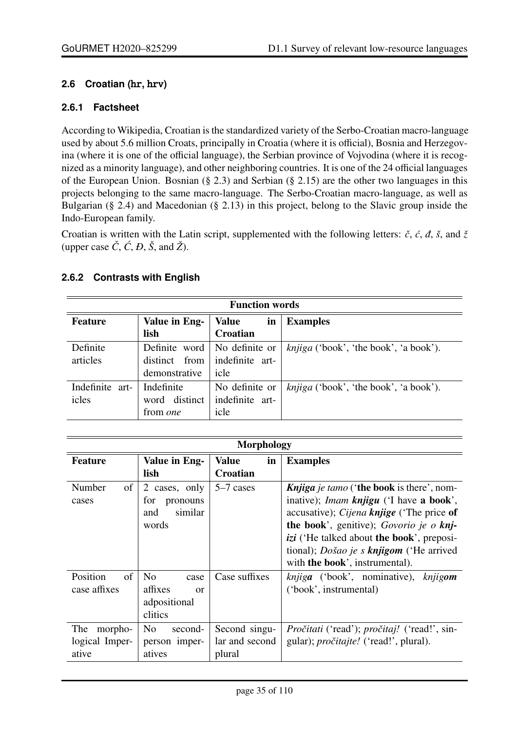### 2.6 Croatian (`hr`, `hrv`)

#### 2.6.1 Factsheet

According to Wikipedia, Croatian is the standardized variety of the Serbo-Croatian macro-language used by about 5.6 million Croats, principally in Croatia (where it is official), Bosnia and Herzegovina (where it is one of the official language), the Serbian province of Vojvodina (where it is recognized as a minority language), and other neighboring countries. It is one of the 24 official languages of the European Union. Bosnian (§ 2.3) and Serbian (§ 2.15) are the other two languages in this projects belonging to the same macro-language. The Serbo-Croatian macro-language, as well as Bulgarian (§ 2.4) and Macedonian (§ 2.13) in this project, belong to the Slavic group inside the Indo-European family.

Croatian is written with the Latin script, supplemented with the following letters: *č*, *ć*, *đ*, *š*, and *ž* (upper case *Č*, *Ć*, *Đ*, *Š*, and *Ž*).

#### 2.6.2 Contrasts with English

| Function words | | | |
|---|---|---|---|
| **Feature** | **Value in English** | **Value in Croatian** | **Examples** |
| Definite articles | Definite word distinct from demonstrative | No definite or indefinite article | *knjiga* ('book', 'the book', 'a book'). |
| Indefinite articles | Indefinite word distinct from *one* | No definite or indefinite article | *knjiga* ('book', 'the book', 'a book'). |

| Morphology | | | |
|---|---|---|---|
| **Feature** | **Value in English** | **Value in Croatian** | **Examples** |
| Number of cases | 2 cases, only for pronouns and similar words | 5–7 cases | ***Knjiga** je tamo* ('**the book** is there', nominative); *Imam **knjigu*** ('I have **a book**', accusative); *Cijena **knjige*** ('The price **of the book**', genitive); *Govorio je o **knjizi*** ('He talked about **the book**', prepositional); *Došao je s **knjigom*** ('He arrived with **the book**', instrumental). |
| Position of case affixes | No case affixes or adpositional clitics | Case suffixes | *knjig**a*** ('book', nominative), *knjig**om*** ('book', instrumental) |
| The morphological Imperative | No second-person imperatives | Second singular and second plural | *Pročitati* ('read'); *pročitaj!* ('read!', singular); *pročitajte!* ('read!', plural). |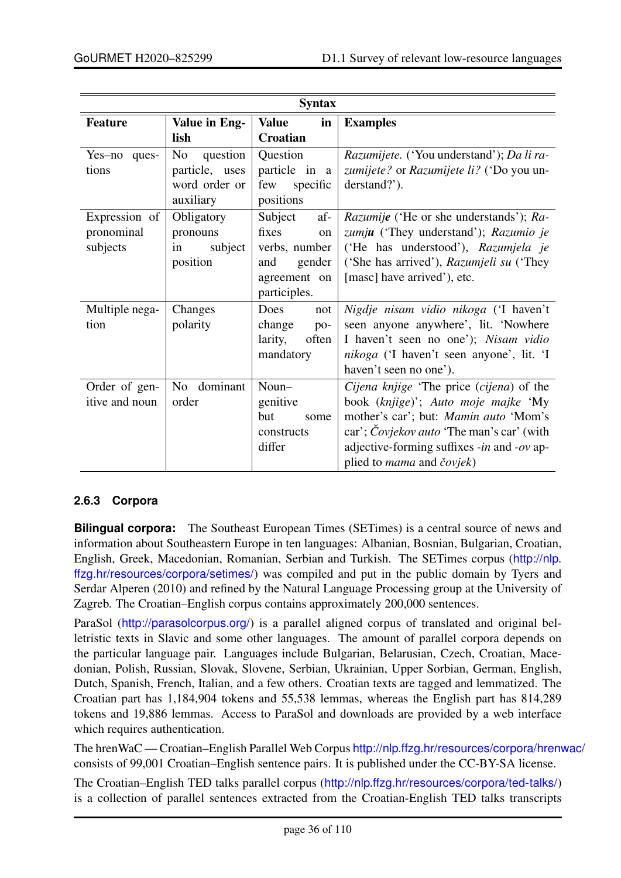| Syntax | | | |
|---|---|---|---|
| **Feature** | **Value in English** | **Value in Croatian** | **Examples** |
| Yes–no questions | No question particle, uses word order or auxiliary | Question particle in a few specific positions | *Razumijete.* ('You understand'); *Da li razumijete?* or *Razumijete li?* ('Do you understand?'). |
| Expression of pronominal subjects | Obligatory pronouns in subject position | Subject affixes on verbs, number and gender agreement on participles. | *Razumij**e*** ('He or she understands'); *Razum**ju*** ('They understand'); *Razumio je* ('He has understood'), *Razumjela je* ('She has arrived'), *Razumjeli su* ('They [masc] have arrived'), etc. |
| Multiple negation | Changes polarity | Does not change polarity, often mandatory | *Nigdje nisam vidio nikoga* ('I haven't seen anyone anywhere', lit. 'Nowhere I haven't seen no one'); *Nisam vidio nikoga* ('I haven't seen anyone', lit. 'I haven't seen no one'). |
| Order of genitive and noun | No dominant order | Noun–genitive but some constructs differ | *Cijena knjige* 'The price (*cijena*) of the book (*knjige*)'; *Auto moje majke* 'My mother's car'; but: *Mamin auto* 'Mom's car'; *Čovjekov auto* 'The man's car' (with adjective-forming suffixes *-in* and *-ov* applied to *mama* and *čovjek*) |

### 2.6.3 Corpora

**Bilingual corpora:** The Southeast European Times (SETimes) is a central source of news and information about Southeastern Europe in ten languages: Albanian, Bosnian, Bulgarian, Croatian, English, Greek, Macedonian, Romanian, Serbian and Turkish. The SETimes corpus (http://nlp.ffzg.hr/resources/corpora/setimes/) was compiled and put in the public domain by Tyers and Serdar Alperen (2010) and refined by the Natural Language Processing group at the University of Zagreb. The Croatian–English corpus contains approximately 200,000 sentences.

ParaSol (http://parasolcorpus.org/) is a parallel aligned corpus of translated and original belletristic texts in Slavic and some other languages. The amount of parallel corpora depends on the particular language pair. Languages include Bulgarian, Belarusian, Czech, Croatian, Macedonian, Polish, Russian, Slovak, Slovene, Serbian, Ukrainian, Upper Sorbian, German, English, Dutch, Spanish, French, Italian, and a few others. Croatian texts are tagged and lemmatized. The Croatian part has 1,184,904 tokens and 55,538 lemmas, whereas the English part has 814,289 tokens and 19,886 lemmas. Access to ParaSol and downloads are provided by a web interface which requires authentication.

The hrenWaC — Croatian–English Parallel Web Corpus http://nlp.ffzg.hr/resources/corpora/hrenwac/ consists of 99,001 Croatian–English sentence pairs. It is published under the CC-BY-SA license.

The Croatian–English TED talks parallel corpus (http://nlp.ffzg.hr/resources/corpora/ted-talks/) is a collection of parallel sentences extracted from the Croatian-English TED talks transcripts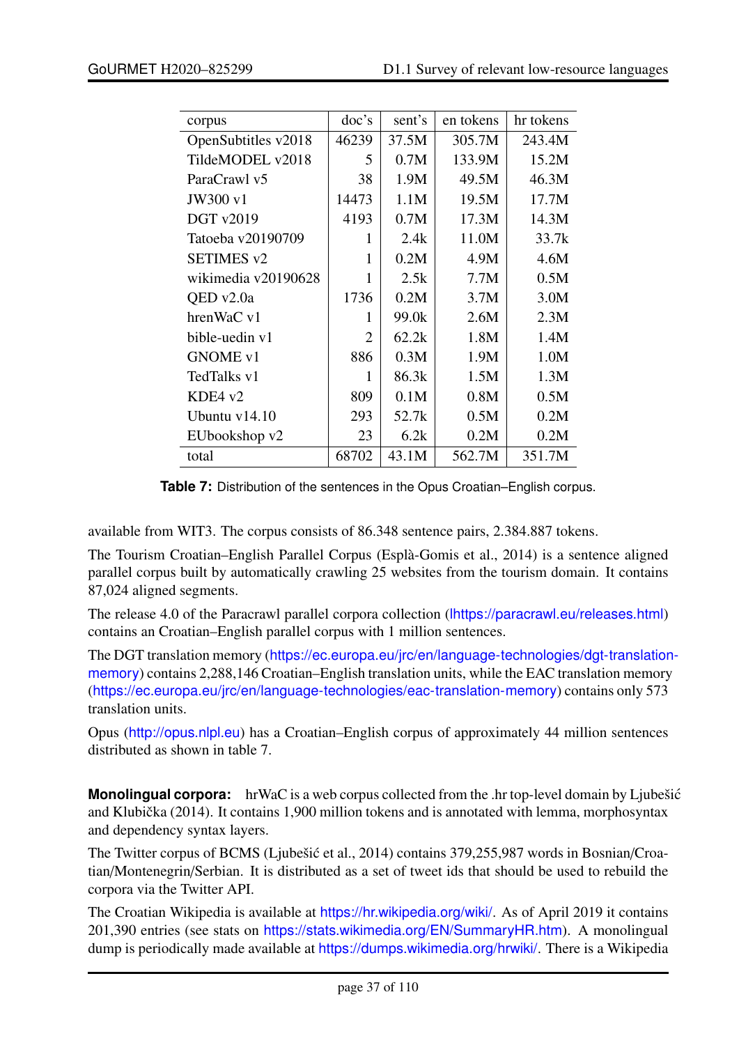| corpus | doc's | sent's | en tokens | hr tokens |
|---|---|---|---|---|
| OpenSubtitles v2018 | 46239 | 37.5M | 305.7M | 243.4M |
| TildeMODEL v2018 | 5 | 0.7M | 133.9M | 15.2M |
| ParaCrawl v5 | 38 | 1.9M | 49.5M | 46.3M |
| JW300 v1 | 14473 | 1.1M | 19.5M | 17.7M |
| DGT v2019 | 4193 | 0.7M | 17.3M | 14.3M |
| Tatoeba v20190709 | 1 | 2.4k | 11.0M | 33.7k |
| SETIMES v2 | 1 | 0.2M | 4.9M | 4.6M |
| wikimedia v20190628 | 1 | 2.5k | 7.7M | 0.5M |
| QED v2.0a | 1736 | 0.2M | 3.7M | 3.0M |
| hrenWaC v1 | 1 | 99.0k | 2.6M | 2.3M |
| bible-uedin v1 | 2 | 62.2k | 1.8M | 1.4M |
| GNOME v1 | 886 | 0.3M | 1.9M | 1.0M |
| TedTalks v1 | 1 | 86.3k | 1.5M | 1.3M |
| KDE4 v2 | 809 | 0.1M | 0.8M | 0.5M |
| Ubuntu v14.10 | 293 | 52.7k | 0.5M | 0.2M |
| EUbookshop v2 | 23 | 6.2k | 0.2M | 0.2M |
| total | 68702 | 43.1M | 562.7M | 351.7M |

**Table 7:** Distribution of the sentences in the Opus Croatian–English corpus.

available from WIT3. The corpus consists of 86.348 sentence pairs, 2.384.887 tokens.

The Tourism Croatian–English Parallel Corpus (Esplà-Gomis et al., 2014) is a sentence aligned parallel corpus built by automatically crawling 25 websites from the tourism domain. It contains 87,024 aligned segments.

The release 4.0 of the Paracrawl parallel corpora collection (lhttps://paracrawl.eu/releases.html) contains an Croatian–English parallel corpus with 1 million sentences.

The DGT translation memory (https://ec.europa.eu/jrc/en/language-technologies/dgt-translation-memory) contains 2,288,146 Croatian–English translation units, while the EAC translation memory (https://ec.europa.eu/jrc/en/language-technologies/eac-translation-memory) contains only 573 translation units.

Opus (http://opus.nlpl.eu) has a Croatian–English corpus of approximately 44 million sentences distributed as shown in table 7.

**Monolingual corpora:** hrWaC is a web corpus collected from the .hr top-level domain by Ljubešić and Klubička (2014). It contains 1,900 million tokens and is annotated with lemma, morphosyntax and dependency syntax layers.

The Twitter corpus of BCMS (Ljubešić et al., 2014) contains 379,255,987 words in Bosnian/Croatian/Montenegrin/Serbian. It is distributed as a set of tweet ids that should be used to rebuild the corpora via the Twitter API.

The Croatian Wikipedia is available at https://hr.wikipedia.org/wiki/. As of April 2019 it contains 201,390 entries (see stats on https://stats.wikimedia.org/EN/SummaryHR.htm). A monolingual dump is periodically made available at https://dumps.wikimedia.org/hrwiki/. There is a Wikipedia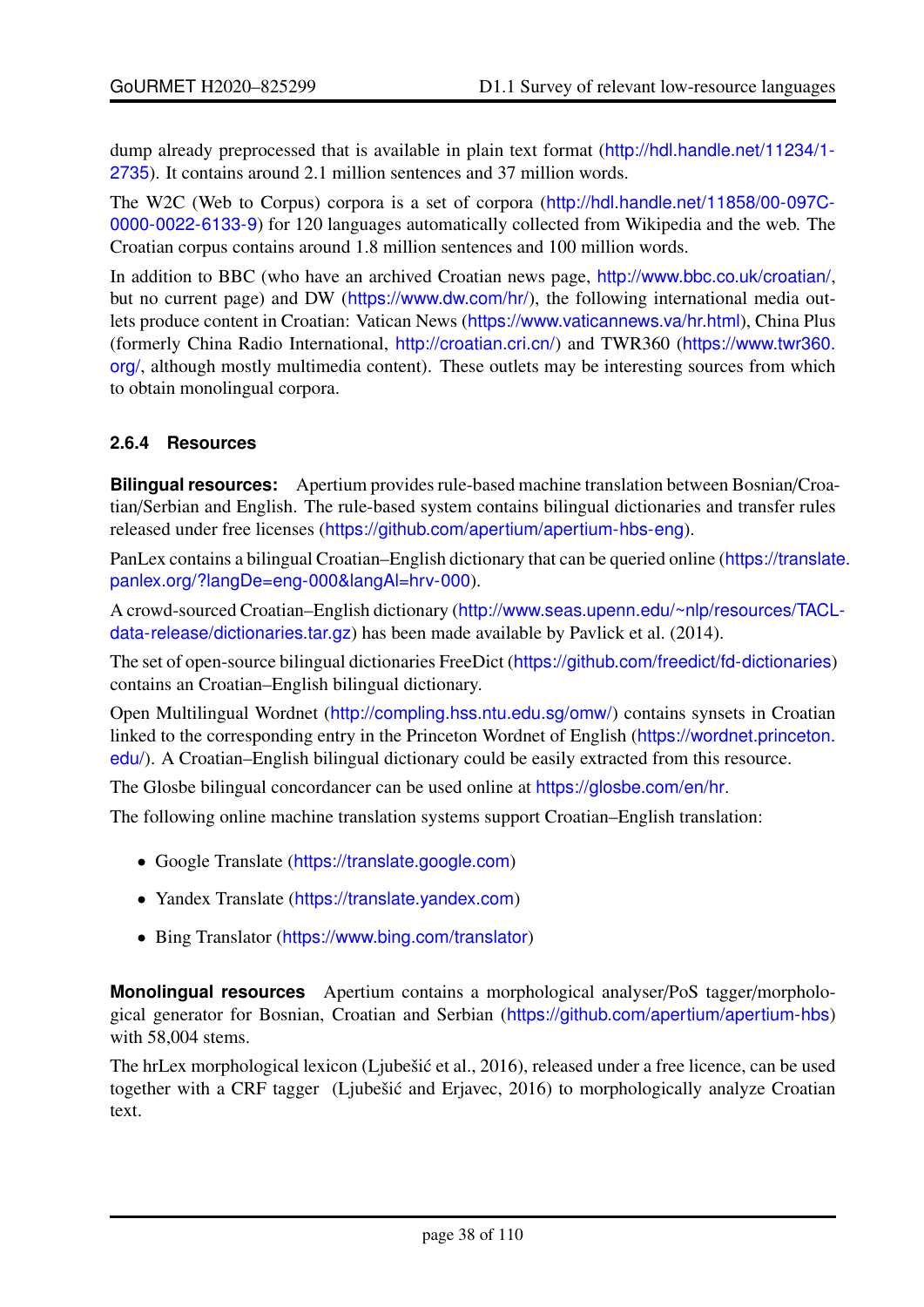dump already preprocessed that is available in plain text format (http://hdl.handle.net/11234/1-2735). It contains around 2.1 million sentences and 37 million words.

The W2C (Web to Corpus) corpora is a set of corpora (http://hdl.handle.net/11858/00-097C-0000-0022-6133-9) for 120 languages automatically collected from Wikipedia and the web. The Croatian corpus contains around 1.8 million sentences and 100 million words.

In addition to BBC (who have an archived Croatian news page, http://www.bbc.co.uk/croatian/, but no current page) and DW (https://www.dw.com/hr/), the following international media outlets produce content in Croatian: Vatican News (https://www.vaticannews.va/hr.html), China Plus (formerly China Radio International, http://croatian.cri.cn/) and TWR360 (https://www.twr360.org/, although mostly multimedia content). These outlets may be interesting sources from which to obtain monolingual corpora.

### 2.6.4 Resources

**Bilingual resources:** Apertium provides rule-based machine translation between Bosnian/Croatian/Serbian and English. The rule-based system contains bilingual dictionaries and transfer rules released under free licenses (https://github.com/apertium/apertium-hbs-eng).

PanLex contains a bilingual Croatian–English dictionary that can be queried online (https://translate.panlex.org/?langDe=eng-000&langAl=hrv-000).

A crowd-sourced Croatian–English dictionary (http://www.seas.upenn.edu/~nlp/resources/TACL-data-release/dictionaries.tar.gz) has been made available by Pavlick et al. (2014).

The set of open-source bilingual dictionaries FreeDict (https://github.com/freedict/fd-dictionaries) contains an Croatian–English bilingual dictionary.

Open Multilingual Wordnet (http://compling.hss.ntu.edu.sg/omw/) contains synsets in Croatian linked to the corresponding entry in the Princeton Wordnet of English (https://wordnet.princeton.edu/). A Croatian–English bilingual dictionary could be easily extracted from this resource.

The Glosbe bilingual concordancer can be used online at https://glosbe.com/en/hr.

The following online machine translation systems support Croatian–English translation:

- Google Translate (https://translate.google.com)
- Yandex Translate (https://translate.yandex.com)
- Bing Translator (https://www.bing.com/translator)

**Monolingual resources** Apertium contains a morphological analyser/PoS tagger/morphological generator for Bosnian, Croatian and Serbian (https://github.com/apertium/apertium-hbs) with 58,004 stems.

The hrLex morphological lexicon (Ljubešić et al., 2016), released under a free licence, can be used together with a CRF tagger (Ljubešić and Erjavec, 2016) to morphologically analyze Croatian text.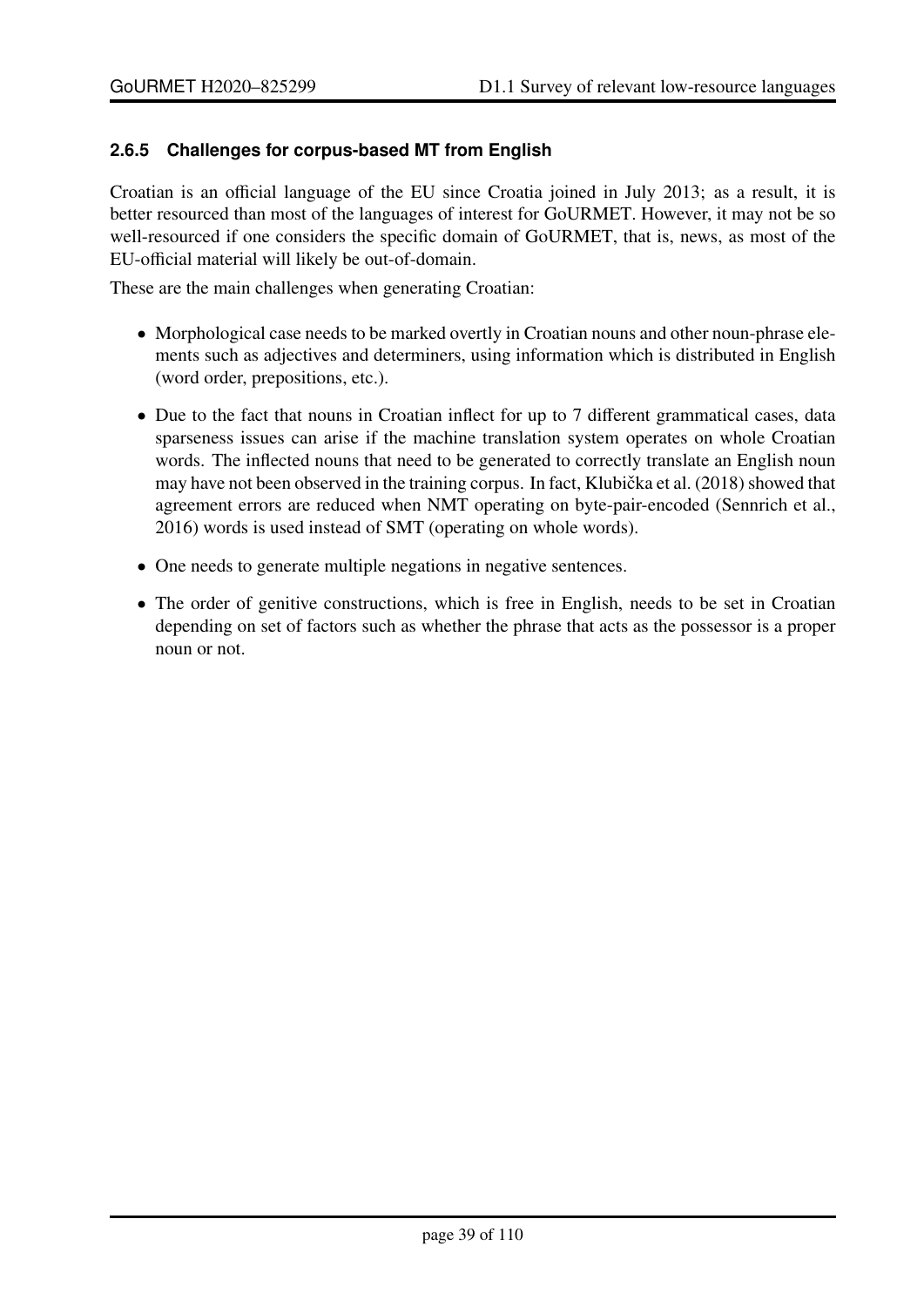### 2.6.5 Challenges for corpus-based MT from English

Croatian is an official language of the EU since Croatia joined in July 2013; as a result, it is better resourced than most of the languages of interest for GoURMET. However, it may not be so well-resourced if one considers the specific domain of GoURMET, that is, news, as most of the EU-official material will likely be out-of-domain.

These are the main challenges when generating Croatian:

- Morphological case needs to be marked overtly in Croatian nouns and other noun-phrase elements such as adjectives and determiners, using information which is distributed in English (word order, prepositions, etc.).
- Due to the fact that nouns in Croatian inflect for up to 7 different grammatical cases, data sparseness issues can arise if the machine translation system operates on whole Croatian words. The inflected nouns that need to be generated to correctly translate an English noun may have not been observed in the training corpus. In fact, Klubička et al. (2018) showed that agreement errors are reduced when NMT operating on byte-pair-encoded (Sennrich et al., 2016) words is used instead of SMT (operating on whole words).
- One needs to generate multiple negations in negative sentences.
- The order of genitive constructions, which is free in English, needs to be set in Croatian depending on set of factors such as whether the phrase that acts as the possessor is a proper noun or not.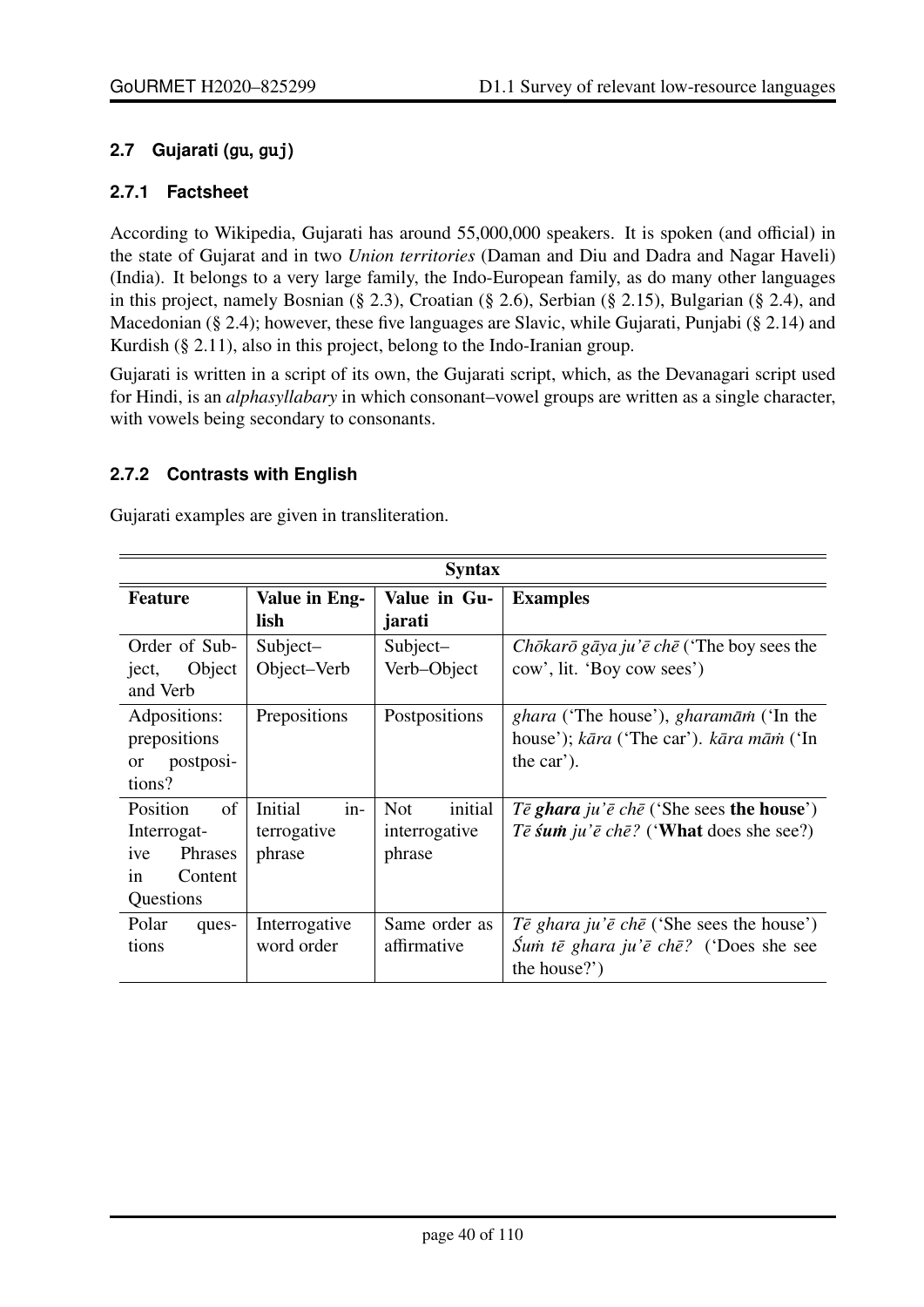### 2.7 Gujarati (gu, guj)

#### 2.7.1 Factsheet

According to Wikipedia, Gujarati has around 55,000,000 speakers. It is spoken (and official) in the state of Gujarat and in two *Union territories* (Daman and Diu and Dadra and Nagar Haveli) (India). It belongs to a very large family, the Indo-European family, as do many other languages in this project, namely Bosnian (§ 2.3), Croatian (§ 2.6), Serbian (§ 2.15), Bulgarian (§ 2.4), and Macedonian (§ 2.4); however, these five languages are Slavic, while Gujarati, Punjabi (§ 2.14) and Kurdish (§ 2.11), also in this project, belong to the Indo-Iranian group.

Gujarati is written in a script of its own, the Gujarati script, which, as the Devanagari script used for Hindi, is an *alphasyllabary* in which consonant–vowel groups are written as a single character, with vowels being secondary to consonants.

#### 2.7.2 Contrasts with English

Gujarati examples are given in transliteration.

| Syntax | | | |
|---|---|---|---|
| **Feature** | **Value in English** | **Value in Gujarati** | **Examples** |
| Order of Subject, Object and Verb | Subject–Object–Verb | Subject–Verb–Object | *Chōkarō gāya ju'ē chē* ('The boy sees the cow', lit. 'Boy cow sees') |
| Adpositions: prepositions or postpositions? | Prepositions | Postpositions | *ghara* ('The house'), *gharamāṁ* ('In the house'); *kāra* ('The car'). *kāra māṁ* ('In the car'). |
| Position of Interrogative Phrases in Content Questions | Initial interrogative phrase | Not initial interrogative phrase | *Tē **ghara** ju'ē chē* ('She sees **the house**') *Tē **śuṁ** ju'ē chē?* ('**What** does she see?) |
| Polar questions | Interrogative word order | Same order as affirmative | *Tē ghara ju'ē chē* ('She sees the house') *Śuṁ tē ghara ju'ē chē?* ('Does she see the house?') |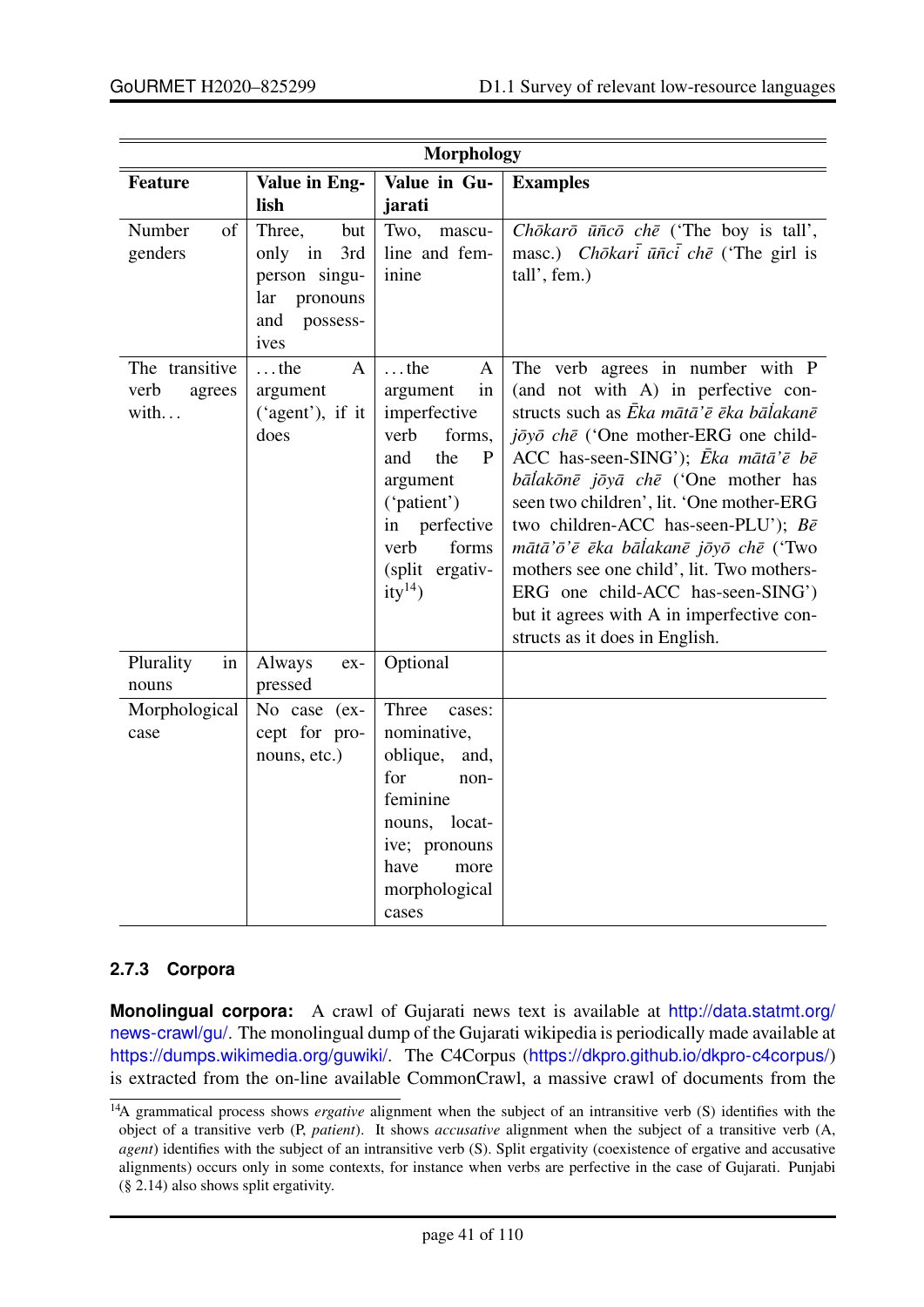| Morphology | | | |
|---|---|---|---|
| **Feature** | **Value in English** | **Value in Gujarati** | **Examples** |
| Number of genders | Three, but only in 3rd person singular pronouns and possessives | Two, masculine and feminine | *Chōkarō ūñcō chē* ('The boy is tall', masc.) *Chōkarī ūñcī chē* ('The girl is tall', fem.) |
| The transitive verb agrees with... | ...the A argument ('agent'), if it does | ...the A argument in imperfective verb forms, and the P argument ('patient') in perfective verb forms (split ergativity[14]) | The verb agrees in number with P (and not with A) in perfective constructs such as *Ēka mātā'ē ēka bāl̇akanē jōyō chē* ('One mother-ERG one child-ACC has-seen-SING'); *Ēka mātā'ē bē bāl̇akōnē jōyā chē* ('One mother has seen two children', lit. 'One mother-ERG two children-ACC has-seen-PLU'); *Bē mātā'ō'ē ēka bāl̇akanē jōyō chē* ('Two mothers see one child', lit. Two mothers-ERG one child-ACC has-seen-SING') but it agrees with A in imperfective constructs as it does in English. |
| Plurality in nouns | Always expressed | Optional | |
| Morphological case | No case (except for pronouns, etc.) | Three cases: nominative, oblique, and, for non-feminine nouns, locative; pronouns have more morphological cases | |

### 2.7.3 Corpora

**Monolingual corpora:** A crawl of Gujarati news text is available at http://data.statmt.org/news-crawl/gu/. The monolingual dump of the Gujarati wikipedia is periodically made available at https://dumps.wikimedia.org/guwiki/. The C4Corpus (https://dkpro.github.io/dkpro-c4corpus/) is extracted from the on-line available CommonCrawl, a massive crawl of documents from the

[14]A grammatical process shows *ergative* alignment when the subject of an intransitive verb (S) identifies with the object of a transitive verb (P, *patient*). It shows *accusative* alignment when the subject of a transitive verb (A, *agent*) identifies with the subject of an intransitive verb (S). Split ergativity (coexistence of ergative and accusative alignments) occurs only in some contexts, for instance when verbs are perfective in the case of Gujarati. Punjabi (§ 2.14) also shows split ergativity.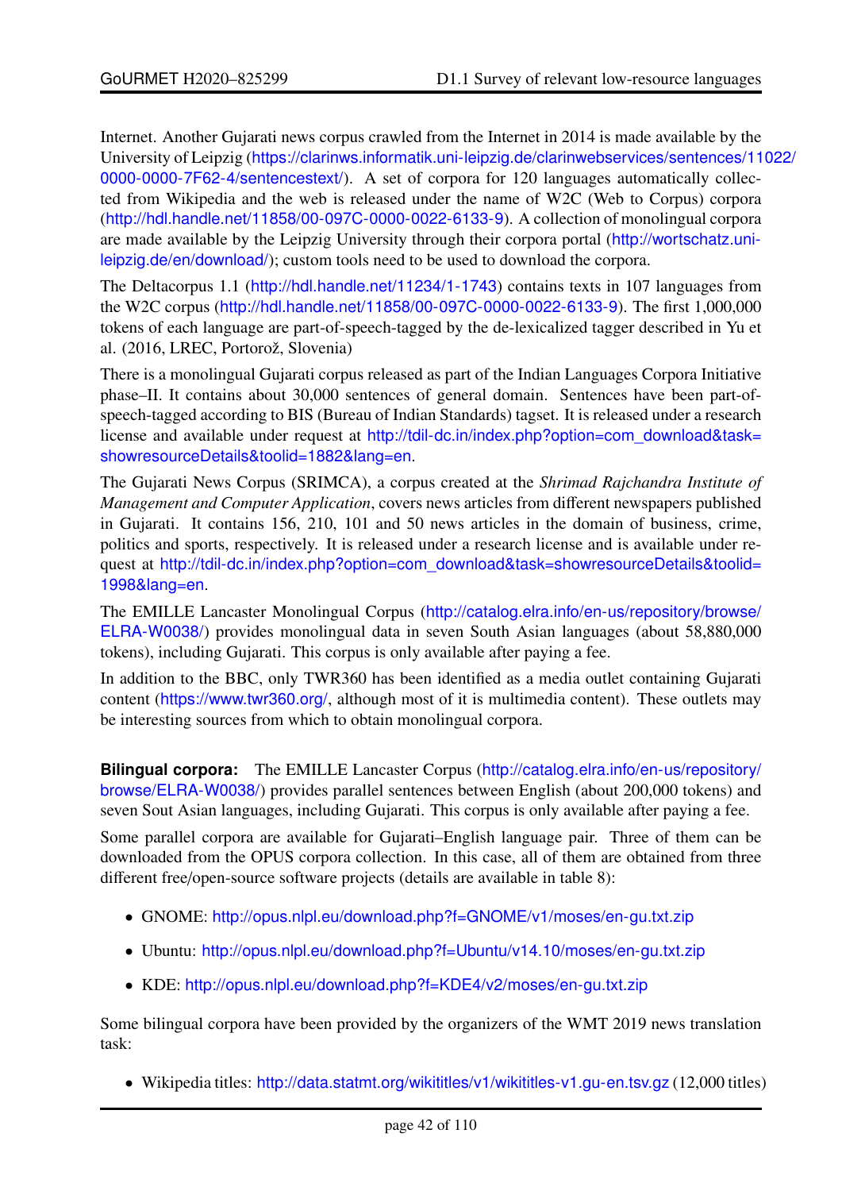Internet. Another Gujarati news corpus crawled from the Internet in 2014 is made available by the University of Leipzig (https://clarinws.informatik.uni-leipzig.de/clarinwebservices/sentences/11022/0000-0000-7F62-4/sentencestext/). A set of corpora for 120 languages automatically collected from Wikipedia and the web is released under the name of W2C (Web to Corpus) corpora (http://hdl.handle.net/11858/00-097C-0000-0022-6133-9). A collection of monolingual corpora are made available by the Leipzig University through their corpora portal (http://wortschatz.uni-leipzig.de/en/download/); custom tools need to be used to download the corpora.

The Deltacorpus 1.1 (http://hdl.handle.net/11234/1-1743) contains texts in 107 languages from the W2C corpus (http://hdl.handle.net/11858/00-097C-0000-0022-6133-9). The first 1,000,000 tokens of each language are part-of-speech-tagged by the de-lexicalized tagger described in Yu et al. (2016, LREC, Portorož, Slovenia)

There is a monolingual Gujarati corpus released as part of the Indian Languages Corpora Initiative phase–II. It contains about 30,000 sentences of general domain. Sentences have been part-of-speech-tagged according to BIS (Bureau of Indian Standards) tagset. It is released under a research license and available under request at http://tdil-dc.in/index.php?option=com_download&task=showresourceDetails&toolid=1882&lang=en.

The Gujarati News Corpus (SRIMCA), a corpus created at the *Shrimad Rajchandra Institute of Management and Computer Application*, covers news articles from different newspapers published in Gujarati. It contains 156, 210, 101 and 50 news articles in the domain of business, crime, politics and sports, respectively. It is released under a research license and is available under request at http://tdil-dc.in/index.php?option=com_download&task=showresourceDetails&toolid=1998&lang=en.

The EMILLE Lancaster Monolingual Corpus (http://catalog.elra.info/en-us/repository/browse/ELRA-W0038/) provides monolingual data in seven South Asian languages (about 58,880,000 tokens), including Gujarati. This corpus is only available after paying a fee.

In addition to the BBC, only TWR360 has been identified as a media outlet containing Gujarati content (https://www.twr360.org/, although most of it is multimedia content). These outlets may be interesting sources from which to obtain monolingual corpora.

**Bilingual corpora:** The EMILLE Lancaster Corpus (http://catalog.elra.info/en-us/repository/browse/ELRA-W0038/) provides parallel sentences between English (about 200,000 tokens) and seven Sout Asian languages, including Gujarati. This corpus is only available after paying a fee.

Some parallel corpora are available for Gujarati–English language pair. Three of them can be downloaded from the OPUS corpora collection. In this case, all of them are obtained from three different free/open-source software projects (details are available in table 8):

- GNOME: http://opus.nlpl.eu/download.php?f=GNOME/v1/moses/en-gu.txt.zip
- Ubuntu: http://opus.nlpl.eu/download.php?f=Ubuntu/v14.10/moses/en-gu.txt.zip
- KDE: http://opus.nlpl.eu/download.php?f=KDE4/v2/moses/en-gu.txt.zip

Some bilingual corpora have been provided by the organizers of the WMT 2019 news translation task:

- Wikipedia titles: http://data.statmt.org/wikititles/v1/wikititles-v1.gu-en.tsv.gz (12,000 titles)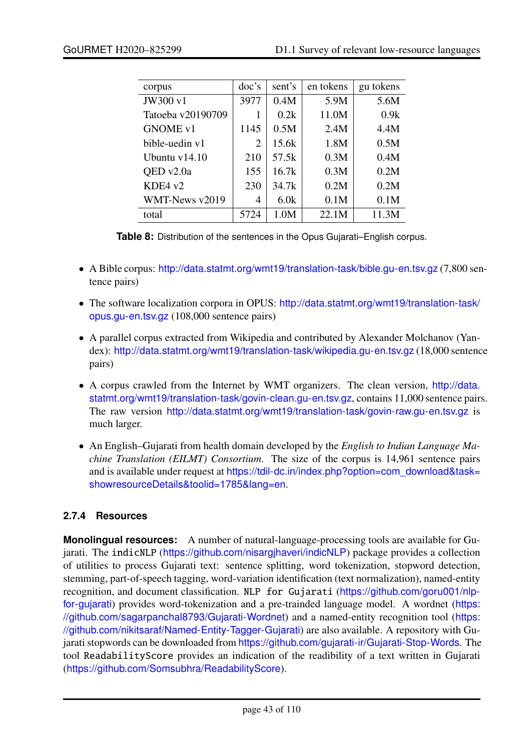| corpus | doc's | sent's | en tokens | gu tokens |
|---|---|---|---|---|
| JW300 v1 | 3977 | 0.4M | 5.9M | 5.6M |
| Tatoeba v20190709 | 1 | 0.2k | 11.0M | 0.9k |
| GNOME v1 | 1145 | 0.5M | 2.4M | 4.4M |
| bible-uedin v1 | 2 | 15.6k | 1.8M | 0.5M |
| Ubuntu v14.10 | 210 | 57.5k | 0.3M | 0.4M |
| QED v2.0a | 155 | 16.7k | 0.3M | 0.2M |
| KDE4 v2 | 230 | 34.7k | 0.2M | 0.2M |
| WMT-News v2019 | 4 | 6.0k | 0.1M | 0.1M |
| total | 5724 | 1.0M | 22.1M | 11.3M |

**Table 8:** Distribution of the sentences in the Opus Gujarati–English corpus.

- A Bible corpus: http://data.statmt.org/wmt19/translation-task/bible.gu-en.tsv.gz (7,800 sentence pairs)
- The software localization corpora in OPUS: http://data.statmt.org/wmt19/translation-task/opus.gu-en.tsv.gz (108,000 sentence pairs)
- A parallel corpus extracted from Wikipedia and contributed by Alexander Molchanov (Yandex): http://data.statmt.org/wmt19/translation-task/wikipedia.gu-en.tsv.gz (18,000 sentence pairs)
- A corpus crawled from the Internet by WMT organizers. The clean version, http://data.statmt.org/wmt19/translation-task/govin-clean.gu-en.tsv.gz, contains 11,000 sentence pairs. The raw version http://data.statmt.org/wmt19/translation-task/govin-raw.gu-en.tsv.gz is much larger.
- An English–Gujarati from health domain developed by the *English to Indian Language Machine Translation (EILMT) Consortium*. The size of the corpus is 14,961 sentence pairs and is available under request at https://tdil-dc.in/index.php?option=com_download&task=showresourceDetails&toolid=1785&lang=en.

### 2.7.4 Resources

**Monolingual resources:** A number of natural-language-processing tools are available for Gujarati. The `indicNLP` (https://github.com/nisargjhaveri/indicNLP) package provides a collection of utilities to process Gujarati text: sentence splitting, word tokenization, stopword detection, stemming, part-of-speech tagging, word-variation identification (text normalization), named-entity recognition, and document classification. `NLP for Gujarati` (https://github.com/goru001/nlp-for-gujarati) provides word-tokenization and a pre-trainded language model. A wordnet (https://github.com/sagarpanchal8793/Gujarati-Wordnet) and a named-entity recognition tool (https://github.com/nikitsaraf/Named-Entity-Tagger-Gujarati) are also available. A repository with Gujarati stopwords can be downloaded from https://github.com/gujarati-ir/Gujarati-Stop-Words. The tool `ReadabilityScore` provides an indication of the readibility of a text written in Gujarati (https://github.com/Somsubhra/ReadabilityScore).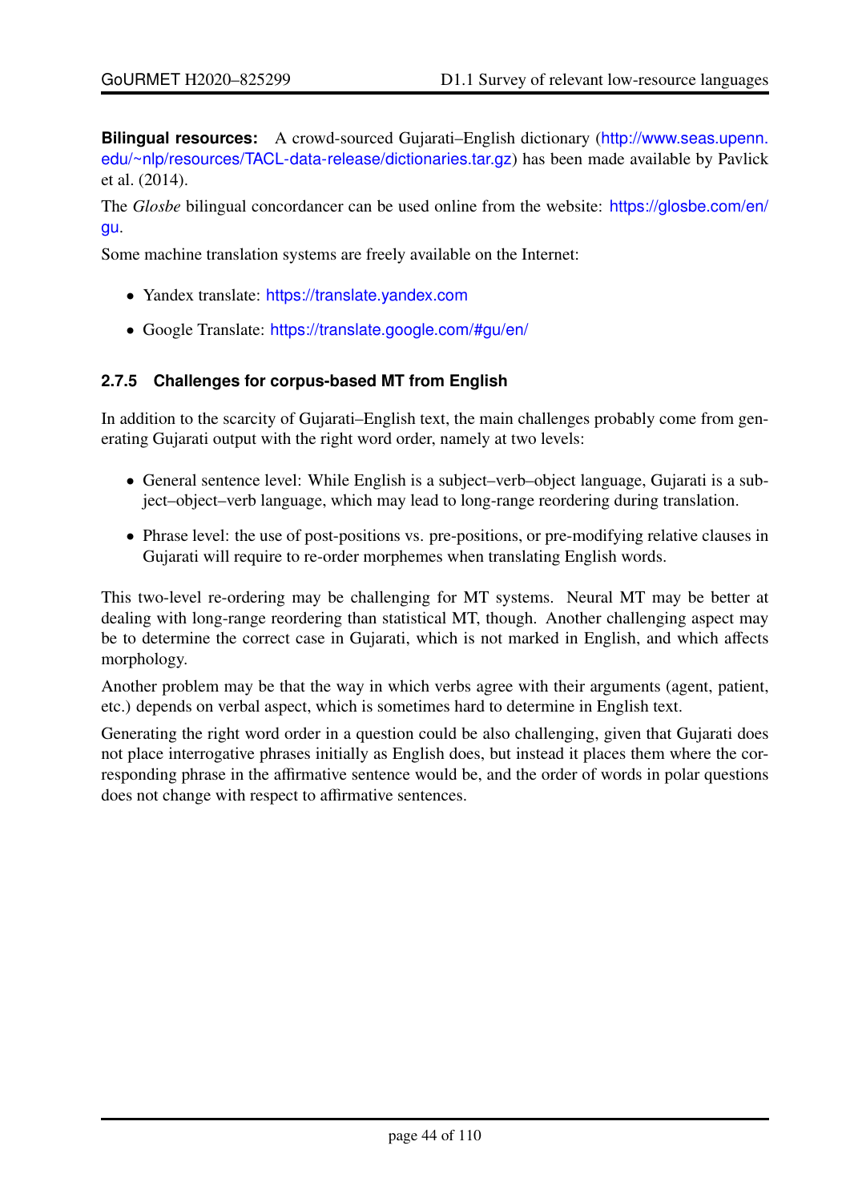**Bilingual resources:** A crowd-sourced Gujarati–English dictionary (http://www.seas.upenn.edu/~nlp/resources/TACL-data-release/dictionaries.tar.gz) has been made available by Pavlick et al. (2014).

The *Glosbe* bilingual concordancer can be used online from the website: https://glosbe.com/en/gu.

Some machine translation systems are freely available on the Internet:

- Yandex translate: https://translate.yandex.com
- Google Translate: https://translate.google.com/#gu/en/

### 2.7.5 Challenges for corpus-based MT from English

In addition to the scarcity of Gujarati–English text, the main challenges probably come from generating Gujarati output with the right word order, namely at two levels:

- General sentence level: While English is a subject–verb–object language, Gujarati is a subject–object–verb language, which may lead to long-range reordering during translation.
- Phrase level: the use of post-positions vs. pre-positions, or pre-modifying relative clauses in Gujarati will require to re-order morphemes when translating English words.

This two-level re-ordering may be challenging for MT systems. Neural MT may be better at dealing with long-range reordering than statistical MT, though. Another challenging aspect may be to determine the correct case in Gujarati, which is not marked in English, and which affects morphology.

Another problem may be that the way in which verbs agree with their arguments (agent, patient, etc.) depends on verbal aspect, which is sometimes hard to determine in English text.

Generating the right word order in a question could be also challenging, given that Gujarati does not place interrogative phrases initially as English does, but instead it places them where the corresponding phrase in the affirmative sentence would be, and the order of words in polar questions does not change with respect to affirmative sentences.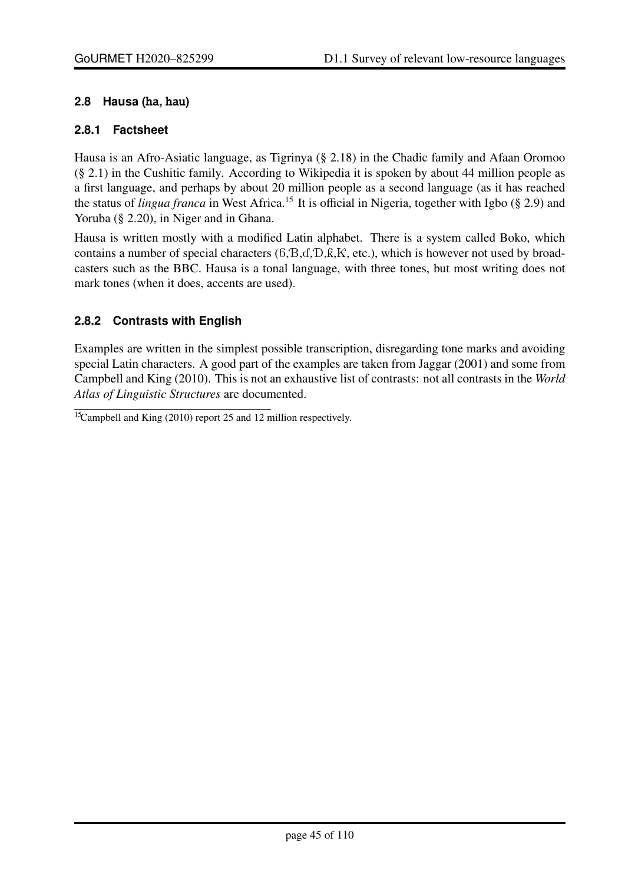## 2.8 Hausa (ha, hau)

### 2.8.1 Factsheet

Hausa is an Afro-Asiatic language, as Tigrinya (§ 2.18) in the Chadic family and Afaan Oromoo (§ 2.1) in the Cushitic family. According to Wikipedia it is spoken by about 44 million people as a first language, and perhaps by about 20 million people as a second language (as it has reached the status of *lingua franca* in West Africa.[15] It is official in Nigeria, together with Igbo (§ 2.9) and Yoruba (§ 2.20), in Niger and in Ghana.

Hausa is written mostly with a modified Latin alphabet. There is a system called Boko, which contains a number of special characters (ɓ,Ɓ,ɗ,Ɗ,ƙ,Ƙ, etc.), which is however not used by broadcasters such as the BBC. Hausa is a tonal language, with three tones, but most writing does not mark tones (when it does, accents are used).

### 2.8.2 Contrasts with English

Examples are written in the simplest possible transcription, disregarding tone marks and avoiding special Latin characters. A good part of the examples are taken from Jaggar (2001) and some from Campbell and King (2010). This is not an exhaustive list of contrasts: not all contrasts in the *World Atlas of Linguistic Structures* are documented.

[15] Campbell and King (2010) report 25 and 12 million respectively.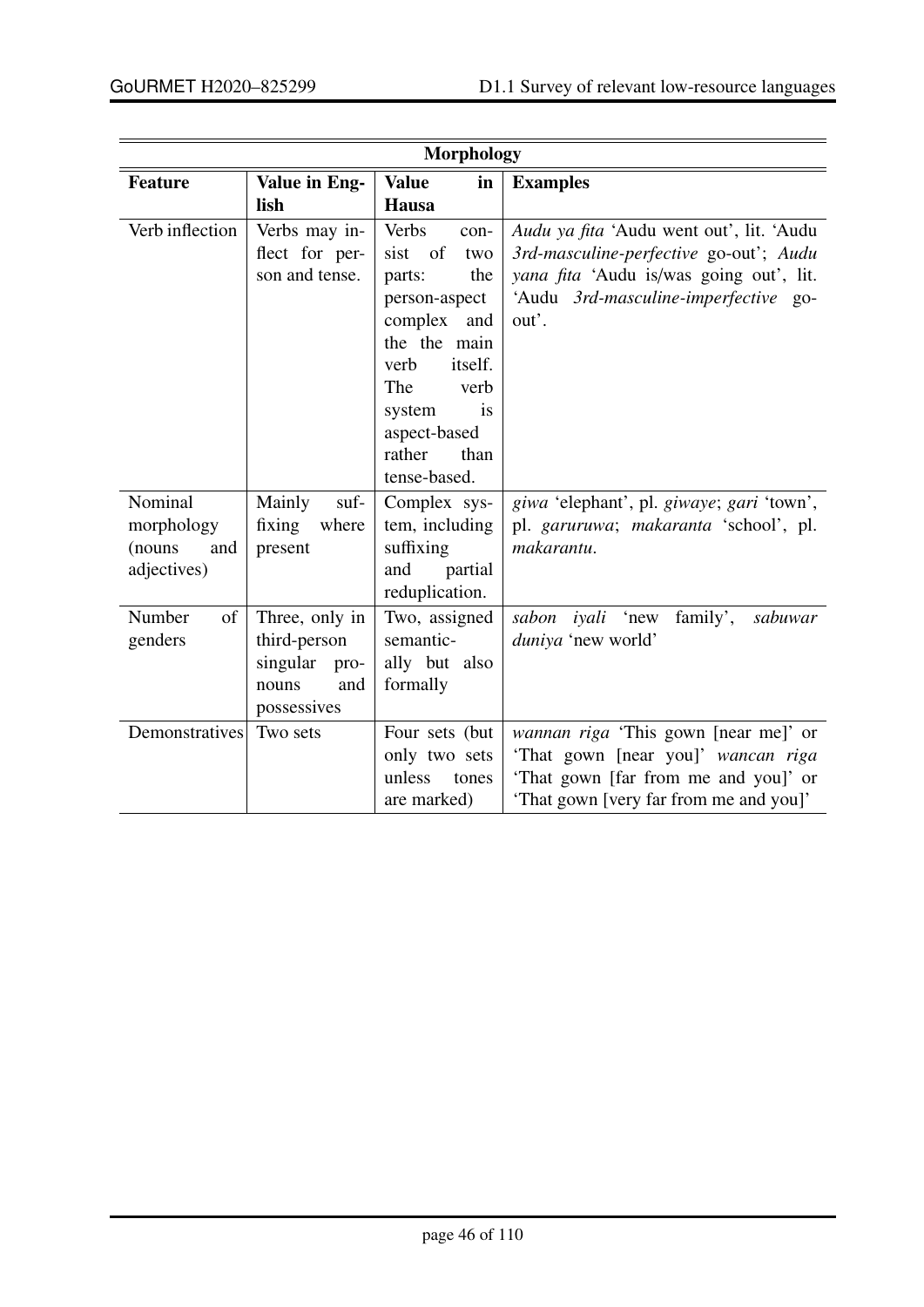| **Morphology** | | | |
|---|---|---|---|
| **Feature** | **Value in English** | **Value in Hausa** | **Examples** |
| Verb inflection | Verbs may inflect for person and tense. | Verbs consist of two parts: the person-aspect complex and the the main verb itself. The verb system is aspect-based rather than tense-based. | *Audu ya fita* 'Audu went out', lit. 'Audu *3rd-masculine-perfective* go-out'; *Audu yana fita* 'Audu is/was going out', lit. 'Audu *3rd-masculine-imperfective* go-out'. |
| Nominal morphology (nouns and adjectives) | Mainly suffixing where present | Complex system, including suffixing and partial reduplication. | *giwa* 'elephant', pl. *giwaye*; *gari* 'town', pl. *garuruwa*; *makaranta* 'school', pl. *makarantu*. |
| Number of genders | Three, only in third-person singular pronouns and possessives | Two, assigned semantically but also formally | *sabon iyali* 'new family', *sabuwar duniya* 'new world' |
| Demonstratives | Two sets | Four sets (but only two sets unless tones are marked) | *wannan riga* 'This gown [near me]' or 'That gown [near you]' *wancan riga* 'That gown [far from me and you]' or 'That gown [very far from me and you]' |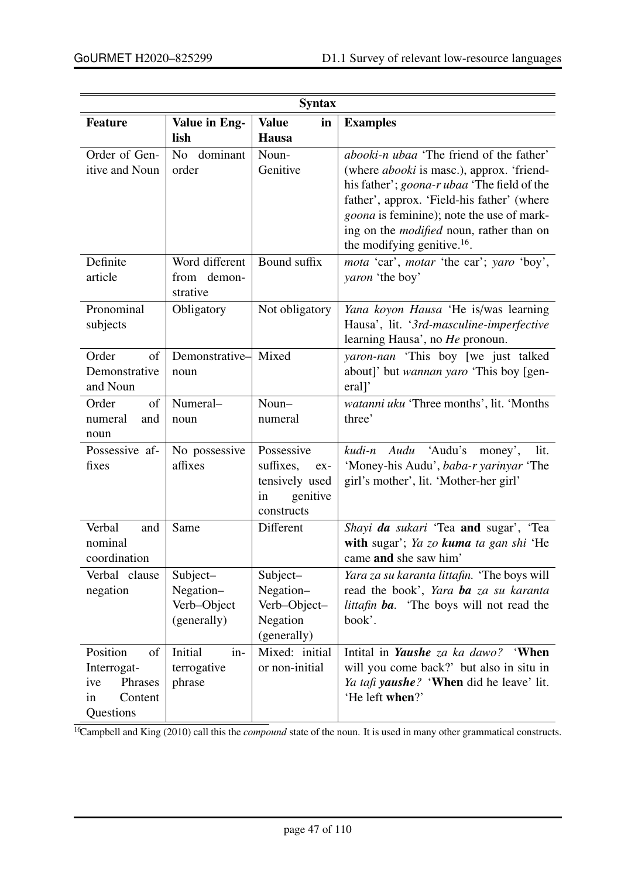| Syntax | | | |
|---|---|---|---|
| **Feature** | **Value in English** | **Value in Hausa** | **Examples** |
| Order of Genitive and Noun | No dominant order | Noun-Genitive | *abooki-n ubaa* 'The friend of the father' (where *abooki* is masc.), approx. 'friend-his father'; *goona-r ubaa* 'The field of the father', approx. 'Field-his father' (where *goona* is feminine); note the use of marking on the *modified* noun, rather than on the modifying genitive.[16]. |
| Definite article | Word different from demonstrative | Bound suffix | *mota* 'car', *motar* 'the car'; *yaro* 'boy', *yaron* 'the boy' |
| Pronominal subjects | Obligatory | Not obligatory | *Yana koyon Hausa* 'He is/was learning Hausa', lit. '*3rd-masculine-imperfective* learning Hausa', no *He* pronoun. |
| Order of Demonstrative and Noun | Demonstrative–noun | Mixed | *yaron-nan* 'This boy [we just talked about]' but *wannan yaro* 'This boy [general]' |
| Order of numeral and noun | Numeral–noun | Noun–numeral | *watanni uku* 'Three months', lit. 'Months three' |
| Possessive affixes | No possessive affixes | Possessive suffixes, extensively used in genitive constructs | *kudi-n Audu* 'Audu's money', lit. 'Money-his Audu', *baba-r yarinyar* 'The girl's mother', lit. 'Mother-her girl' |
| Verbal and nominal coordination | Same | Different | *Shayi **da** sukari* 'Tea **and** sugar', 'Tea **with** sugar'; *Ya zo **kuma** ta gan shi* 'He came **and** she saw him' |
| Verbal clause negation | Subject–Negation–Verb–Object (generally) | Subject–Negation–Verb–Object–Negation (generally) | *Yara za su karanta littafin.* 'The boys will read the book', *Yara **ba** za su karanta littafin **ba**.* 'The boys will not read the book'. |
| Position of Interrogative Phrases in Content Questions | Initial interrogative phrase | Mixed: initial or non-initial | Intital in ***Yaushe** za ka dawo?* '**When** will you come back?' but also in situ in *Ya tafi **yaushe**?* '**When** did he leave' lit. 'He left **when**?' |

[16]Campbell and King (2010) call this the *compound* state of the noun. It is used in many other grammatical constructs.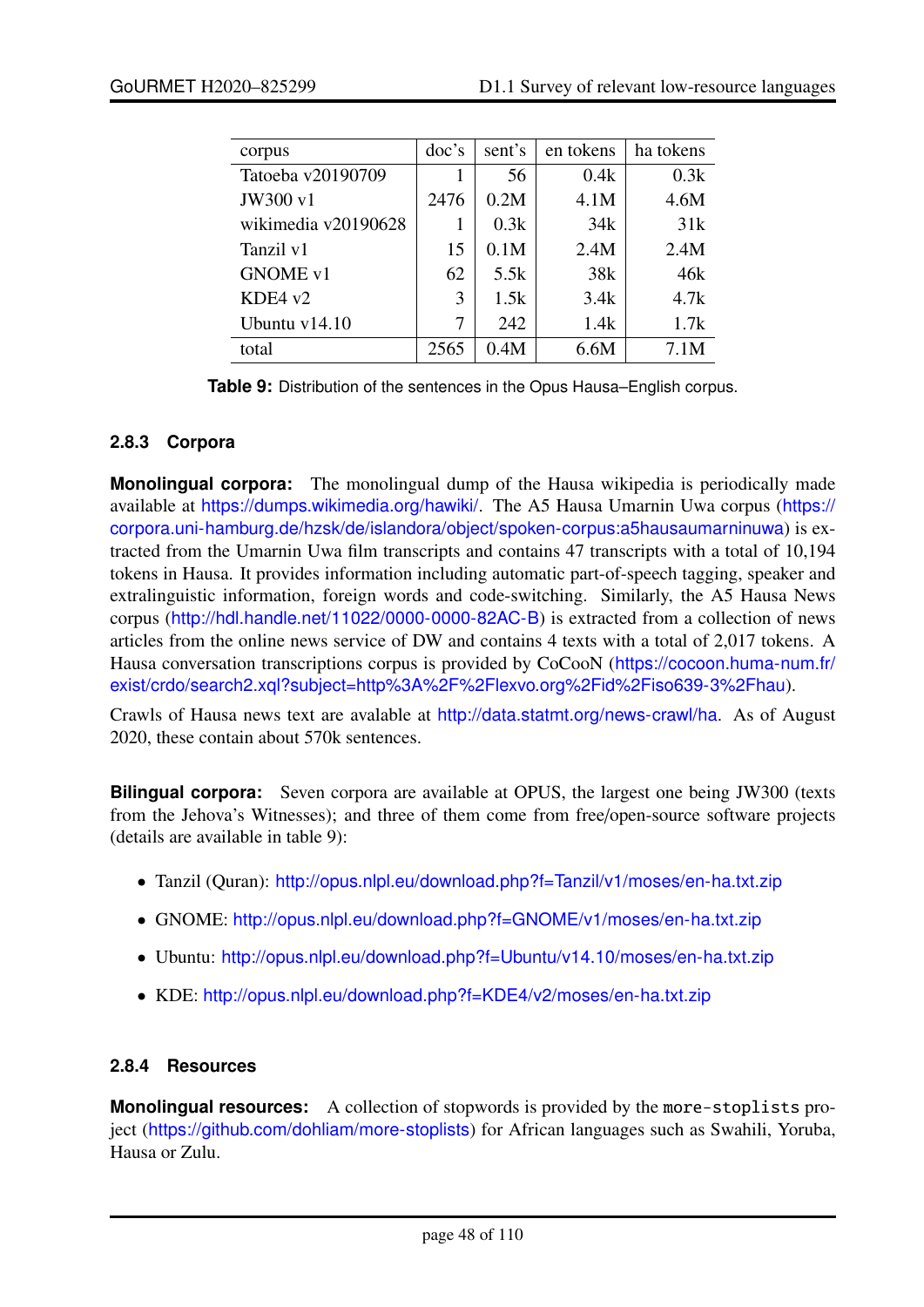| corpus | doc's | sent's | en tokens | ha tokens |
|---|---|---|---|---|
| Tatoeba v20190709 | 1 | 56 | 0.4k | 0.3k |
| JW300 v1 | 2476 | 0.2M | 4.1M | 4.6M |
| wikimedia v20190628 | 1 | 0.3k | 34k | 31k |
| Tanzil v1 | 15 | 0.1M | 2.4M | 2.4M |
| GNOME v1 | 62 | 5.5k | 38k | 46k |
| KDE4 v2 | 3 | 1.5k | 3.4k | 4.7k |
| Ubuntu v14.10 | 7 | 242 | 1.4k | 1.7k |
| total | 2565 | 0.4M | 6.6M | 7.1M |

**Table 9:** Distribution of the sentences in the Opus Hausa–English corpus.

### 2.8.3 Corpora

**Monolingual corpora:** The monolingual dump of the Hausa wikipedia is periodically made available at https://dumps.wikimedia.org/hawiki/. The A5 Hausa Umarnin Uwa corpus (https://corpora.uni-hamburg.de/hzsk/de/islandora/object/spoken-corpus:a5hausaumarninuwa) is extracted from the Umarnin Uwa film transcripts and contains 47 transcripts with a total of 10,194 tokens in Hausa. It provides information including automatic part-of-speech tagging, speaker and extralinguistic information, foreign words and code-switching. Similarly, the A5 Hausa News corpus (http://hdl.handle.net/11022/0000-0000-82AC-B) is extracted from a collection of news articles from the online news service of DW and contains 4 texts with a total of 2,017 tokens. A Hausa conversation transcriptions corpus is provided by CoCooN (https://cocoon.huma-num.fr/exist/crdo/search2.xql?subject=http%3A%2F%2Flexvo.org%2Fid%2Fiso639-3%2Fhau).

Crawls of Hausa news text are avalable at http://data.statmt.org/news-crawl/ha. As of August 2020, these contain about 570k sentences.

**Bilingual corpora:** Seven corpora are available at OPUS, the largest one being JW300 (texts from the Jehova's Witnesses); and three of them come from free/open-source software projects (details are available in table 9):

- Tanzil (Quran): http://opus.nlpl.eu/download.php?f=Tanzil/v1/moses/en-ha.txt.zip
- GNOME: http://opus.nlpl.eu/download.php?f=GNOME/v1/moses/en-ha.txt.zip
- Ubuntu: http://opus.nlpl.eu/download.php?f=Ubuntu/v14.10/moses/en-ha.txt.zip
- KDE: http://opus.nlpl.eu/download.php?f=KDE4/v2/moses/en-ha.txt.zip

### 2.8.4 Resources

**Monolingual resources:** A collection of stopwords is provided by the `more-stoplists` project (https://github.com/dohliam/more-stoplists) for African languages such as Swahili, Yoruba, Hausa or Zulu.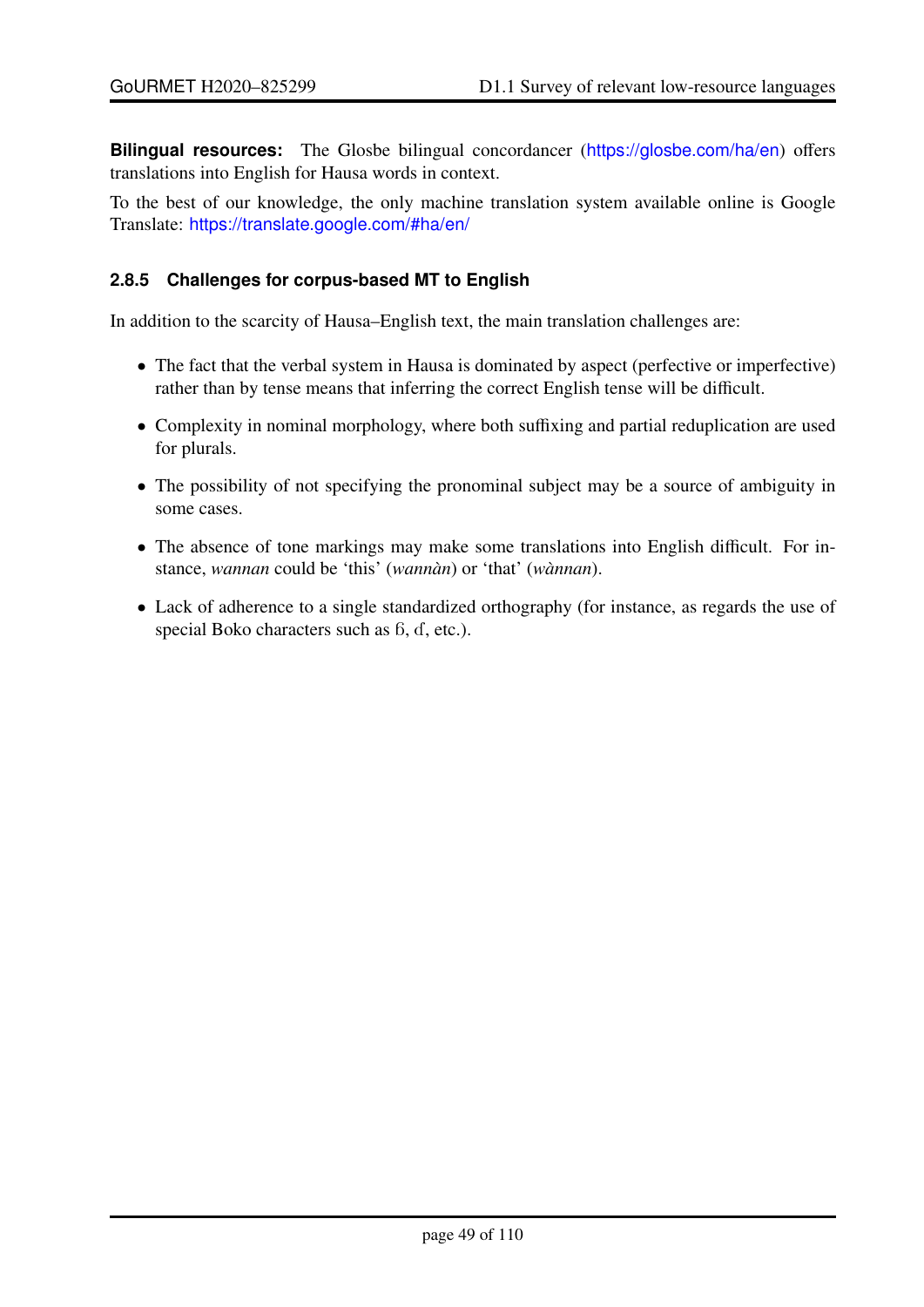**Bilingual resources:** The Glosbe bilingual concordancer (https://glosbe.com/ha/en) offers translations into English for Hausa words in context.

To the best of our knowledge, the only machine translation system available online is Google Translate: https://translate.google.com/#ha/en/

### 2.8.5 Challenges for corpus-based MT to English

In addition to the scarcity of Hausa–English text, the main translation challenges are:

- The fact that the verbal system in Hausa is dominated by aspect (perfective or imperfective) rather than by tense means that inferring the correct English tense will be difficult.
- Complexity in nominal morphology, where both suffixing and partial reduplication are used for plurals.
- The possibility of not specifying the pronominal subject may be a source of ambiguity in some cases.
- The absence of tone markings may make some translations into English difficult. For instance, *wannan* could be 'this' (*wannàn*) or 'that' (*wànnan*).
- Lack of adherence to a single standardized orthography (for instance, as regards the use of special Boko characters such as ɓ, ɗ, etc.).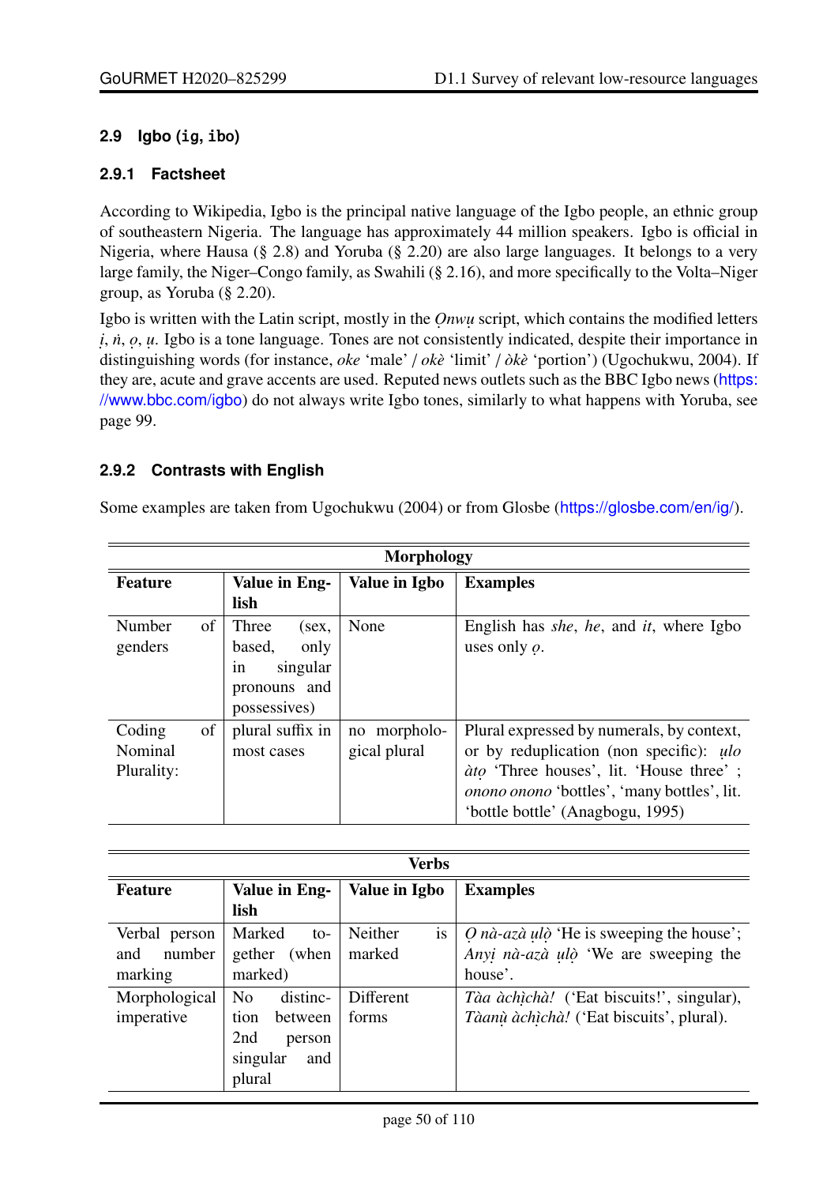### 2.9 Igbo (ig, ibo)

#### 2.9.1 Factsheet

According to Wikipedia, Igbo is the principal native language of the Igbo people, an ethnic group of southeastern Nigeria. The language has approximately 44 million speakers. Igbo is official in Nigeria, where Hausa (§ 2.8) and Yoruba (§ 2.20) are also large languages. It belongs to a very large family, the Niger–Congo family, as Swahili (§ 2.16), and more specifically to the Volta–Niger group, as Yoruba (§ 2.20).

Igbo is written with the Latin script, mostly in the *Ọnwụ* script, which contains the modified letters *ị*, *ṅ*, *ọ*, *ụ*. Igbo is a tone language. Tones are not consistently indicated, despite their importance in distinguishing words (for instance, *oke* 'male' / *okè* 'limit' / *òkè* 'portion') (Ugochukwu, 2004). If they are, acute and grave accents are used. Reputed news outlets such as the BBC Igbo news (https://www.bbc.com/igbo) do not always write Igbo tones, similarly to what happens with Yoruba, see page 99.

#### 2.9.2 Contrasts with English

Some examples are taken from Ugochukwu (2004) or from Glosbe (https://glosbe.com/en/ig/).

| Morphology | | | |
|---|---|---|---|
| **Feature** | **Value in English** | **Value in Igbo** | **Examples** |
| Number of genders | Three (sex, based, only in singular pronouns and possessives) | None | English has *she*, *he*, and *it*, where Igbo uses only *ọ*. |
| Coding of Nominal Plurality: | plural suffix in most cases | no morphological plural | Plural expressed by numerals, by context, or by reduplication (non specific): *ụlo àtọ* 'Three houses', lit. 'House three' ; *onono onono* 'bottles', 'many bottles', lit. 'bottle bottle' (Anagbogu, 1995) |

| Verbs | | | |
|---|---|---|---|
| **Feature** | **Value in English** | **Value in Igbo** | **Examples** |
| Verbal person and number marking | Marked together (when marked) | Neither is marked | *Ọ nà-azà ụlò* 'He is sweeping the house'; *Anyị nà-azà ụlò* 'We are sweeping the house'. |
| Morphological imperative | No distinction between 2nd person singular and plural | Different forms | *Tàa àchịchà!* ('Eat biscuits!', singular), *Tàanụ̀ àchịchà!* ('Eat biscuits', plural). |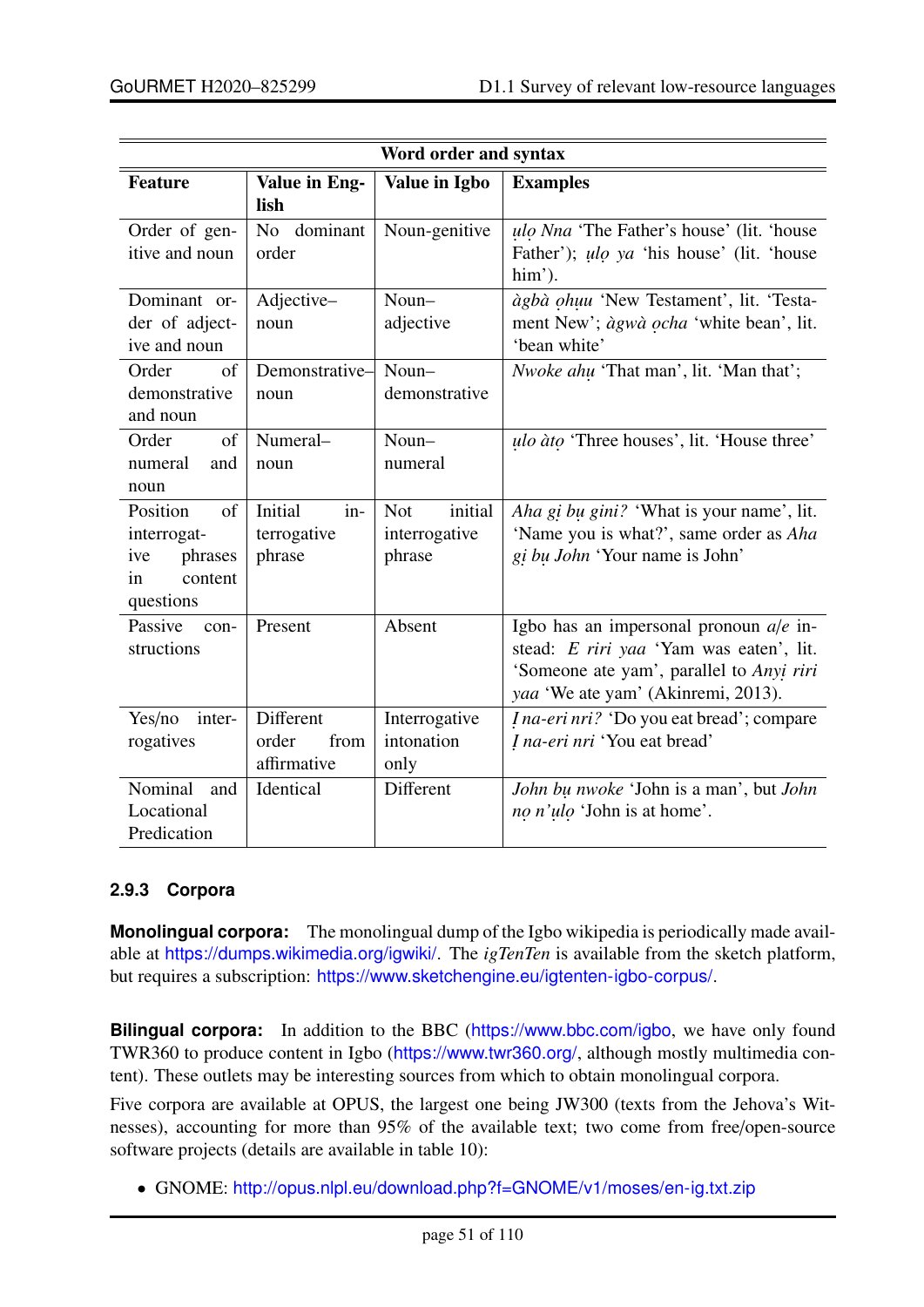| Word order and syntax | | | |
|---|---|---|---|
| **Feature** | **Value in English** | **Value in Igbo** | **Examples** |
| Order of genitive and noun | No dominant order | Noun-genitive | *ụlọ Nna* 'The Father's house' (lit. 'house Father'); *ụlọ ya* 'his house' (lit. 'house him'). |
| Dominant order of adjective and noun | Adjective–noun | Noun–adjective | *àgbà ọhụu* 'New Testament', lit. 'Testament New'; *àgwà ọcha* 'white bean', lit. 'bean white' |
| Order of demonstrative and noun | Demonstrative–noun | Noun–demonstrative | *Nwoke ahụ* 'That man', lit. 'Man that'; |
| Order of numeral and noun | Numeral–noun | Noun–numeral | *ụlo àtọ* 'Three houses', lit. 'House three' |
| Position of interrogative phrases in content questions | Initial interrogative phrase | Not initial interrogative phrase | *Aha gị bụ gini?* 'What is your name', lit. 'Name you is what?', same order as *Aha gị bụ John* 'Your name is John' |
| Passive constructions | Present | Absent | Igbo has an impersonal pronoun *a/e* instead: *E riri yaa* 'Yam was eaten', lit. 'Someone ate yam', parallel to *Anyị riri yaa* 'We ate yam' (Akinremi, 2013). |
| Yes/no interrogatives | Different order from affirmative | Interrogative intonation only | *Ị na-eri nri?* 'Do you eat bread'; compare *Ị na-eri nri* 'You eat bread' |
| Nominal and Locational Predication | Identical | Different | *John bụ nwoke* 'John is a man', but *John nọ n'ụlọ* 'John is at home'. |

### 2.9.3 Corpora

**Monolingual corpora:** The monolingual dump of the Igbo wikipedia is periodically made available at https://dumps.wikimedia.org/igwiki/. The *igTenTen* is available from the sketch platform, but requires a subscription: https://www.sketchengine.eu/igtenten-igbo-corpus/.

**Bilingual corpora:** In addition to the BBC (https://www.bbc.com/igbo, we have only found TWR360 to produce content in Igbo (https://www.twr360.org/, although mostly multimedia content). These outlets may be interesting sources from which to obtain monolingual corpora.

Five corpora are available at OPUS, the largest one being JW300 (texts from the Jehova's Witnesses), accounting for more than 95% of the available text; two come from free/open-source software projects (details are available in table 10):

- GNOME: http://opus.nlpl.eu/download.php?f=GNOME/v1/moses/en-ig.txt.zip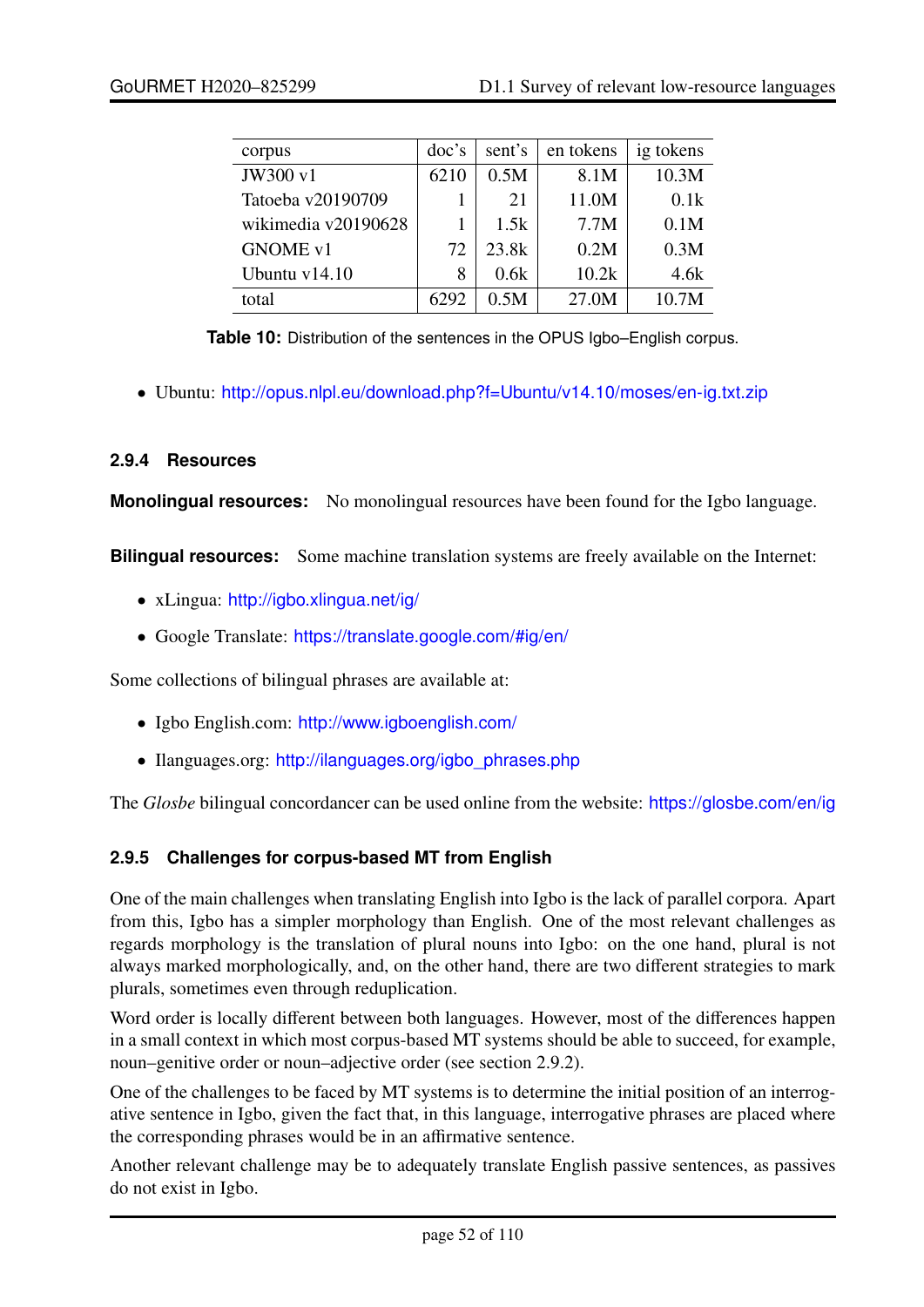| corpus | doc's | sent's | en tokens | ig tokens |
|---|---|---|---|---|
| JW300 v1 | 6210 | 0.5M | 8.1M | 10.3M |
| Tatoeba v20190709 | 1 | 21 | 11.0M | 0.1k |
| wikimedia v20190628 | 1 | 1.5k | 7.7M | 0.1M |
| GNOME v1 | 72 | 23.8k | 0.2M | 0.3M |
| Ubuntu v14.10 | 8 | 0.6k | 10.2k | 4.6k |
| total | 6292 | 0.5M | 27.0M | 10.7M |

**Table 10:** Distribution of the sentences in the OPUS Igbo–English corpus.

- Ubuntu: http://opus.nlpl.eu/download.php?f=Ubuntu/v14.10/moses/en-ig.txt.zip

### 2.9.4 Resources

**Monolingual resources:** No monolingual resources have been found for the Igbo language.

**Bilingual resources:** Some machine translation systems are freely available on the Internet:

- xLingua: http://igbo.xlingua.net/ig/
- Google Translate: https://translate.google.com/#ig/en/

Some collections of bilingual phrases are available at:

- Igbo English.com: http://www.igboenglish.com/
- Ilanguages.org: http://ilanguages.org/igbo_phrases.php

The *Glosbe* bilingual concordancer can be used online from the website: https://glosbe.com/en/ig

### 2.9.5 Challenges for corpus-based MT from English

One of the main challenges when translating English into Igbo is the lack of parallel corpora. Apart from this, Igbo has a simpler morphology than English. One of the most relevant challenges as regards morphology is the translation of plural nouns into Igbo: on the one hand, plural is not always marked morphologically, and, on the other hand, there are two different strategies to mark plurals, sometimes even through reduplication.

Word order is locally different between both languages. However, most of the differences happen in a small context in which most corpus-based MT systems should be able to succeed, for example, noun–genitive order or noun–adjective order (see section 2.9.2).

One of the challenges to be faced by MT systems is to determine the initial position of an interrogative sentence in Igbo, given the fact that, in this language, interrogative phrases are placed where the corresponding phrases would be in an affirmative sentence.

Another relevant challenge may be to adequately translate English passive sentences, as passives do not exist in Igbo.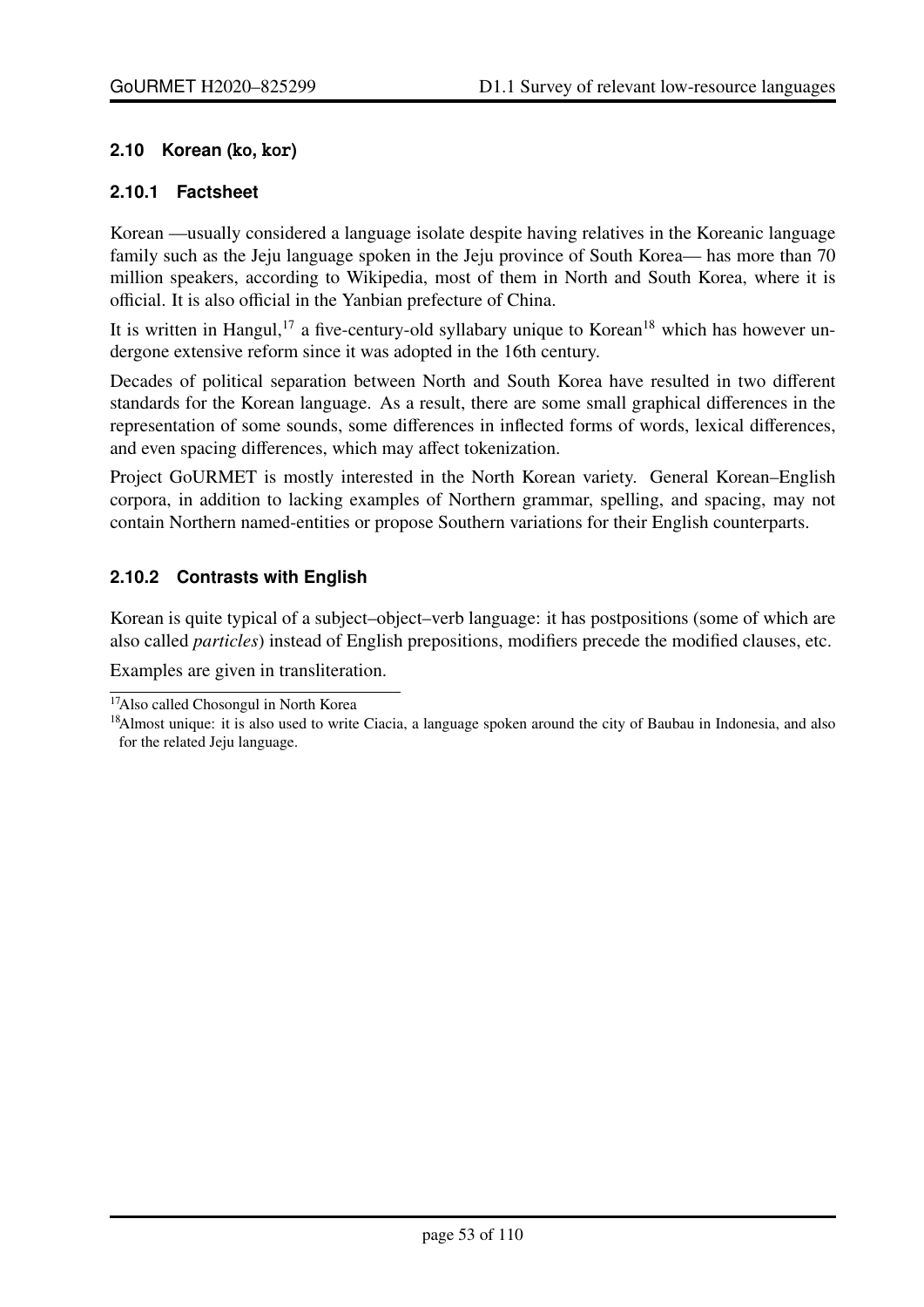### 2.10 Korean (`ko`, `kor`)

#### 2.10.1 Factsheet

Korean —usually considered a language isolate despite having relatives in the Koreanic language family such as the Jeju language spoken in the Jeju province of South Korea— has more than 70 million speakers, according to Wikipedia, most of them in North and South Korea, where it is official. It is also official in the Yanbian prefecture of China.

It is written in Hangul,[17] a five-century-old syllabary unique to Korean[18] which has however undergone extensive reform since it was adopted in the 16th century.

Decades of political separation between North and South Korea have resulted in two different standards for the Korean language. As a result, there are some small graphical differences in the representation of some sounds, some differences in inflected forms of words, lexical differences, and even spacing differences, which may affect tokenization.

Project GoURMET is mostly interested in the North Korean variety. General Korean–English corpora, in addition to lacking examples of Northern grammar, spelling, and spacing, may not contain Northern named-entities or propose Southern variations for their English counterparts.

#### 2.10.2 Contrasts with English

Korean is quite typical of a subject–object–verb language: it has postpositions (some of which are also called *particles*) instead of English prepositions, modifiers precede the modified clauses, etc.

Examples are given in transliteration.

---

[17] Also called Chosongul in North Korea

[18] Almost unique: it is also used to write Ciacia, a language spoken around the city of Baubau in Indonesia, and also for the related Jeju language.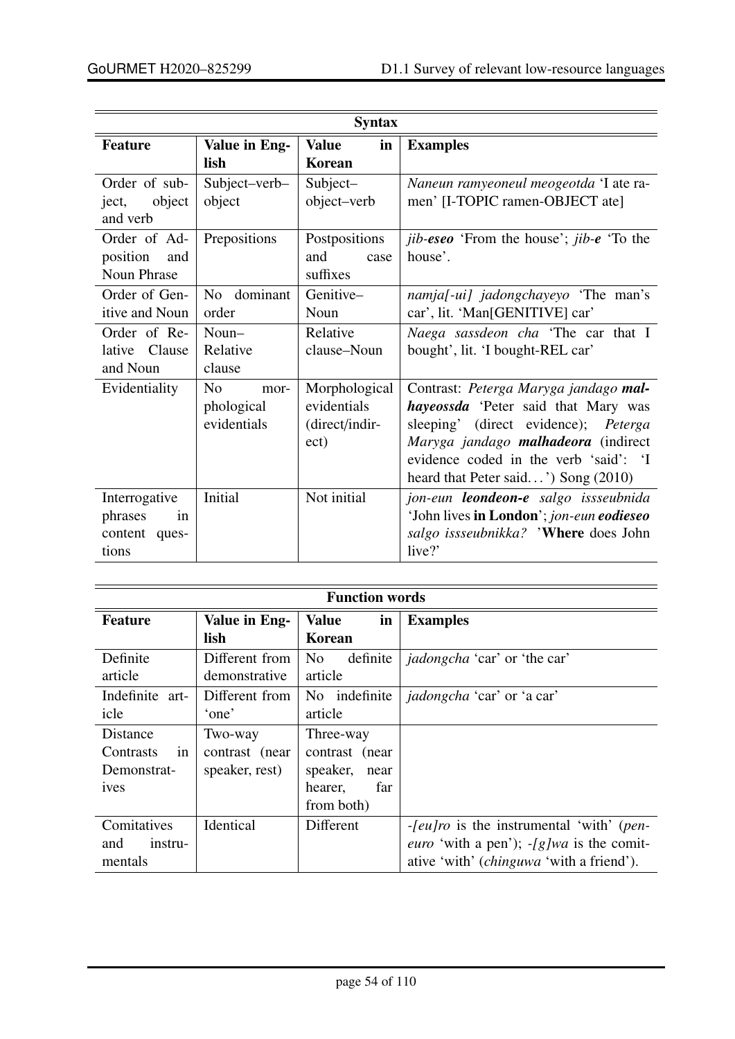| Syntax | | | |
|---|---|---|---|
| **Feature** | **Value in English** | **Value in Korean** | **Examples** |
| Order of subject, object and verb | Subject–verb–object | Subject–object–verb | *Naneun ramyeoneul meogeotda* 'I ate ramen' [I-TOPIC ramen-OBJECT ate] |
| Order of Adposition and Noun Phrase | Prepositions | Postpositions and case suffixes | *jib-**eseo*** 'From the house'; *jib-**e*** 'To the house'. |
| Order of Genitive and Noun | No dominant order | Genitive–Noun | *namja[-ui] jadongchayeyo* 'The man's car', lit. 'Man[GENITIVE] car' |
| Order of Relative Clause and Noun | Noun–Relative clause | Relative clause–Noun | *Naega sassdeon cha* 'The car that I bought', lit. 'I bought-REL car' |
| Evidentiality | No morphological evidentials | Morphological evidentials (direct/indirect) | Contrast: *Peterga Maryga jandago **malhayeossda*** 'Peter said that Mary was sleeping' (direct evidence); *Peterga Maryga jandago **malhadeora*** (indirect evidence coded in the verb 'said': 'I heard that Peter said...') Song (2010) |
| Interrogative phrases in content questions | Initial | Not initial | *jon-eun **leondeon-e** salgo issseubnida* 'John lives **in London**'; *jon-eun **eodieseo** salgo issseubnikka?* '**Where** does John live?' |

| Function words | | | |
|---|---|---|---|
| **Feature** | **Value in English** | **Value in Korean** | **Examples** |
| Definite article | Different from demonstrative | No definite article | *jadongcha* 'car' or 'the car' |
| Indefinite article | Different from 'one' | No indefinite article | *jadongcha* 'car' or 'a car' |
| Distance Contrasts in Demonstratives | Two-way contrast (near speaker, rest) | Three-way contrast (near speaker, near hearer, far from both) | |
| Comitatives and instrumentals | Identical | Different | *-[eu]ro* is the instrumental 'with' (*peneuro* 'with a pen'); *-[g]wa* is the comitative 'with' (*chinguwa* 'with a friend'). |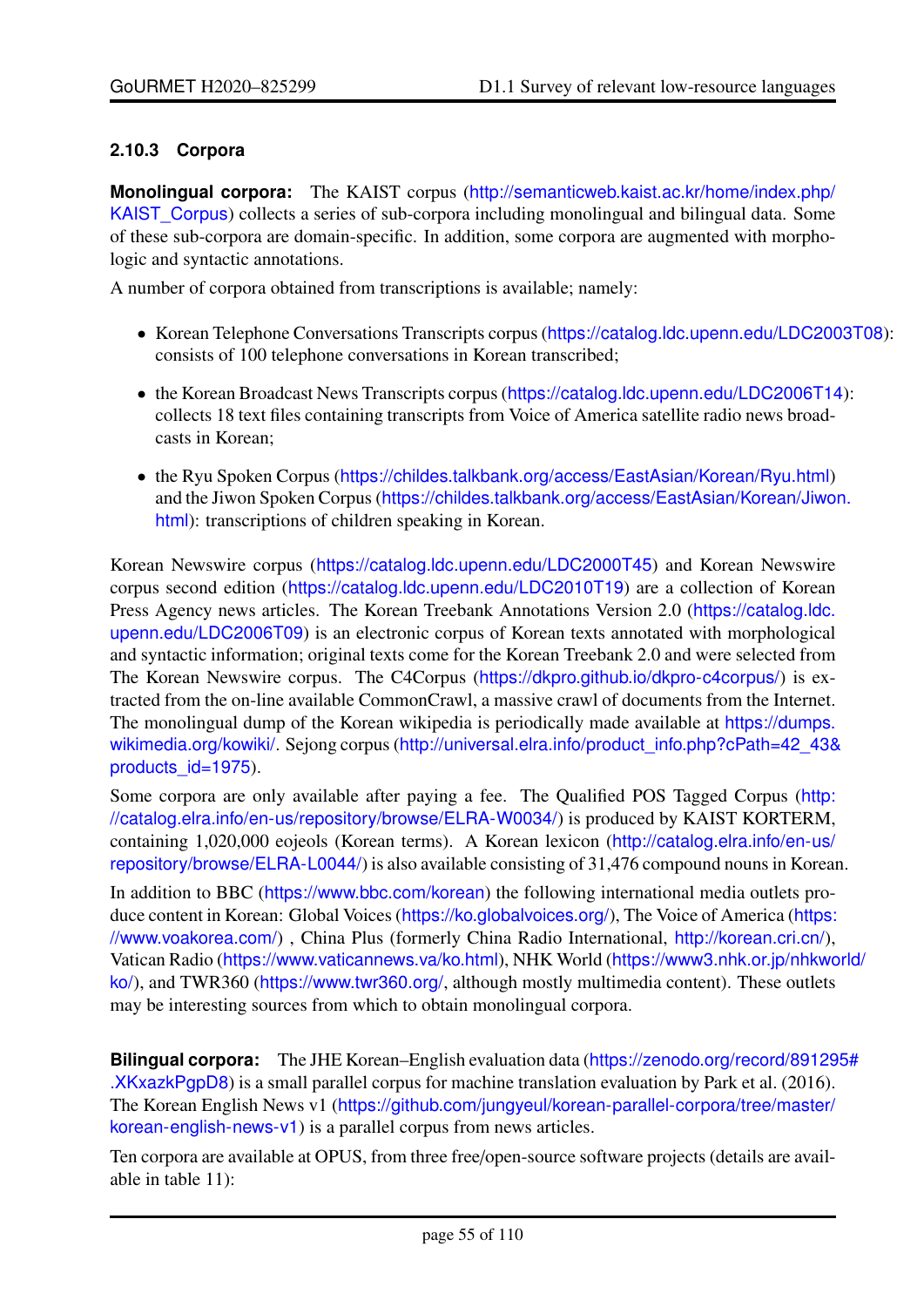### 2.10.3 Corpora

**Monolingual corpora:** The KAIST corpus (http://semanticweb.kaist.ac.kr/home/index.php/KAIST_Corpus) collects a series of sub-corpora including monolingual and bilingual data. Some of these sub-corpora are domain-specific. In addition, some corpora are augmented with morphologic and syntactic annotations.

A number of corpora obtained from transcriptions is available; namely:

- Korean Telephone Conversations Transcripts corpus (https://catalog.ldc.upenn.edu/LDC2003T08): consists of 100 telephone conversations in Korean transcribed;
- the Korean Broadcast News Transcripts corpus (https://catalog.ldc.upenn.edu/LDC2006T14): collects 18 text files containing transcripts from Voice of America satellite radio news broadcasts in Korean;
- the Ryu Spoken Corpus (https://childes.talkbank.org/access/EastAsian/Korean/Ryu.html) and the Jiwon Spoken Corpus (https://childes.talkbank.org/access/EastAsian/Korean/Jiwon.html): transcriptions of children speaking in Korean.

Korean Newswire corpus (https://catalog.ldc.upenn.edu/LDC2000T45) and Korean Newswire corpus second edition (https://catalog.ldc.upenn.edu/LDC2010T19) are a collection of Korean Press Agency news articles. The Korean Treebank Annotations Version 2.0 (https://catalog.ldc.upenn.edu/LDC2006T09) is an electronic corpus of Korean texts annotated with morphological and syntactic information; original texts come for the Korean Treebank 2.0 and were selected from The Korean Newswire corpus. The C4Corpus (https://dkpro.github.io/dkpro-c4corpus/) is extracted from the on-line available CommonCrawl, a massive crawl of documents from the Internet. The monolingual dump of the Korean wikipedia is periodically made available at https://dumps.wikimedia.org/kowiki/. Sejong corpus (http://universal.elra.info/product_info.php?cPath=42_43&products_id=1975).

Some corpora are only available after paying a fee. The Qualified POS Tagged Corpus (http://catalog.elra.info/en-us/repository/browse/ELRA-W0034/) is produced by KAIST KORTERM, containing 1,020,000 eojeols (Korean terms). A Korean lexicon (http://catalog.elra.info/en-us/repository/browse/ELRA-L0044/) is also available consisting of 31,476 compound nouns in Korean.

In addition to BBC (https://www.bbc.com/korean) the following international media outlets produce content in Korean: Global Voices (https://ko.globalvoices.org/), The Voice of America (https://www.voakorea.com/) , China Plus (formerly China Radio International, http://korean.cri.cn/), Vatican Radio (https://www.vaticannews.va/ko.html), NHK World (https://www3.nhk.or.jp/nhkworld/ko/), and TWR360 (https://www.twr360.org/, although mostly multimedia content). These outlets may be interesting sources from which to obtain monolingual corpora.

**Bilingual corpora:** The JHE Korean–English evaluation data (https://zenodo.org/record/891295#.XKxazkPgpD8) is a small parallel corpus for machine translation evaluation by Park et al. (2016). The Korean English News v1 (https://github.com/jungyeul/korean-parallel-corpora/tree/master/korean-english-news-v1) is a parallel corpus from news articles.

Ten corpora are available at OPUS, from three free/open-source software projects (details are available in table 11):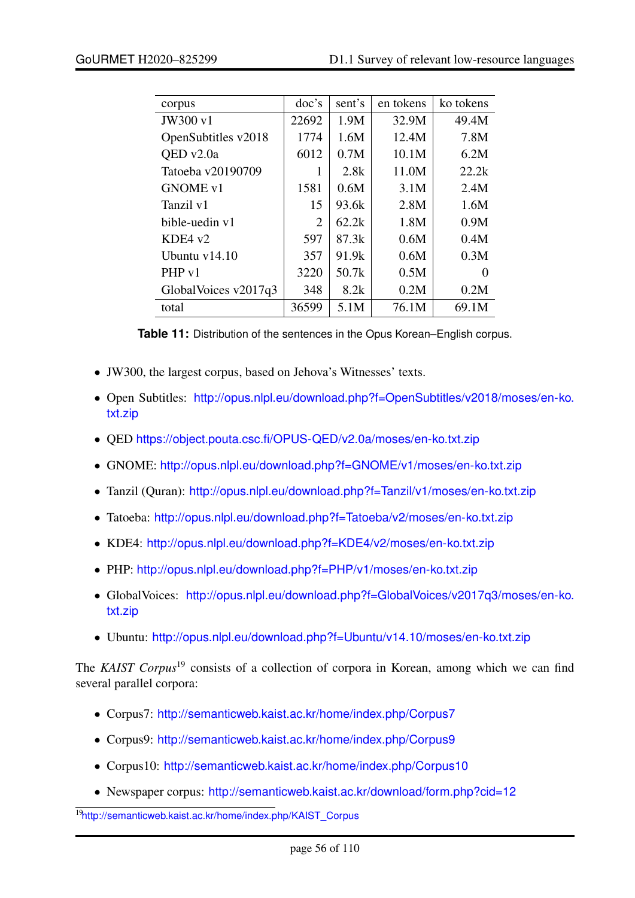| corpus | doc's | sent's | en tokens | ko tokens |
|---|---|---|---|---|
| JW300 v1 | 22692 | 1.9M | 32.9M | 49.4M |
| OpenSubtitles v2018 | 1774 | 1.6M | 12.4M | 7.8M |
| QED v2.0a | 6012 | 0.7M | 10.1M | 6.2M |
| Tatoeba v20190709 | 1 | 2.8k | 11.0M | 22.2k |
| GNOME v1 | 1581 | 0.6M | 3.1M | 2.4M |
| Tanzil v1 | 15 | 93.6k | 2.8M | 1.6M |
| bible-uedin v1 | 2 | 62.2k | 1.8M | 0.9M |
| KDE4 v2 | 597 | 87.3k | 0.6M | 0.4M |
| Ubuntu v14.10 | 357 | 91.9k | 0.6M | 0.3M |
| PHP v1 | 3220 | 50.7k | 0.5M | 0 |
| GlobalVoices v2017q3 | 348 | 8.2k | 0.2M | 0.2M |
| total | 36599 | 5.1M | 76.1M | 69.1M |

**Table 11:** Distribution of the sentences in the Opus Korean–English corpus.

- JW300, the largest corpus, based on Jehova's Witnesses' texts.
- Open Subtitles: http://opus.nlpl.eu/download.php?f=OpenSubtitles/v2018/moses/en-ko.txt.zip
- QED https://object.pouta.csc.fi/OPUS-QED/v2.0a/moses/en-ko.txt.zip
- GNOME: http://opus.nlpl.eu/download.php?f=GNOME/v1/moses/en-ko.txt.zip
- Tanzil (Quran): http://opus.nlpl.eu/download.php?f=Tanzil/v1/moses/en-ko.txt.zip
- Tatoeba: http://opus.nlpl.eu/download.php?f=Tatoeba/v2/moses/en-ko.txt.zip
- KDE4: http://opus.nlpl.eu/download.php?f=KDE4/v2/moses/en-ko.txt.zip
- PHP: http://opus.nlpl.eu/download.php?f=PHP/v1/moses/en-ko.txt.zip
- GlobalVoices: http://opus.nlpl.eu/download.php?f=GlobalVoices/v2017q3/moses/en-ko.txt.zip
- Ubuntu: http://opus.nlpl.eu/download.php?f=Ubuntu/v14.10/moses/en-ko.txt.zip

The *KAIST Corpus*[19] consists of a collection of corpora in Korean, among which we can find several parallel corpora:

- Corpus7: http://semanticweb.kaist.ac.kr/home/index.php/Corpus7
- Corpus9: http://semanticweb.kaist.ac.kr/home/index.php/Corpus9
- Corpus10: http://semanticweb.kaist.ac.kr/home/index.php/Corpus10
- Newspaper corpus: http://semanticweb.kaist.ac.kr/download/form.php?cid=12

[19] http://semanticweb.kaist.ac.kr/home/index.php/KAIST_Corpus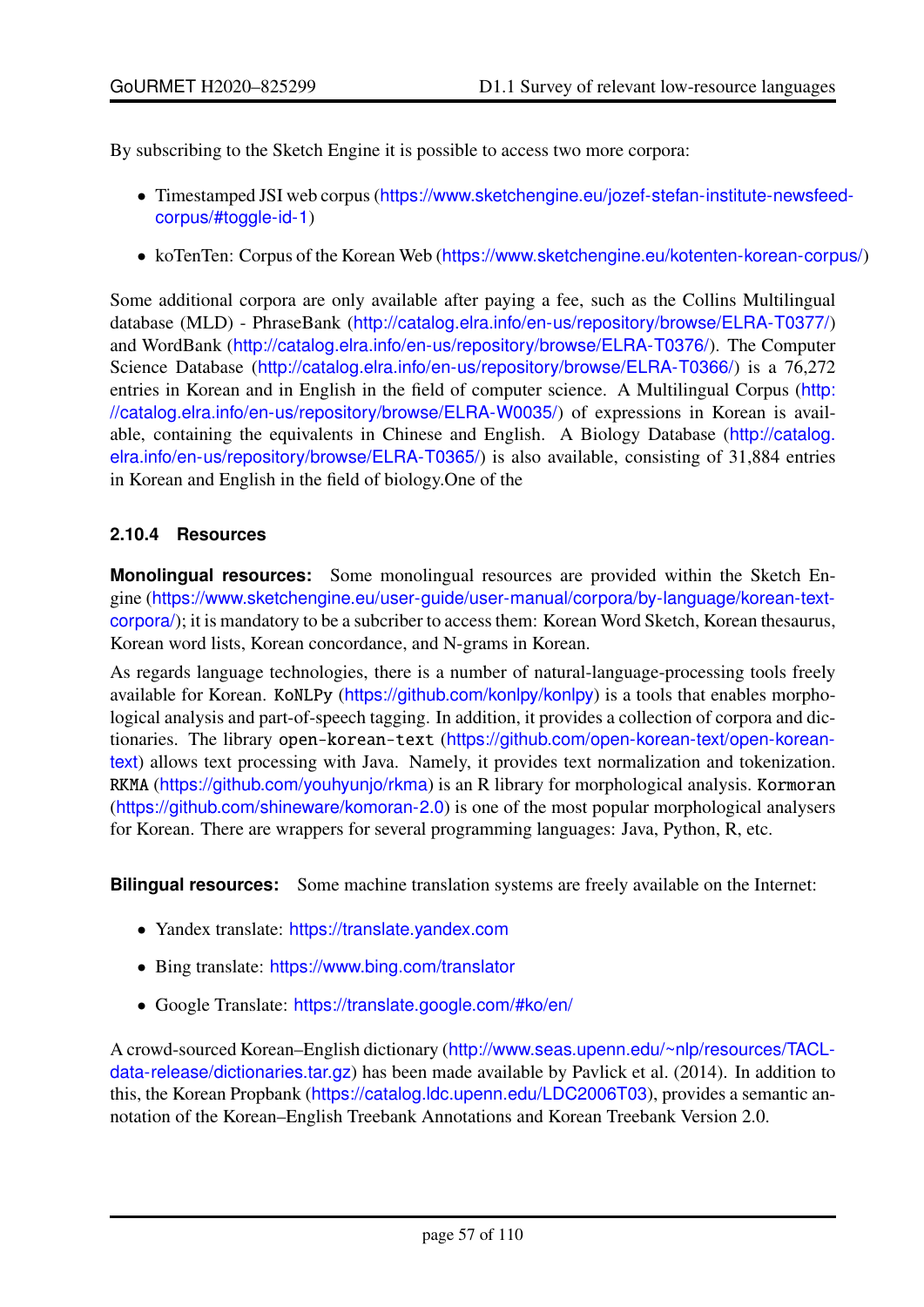By subscribing to the Sketch Engine it is possible to access two more corpora:

- Timestamped JSI web corpus (https://www.sketchengine.eu/jozef-stefan-institute-newsfeed-corpus/#toggle-id-1)
- koTenTen: Corpus of the Korean Web (https://www.sketchengine.eu/kotenten-korean-corpus/)

Some additional corpora are only available after paying a fee, such as the Collins Multilingual database (MLD) - PhraseBank (http://catalog.elra.info/en-us/repository/browse/ELRA-T0377/) and WordBank (http://catalog.elra.info/en-us/repository/browse/ELRA-T0376/). The Computer Science Database (http://catalog.elra.info/en-us/repository/browse/ELRA-T0366/) is a 76,272 entries in Korean and in English in the field of computer science. A Multilingual Corpus (http://catalog.elra.info/en-us/repository/browse/ELRA-W0035/) of expressions in Korean is available, containing the equivalents in Chinese and English. A Biology Database (http://catalog.elra.info/en-us/repository/browse/ELRA-T0365/) is also available, consisting of 31,884 entries in Korean and English in the field of biology.One of the

### 2.10.4 Resources

**Monolingual resources:** Some monolingual resources are provided within the Sketch Engine (https://www.sketchengine.eu/user-guide/user-manual/corpora/by-language/korean-text-corpora/); it is mandatory to be a subcriber to access them: Korean Word Sketch, Korean thesaurus, Korean word lists, Korean concordance, and N-grams in Korean.

As regards language technologies, there is a number of natural-language-processing tools freely available for Korean. `KoNLPy` (https://github.com/konlpy/konlpy) is a tools that enables morphological analysis and part-of-speech tagging. In addition, it provides a collection of corpora and dictionaries. The library `open-korean-text` (https://github.com/open-korean-text/open-korean-text) allows text processing with Java. Namely, it provides text normalization and tokenization. `RKMA` (https://github.com/youhyunjo/rkma) is an R library for morphological analysis. `Kormoran` (https://github.com/shineware/komoran-2.0) is one of the most popular morphological analysers for Korean. There are wrappers for several programming languages: Java, Python, R, etc.

**Bilingual resources:** Some machine translation systems are freely available on the Internet:

- Yandex translate: https://translate.yandex.com
- Bing translate: https://www.bing.com/translator
- Google Translate: https://translate.google.com/#ko/en/

A crowd-sourced Korean–English dictionary (http://www.seas.upenn.edu/~nlp/resources/TACL-data-release/dictionaries.tar.gz) has been made available by Pavlick et al. (2014). In addition to this, the Korean Propbank (https://catalog.ldc.upenn.edu/LDC2006T03), provides a semantic annotation of the Korean–English Treebank Annotations and Korean Treebank Version 2.0.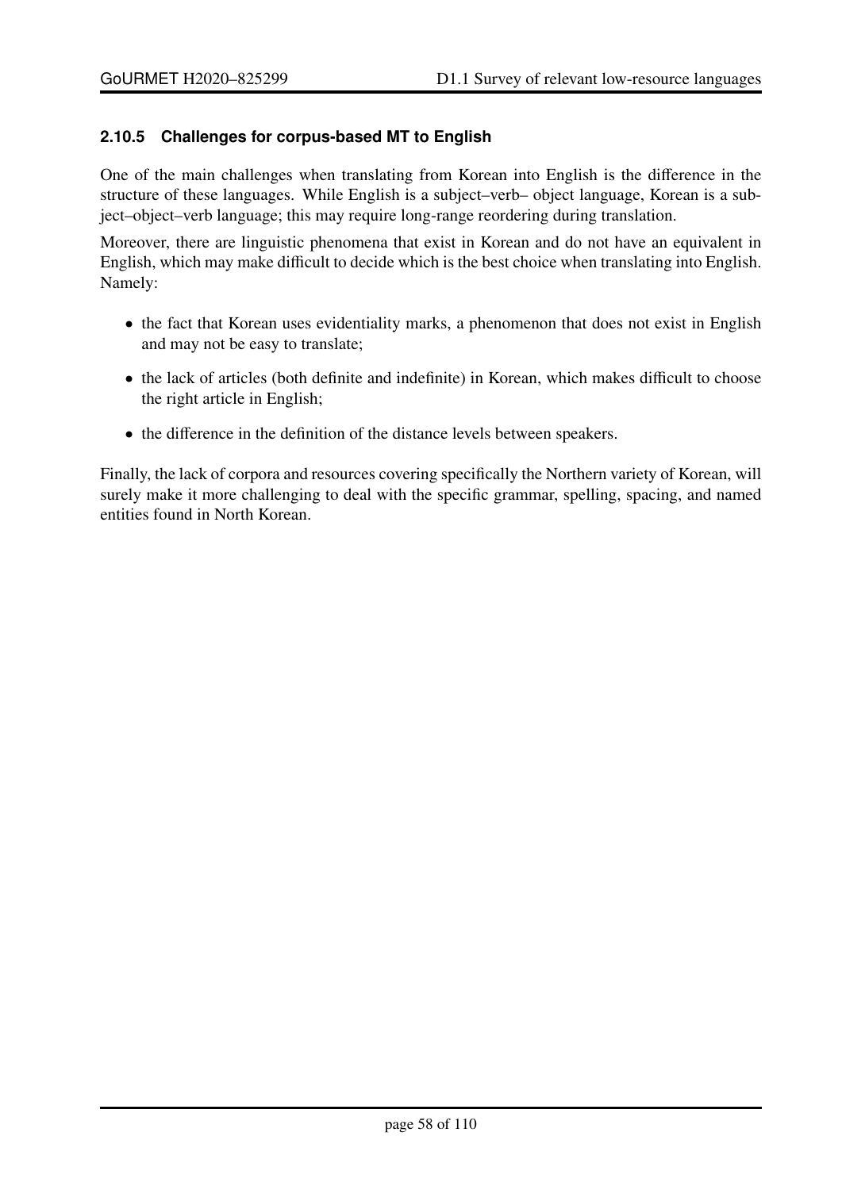#### 2.10.5 Challenges for corpus-based MT to English

One of the main challenges when translating from Korean into English is the difference in the structure of these languages. While English is a subject–verb– object language, Korean is a subject–object–verb language; this may require long-range reordering during translation.

Moreover, there are linguistic phenomena that exist in Korean and do not have an equivalent in English, which may make difficult to decide which is the best choice when translating into English. Namely:

- the fact that Korean uses evidentiality marks, a phenomenon that does not exist in English and may not be easy to translate;
- the lack of articles (both definite and indefinite) in Korean, which makes difficult to choose the right article in English;
- the difference in the definition of the distance levels between speakers.

Finally, the lack of corpora and resources covering specifically the Northern variety of Korean, will surely make it more challenging to deal with the specific grammar, spelling, spacing, and named entities found in North Korean.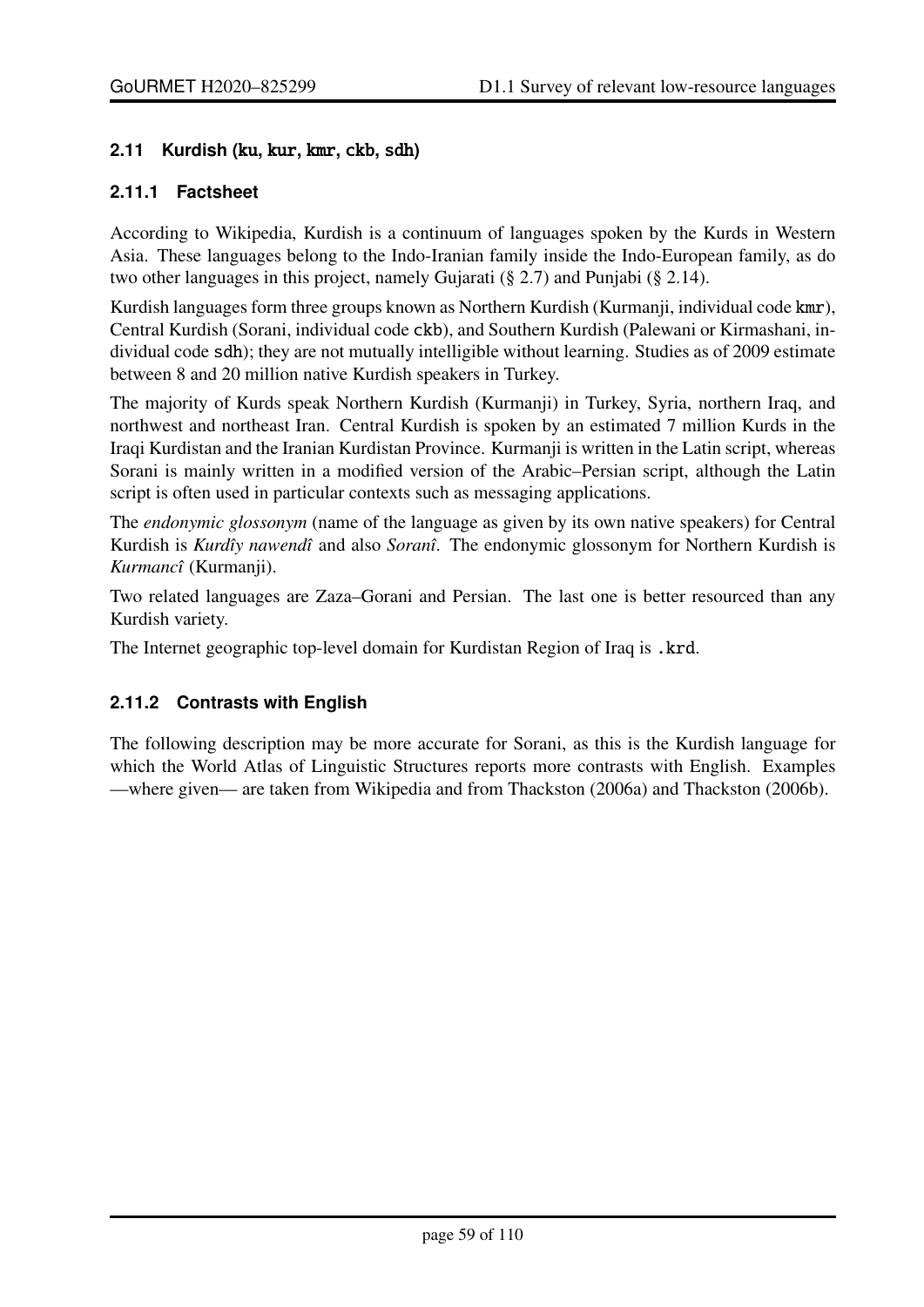## 2.11 Kurdish (ku, kur, kmr, ckb, sdh)

### 2.11.1 Factsheet

According to Wikipedia, Kurdish is a continuum of languages spoken by the Kurds in Western Asia. These languages belong to the Indo-Iranian family inside the Indo-European family, as do two other languages in this project, namely Gujarati (§ 2.7) and Punjabi (§ 2.14).

Kurdish languages form three groups known as Northern Kurdish (Kurmanji, individual code kmr), Central Kurdish (Sorani, individual code ckb), and Southern Kurdish (Palewani or Kirmashani, individual code sdh); they are not mutually intelligible without learning. Studies as of 2009 estimate between 8 and 20 million native Kurdish speakers in Turkey.

The majority of Kurds speak Northern Kurdish (Kurmanji) in Turkey, Syria, northern Iraq, and northwest and northeast Iran. Central Kurdish is spoken by an estimated 7 million Kurds in the Iraqi Kurdistan and the Iranian Kurdistan Province. Kurmanji is written in the Latin script, whereas Sorani is mainly written in a modified version of the Arabic–Persian script, although the Latin script is often used in particular contexts such as messaging applications.

The *endonymic glossonym* (name of the language as given by its own native speakers) for Central Kurdish is *Kurdîy nawendî* and also *Soranî*. The endonymic glossonym for Northern Kurdish is *Kurmancî* (Kurmanji).

Two related languages are Zaza–Gorani and Persian. The last one is better resourced than any Kurdish variety.

The Internet geographic top-level domain for Kurdistan Region of Iraq is .krd.

### 2.11.2 Contrasts with English

The following description may be more accurate for Sorani, as this is the Kurdish language for which the World Atlas of Linguistic Structures reports more contrasts with English. Examples —where given— are taken from Wikipedia and from Thackston (2006a) and Thackston (2006b).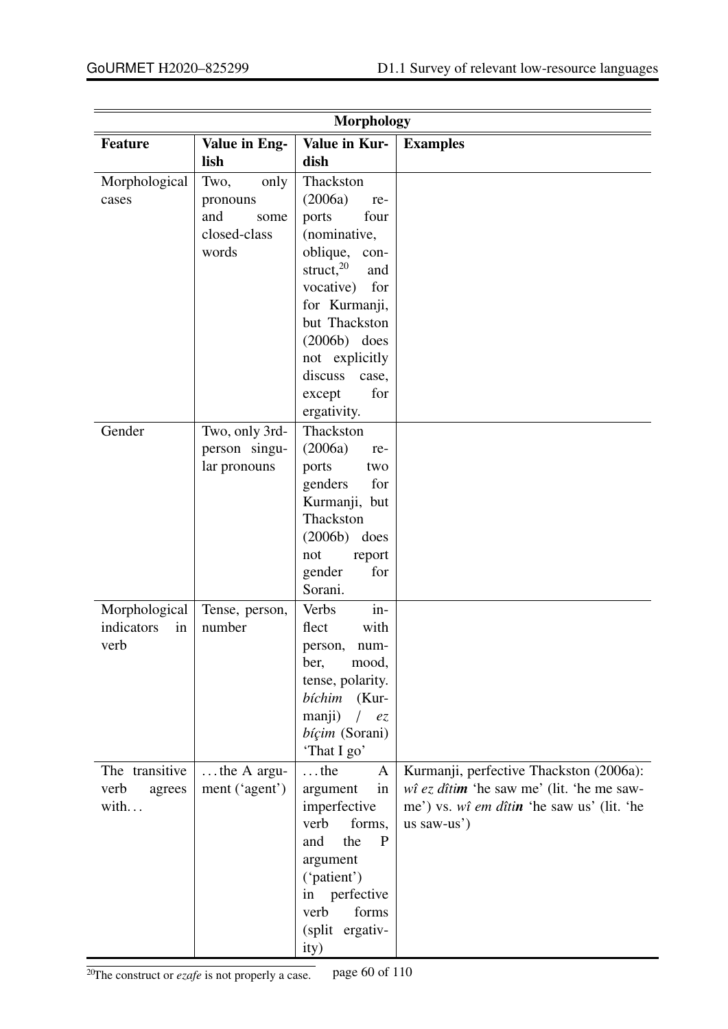| Morphology | | | |
|---|---|---|---|
| **Feature** | **Value in English** | **Value in Kurdish** | **Examples** |
| Morphological cases | Two, only pronouns and some closed-class words | Thackston (2006a) reports four (nominative, oblique, construct,[20] and vocative) for for Kurmanji, but Thackston (2006b) does not explicitly discuss case, except for ergativity. | |
| Gender | Two, only 3rd-person singular pronouns | Thackston (2006a) reports two genders for Kurmanji, but Thackston (2006b) does not report gender for Sorani. | |
| Morphological indicators in verb | Tense, person, number | Verbs inflect with person, number, mood, tense, polarity. *bíchim* (Kurmanji) / *ez bíçim* (Sorani) 'That I go' | |
| The transitive verb agrees with… | …the A argument ('agent') | …the A argument in imperfective verb forms, and the P argument ('patient') in perfective verb forms (split ergativity) | Kurmanji, perfective Thackston (2006a): *wî ez dîti**m*** 'he saw me' (lit. 'he me saw-me') vs. *wî em dîti**n*** 'he saw us' (lit. 'he us saw-us') |

[20]The construct or *ezafe* is not properly a case.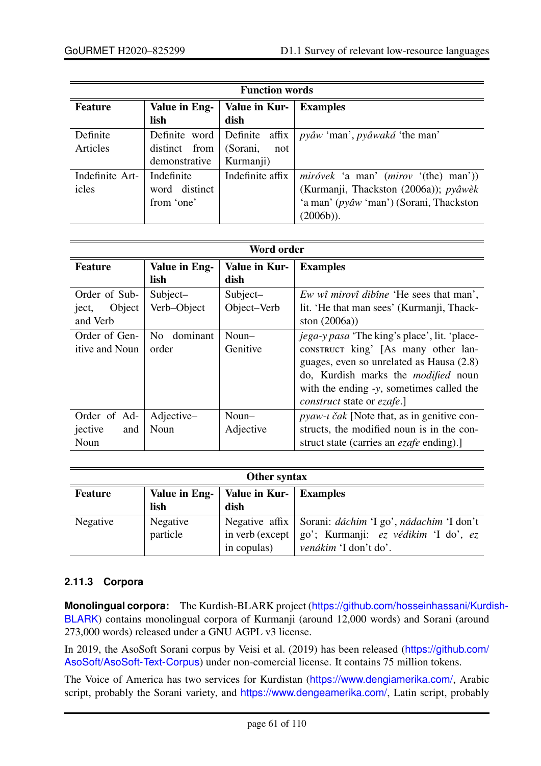| Function words | | | |
|---|---|---|---|
| **Feature** | **Value in English** | **Value in Kurdish** | **Examples** |
| Definite Articles | Definite word distinct from demonstrative | Definite affix (Sorani, not Kurmanji) | *pyâw* 'man', *pyâwaká* 'the man' |
| Indefinite Articles | Indefinite word distinct from 'one' | Indefinite affix | *miróvek* 'a man' (*mirov* '(the) man')) (Kurmanji, Thackston (2006a)); *pyâwèk* 'a man' (*pyâw* 'man') (Sorani, Thackston (2006b)). |

| Word order | | | |
|---|---|---|---|
| **Feature** | **Value in English** | **Value in Kurdish** | **Examples** |
| Order of Subject, Object and Verb | Subject–Verb–Object | Subject–Object–Verb | *Ew wî mirovî dibîne* 'He sees that man', lit. 'He that man sees' (Kurmanji, Thackston (2006a)) |
| Order of Genitive and Noun | No dominant order | Noun–Genitive | *jega-y pasa* 'The king's place', lit. 'place-CONSTRUCT king' [As many other languages, even so unrelated as Hausa (2.8) do, Kurdish marks the *modified* noun with the ending *-y*, sometimes called the *construct* state or *ezafe*.] |
| Order of Adjective and Noun | Adjective–Noun | Noun–Adjective | *pyaw-ı čak* [Note that, as in genitive constructs, the modified noun is in the construct state (carries an *ezafe* ending).] |

| Other syntax | | | |
|---|---|---|---|
| **Feature** | **Value in English** | **Value in Kurdish** | **Examples** |
| Negative | Negative particle | Negative affix in verb (except in copulas) | Sorani: *dáchim* 'I go', *nádachim* 'I don't go'; Kurmanji: *ez védikim* 'I do', *ez venákim* 'I don't do'. |

### 2.11.3 Corpora

**Monolingual corpora:** The Kurdish-BLARK project (https://github.com/hosseinhassani/Kurdish-BLARK) contains monolingual corpora of Kurmanji (around 12,000 words) and Sorani (around 273,000 words) released under a GNU AGPL v3 license.

In 2019, the AsoSoft Sorani corpus by Veisi et al. (2019) has been released (https://github.com/AsoSoft/AsoSoft-Text-Corpus) under non-comercial license. It contains 75 million tokens.

The Voice of America has two services for Kurdistan (https://www.dengiamerika.com/, Arabic script, probably the Sorani variety, and https://www.dengeamerika.com/, Latin script, probably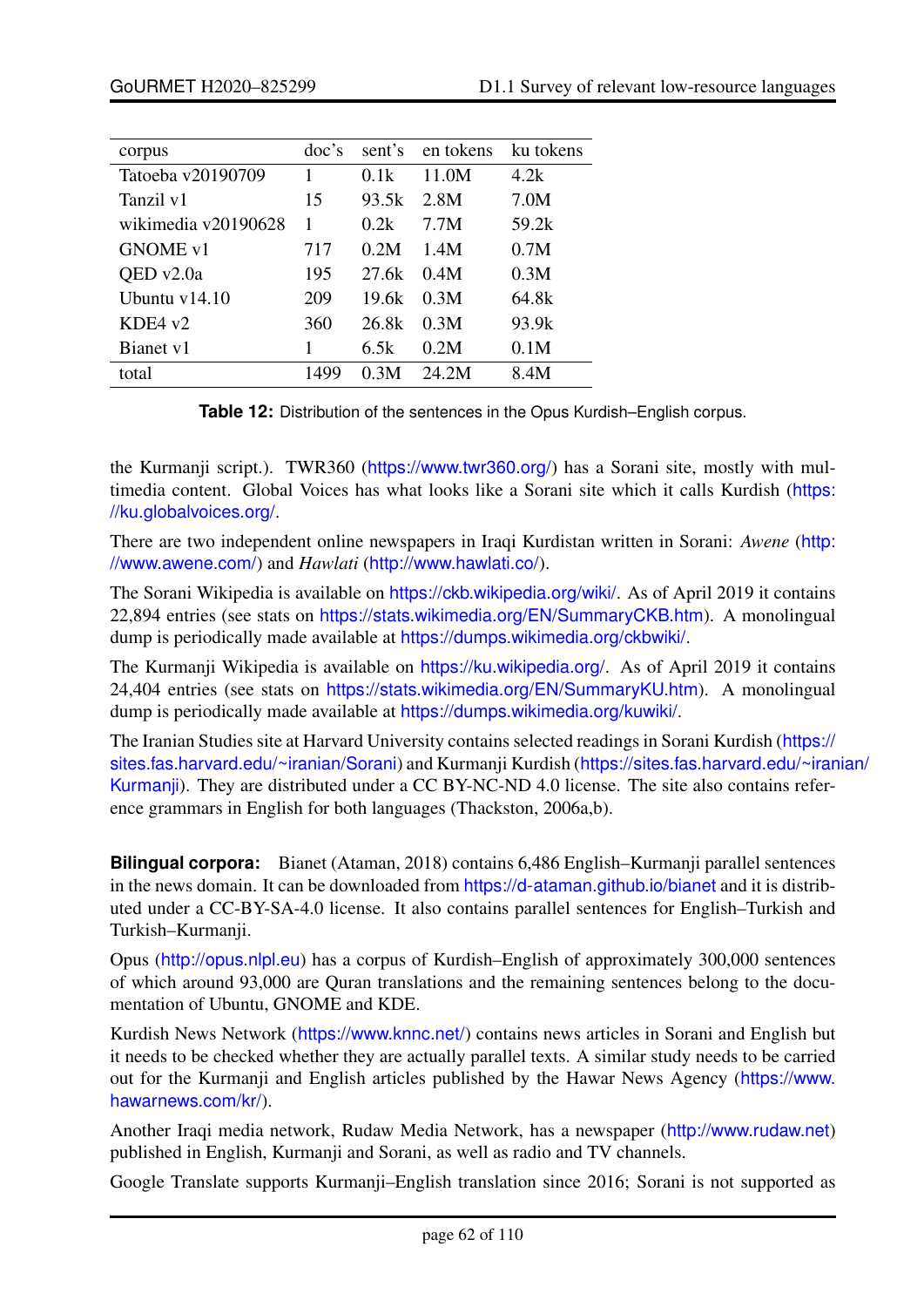| corpus | doc's | sent's | en tokens | ku tokens |
|---|---|---|---|---|
| Tatoeba v20190709 | 1 | 0.1k | 11.0M | 4.2k |
| Tanzil v1 | 15 | 93.5k | 2.8M | 7.0M |
| wikimedia v20190628 | 1 | 0.2k | 7.7M | 59.2k |
| GNOME v1 | 717 | 0.2M | 1.4M | 0.7M |
| QED v2.0a | 195 | 27.6k | 0.4M | 0.3M |
| Ubuntu v14.10 | 209 | 19.6k | 0.3M | 64.8k |
| KDE4 v2 | 360 | 26.8k | 0.3M | 93.9k |
| Bianet v1 | 1 | 6.5k | 0.2M | 0.1M |
| total | 1499 | 0.3M | 24.2M | 8.4M |

**Table 12:** Distribution of the sentences in the Opus Kurdish–English corpus.

the Kurmanji script.). TWR360 (https://www.twr360.org/) has a Sorani site, mostly with multimedia content. Global Voices has what looks like a Sorani site which it calls Kurdish (https://ku.globalvoices.org/.

There are two independent online newspapers in Iraqi Kurdistan written in Sorani: *Awene* (http://www.awene.com/) and *Hawlati* (http://www.hawlati.co/).

The Sorani Wikipedia is available on https://ckb.wikipedia.org/wiki/. As of April 2019 it contains 22,894 entries (see stats on https://stats.wikimedia.org/EN/SummaryCKB.htm). A monolingual dump is periodically made available at https://dumps.wikimedia.org/ckbwiki/.

The Kurmanji Wikipedia is available on https://ku.wikipedia.org/. As of April 2019 it contains 24,404 entries (see stats on https://stats.wikimedia.org/EN/SummaryKU.htm). A monolingual dump is periodically made available at https://dumps.wikimedia.org/kuwiki/.

The Iranian Studies site at Harvard University contains selected readings in Sorani Kurdish (https://sites.fas.harvard.edu/~iranian/Sorani) and Kurmanji Kurdish (https://sites.fas.harvard.edu/~iranian/Kurmanji). They are distributed under a CC BY-NC-ND 4.0 license. The site also contains reference grammars in English for both languages (Thackston, 2006a,b).

**Bilingual corpora:** Bianet (Ataman, 2018) contains 6,486 English–Kurmanji parallel sentences in the news domain. It can be downloaded from https://d-ataman.github.io/bianet and it is distributed under a CC-BY-SA-4.0 license. It also contains parallel sentences for English–Turkish and Turkish–Kurmanji.

Opus (http://opus.nlpl.eu) has a corpus of Kurdish–English of approximately 300,000 sentences of which around 93,000 are Quran translations and the remaining sentences belong to the documentation of Ubuntu, GNOME and KDE.

Kurdish News Network (https://www.knnc.net/) contains news articles in Sorani and English but it needs to be checked whether they are actually parallel texts. A similar study needs to be carried out for the Kurmanji and English articles published by the Hawar News Agency (https://www.hawarnews.com/kr/).

Another Iraqi media network, Rudaw Media Network, has a newspaper (http://www.rudaw.net) published in English, Kurmanji and Sorani, as well as radio and TV channels.

Google Translate supports Kurmanji–English translation since 2016; Sorani is not supported as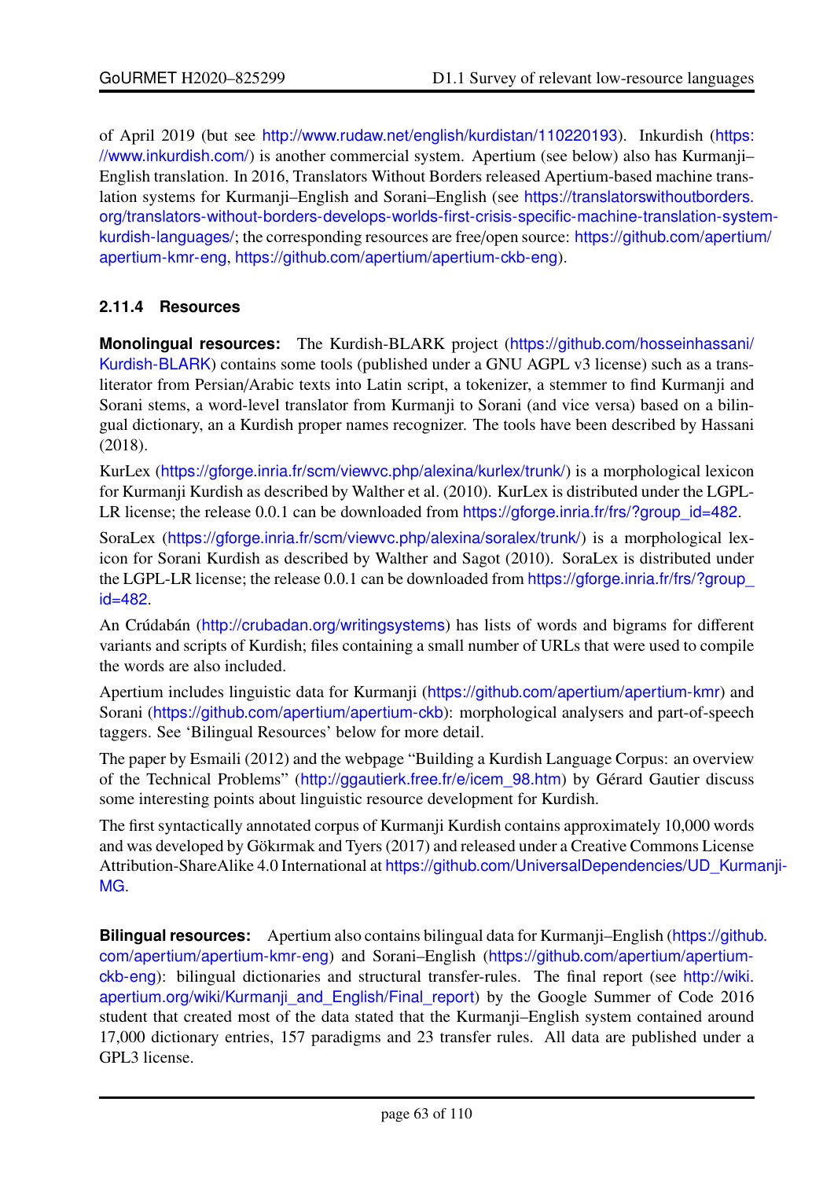of April 2019 (but see http://www.rudaw.net/english/kurdistan/110220193). Inkurdish (https://www.inkurdish.com/) is another commercial system. Apertium (see below) also has Kurmanji–English translation. In 2016, Translators Without Borders released Apertium-based machine translation systems for Kurmanji–English and Sorani–English (see https://translatorswithoutborders.org/translators-without-borders-develops-worlds-first-crisis-specific-machine-translation-system-kurdish-languages/; the corresponding resources are free/open source: https://github.com/apertium/apertium-kmr-eng, https://github.com/apertium/apertium-ckb-eng).

### 2.11.4 Resources

**Monolingual resources:** The Kurdish-BLARK project (https://github.com/hosseinhassani/Kurdish-BLARK) contains some tools (published under a GNU AGPL v3 license) such as a transliterator from Persian/Arabic texts into Latin script, a tokenizer, a stemmer to find Kurmanji and Sorani stems, a word-level translator from Kurmanji to Sorani (and vice versa) based on a bilingual dictionary, an a Kurdish proper names recognizer. The tools have been described by Hassani (2018).

KurLex (https://gforge.inria.fr/scm/viewvc.php/alexina/kurlex/trunk/) is a morphological lexicon for Kurmanji Kurdish as described by Walther et al. (2010). KurLex is distributed under the LGPL-LR license; the release 0.0.1 can be downloaded from https://gforge.inria.fr/frs/?group_id=482.

SoraLex (https://gforge.inria.fr/scm/viewvc.php/alexina/soralex/trunk/) is a morphological lexicon for Sorani Kurdish as described by Walther and Sagot (2010). SoraLex is distributed under the LGPL-LR license; the release 0.0.1 can be downloaded from https://gforge.inria.fr/frs/?group_id=482.

An Crúdabán (http://crubadan.org/writingsystems) has lists of words and bigrams for different variants and scripts of Kurdish; files containing a small number of URLs that were used to compile the words are also included.

Apertium includes linguistic data for Kurmanji (https://github.com/apertium/apertium-kmr) and Sorani (https://github.com/apertium/apertium-ckb): morphological analysers and part-of-speech taggers. See 'Bilingual Resources' below for more detail.

The paper by Esmaili (2012) and the webpage "Building a Kurdish Language Corpus: an overview of the Technical Problems" (http://ggautierk.free.fr/e/icem_98.htm) by Gérard Gautier discuss some interesting points about linguistic resource development for Kurdish.

The first syntactically annotated corpus of Kurmanji Kurdish contains approximately 10,000 words and was developed by Gökırmak and Tyers (2017) and released under a Creative Commons License Attribution-ShareAlike 4.0 International at https://github.com/UniversalDependencies/UD_Kurmanji-MG.

**Bilingual resources:** Apertium also contains bilingual data for Kurmanji–English (https://github.com/apertium/apertium-kmr-eng) and Sorani–English (https://github.com/apertium/apertium-ckb-eng): bilingual dictionaries and structural transfer-rules. The final report (see http://wiki.apertium.org/wiki/Kurmanji_and_English/Final_report) by the Google Summer of Code 2016 student that created most of the data stated that the Kurmanji–English system contained around 17,000 dictionary entries, 157 paradigms and 23 transfer rules. All data are published under a GPL3 license.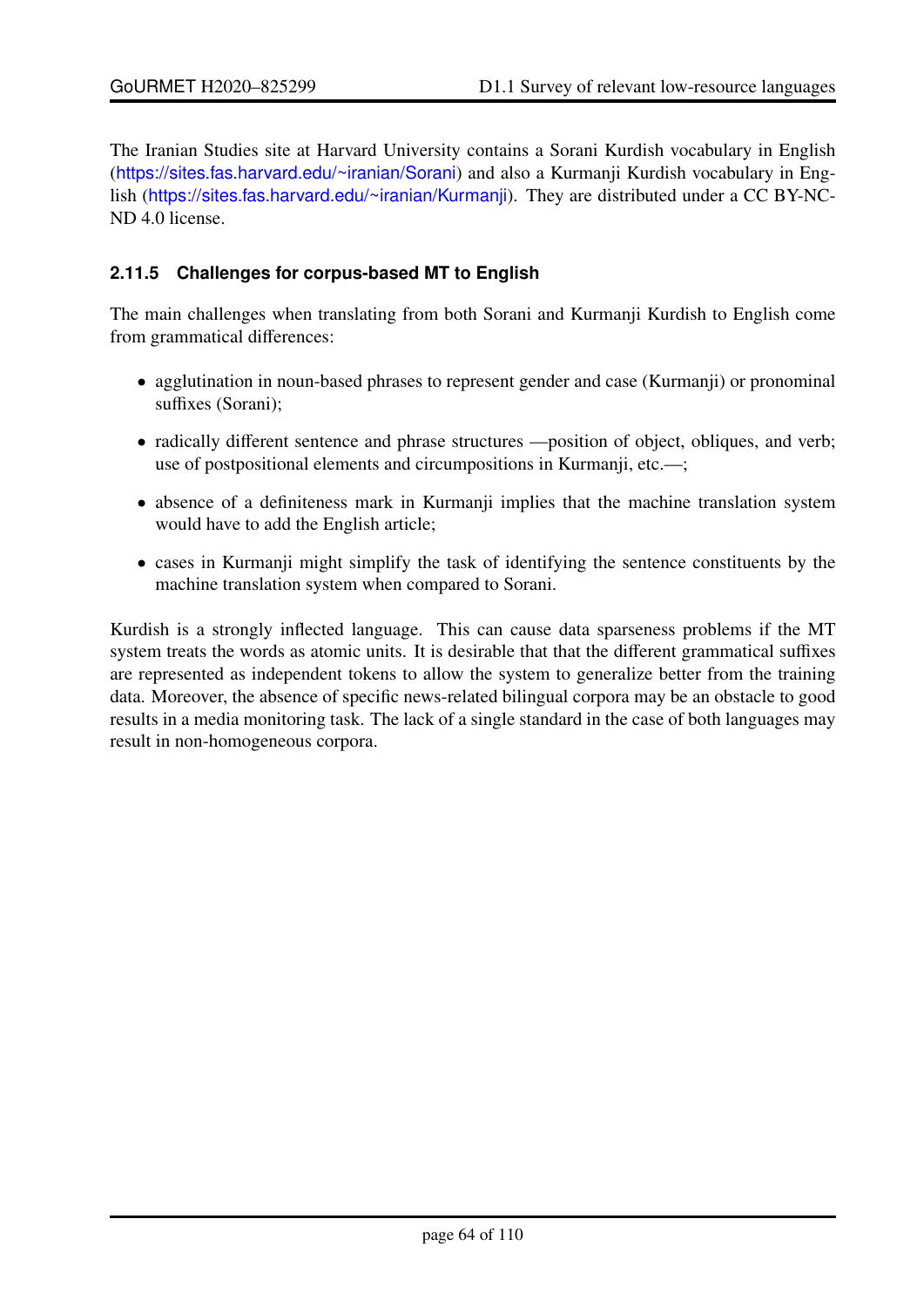The Iranian Studies site at Harvard University contains a Sorani Kurdish vocabulary in English (https://sites.fas.harvard.edu/~iranian/Sorani) and also a Kurmanji Kurdish vocabulary in English (https://sites.fas.harvard.edu/~iranian/Kurmanji). They are distributed under a CC BY-NC-ND 4.0 license.

### 2.11.5 Challenges for corpus-based MT to English

The main challenges when translating from both Sorani and Kurmanji Kurdish to English come from grammatical differences:

- agglutination in noun-based phrases to represent gender and case (Kurmanji) or pronominal suffixes (Sorani);
- radically different sentence and phrase structures —position of object, obliques, and verb; use of postpositional elements and circumpositions in Kurmanji, etc.—;
- absence of a definiteness mark in Kurmanji implies that the machine translation system would have to add the English article;
- cases in Kurmanji might simplify the task of identifying the sentence constituents by the machine translation system when compared to Sorani.

Kurdish is a strongly inflected language. This can cause data sparseness problems if the MT system treats the words as atomic units. It is desirable that that the different grammatical suffixes are represented as independent tokens to allow the system to generalize better from the training data. Moreover, the absence of specific news-related bilingual corpora may be an obstacle to good results in a media monitoring task. The lack of a single standard in the case of both languages may result in non-homogeneous corpora.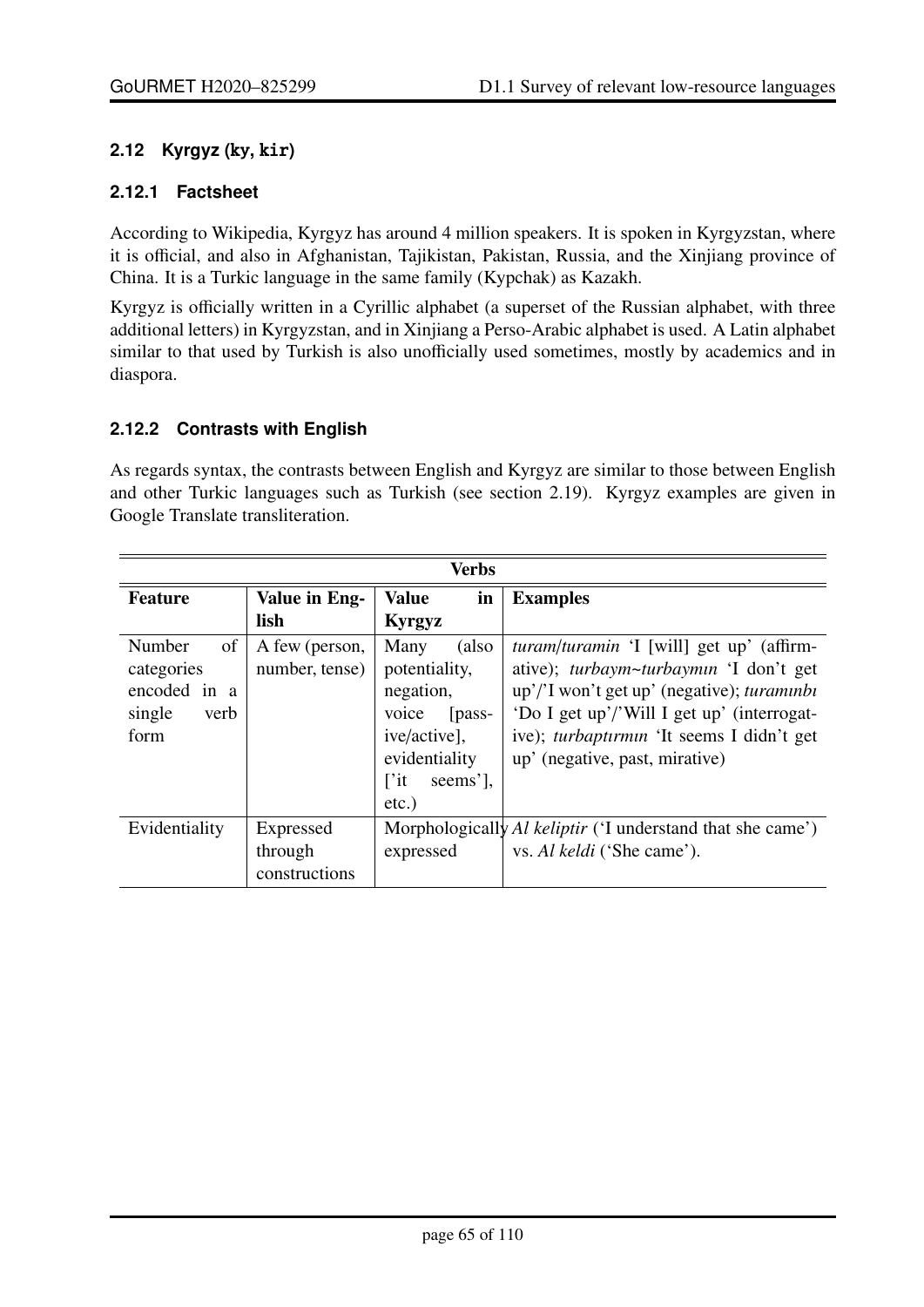## 2.12 Kyrgyz (ky, kir)

### 2.12.1 Factsheet

According to Wikipedia, Kyrgyz has around 4 million speakers. It is spoken in Kyrgyzstan, where it is official, and also in Afghanistan, Tajikistan, Pakistan, Russia, and the Xinjiang province of China. It is a Turkic language in the same family (Kypchak) as Kazakh.

Kyrgyz is officially written in a Cyrillic alphabet (a superset of the Russian alphabet, with three additional letters) in Kyrgyzstan, and in Xinjiang a Perso-Arabic alphabet is used. A Latin alphabet similar to that used by Turkish is also unofficially used sometimes, mostly by academics and in diaspora.

### 2.12.2 Contrasts with English

As regards syntax, the contrasts between English and Kyrgyz are similar to those between English and other Turkic languages such as Turkish (see section 2.19). Kyrgyz examples are given in Google Translate transliteration.

| Verbs | | | |
|---|---|---|---|
| **Feature** | **Value in English** | **Value in Kyrgyz** | **Examples** |
| Number of categories encoded in a single verb form | A few (person, number, tense) | Many (also potentiality, negation, voice [passive/active], evidentiality ['it seems'], etc.) | *turam*/*turamin* 'I [will] get up' (affirmative); *turbaym~turbaymın* 'I don't get up'/'I won't get up' (negative); *turamınbı* 'Do I get up'/'Will I get up' (interrogative); *turbaptırmın* 'It seems I didn't get up' (negative, past, mirative) |
| Evidentiality | Expressed through constructions | Morphologically expressed | *Al keliptir* ('I understand that she came') vs. *Al keldi* ('She came'). |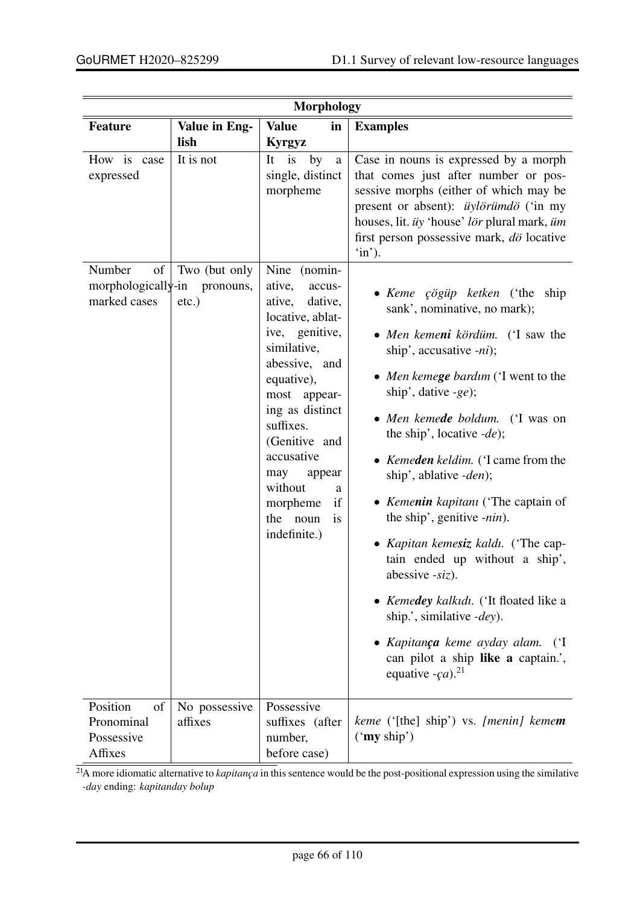| Morphology | | | |
|---|---|---|---|
| **Feature** | **Value in English** | **Value in Kyrgyz** | **Examples** |
| How is case expressed | It is not | It is by a single, distinct morpheme | Case in nouns is expressed by a morph that comes just after number or possessive morphs (either of which may be present or absent): *üylörümdö* ('in my houses, lit. *üy* 'house' *lör* plural mark, *üm* first person possessive mark, *dö* locative 'in'). |
| Number of morphologically-marked cases | Two (but only in pronouns, etc.) | Nine (nominative, accusative, dative, locative, ablative, genitive, similative, abessive, and equative), most appearing as distinct suffixes. (Genitive and accusative may appear without a morpheme if the noun is indefinite.) | • *Keme çögüp ketken* ('the ship sank', nominative, no mark); <br> • *Men keme**ni** kördüm.* ('I saw the ship', accusative *-ni*); <br> • *Men keme**ge** bardım* ('I went to the ship', dative *-ge*); <br> • *Men keme**de** boldum.* ('I was on the ship', locative *-de*); <br> • *Keme**den** keldim.* ('I came from the ship', ablative *-den*); <br> • *Keme**nin** kapitanı* ('The captain of the ship', genitive *-nin*). <br> • *Kapitan keme**siz** kaldı.* ('The captain ended up without a ship', abessive *-siz*). <br> • *Keme**dey** kalkıdı.* ('It floated like a ship.', similative *-dey*). <br> • *Kapitan**ça** keme ayday alam.* ('I can pilot a ship **like a** captain.', equative *-ça*).[21] |
| Position of Pronominal Possessive Affixes | No possessive affixes | Possessive suffixes (after number, before case) | *keme* ('[the] ship') vs. *[menin] keme**m*** ('**my** ship') |

[21] A more idiomatic alternative to *kapitança* in this sentence would be the post-positional expression using the similative *-day* ending: *kapitanday bolup*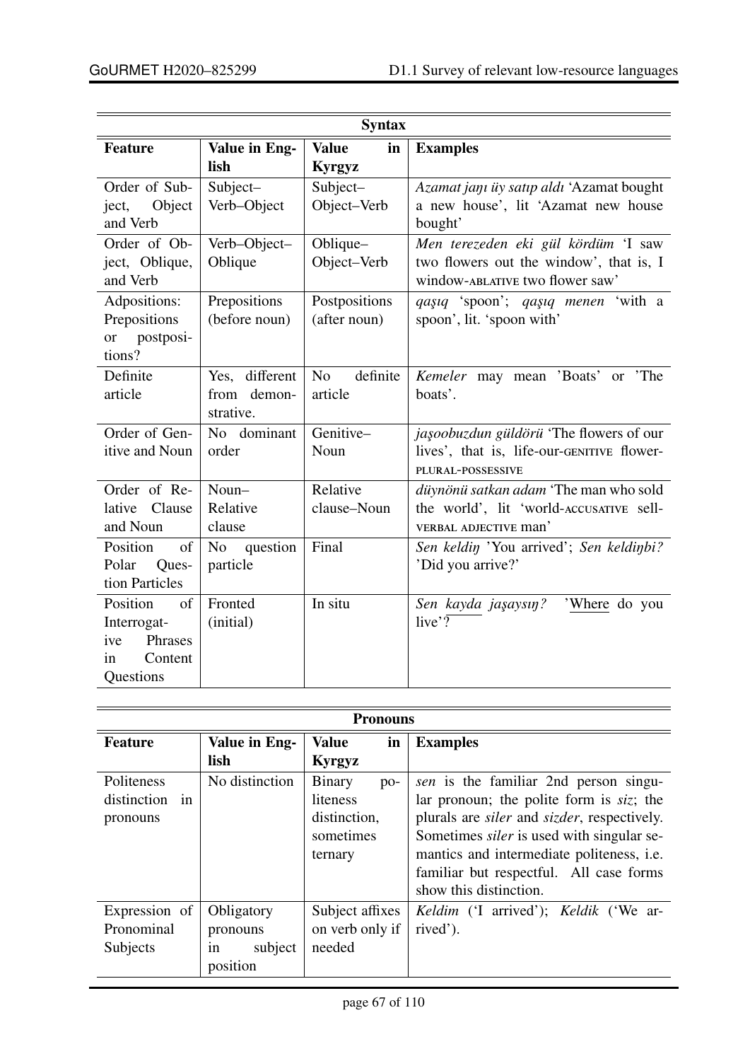| **Syntax** | | | |
|---|---|---|---|
| **Feature** | **Value in English** | **Value in Kyrgyz** | **Examples** |
| Order of Subject, Object and Verb | Subject–Verb–Object | Subject–Object–Verb | *Azamat jaŋı üy satıp aldı* 'Azamat bought a new house', lit 'Azamat new house bought' |
| Order of Object, Oblique, and Verb | Verb–Object–Oblique | Oblique–Object–Verb | *Men terezeden eki gül kördüm* 'I saw two flowers out the window', that is, I window-ABLATIVE two flower saw' |
| Adpositions: Prepositions or postpositions? | Prepositions (before noun) | Postpositions (after noun) | *qaşıq* 'spoon'; *qaşıq menen* 'with a spoon', lit. 'spoon with' |
| Definite article | Yes, different from demonstrative. | No definite article | *Kemeler* may mean 'Boats' or 'The boats'. |
| Order of Genitive and Noun | No dominant order | Genitive–Noun | *jaşoobuzdun güldörü* 'The flowers of our lives', that is, life-our-GENITIVE flower-PLURAL-POSSESSIVE |
| Order of Relative Clause and Noun | Noun–Relative clause | Relative clause–Noun | *düynönü satkan adam* 'The man who sold the world', lit 'world-ACCUSATIVE sell-VERBAL ADJECTIVE man' |
| Position of Polar Question Particles | No question particle | Final | *Sen keldiŋ* 'You arrived'; *Sen keldiŋbi?* 'Did you arrive?' |
| Position of Interrogative Phrases in Content Questions | Fronted (initial) | In situ | *Sen <u>kayda</u> jaşaysıŋ?* '<u>Where</u> do you live'? |

| **Pronouns** | | | |
|---|---|---|---|
| **Feature** | **Value in English** | **Value in Kyrgyz** | **Examples** |
| Politeness distinction in pronouns | No distinction | Binary politeness distinction, sometimes ternary | *sen* is the familiar 2nd person singular pronoun; the polite form is *siz*; the plurals are *siler* and *sizder*, respectively. Sometimes *siler* is used with singular semantics and intermediate politeness, i.e. familiar but respectful. All case forms show this distinction. |
| Expression of Pronominal Subjects | Obligatory pronouns in subject position | Subject affixes on verb only if needed | *Keldim* ('I arrived'); *Keldik* ('We arrived'). |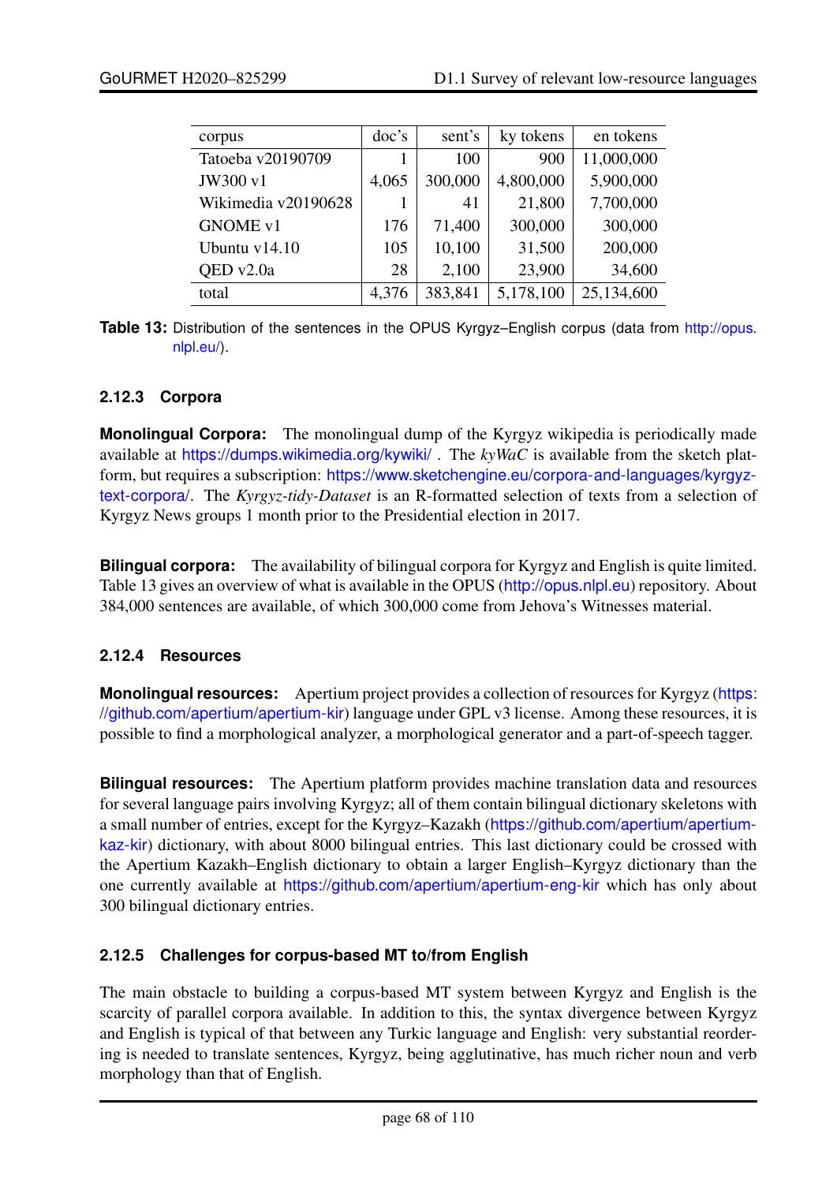| corpus | doc's | sent's | ky tokens | en tokens |
|---|---|---|---|---|
| Tatoeba v20190709 | 1 | 100 | 900 | 11,000,000 |
| JW300 v1 | 4,065 | 300,000 | 4,800,000 | 5,900,000 |
| Wikimedia v20190628 | 1 | 41 | 21,800 | 7,700,000 |
| GNOME v1 | 176 | 71,400 | 300,000 | 300,000 |
| Ubuntu v14.10 | 105 | 10,100 | 31,500 | 200,000 |
| QED v2.0a | 28 | 2,100 | 23,900 | 34,600 |
| total | 4,376 | 383,841 | 5,178,100 | 25,134,600 |

**Table 13:** Distribution of the sentences in the OPUS Kyrgyz–English corpus (data from http://opus.nlpl.eu/).

### 2.12.3 Corpora

**Monolingual Corpora:** The monolingual dump of the Kyrgyz wikipedia is periodically made available at https://dumps.wikimedia.org/kywiki/ . The *kyWaC* is available from the sketch platform, but requires a subscription: https://www.sketchengine.eu/corpora-and-languages/kyrgyz-text-corpora/. The *Kyrgyz-tidy-Dataset* is an R-formatted selection of texts from a selection of Kyrgyz News groups 1 month prior to the Presidential election in 2017.

**Bilingual corpora:** The availability of bilingual corpora for Kyrgyz and English is quite limited. Table 13 gives an overview of what is available in the OPUS (http://opus.nlpl.eu) repository. About 384,000 sentences are available, of which 300,000 come from Jehova's Witnesses material.

### 2.12.4 Resources

**Monolingual resources:** Apertium project provides a collection of resources for Kyrgyz (https://github.com/apertium/apertium-kir) language under GPL v3 license. Among these resources, it is possible to find a morphological analyzer, a morphological generator and a part-of-speech tagger.

**Bilingual resources:** The Apertium platform provides machine translation data and resources for several language pairs involving Kyrgyz; all of them contain bilingual dictionary skeletons with a small number of entries, except for the Kyrgyz–Kazakh (https://github.com/apertium/apertium-kaz-kir) dictionary, with about 8000 bilingual entries. This last dictionary could be crossed with the Apertium Kazakh–English dictionary to obtain a larger English–Kyrgyz dictionary than the one currently available at https://github.com/apertium/apertium-eng-kir which has only about 300 bilingual dictionary entries.

### 2.12.5 Challenges for corpus-based MT to/from English

The main obstacle to building a corpus-based MT system between Kyrgyz and English is the scarcity of parallel corpora available. In addition to this, the syntax divergence between Kyrgyz and English is typical of that between any Turkic language and English: very substantial reordering is needed to translate sentences, Kyrgyz, being agglutinative, has much richer noun and verb morphology than that of English.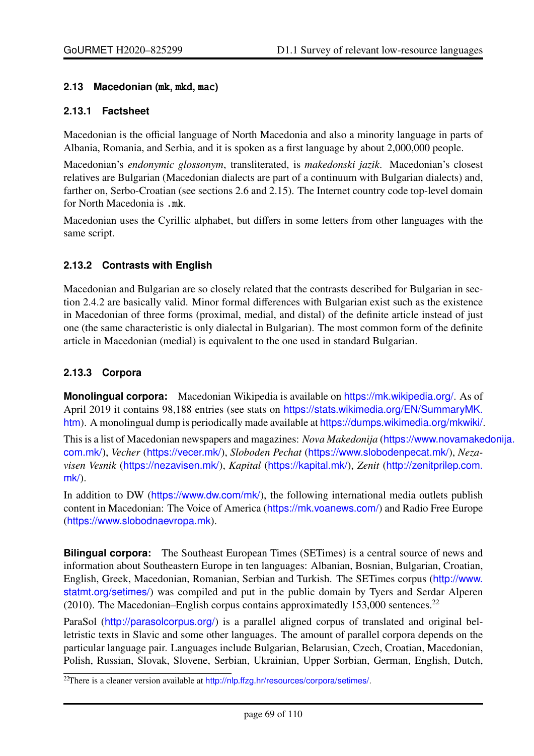### 2.13 Macedonian (`mk`, `mkd`, `mac`)

#### 2.13.1 Factsheet

Macedonian is the official language of North Macedonia and also a minority language in parts of Albania, Romania, and Serbia, and it is spoken as a first language by about 2,000,000 people.

Macedonian's *endonymic glossonym*, transliterated, is *makedonski jazik*. Macedonian's closest relatives are Bulgarian (Macedonian dialects are part of a continuum with Bulgarian dialects) and, farther on, Serbo-Croatian (see sections 2.6 and 2.15). The Internet country code top-level domain for North Macedonia is `.mk`.

Macedonian uses the Cyrillic alphabet, but differs in some letters from other languages with the same script.

#### 2.13.2 Contrasts with English

Macedonian and Bulgarian are so closely related that the contrasts described for Bulgarian in section 2.4.2 are basically valid. Minor formal differences with Bulgarian exist such as the existence in Macedonian of three forms (proximal, medial, and distal) of the definite article instead of just one (the same characteristic is only dialectal in Bulgarian). The most common form of the definite article in Macedonian (medial) is equivalent to the one used in standard Bulgarian.

#### 2.13.3 Corpora

**Monolingual corpora:** Macedonian Wikipedia is available on https://mk.wikipedia.org/. As of April 2019 it contains 98,188 entries (see stats on https://stats.wikimedia.org/EN/SummaryMK.htm). A monolingual dump is periodically made available at https://dumps.wikimedia.org/mkwiki/.

This is a list of Macedonian newspapers and magazines: *Nova Makedonija* (https://www.novamakedonija.com.mk/), *Vecher* (https://vecer.mk/), *Sloboden Pechat* (https://www.slobodenpecat.mk/), *Nezavisen Vesnik* (https://nezavisen.mk/), *Kapital* (https://kapital.mk/), *Zenit* (http://zenitprilep.com.mk/).

In addition to DW (https://www.dw.com/mk/), the following international media outlets publish content in Macedonian: The Voice of America (https://mk.voanews.com/) and Radio Free Europe (https://www.slobodnaevropa.mk).

**Bilingual corpora:** The Southeast European Times (SETimes) is a central source of news and information about Southeastern Europe in ten languages: Albanian, Bosnian, Bulgarian, Croatian, English, Greek, Macedonian, Romanian, Serbian and Turkish. The SETimes corpus (http://www.statmt.org/setimes/) was compiled and put in the public domain by Tyers and Serdar Alperen (2010). The Macedonian–English corpus contains approximately 153,000 sentences.[22]

ParaSol (http://parasolcorpus.org/) is a parallel aligned corpus of translated and original belletristic texts in Slavic and some other languages. The amount of parallel corpora depends on the particular language pair. Languages include Bulgarian, Belarusian, Czech, Croatian, Macedonian, Polish, Russian, Slovak, Slovene, Serbian, Ukrainian, Upper Sorbian, German, English, Dutch,

[22]There is a cleaner version available at http://nlp.ffzg.hr/resources/corpora/setimes/.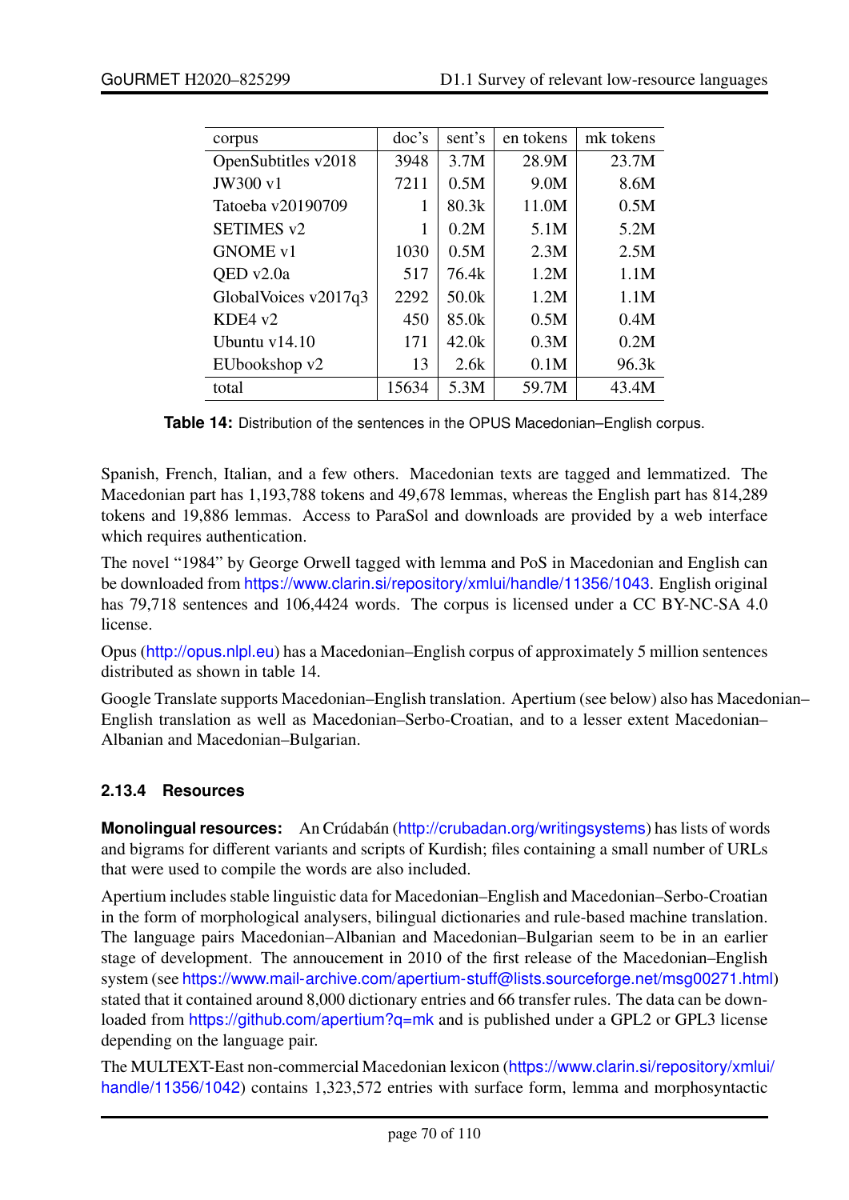| corpus | doc's | sent's | en tokens | mk tokens |
|---|---|---|---|---|
| OpenSubtitles v2018 | 3948 | 3.7M | 28.9M | 23.7M |
| JW300 v1 | 7211 | 0.5M | 9.0M | 8.6M |
| Tatoeba v20190709 | 1 | 80.3k | 11.0M | 0.5M |
| SETIMES v2 | 1 | 0.2M | 5.1M | 5.2M |
| GNOME v1 | 1030 | 0.5M | 2.3M | 2.5M |
| QED v2.0a | 517 | 76.4k | 1.2M | 1.1M |
| GlobalVoices v2017q3 | 2292 | 50.0k | 1.2M | 1.1M |
| KDE4 v2 | 450 | 85.0k | 0.5M | 0.4M |
| Ubuntu v14.10 | 171 | 42.0k | 0.3M | 0.2M |
| EUbookshop v2 | 13 | 2.6k | 0.1M | 96.3k |
| total | 15634 | 5.3M | 59.7M | 43.4M |

**Table 14:** Distribution of the sentences in the OPUS Macedonian–English corpus.

Spanish, French, Italian, and a few others. Macedonian texts are tagged and lemmatized. The Macedonian part has 1,193,788 tokens and 49,678 lemmas, whereas the English part has 814,289 tokens and 19,886 lemmas. Access to ParaSol and downloads are provided by a web interface which requires authentication.

The novel "1984" by George Orwell tagged with lemma and PoS in Macedonian and English can be downloaded from https://www.clarin.si/repository/xmlui/handle/11356/1043. English original has 79,718 sentences and 106,4424 words. The corpus is licensed under a CC BY-NC-SA 4.0 license.

Opus (http://opus.nlpl.eu) has a Macedonian–English corpus of approximately 5 million sentences distributed as shown in table 14.

Google Translate supports Macedonian–English translation. Apertium (see below) also has Macedonian–English translation as well as Macedonian–Serbo-Croatian, and to a lesser extent Macedonian–Albanian and Macedonian–Bulgarian.

### 2.13.4 Resources

**Monolingual resources:** An Crúdabán (http://crubadan.org/writingsystems) has lists of words and bigrams for different variants and scripts of Kurdish; files containing a small number of URLs that were used to compile the words are also included.

Apertium includes stable linguistic data for Macedonian–English and Macedonian–Serbo-Croatian in the form of morphological analysers, bilingual dictionaries and rule-based machine translation. The language pairs Macedonian–Albanian and Macedonian–Bulgarian seem to be in an earlier stage of development. The annoucement in 2010 of the first release of the Macedonian–English system (see https://www.mail-archive.com/apertium-stuff@lists.sourceforge.net/msg00271.html) stated that it contained around 8,000 dictionary entries and 66 transfer rules. The data can be downloaded from https://github.com/apertium?q=mk and is published under a GPL2 or GPL3 license depending on the language pair.

The MULTEXT-East non-commercial Macedonian lexicon (https://www.clarin.si/repository/xmlui/handle/11356/1042) contains 1,323,572 entries with surface form, lemma and morphosyntactic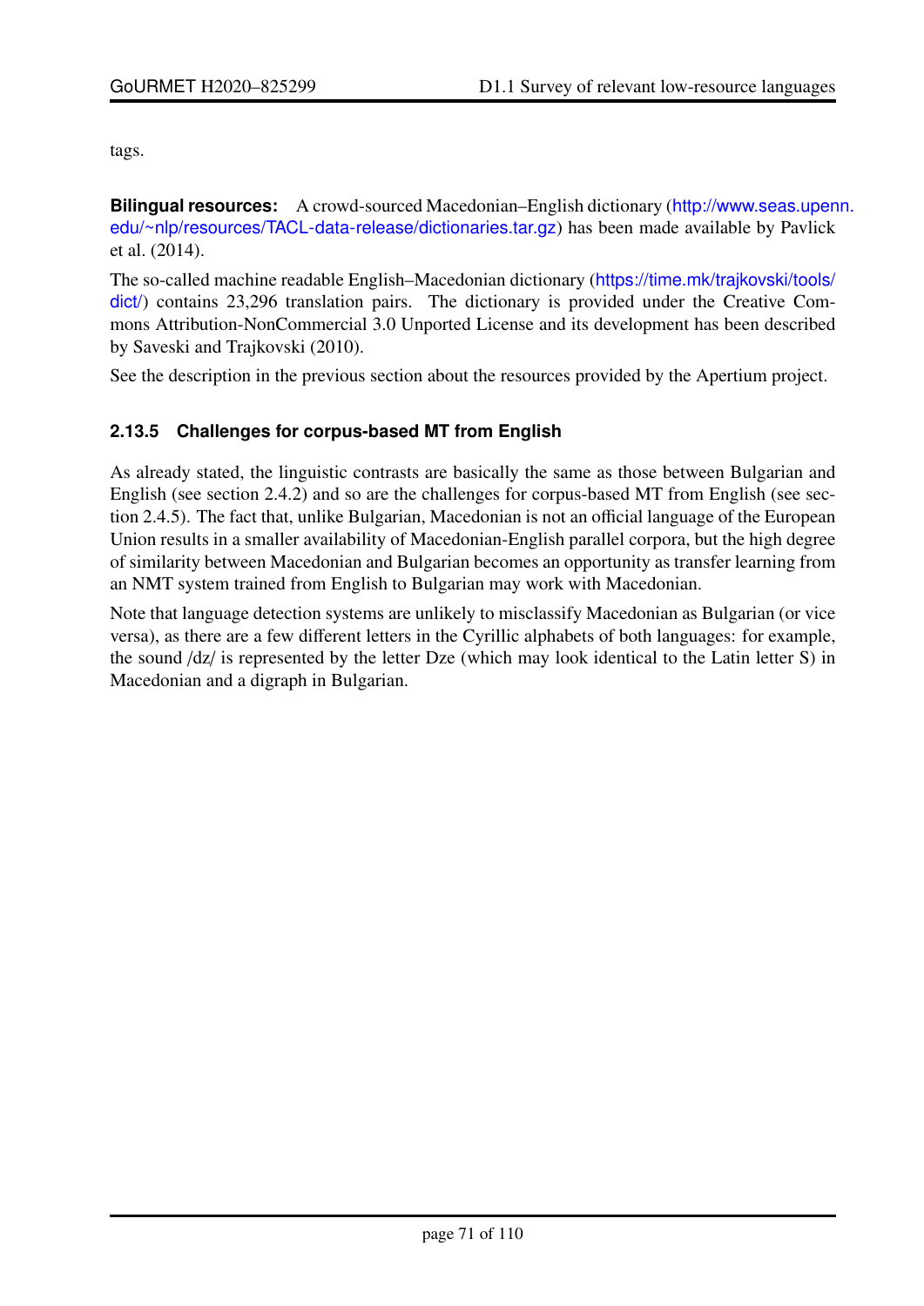tags.

**Bilingual resources:** A crowd-sourced Macedonian–English dictionary (http://www.seas.upenn.edu/~nlp/resources/TACL-data-release/dictionaries.tar.gz) has been made available by Pavlick et al. (2014).

The so-called machine readable English–Macedonian dictionary (https://time.mk/trajkovski/tools/dict/) contains 23,296 translation pairs. The dictionary is provided under the Creative Commons Attribution-NonCommercial 3.0 Unported License and its development has been described by Saveski and Trajkovski (2010).

See the description in the previous section about the resources provided by the Apertium project.

### 2.13.5 Challenges for corpus-based MT from English

As already stated, the linguistic contrasts are basically the same as those between Bulgarian and English (see section 2.4.2) and so are the challenges for corpus-based MT from English (see section 2.4.5). The fact that, unlike Bulgarian, Macedonian is not an official language of the European Union results in a smaller availability of Macedonian-English parallel corpora, but the high degree of similarity between Macedonian and Bulgarian becomes an opportunity as transfer learning from an NMT system trained from English to Bulgarian may work with Macedonian.

Note that language detection systems are unlikely to misclassify Macedonian as Bulgarian (or vice versa), as there are a few different letters in the Cyrillic alphabets of both languages: for example, the sound /dz/ is represented by the letter Dze (which may look identical to the Latin letter S) in Macedonian and a digraph in Bulgarian.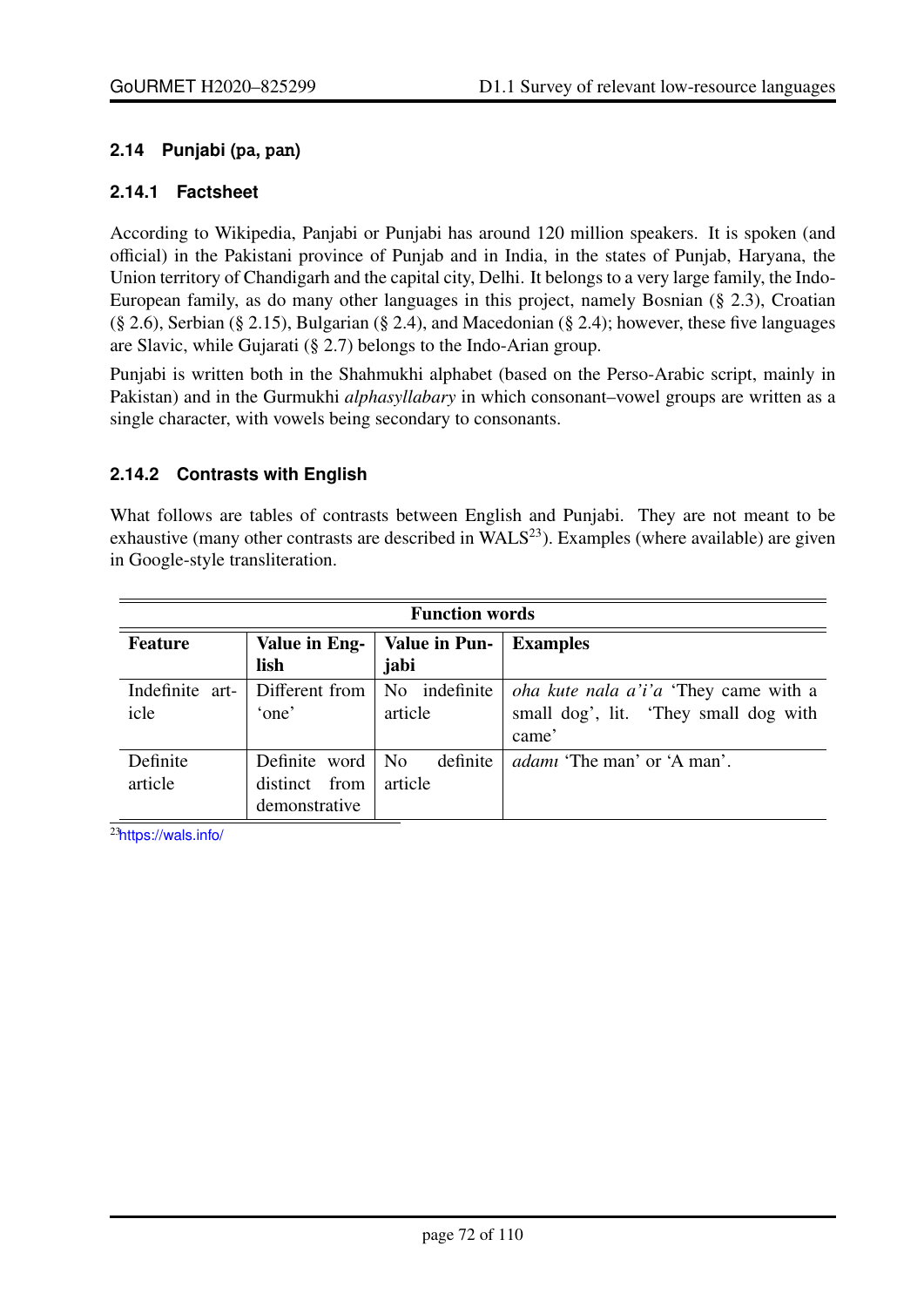### 2.14 Punjabi (pa, pan)

#### 2.14.1 Factsheet

According to Wikipedia, Panjabi or Punjabi has around 120 million speakers. It is spoken (and official) in the Pakistani province of Punjab and in India, in the states of Punjab, Haryana, the Union territory of Chandigarh and the capital city, Delhi. It belongs to a very large family, the Indo-European family, as do many other languages in this project, namely Bosnian (§ 2.3), Croatian (§ 2.6), Serbian (§ 2.15), Bulgarian (§ 2.4), and Macedonian (§ 2.4); however, these five languages are Slavic, while Gujarati (§ 2.7) belongs to the Indo-Arian group.

Punjabi is written both in the Shahmukhi alphabet (based on the Perso-Arabic script, mainly in Pakistan) and in the Gurmukhi *alphasyllabary* in which consonant–vowel groups are written as a single character, with vowels being secondary to consonants.

#### 2.14.2 Contrasts with English

What follows are tables of contrasts between English and Punjabi. They are not meant to be exhaustive (many other contrasts are described in WALS[23]). Examples (where available) are given in Google-style transliteration.

| Function words | | | |
|---|---|---|---|
| **Feature** | **Value in English** | **Value in Punjabi** | **Examples** |
| Indefinite article | Different from 'one' | No indefinite article | *oha kute nala a'i'a* 'They came with a small dog', lit. 'They small dog with came' |
| Definite article | Definite word distinct from demonstrative | No definite article | *adamı* 'The man' or 'A man'. |

[23] https://wals.info/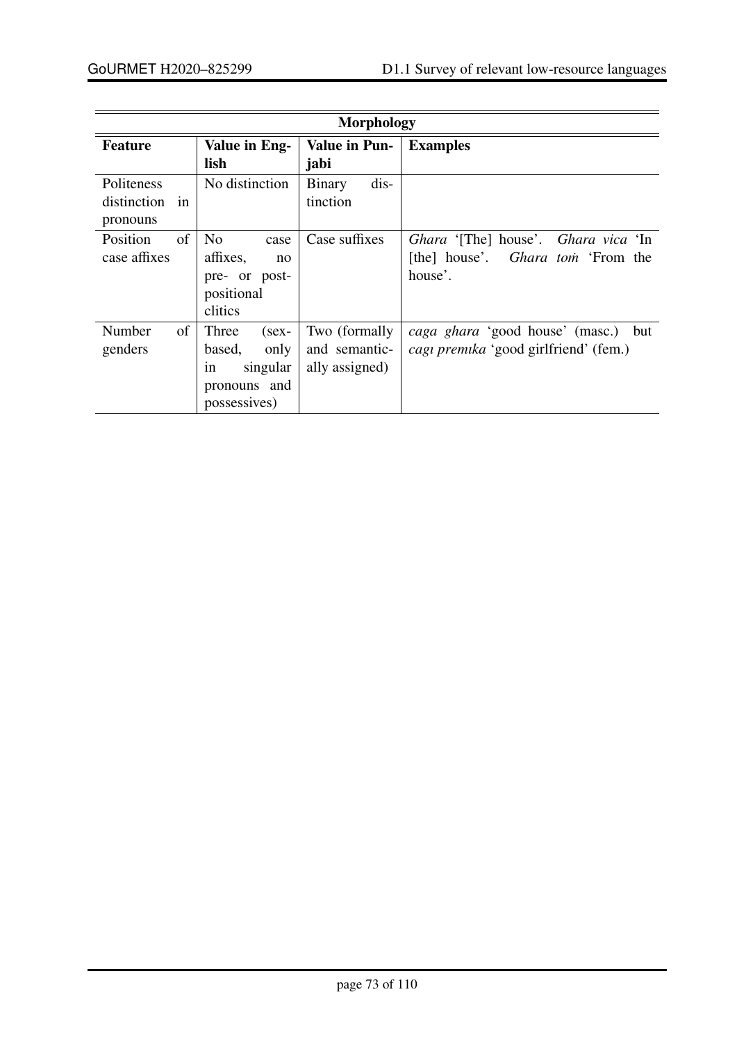| Morphology | | | |
|---|---|---|---|
| **Feature** | **Value in English** | **Value in Punjabi** | **Examples** |
| Politeness distinction in pronouns | No distinction | Binary distinction | |
| Position of case affixes | No case affixes, no pre- or post-positional clitics | Case suffixes | *Ghara* '[The] house'. *Ghara vica* 'In [the] house'. *Ghara toṁ* 'From the house'. |
| Number of genders | Three (sex-based, only in singular pronouns and possessives) | Two (formally and semantically assigned) | *caga ghara* 'good house' (masc.) but *cagı premıka* 'good girlfriend' (fem.) |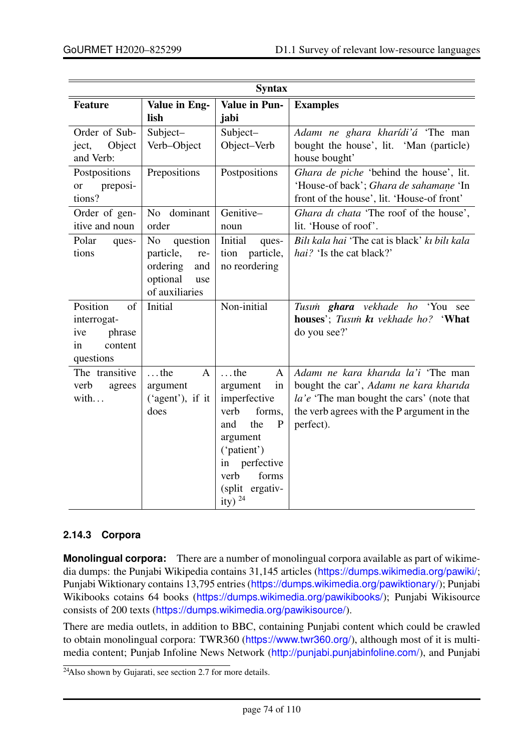| Syntax | | | |
|---|---|---|---|
| **Feature** | **Value in English** | **Value in Punjabi** | **Examples** |
| Order of Subject, Object and Verb: | Subject–Verb–Object | Subject–Object–Verb | *Adamı ne ghara kharídi'á* 'The man bought the house', lit. 'Man (particle) house bought' |
| Postpositions or prepositions? | Prepositions | Postpositions | *Ghara de piche* 'behind the house', lit. 'House-of back'; *Ghara de sahamaṇe* 'In front of the house', lit. 'House-of front' |
| Order of genitive and noun | No dominant order | Genitive–noun | *Ghara dı chata* 'The roof of the house', lit. 'House of roof'. |
| Polar questions | No question particle, reordering and optional use of auxiliaries | Initial question particle, no reordering | *Bilı kala hai* 'The cat is black' *kı bilı kala hai?* 'Is the cat black?' |
| Position of interrogative phrase in content questions | Initial | Non-initial | *Tusıṁ **ghara** vekhade ho* 'You see **houses**'; *Tusıṁ **kı** vekhade ho?* '**What** do you see?' |
| The transitive verb agrees with... | ...the A argument ('agent'), if it does | ...the A argument in imperfective verb forms, and the P argument ('patient') in perfective verb forms (split ergativity) [24] | *Adamı ne kara kharıda la'i* 'The man bought the car', *Adamı ne kara kharıda la'e* 'The man bought the cars' (note that the verb agrees with the P argument in the perfect). |

### 2.14.3 Corpora

**Monolingual corpora:** There are a number of monolingual corpora available as part of wikimedia dumps: the Punjabi Wikipedia contains 31,145 articles (https://dumps.wikimedia.org/pawiki/; Punjabi Wiktionary contains 13,795 entries (https://dumps.wikimedia.org/pawiktionary/); Punjabi Wikibooks cotains 64 books (https://dumps.wikimedia.org/pawikibooks/); Punjabi Wikisource consists of 200 texts (https://dumps.wikimedia.org/pawikisource/).

There are media outlets, in addition to BBC, containing Punjabi content which could be crawled to obtain monolingual corpora: TWR360 (https://www.twr360.org/), although most of it is multimedia content; Punjab Infoline News Network (http://punjabi.punjabinfoline.com/), and Punjabi

[24] Also shown by Gujarati, see section 2.7 for more details.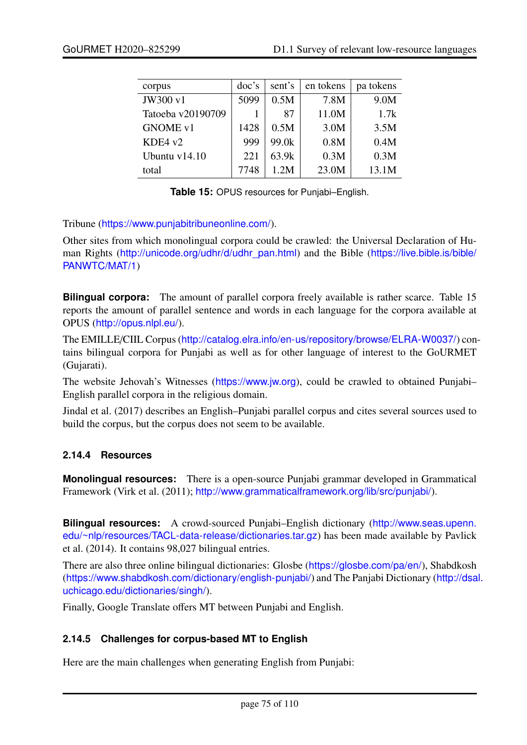| corpus | doc's | sent's | en tokens | pa tokens |
|---|---|---|---|---|
| JW300 v1 | 5099 | 0.5M | 7.8M | 9.0M |
| Tatoeba v20190709 | 1 | 87 | 11.0M | 1.7k |
| GNOME v1 | 1428 | 0.5M | 3.0M | 3.5M |
| KDE4 v2 | 999 | 99.0k | 0.8M | 0.4M |
| Ubuntu v14.10 | 221 | 63.9k | 0.3M | 0.3M |
| total | 7748 | 1.2M | 23.0M | 13.1M |

**Table 15:** OPUS resources for Punjabi–English.

Tribune (https://www.punjabitribuneonline.com/).

Other sites from which monolingual corpora could be crawled: the Universal Declaration of Human Rights (http://unicode.org/udhr/d/udhr_pan.html) and the Bible (https://live.bible.is/bible/PANWTC/MAT/1)

**Bilingual corpora:** The amount of parallel corpora freely available is rather scarce. Table 15 reports the amount of parallel sentence and words in each language for the corpora available at OPUS (http://opus.nlpl.eu/).

The EMILLE/CIIL Corpus (http://catalog.elra.info/en-us/repository/browse/ELRA-W0037/) contains bilingual corpora for Punjabi as well as for other language of interest to the GoURMET (Gujarati).

The website Jehovah's Witnesses (https://www.jw.org), could be crawled to obtained Punjabi–English parallel corpora in the religious domain.

Jindal et al. (2017) describes an English–Punjabi parallel corpus and cites several sources used to build the corpus, but the corpus does not seem to be available.

### 2.14.4 Resources

**Monolingual resources:** There is a open-source Punjabi grammar developed in Grammatical Framework (Virk et al. (2011); http://www.grammaticalframework.org/lib/src/punjabi/).

**Bilingual resources:** A crowd-sourced Punjabi–English dictionary (http://www.seas.upenn.edu/~nlp/resources/TACL-data-release/dictionaries.tar.gz) has been made available by Pavlick et al. (2014). It contains 98,027 bilingual entries.

There are also three online bilingual dictionaries: Glosbe (https://glosbe.com/pa/en/), Shabdkosh (https://www.shabdkosh.com/dictionary/english-punjabi/) and The Panjabi Dictionary (http://dsal.uchicago.edu/dictionaries/singh/).

Finally, Google Translate offers MT between Punjabi and English.

### 2.14.5 Challenges for corpus-based MT to English

Here are the main challenges when generating English from Punjabi: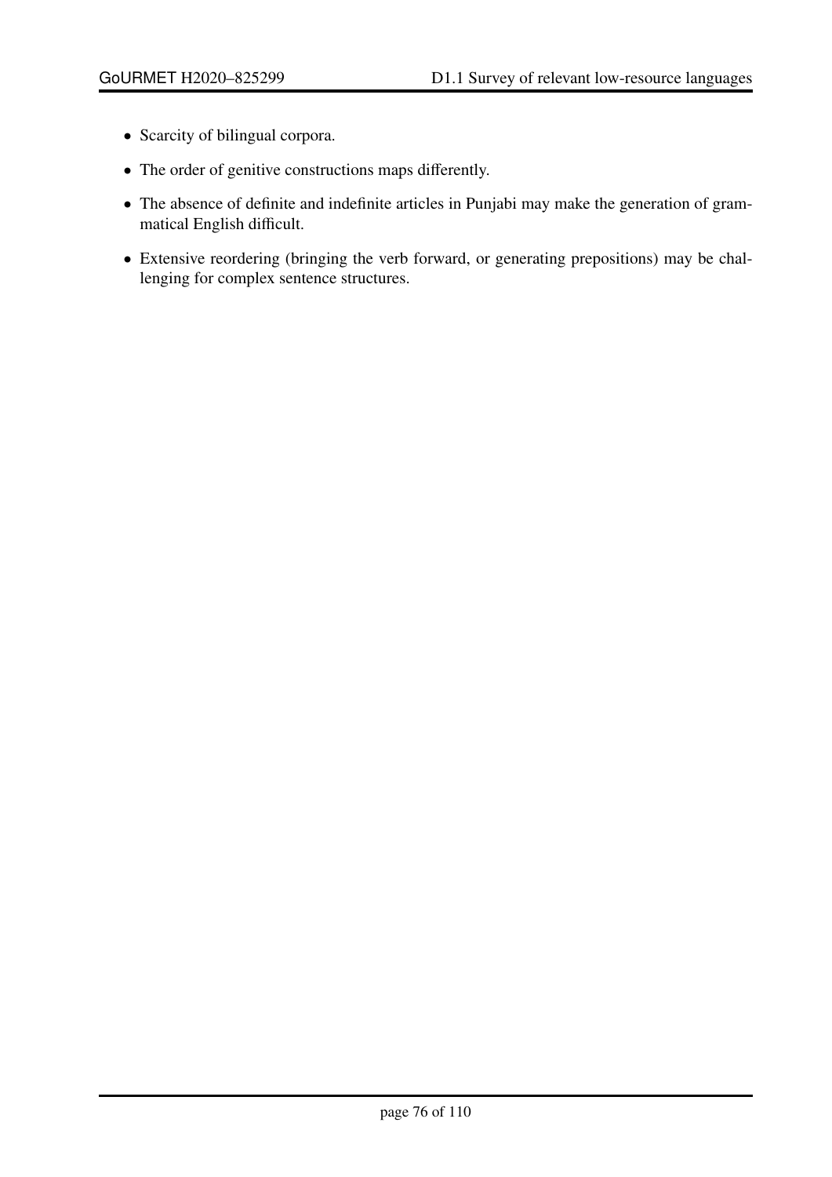- Scarcity of bilingual corpora.
- The order of genitive constructions maps differently.
- The absence of definite and indefinite articles in Punjabi may make the generation of grammatical English difficult.
- Extensive reordering (bringing the verb forward, or generating prepositions) may be challenging for complex sentence structures.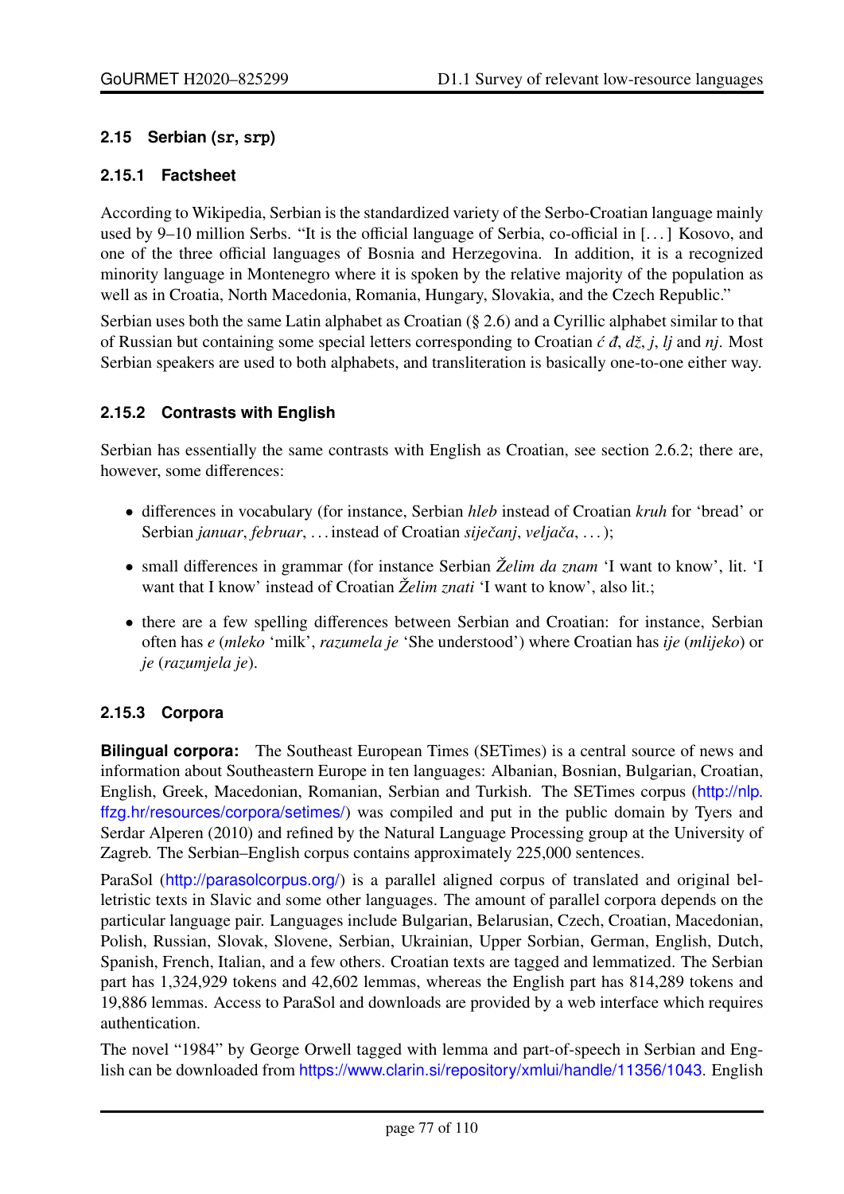### 2.15 Serbian (sr, srp)

#### 2.15.1 Factsheet

According to Wikipedia, Serbian is the standardized variety of the Serbo-Croatian language mainly used by 9–10 million Serbs. "It is the official language of Serbia, co-official in [. . . ] Kosovo, and one of the three official languages of Bosnia and Herzegovina. In addition, it is a recognized minority language in Montenegro where it is spoken by the relative majority of the population as well as in Croatia, North Macedonia, Romania, Hungary, Slovakia, and the Czech Republic."

Serbian uses both the same Latin alphabet as Croatian (§ 2.6) and a Cyrillic alphabet similar to that of Russian but containing some special letters corresponding to Croatian *ć đ*, *dž*, *j*, *lj* and *nj*. Most Serbian speakers are used to both alphabets, and transliteration is basically one-to-one either way.

#### 2.15.2 Contrasts with English

Serbian has essentially the same contrasts with English as Croatian, see section 2.6.2; there are, however, some differences:

- differences in vocabulary (for instance, Serbian *hleb* instead of Croatian *kruh* for 'bread' or Serbian *januar*, *februar*, . . . instead of Croatian *siječanj*, *veljača*, . . . );
- small differences in grammar (for instance Serbian *Želim da znam* 'I want to know', lit. 'I want that I know' instead of Croatian *Želim znati* 'I want to know', also lit.;
- there are a few spelling differences between Serbian and Croatian: for instance, Serbian often has *e* (*mleko* 'milk', *razumela je* 'She understood') where Croatian has *ije* (*mlijeko*) or *je* (*razumjela je*).

#### 2.15.3 Corpora

**Bilingual corpora:** The Southeast European Times (SETimes) is a central source of news and information about Southeastern Europe in ten languages: Albanian, Bosnian, Bulgarian, Croatian, English, Greek, Macedonian, Romanian, Serbian and Turkish. The SETimes corpus (http://nlp.ffzg.hr/resources/corpora/setimes/) was compiled and put in the public domain by Tyers and Serdar Alperen (2010) and refined by the Natural Language Processing group at the University of Zagreb. The Serbian–English corpus contains approximately 225,000 sentences.

ParaSol (http://parasolcorpus.org/) is a parallel aligned corpus of translated and original belletristic texts in Slavic and some other languages. The amount of parallel corpora depends on the particular language pair. Languages include Bulgarian, Belarusian, Czech, Croatian, Macedonian, Polish, Russian, Slovak, Slovene, Serbian, Ukrainian, Upper Sorbian, German, English, Dutch, Spanish, French, Italian, and a few others. Croatian texts are tagged and lemmatized. The Serbian part has 1,324,929 tokens and 42,602 lemmas, whereas the English part has 814,289 tokens and 19,886 lemmas. Access to ParaSol and downloads are provided by a web interface which requires authentication.

The novel "1984" by George Orwell tagged with lemma and part-of-speech in Serbian and English can be downloaded from https://www.clarin.si/repository/xmlui/handle/11356/1043. English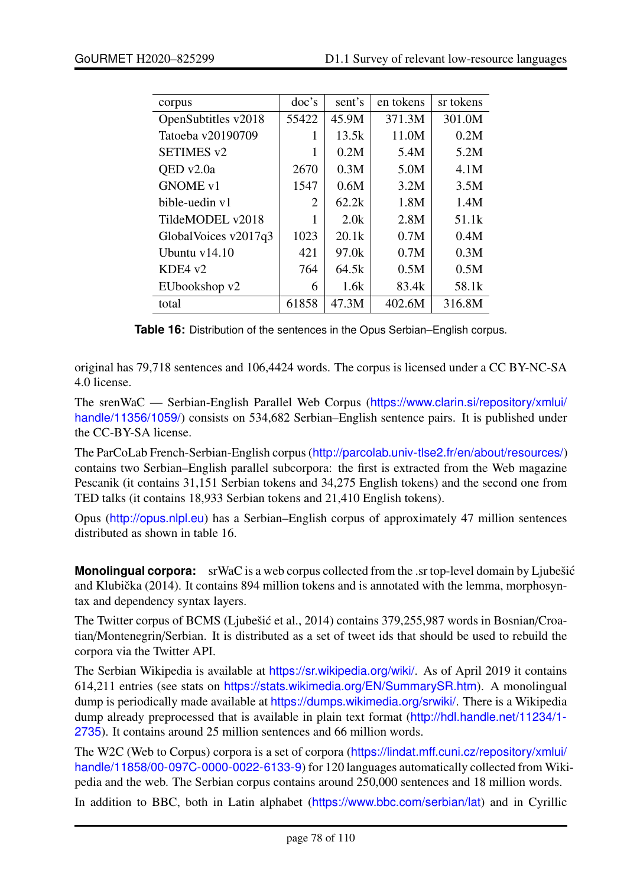| corpus | doc's | sent's | en tokens | sr tokens |
|---|---|---|---|---|
| OpenSubtitles v2018 | 55422 | 45.9M | 371.3M | 301.0M |
| Tatoeba v20190709 | 1 | 13.5k | 11.0M | 0.2M |
| SETIMES v2 | 1 | 0.2M | 5.4M | 5.2M |
| QED v2.0a | 2670 | 0.3M | 5.0M | 4.1M |
| GNOME v1 | 1547 | 0.6M | 3.2M | 3.5M |
| bible-uedin v1 | 2 | 62.2k | 1.8M | 1.4M |
| TildeMODEL v2018 | 1 | 2.0k | 2.8M | 51.1k |
| GlobalVoices v2017q3 | 1023 | 20.1k | 0.7M | 0.4M |
| Ubuntu v14.10 | 421 | 97.0k | 0.7M | 0.3M |
| KDE4 v2 | 764 | 64.5k | 0.5M | 0.5M |
| EUbookshop v2 | 6 | 1.6k | 83.4k | 58.1k |
| total | 61858 | 47.3M | 402.6M | 316.8M |

**Table 16:** Distribution of the sentences in the Opus Serbian–English corpus.

original has 79,718 sentences and 106,4424 words. The corpus is licensed under a CC BY-NC-SA 4.0 license.

The srenWaC — Serbian-English Parallel Web Corpus (https://www.clarin.si/repository/xmlui/handle/11356/1059/) consists on 534,682 Serbian–English sentence pairs. It is published under the CC-BY-SA license.

The ParCoLab French-Serbian-English corpus (http://parcolab.univ-tlse2.fr/en/about/resources/) contains two Serbian–English parallel subcorpora: the first is extracted from the Web magazine Pescanik (it contains 31,151 Serbian tokens and 34,275 English tokens) and the second one from TED talks (it contains 18,933 Serbian tokens and 21,410 English tokens).

Opus (http://opus.nlpl.eu) has a Serbian–English corpus of approximately 47 million sentences distributed as shown in table 16.

**Monolingual corpora:** srWaC is a web corpus collected from the .sr top-level domain by Ljubešić and Klubička (2014). It contains 894 million tokens and is annotated with the lemma, morphosyntax and dependency syntax layers.

The Twitter corpus of BCMS (Ljubešić et al., 2014) contains 379,255,987 words in Bosnian/Croatian/Montenegrin/Serbian. It is distributed as a set of tweet ids that should be used to rebuild the corpora via the Twitter API.

The Serbian Wikipedia is available at https://sr.wikipedia.org/wiki/. As of April 2019 it contains 614,211 entries (see stats on https://stats.wikimedia.org/EN/SummarySR.htm). A monolingual dump is periodically made available at https://dumps.wikimedia.org/srwiki/. There is a Wikipedia dump already preprocessed that is available in plain text format (http://hdl.handle.net/11234/1-2735). It contains around 25 million sentences and 66 million words.

The W2C (Web to Corpus) corpora is a set of corpora (https://lindat.mff.cuni.cz/repository/xmlui/handle/11858/00-097C-0000-0022-6133-9) for 120 languages automatically collected from Wikipedia and the web. The Serbian corpus contains around 250,000 sentences and 18 million words.

In addition to BBC, both in Latin alphabet (https://www.bbc.com/serbian/lat) and in Cyrillic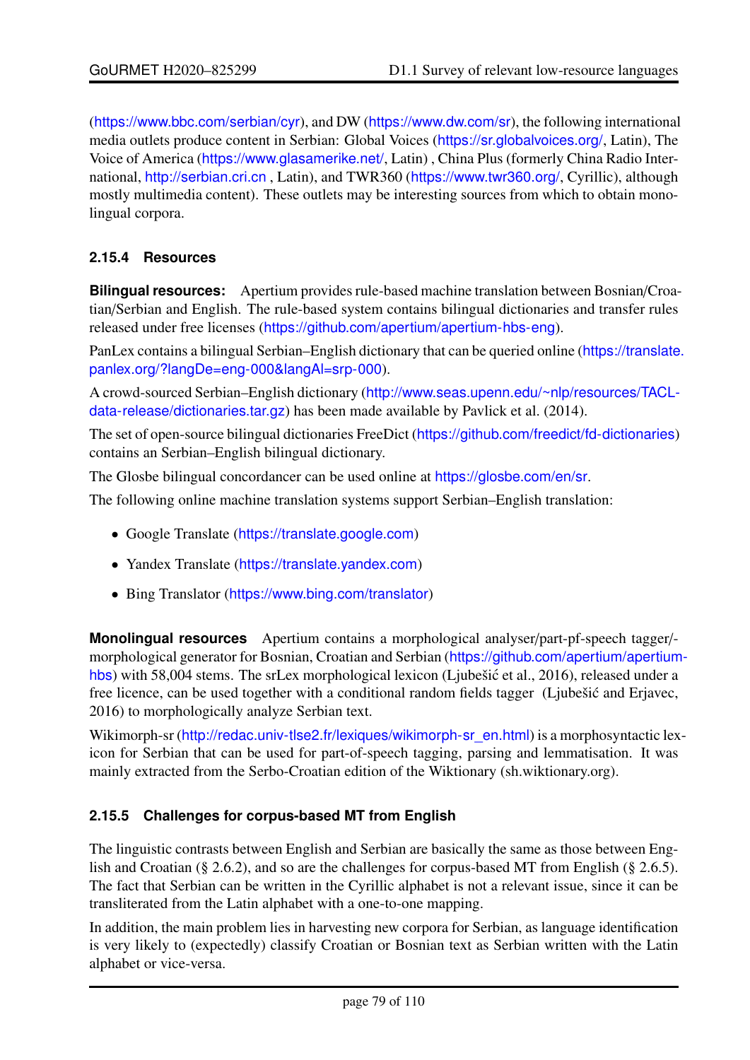(https://www.bbc.com/serbian/cyr), and DW (https://www.dw.com/sr), the following international media outlets produce content in Serbian: Global Voices (https://sr.globalvoices.org/, Latin), The Voice of America (https://www.glasamerike.net/, Latin) , China Plus (formerly China Radio International, http://serbian.cri.cn , Latin), and TWR360 (https://www.twr360.org/, Cyrillic), although mostly multimedia content). These outlets may be interesting sources from which to obtain monolingual corpora.

### 2.15.4 Resources

**Bilingual resources:** Apertium provides rule-based machine translation between Bosnian/Croatian/Serbian and English. The rule-based system contains bilingual dictionaries and transfer rules released under free licenses (https://github.com/apertium/apertium-hbs-eng).

PanLex contains a bilingual Serbian–English dictionary that can be queried online (https://translate.panlex.org/?langDe=eng-000&langAl=srp-000).

A crowd-sourced Serbian–English dictionary (http://www.seas.upenn.edu/~nlp/resources/TACL-data-release/dictionaries.tar.gz) has been made available by Pavlick et al. (2014).

The set of open-source bilingual dictionaries FreeDict (https://github.com/freedict/fd-dictionaries) contains an Serbian–English bilingual dictionary.

The Glosbe bilingual concordancer can be used online at https://glosbe.com/en/sr.

The following online machine translation systems support Serbian–English translation:

- Google Translate (https://translate.google.com)
- Yandex Translate (https://translate.yandex.com)
- Bing Translator (https://www.bing.com/translator)

**Monolingual resources** Apertium contains a morphological analyser/part-pf-speech tagger/-morphological generator for Bosnian, Croatian and Serbian (https://github.com/apertium/apertium-hbs) with 58,004 stems. The srLex morphological lexicon (Ljubešić et al., 2016), released under a free licence, can be used together with a conditional random fields tagger (Ljubešić and Erjavec, 2016) to morphologically analyze Serbian text.

Wikimorph-sr (http://redac.univ-tlse2.fr/lexiques/wikimorph-sr_en.html) is a morphosyntactic lexicon for Serbian that can be used for part-of-speech tagging, parsing and lemmatisation. It was mainly extracted from the Serbo-Croatian edition of the Wiktionary (sh.wiktionary.org).

### 2.15.5 Challenges for corpus-based MT from English

The linguistic contrasts between English and Serbian are basically the same as those between English and Croatian (§ 2.6.2), and so are the challenges for corpus-based MT from English (§ 2.6.5). The fact that Serbian can be written in the Cyrillic alphabet is not a relevant issue, since it can be transliterated from the Latin alphabet with a one-to-one mapping.

In addition, the main problem lies in harvesting new corpora for Serbian, as language identification is very likely to (expectedly) classify Croatian or Bosnian text as Serbian written with the Latin alphabet or vice-versa.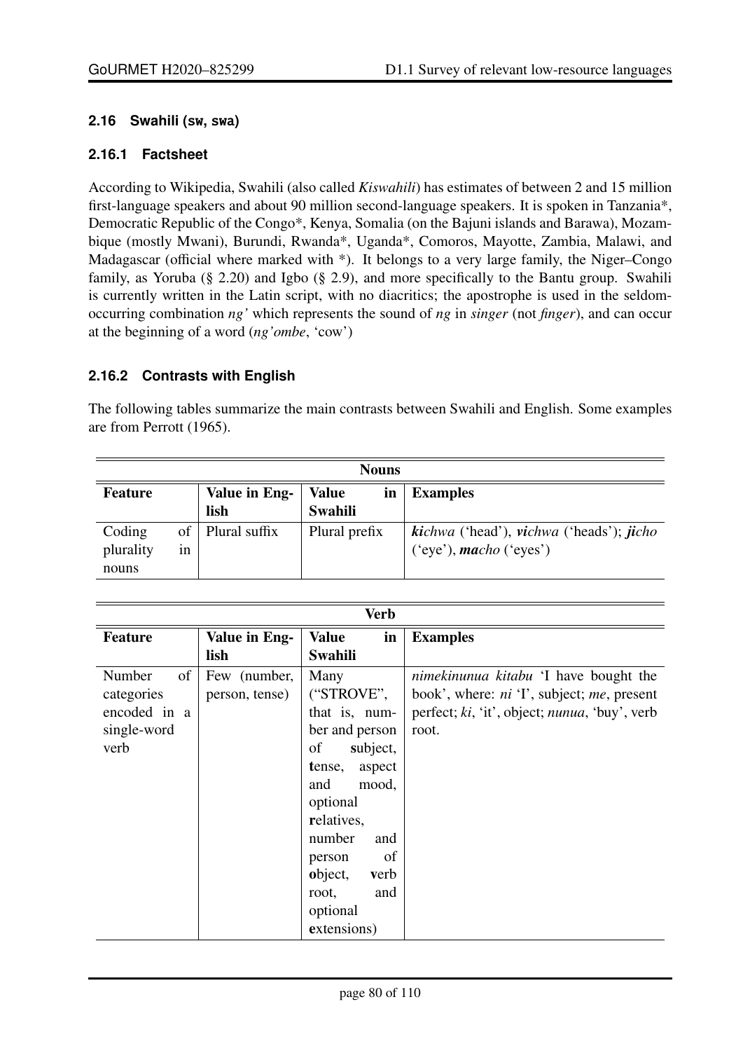### 2.16 Swahili (sw, swa)

#### 2.16.1 Factsheet

According to Wikipedia, Swahili (also called *Kiswahili*) has estimates of between 2 and 15 million first-language speakers and about 90 million second-language speakers. It is spoken in Tanzania*, Democratic Republic of the Congo*, Kenya, Somalia (on the Bajuni islands and Barawa), Mozambique (mostly Mwani), Burundi, Rwanda*, Uganda*, Comoros, Mayotte, Zambia, Malawi, and Madagascar (official where marked with *). It belongs to a very large family, the Niger–Congo family, as Yoruba (§ 2.20) and Igbo (§ 2.9), and more specifically to the Bantu group. Swahili is currently written in the Latin script, with no diacritics; the apostrophe is used in the seldom-occurring combination *ng'* which represents the sound of *ng* in *singer* (not *finger*), and can occur at the beginning of a word (*ng'ombe*, 'cow')

#### 2.16.2 Contrasts with English

The following tables summarize the main contrasts between Swahili and English. Some examples are from Perrott (1965).

| **Nouns** | | | |
|---|---|---|---|
| **Feature** | **Value in English** | **Value in Swahili** | **Examples** |
| Coding of plurality in nouns | Plural suffix | Plural prefix | ***ki**chwa* ('head'), ***vi**chwa* ('heads'); ***ji**cho* ('eye'), ***ma**cho* ('eyes') |

| **Verb** | | | |
|---|---|---|---|
| **Feature** | **Value in English** | **Value in Swahili** | **Examples** |
| Number of categories encoded in a single-word verb | Few (number, person, tense) | Many ("STROVE", that is, number and person of **s**ubject, **t**ense, aspect and mood, optional **r**elatives, number and person of **o**bject, **v**erb root, and optional **e**xtensions) | *nimekinunua kitabu* 'I have bought the book', where: *ni* 'I', subject; *me*, present perfect; *ki*, 'it', object; *nunua*, 'buy', verb root. |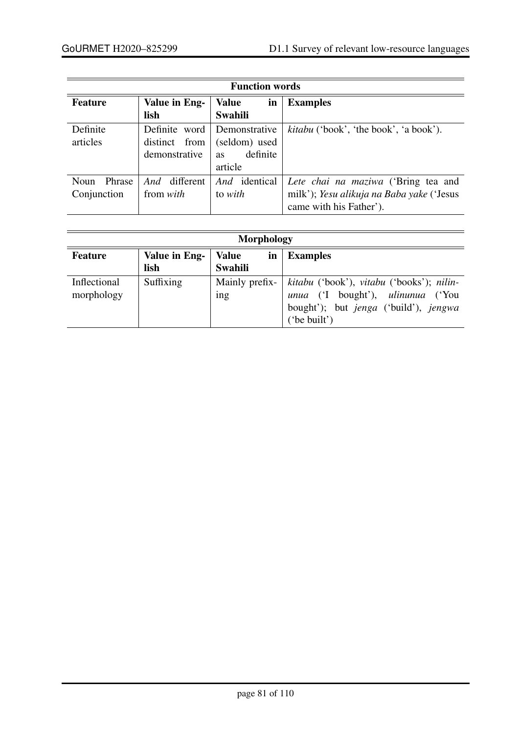| Function words | | | |
|---|---|---|---|
| **Feature** | **Value in English** | **Value in Swahili** | **Examples** |
| Definite articles | Definite word distinct from demonstrative | Demonstrative (seldom) used as definite article | *kitabu* ('book', 'the book', 'a book'). |
| Noun Phrase Conjunction | *And* different from *with* | *And* identical to *with* | *Lete chai na maziwa* ('Bring tea and milk'); *Yesu alikuja na Baba yake* ('Jesus came with his Father'). |

| Morphology | | | |
|---|---|---|---|
| **Feature** | **Value in English** | **Value in Swahili** | **Examples** |
| Inflectional morphology | Suffixing | Mainly prefixing | *kitabu* ('book'), *vitabu* ('books'); *nilinunua* ('I bought'), *ulinunua* ('You bought'); but *jenga* ('build'), *jengwa* ('be built') |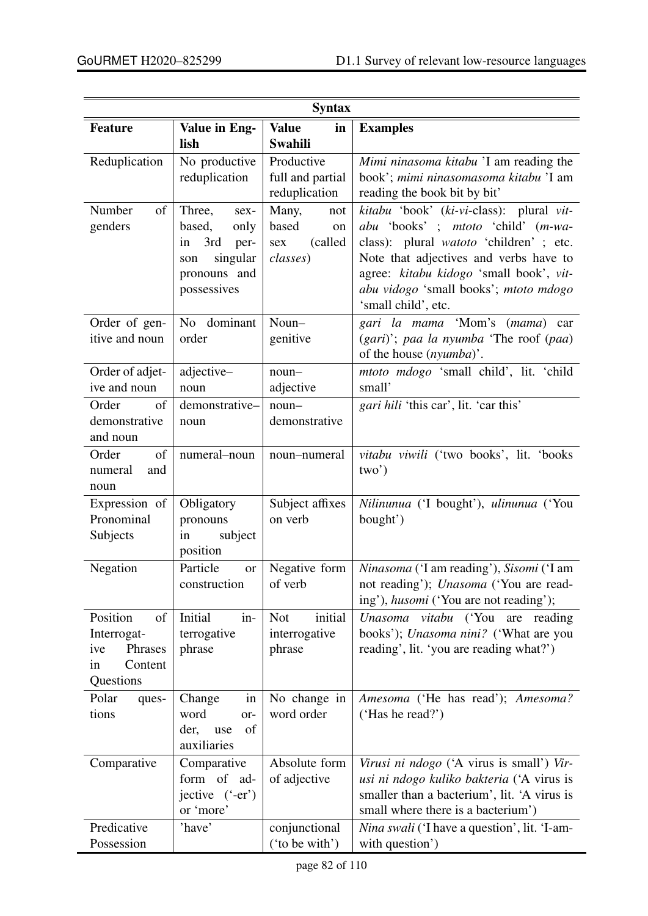| Syntax | | | |
|---|---|---|---|
| **Feature** | **Value in English** | **Value in Swahili** | **Examples** |
| Reduplication | No productive reduplication | Productive full and partial reduplication | *Mimi ninasoma kitabu* 'I am reading the book'; *mimi ninasomasoma kitabu* 'I am reading the book bit by bit' |
| Number of genders | Three, sex-based, only in 3rd person singular pronouns and possessives | Many, not based on sex (called *classes*) | *kitabu* 'book' (*ki-vi*-class): plural *vitabu* 'books' ; *mtoto* 'child' (*m-wa*-class): plural *watoto* 'children' ; etc. Note that adjectives and verbs have to agree: *kitabu kidogo* 'small book', *vitabu vidogo* 'small books'; *mtoto mdogo* 'small child', etc. |
| Order of genitive and noun | No dominant order | Noun–genitive | *gari la mama* 'Mom's (*mama*) car (*gari*)'; *paa la nyumba* 'The roof (*paa*) of the house (*nyumba*)'. |
| Order of adjective and noun | adjective–noun | noun–adjective | *mtoto mdogo* 'small child', lit. 'child small' |
| Order of demonstrative and noun | demonstrative–noun | noun–demonstrative | *gari hili* 'this car', lit. 'car this' |
| Order of numeral and noun | numeral–noun | noun–numeral | *vitabu viwili* ('two books', lit. 'books two') |
| Expression of Pronominal Subjects | Obligatory pronouns in subject position | Subject affixes on verb | *Nilinunua* ('I bought'), *ulinunua* ('You bought') |
| Negation | Particle or construction | Negative form of verb | *Ninasoma* ('I am reading'), *Sisomi* ('I am not reading'); *Unasoma* ('You are reading'), *husomi* ('You are not reading'); |
| Position of Interrogative Phrases in Content Questions | Initial interrogative phrase | Not initial interrogative phrase | *Unasoma vitabu* ('You are reading books'); *Unasoma nini?* ('What are you reading', lit. 'you are reading what?') |
| Polar questions | Change in word order, use of auxiliaries | No change in word order | *Amesoma* ('He has read'); *Amesoma?* ('Has he read?') |
| Comparative | Comparative form of adjective ('-er') or 'more' | Absolute form of adjective | *Virusi ni ndogo* ('A virus is small') *Virusi ni ndogo kuliko bakteria* ('A virus is smaller than a bacterium', lit. 'A virus is small where there is a bacterium') |
| Predicative Possession | 'have' | conjunctional ('to be with') | *Nina swali* ('I have a question', lit. 'I-am-with question') |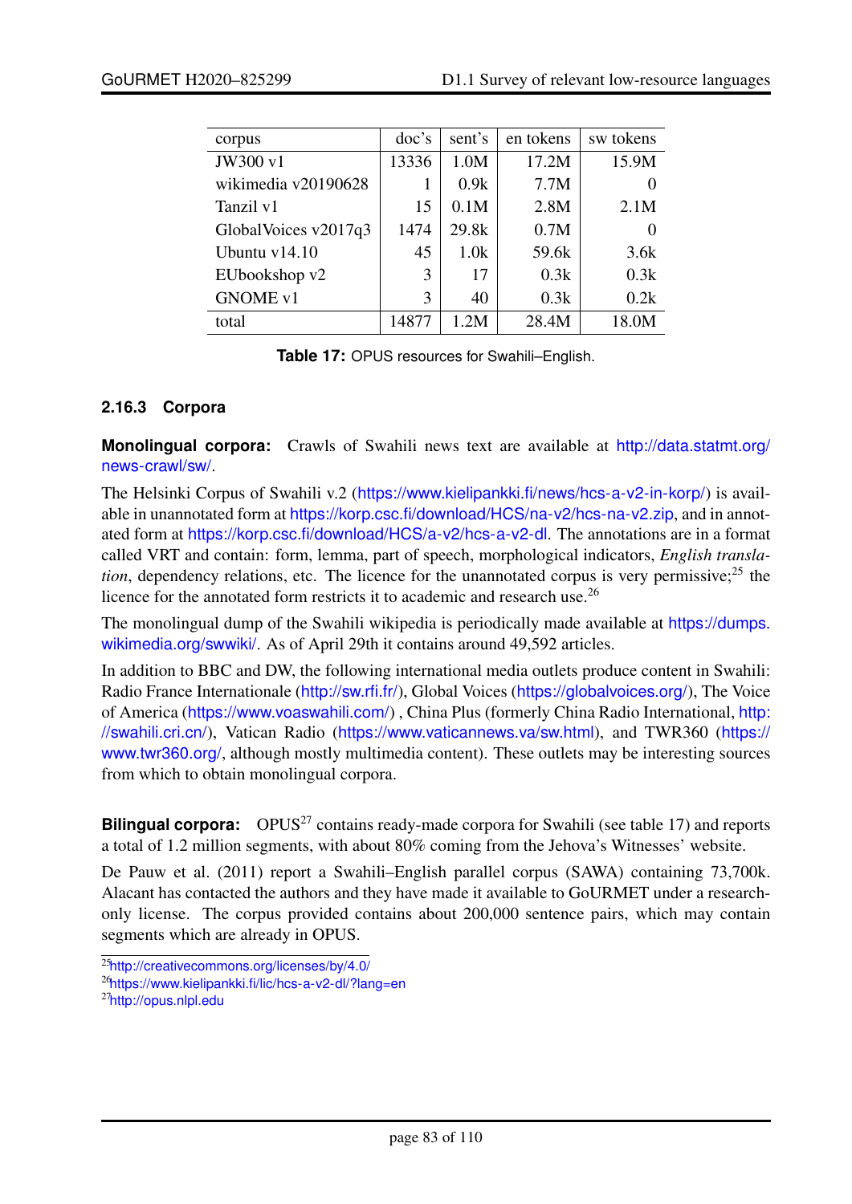| corpus | doc's | sent's | en tokens | sw tokens |
|---|---|---|---|---|
| JW300 v1 | 13336 | 1.0M | 17.2M | 15.9M |
| wikimedia v20190628 | 1 | 0.9k | 7.7M | 0 |
| Tanzil v1 | 15 | 0.1M | 2.8M | 2.1M |
| GlobalVoices v2017q3 | 1474 | 29.8k | 0.7M | 0 |
| Ubuntu v14.10 | 45 | 1.0k | 59.6k | 3.6k |
| EUbookshop v2 | 3 | 17 | 0.3k | 0.3k |
| GNOME v1 | 3 | 40 | 0.3k | 0.2k |
| total | 14877 | 1.2M | 28.4M | 18.0M |

**Table 17:** OPUS resources for Swahili–English.

### 2.16.3 Corpora

**Monolingual corpora:** Crawls of Swahili news text are available at http://data.statmt.org/news-crawl/sw/.

The Helsinki Corpus of Swahili v.2 (https://www.kielipankki.fi/news/hcs-a-v2-in-korp/) is available in unannotated form at https://korp.csc.fi/download/HCS/na-v2/hcs-na-v2.zip, and in annotated form at https://korp.csc.fi/download/HCS/a-v2/hcs-a-v2-dl. The annotations are in a format called VRT and contain: form, lemma, part of speech, morphological indicators, *English translation*, dependency relations, etc. The licence for the unannotated corpus is very permissive;[25] the licence for the annotated form restricts it to academic and research use.[26]

The monolingual dump of the Swahili wikipedia is periodically made available at https://dumps.wikimedia.org/swwiki/. As of April 29th it contains around 49,592 articles.

In addition to BBC and DW, the following international media outlets produce content in Swahili: Radio France Internationale (http://sw.rfi.fr/), Global Voices (https://globalvoices.org/), The Voice of America (https://www.voaswahili.com/) , China Plus (formerly China Radio International, http://swahili.cri.cn/), Vatican Radio (https://www.vaticannews.va/sw.html), and TWR360 (https://www.twr360.org/, although mostly multimedia content). These outlets may be interesting sources from which to obtain monolingual corpora.

**Bilingual corpora:** OPUS[27] contains ready-made corpora for Swahili (see table 17) and reports a total of 1.2 million segments, with about 80% coming from the Jehova's Witnesses' website.

De Pauw et al. (2011) report a Swahili–English parallel corpus (SAWA) containing 73,700k. Alacant has contacted the authors and they have made it available to GoURMET under a research-only license. The corpus provided contains about 200,000 sentence pairs, which may contain segments which are already in OPUS.

[25] http://creativecommons.org/licenses/by/4.0/

[26] https://www.kielipankki.fi/lic/hcs-a-v2-dl/?lang=en

[27] http://opus.nlpl.edu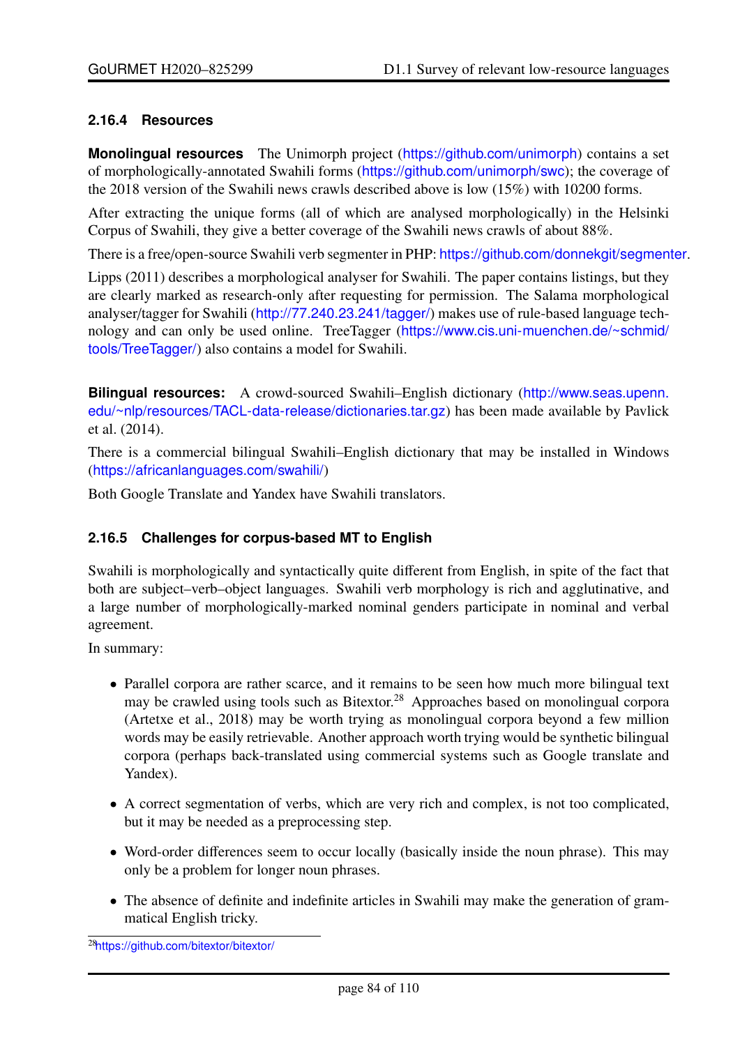### 2.16.4 Resources

**Monolingual resources** The Unimorph project (https://github.com/unimorph) contains a set of morphologically-annotated Swahili forms (https://github.com/unimorph/swc); the coverage of the 2018 version of the Swahili news crawls described above is low (15%) with 10200 forms.

After extracting the unique forms (all of which are analysed morphologically) in the Helsinki Corpus of Swahili, they give a better coverage of the Swahili news crawls of about 88%.

There is a free/open-source Swahili verb segmenter in PHP: https://github.com/donnekgit/segmenter.

Lipps (2011) describes a morphological analyser for Swahili. The paper contains listings, but they are clearly marked as research-only after requesting for permission. The Salama morphological analyser/tagger for Swahili (http://77.240.23.241/tagger/) makes use of rule-based language technology and can only be used online. TreeTagger (https://www.cis.uni-muenchen.de/~schmid/tools/TreeTagger/) also contains a model for Swahili.

**Bilingual resources:** A crowd-sourced Swahili–English dictionary (http://www.seas.upenn.edu/~nlp/resources/TACL-data-release/dictionaries.tar.gz) has been made available by Pavlick et al. (2014).

There is a commercial bilingual Swahili–English dictionary that may be installed in Windows (https://africanlanguages.com/swahili/)

Both Google Translate and Yandex have Swahili translators.

### 2.16.5 Challenges for corpus-based MT to English

Swahili is morphologically and syntactically quite different from English, in spite of the fact that both are subject–verb–object languages. Swahili verb morphology is rich and agglutinative, and a large number of morphologically-marked nominal genders participate in nominal and verbal agreement.

In summary:

- Parallel corpora are rather scarce, and it remains to be seen how much more bilingual text may be crawled using tools such as Bitextor.[28] Approaches based on monolingual corpora (Artetxe et al., 2018) may be worth trying as monolingual corpora beyond a few million words may be easily retrievable. Another approach worth trying would be synthetic bilingual corpora (perhaps back-translated using commercial systems such as Google translate and Yandex).
- A correct segmentation of verbs, which are very rich and complex, is not too complicated, but it may be needed as a preprocessing step.
- Word-order differences seem to occur locally (basically inside the noun phrase). This may only be a problem for longer noun phrases.
- The absence of definite and indefinite articles in Swahili may make the generation of grammatical English tricky.

[28] https://github.com/bitextor/bitextor/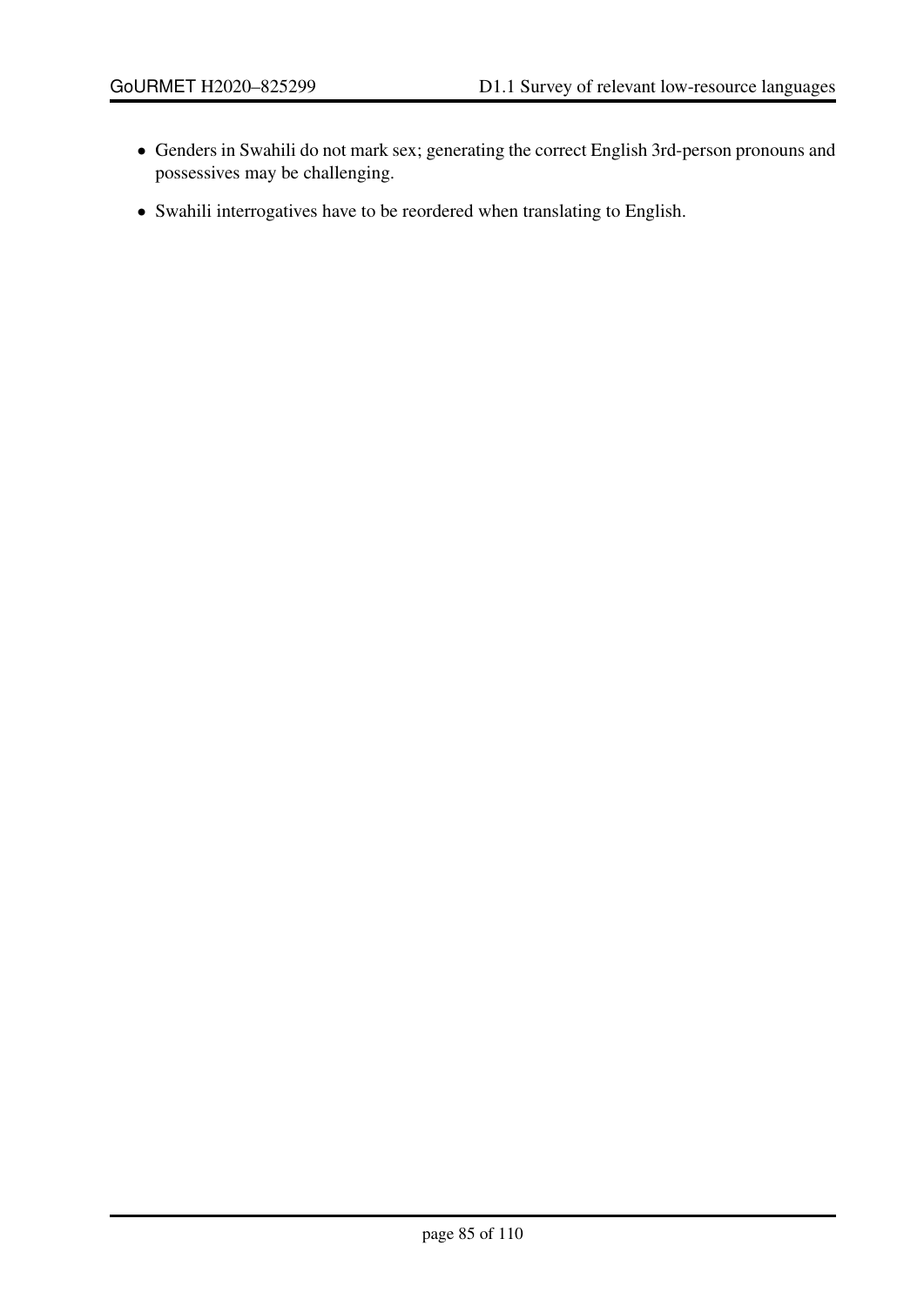- Genders in Swahili do not mark sex; generating the correct English 3rd-person pronouns and possessives may be challenging.
- Swahili interrogatives have to be reordered when translating to English.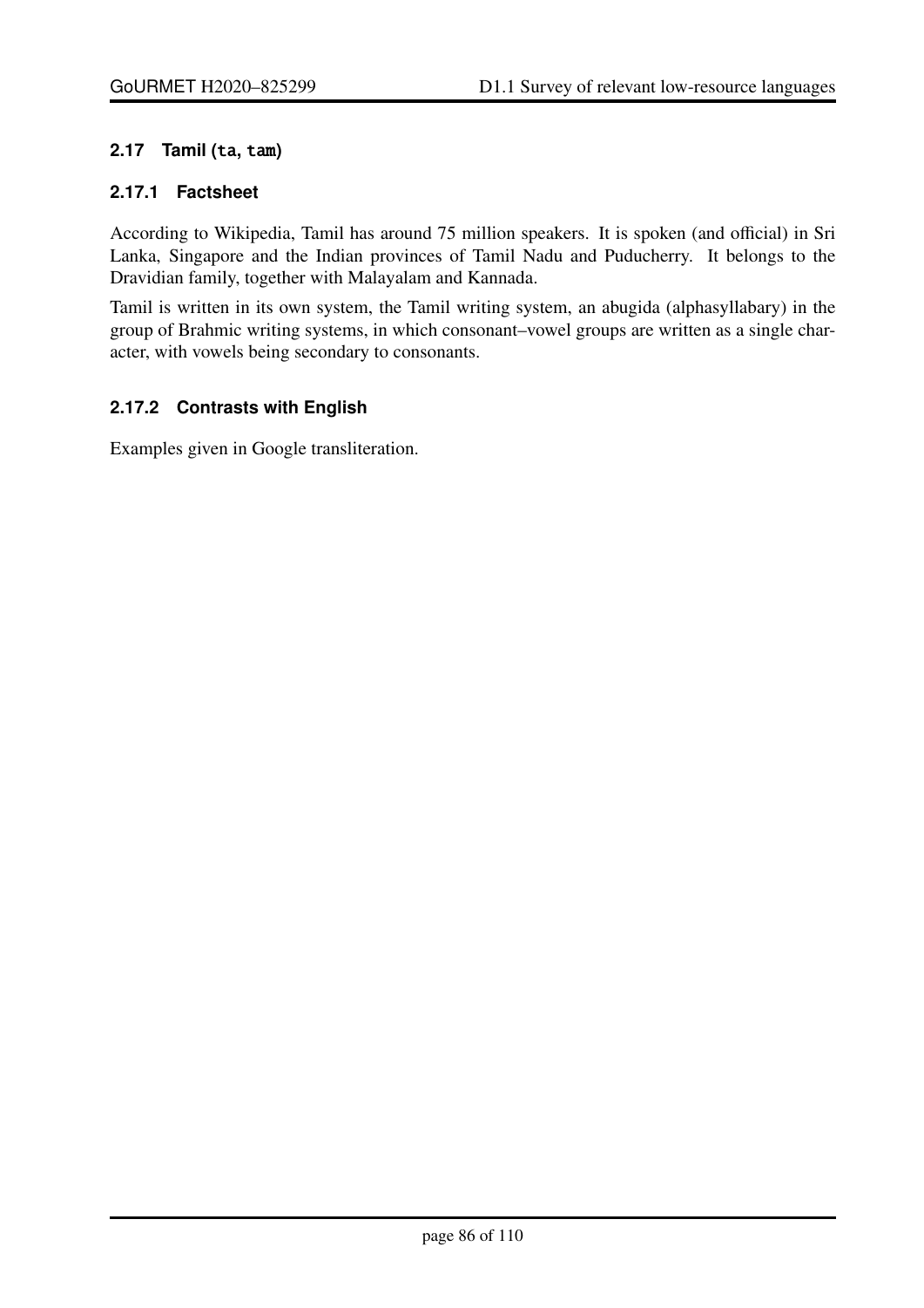### 2.17 Tamil (`ta`, `tam`)

#### 2.17.1 Factsheet

According to Wikipedia, Tamil has around 75 million speakers. It is spoken (and official) in Sri Lanka, Singapore and the Indian provinces of Tamil Nadu and Puducherry. It belongs to the Dravidian family, together with Malayalam and Kannada.

Tamil is written in its own system, the Tamil writing system, an abugida (alphasyllabary) in the group of Brahmic writing systems, in which consonant–vowel groups are written as a single character, with vowels being secondary to consonants.

#### 2.17.2 Contrasts with English

Examples given in Google transliteration.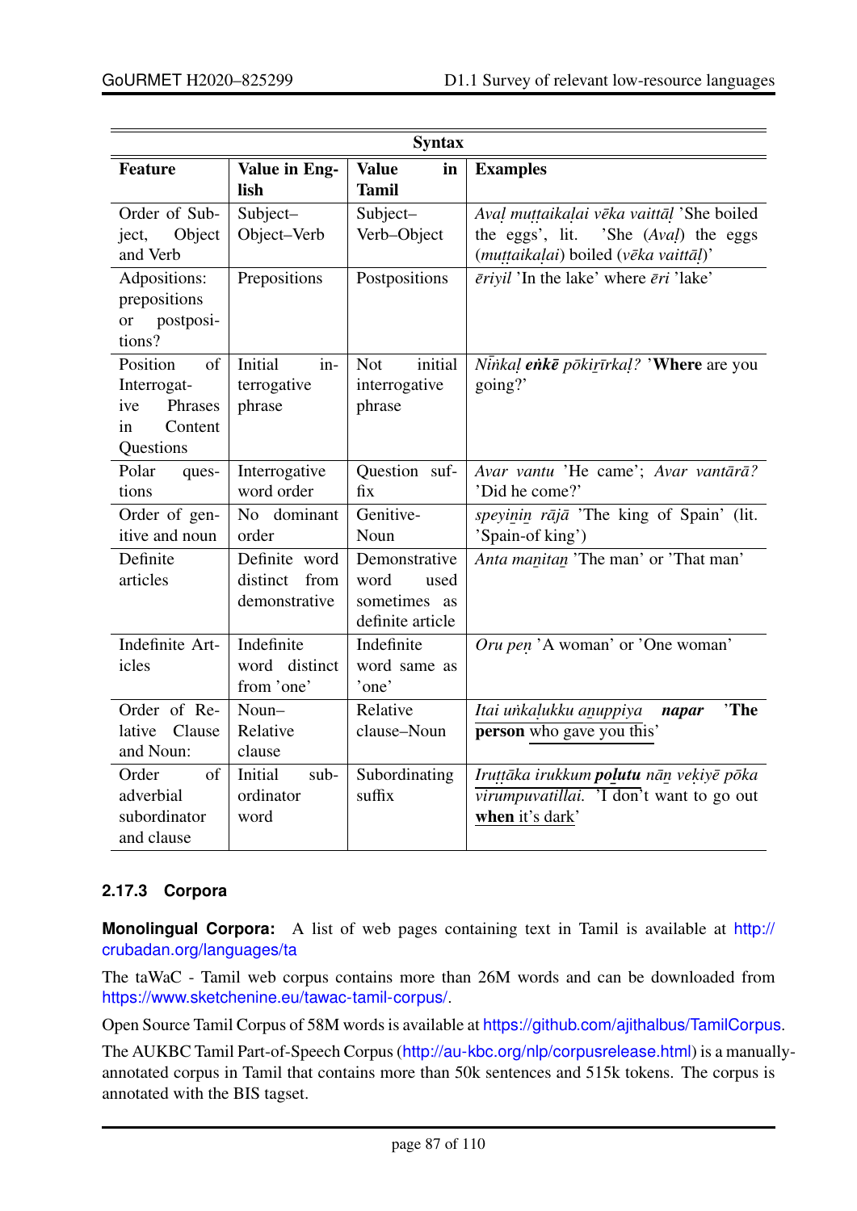| Syntax | | | |
|---|---|---|---|
| **Feature** | **Value in English** | **Value in Tamil** | **Examples** |
| Order of Subject, Object and Verb | Subject–Object–Verb | Subject–Verb–Object | *Avaḷ muṭṭaikaḷai vēka vaittāḷ* 'She boiled the eggs', lit. 'She (*Avaḷ*) the eggs (*muṭṭaikaḷai*) boiled (*vēka vaittāḷ*)' |
| Adpositions: prepositions or postpositions? | Prepositions | Postpositions | *ēriyil* 'In the lake' where *ēri* 'lake' |
| Position of Interrogative Phrases in Content Questions | Initial interrogative phrase | Not initial interrogative phrase | *Nīṅkaḷ **eṅkē** pōkiṟīrkaḷ?* '**Where** are you going?' |
| Polar questions | Interrogative word order | Question suffix | *Avar vantu* 'He came'; *Avar vantārā?* 'Did he come?' |
| Order of genitive and noun | No dominant order | Genitive-Noun | *speyiṉiṉ rājā* 'The king of Spain' (lit. 'Spain-of king') |
| Definite articles | Definite word distinct from demonstrative | Demonstrative word used sometimes as definite article | *Anta maṉitaṉ* 'The man' or 'That man' |
| Indefinite Articles | Indefinite word distinct from 'one' | Indefinite word same as 'one' | *Oru peṇ* 'A woman' or 'One woman' |
| Order of Relative Clause and Noun: | Noun–Relative clause | Relative clause–Noun | <u>*Itai uṅkaḷukku aṉuppiya*</u> ***napar*** '**The person** <u>who gave you this</u>' |
| Order of adverbial subordinator and clause | Initial subordinator word | Subordinating suffix | <u>*Iruṭṭāka irukkum **poḻutu***</u> *nāṉ veḷiyē pōka virumpuvatillai.* 'I don't want to go out <u>**when** it's dark</u>' |

### 2.17.3 Corpora

**Monolingual Corpora:** A list of web pages containing text in Tamil is available at http://crubadan.org/languages/ta

The taWaC - Tamil web corpus contains more than 26M words and can be downloaded from https://www.sketchenine.eu/tawac-tamil-corpus/.

Open Source Tamil Corpus of 58M words is available at https://github.com/ajithalbus/TamilCorpus.

The AUKBC Tamil Part-of-Speech Corpus (http://au-kbc.org/nlp/corpusrelease.html) is a manually-annotated corpus in Tamil that contains more than 50k sentences and 515k tokens. The corpus is annotated with the BIS tagset.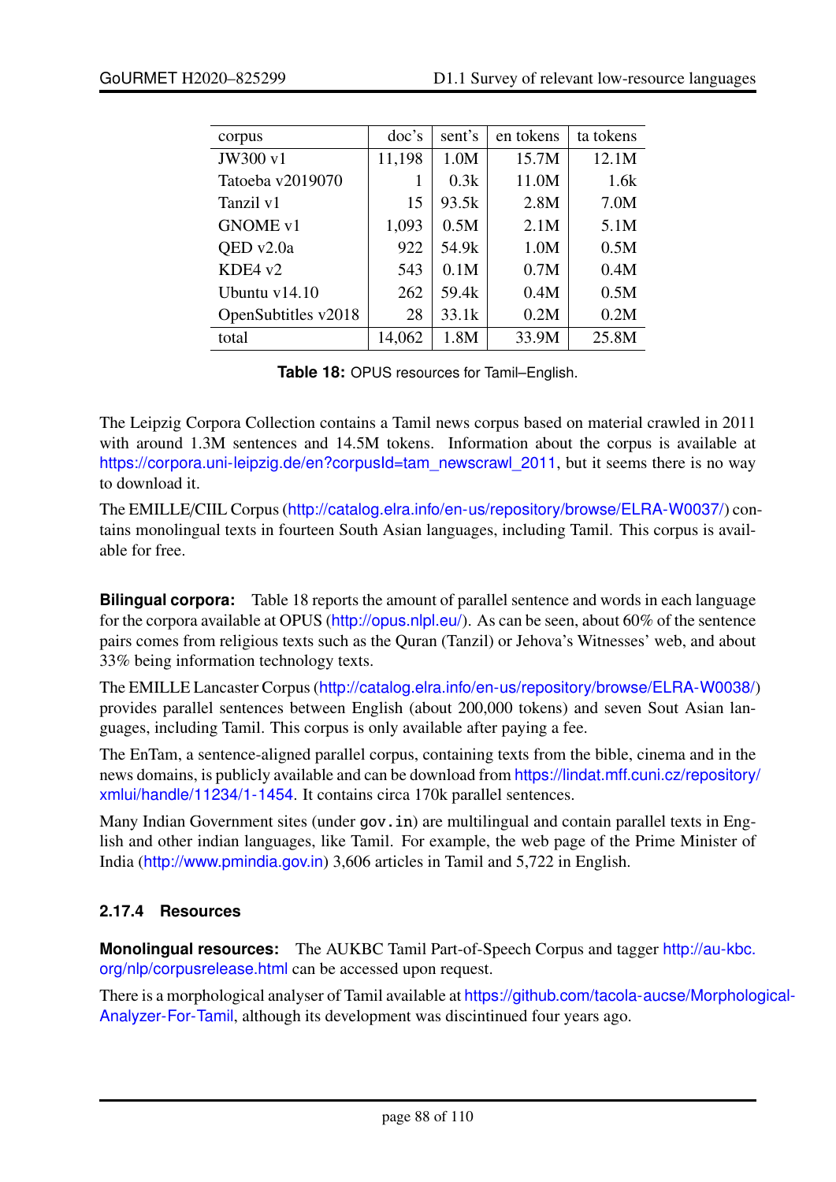| corpus | doc's | sent's | en tokens | ta tokens |
|---|---|---|---|---|
| JW300 v1 | 11,198 | 1.0M | 15.7M | 12.1M |
| Tatoeba v2019070 | 1 | 0.3k | 11.0M | 1.6k |
| Tanzil v1 | 15 | 93.5k | 2.8M | 7.0M |
| GNOME v1 | 1,093 | 0.5M | 2.1M | 5.1M |
| QED v2.0a | 922 | 54.9k | 1.0M | 0.5M |
| KDE4 v2 | 543 | 0.1M | 0.7M | 0.4M |
| Ubuntu v14.10 | 262 | 59.4k | 0.4M | 0.5M |
| OpenSubtitles v2018 | 28 | 33.1k | 0.2M | 0.2M |
| total | 14,062 | 1.8M | 33.9M | 25.8M |

**Table 18:** OPUS resources for Tamil–English.

The Leipzig Corpora Collection contains a Tamil news corpus based on material crawled in 2011 with around 1.3M sentences and 14.5M tokens. Information about the corpus is available at https://corpora.uni-leipzig.de/en?corpusId=tam_newscrawl_2011, but it seems there is no way to download it.

The EMILLE/CIIL Corpus (http://catalog.elra.info/en-us/repository/browse/ELRA-W0037/) contains monolingual texts in fourteen South Asian languages, including Tamil. This corpus is available for free.

**Bilingual corpora:** Table 18 reports the amount of parallel sentence and words in each language for the corpora available at OPUS (http://opus.nlpl.eu/). As can be seen, about 60% of the sentence pairs comes from religious texts such as the Quran (Tanzil) or Jehova's Witnesses' web, and about 33% being information technology texts.

The EMILLE Lancaster Corpus (http://catalog.elra.info/en-us/repository/browse/ELRA-W0038/) provides parallel sentences between English (about 200,000 tokens) and seven Sout Asian languages, including Tamil. This corpus is only available after paying a fee.

The EnTam, a sentence-aligned parallel corpus, containing texts from the bible, cinema and in the news domains, is publicly available and can be download from https://lindat.mff.cuni.cz/repository/xmlui/handle/11234/1-1454. It contains circa 170k parallel sentences.

Many Indian Government sites (under `gov.in`) are multilingual and contain parallel texts in English and other indian languages, like Tamil. For example, the web page of the Prime Minister of India (http://www.pmindia.gov.in) 3,606 articles in Tamil and 5,722 in English.

### 2.17.4 Resources

**Monolingual resources:** The AUKBC Tamil Part-of-Speech Corpus and tagger http://au-kbc.org/nlp/corpusrelease.html can be accessed upon request.

There is a morphological analyser of Tamil available at https://github.com/tacola-aucse/Morphological-Analyzer-For-Tamil, although its development was discintinued four years ago.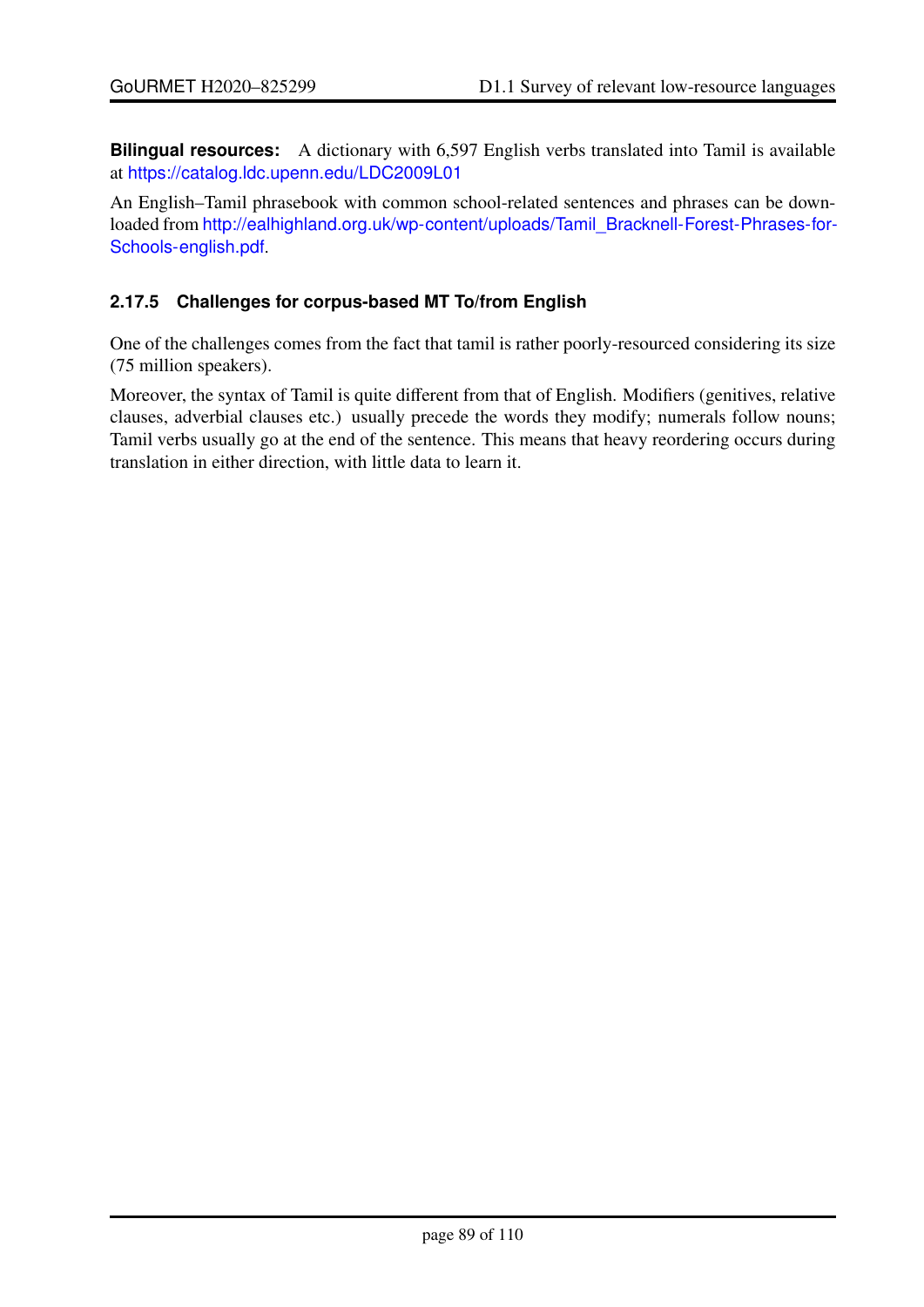**Bilingual resources:** A dictionary with 6,597 English verbs translated into Tamil is available at https://catalog.ldc.upenn.edu/LDC2009L01

An English–Tamil phrasebook with common school-related sentences and phrases can be downloaded from http://ealhighland.org.uk/wp-content/uploads/Tamil_Bracknell-Forest-Phrases-for-Schools-english.pdf.

### 2.17.5 Challenges for corpus-based MT To/from English

One of the challenges comes from the fact that tamil is rather poorly-resourced considering its size (75 million speakers).

Moreover, the syntax of Tamil is quite different from that of English. Modifiers (genitives, relative clauses, adverbial clauses etc.) usually precede the words they modify; numerals follow nouns; Tamil verbs usually go at the end of the sentence. This means that heavy reordering occurs during translation in either direction, with little data to learn it.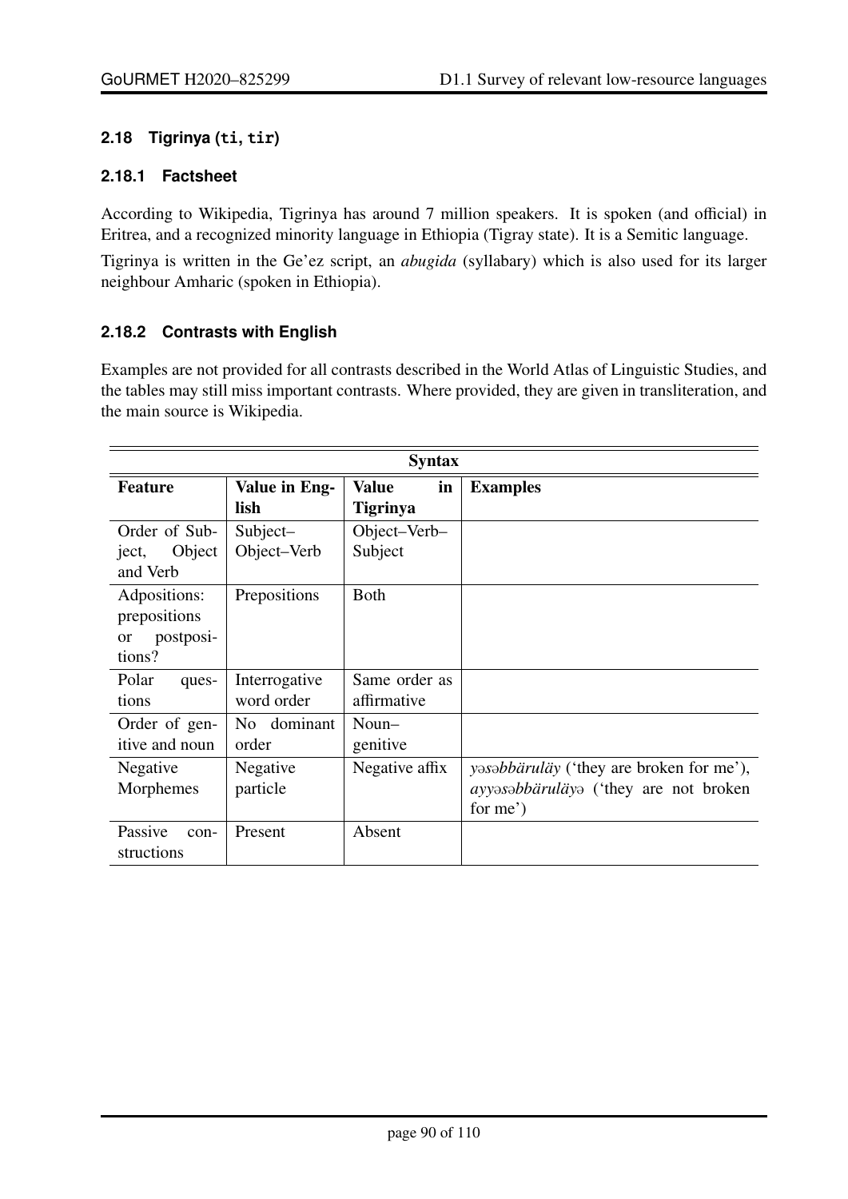### 2.18 Tigrinya (ti, tir)

#### 2.18.1 Factsheet

According to Wikipedia, Tigrinya has around 7 million speakers. It is spoken (and official) in Eritrea, and a recognized minority language in Ethiopia (Tigray state). It is a Semitic language.

Tigrinya is written in the Ge'ez script, an *abugida* (syllabary) which is also used for its larger neighbour Amharic (spoken in Ethiopia).

#### 2.18.2 Contrasts with English

Examples are not provided for all contrasts described in the World Atlas of Linguistic Studies, and the tables may still miss important contrasts. Where provided, they are given in transliteration, and the main source is Wikipedia.

| Syntax | | | |
|---|---|---|---|
| **Feature** | **Value in English** | **Value in Tigrinya** | **Examples** |
| Order of Subject, Object and Verb | Subject–Object–Verb | Object–Verb–Subject | |
| Adpositions: prepositions or postpositions? | Prepositions | Both | |
| Polar questions | Interrogative word order | Same order as affirmative | |
| Order of genitive and noun | No dominant order | Noun–genitive | |
| Negative Morphemes | Negative particle | Negative affix | *yəsəbbäruläy* ('they are broken for me'), *ayyəsəbbäruläyə* ('they are not broken for me') |
| Passive constructions | Present | Absent | |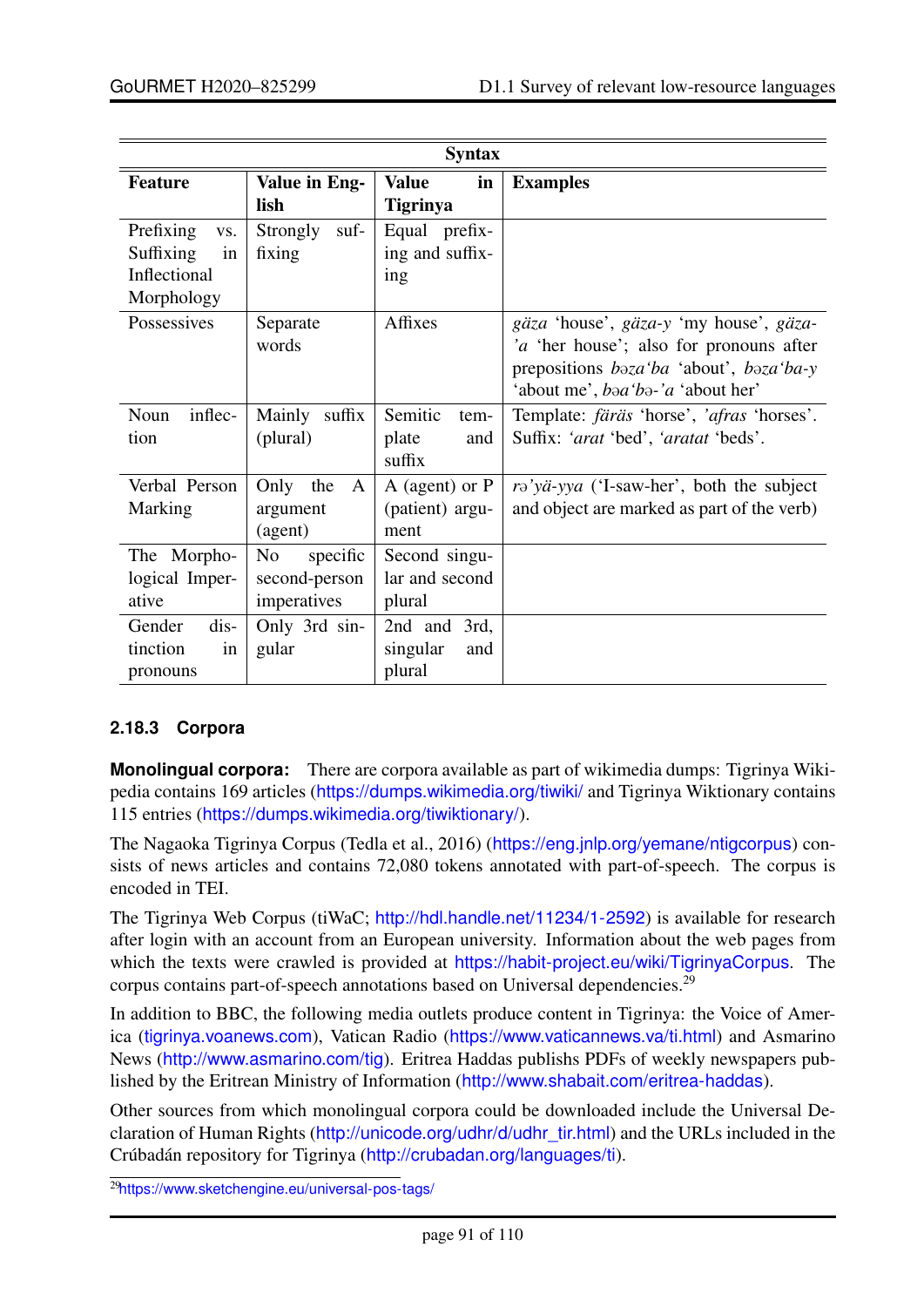| Syntax | | | |
|---|---|---|---|
| **Feature** | **Value in English** | **Value in Tigrinya** | **Examples** |
| Prefixing vs. Suffixing in Inflectional Morphology | Strongly suffixing | Equal prefixing and suffixing | |
| Possessives | Separate words | Affixes | *gäza* 'house', *gäza-y* 'my house', *gäza-'a* 'her house'; also for pronouns after prepositions *bəza'ba* 'about', *bəza'ba-y* 'about me', *bəa'bə-'a* 'about her' |
| Noun inflection | Mainly suffix (plural) | Semitic template and suffix | Template: *färäs* 'horse', *'afras* 'horses'. Suffix: *'arat* 'bed', *'aratat* 'beds'. |
| Verbal Person Marking | Only the A argument (agent) | A (agent) or P (patient) argument | *rə'yä-yya* ('I-saw-her', both the subject and object are marked as part of the verb) |
| The Morphological Imperative | No specific second-person imperatives | Second singular and second plural | |
| Gender distinction in pronouns | Only 3rd singular | 2nd and 3rd, singular and plural | |

### 2.18.3 Corpora

**Monolingual corpora:** There are corpora available as part of wikimedia dumps: Tigrinya Wikipedia contains 169 articles (https://dumps.wikimedia.org/tiwiki/ and Tigrinya Wiktionary contains 115 entries (https://dumps.wikimedia.org/tiwiktionary/).

The Nagaoka Tigrinya Corpus (Tedla et al., 2016) (https://eng.jnlp.org/yemane/ntigcorpus) consists of news articles and contains 72,080 tokens annotated with part-of-speech. The corpus is encoded in TEI.

The Tigrinya Web Corpus (tiWaC; http://hdl.handle.net/11234/1-2592) is available for research after login with an account from an European university. Information about the web pages from which the texts were crawled is provided at https://habit-project.eu/wiki/TigrinyaCorpus. The corpus contains part-of-speech annotations based on Universal dependencies.[29]

In addition to BBC, the following media outlets produce content in Tigrinya: the Voice of America (tigrinya.voanews.com), Vatican Radio (https://www.vaticannews.va/ti.html) and Asmarino News (http://www.asmarino.com/tig). Eritrea Haddas publishs PDFs of weekly newspapers published by the Eritrean Ministry of Information (http://www.shabait.com/eritrea-haddas).

Other sources from which monolingual corpora could be downloaded include the Universal Declaration of Human Rights (http://unicode.org/udhr/d/udhr_tir.html) and the URLs included in the Crúbadán repository for Tigrinya (http://crubadan.org/languages/ti).

[29] https://www.sketchengine.eu/universal-pos-tags/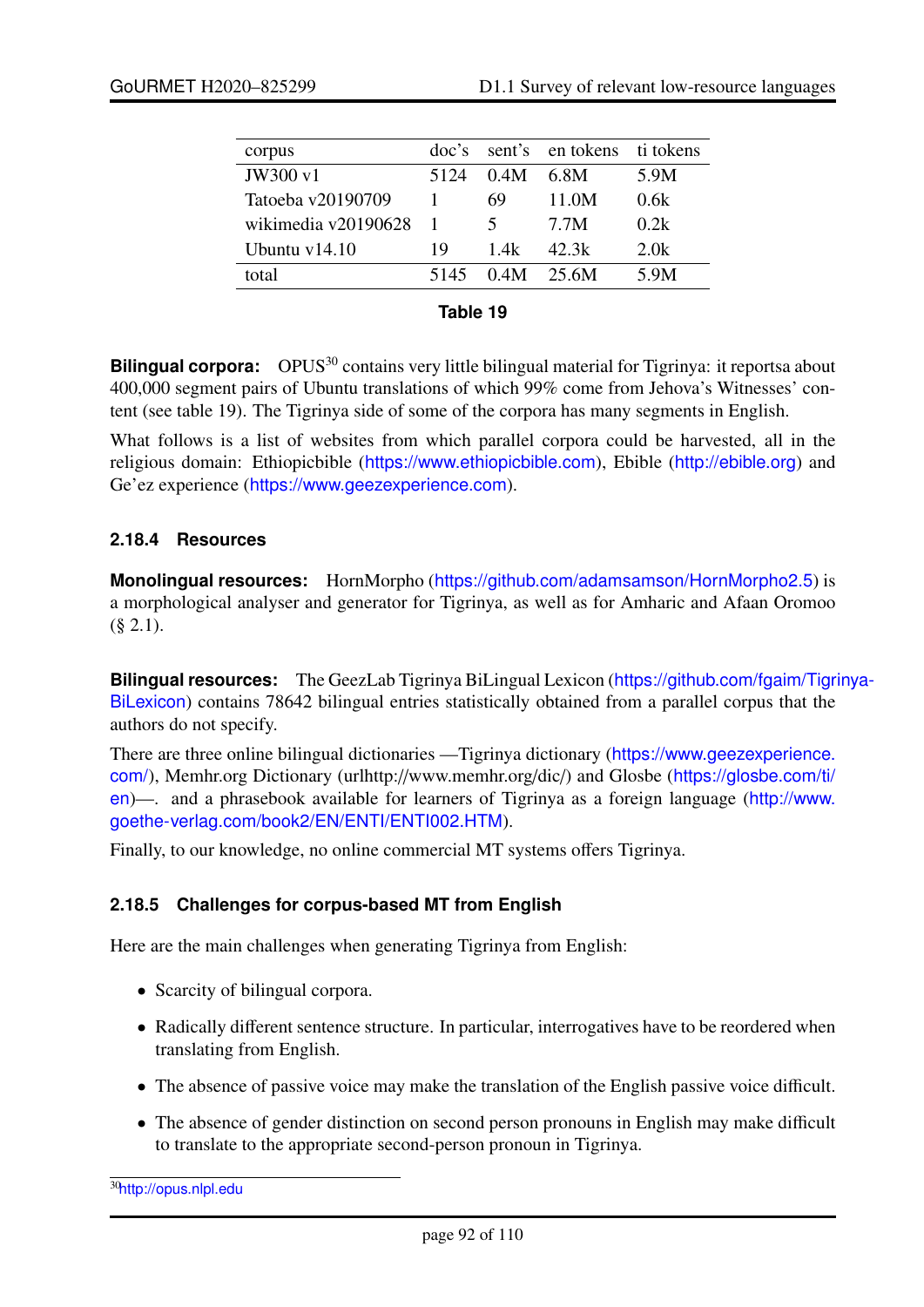| corpus | doc's | sent's | en tokens | ti tokens |
|---|---|---|---|---|
| JW300 v1 | 5124 | 0.4M | 6.8M | 5.9M |
| Tatoeba v20190709 | 1 | 69 | 11.0M | 0.6k |
| wikimedia v20190628 | 1 | 5 | 7.7M | 0.2k |
| Ubuntu v14.10 | 19 | 1.4k | 42.3k | 2.0k |
| total | 5145 | 0.4M | 25.6M | 5.9M |

**Table 19**

**Bilingual corpora:** OPUS[30] contains very little bilingual material for Tigrinya: it reportsa about 400,000 segment pairs of Ubuntu translations of which 99% come from Jehova's Witnesses' content (see table 19). The Tigrinya side of some of the corpora has many segments in English.

What follows is a list of websites from which parallel corpora could be harvested, all in the religious domain: Ethiopicbible (https://www.ethiopicbible.com), Ebible (http://ebible.org) and Ge'ez experience (https://www.geezexperience.com).

### 2.18.4 Resources

**Monolingual resources:** HornMorpho (https://github.com/adamsamson/HornMorpho2.5) is a morphological analyser and generator for Tigrinya, as well as for Amharic and Afaan Oromoo (§ 2.1).

**Bilingual resources:** The GeezLab Tigrinya BiLingual Lexicon (https://github.com/fgaim/Tigrinya-BiLexicon) contains 78642 bilingual entries statistically obtained from a parallel corpus that the authors do not specify.

There are three online bilingual dictionaries —Tigrinya dictionary (https://www.geezexperience.com/), Memhr.org Dictionary (urlhttp://www.memhr.org/dic/) and Glosbe (https://glosbe.com/ti/en)—. and a phrasebook available for learners of Tigrinya as a foreign language (http://www.goethe-verlag.com/book2/EN/ENTI/ENTI002.HTM).

Finally, to our knowledge, no online commercial MT systems offers Tigrinya.

### 2.18.5 Challenges for corpus-based MT from English

Here are the main challenges when generating Tigrinya from English:

- Scarcity of bilingual corpora.
- Radically different sentence structure. In particular, interrogatives have to be reordered when translating from English.
- The absence of passive voice may make the translation of the English passive voice difficult.
- The absence of gender distinction on second person pronouns in English may make difficult to translate to the appropriate second-person pronoun in Tigrinya.

[30] http://opus.nlpl.edu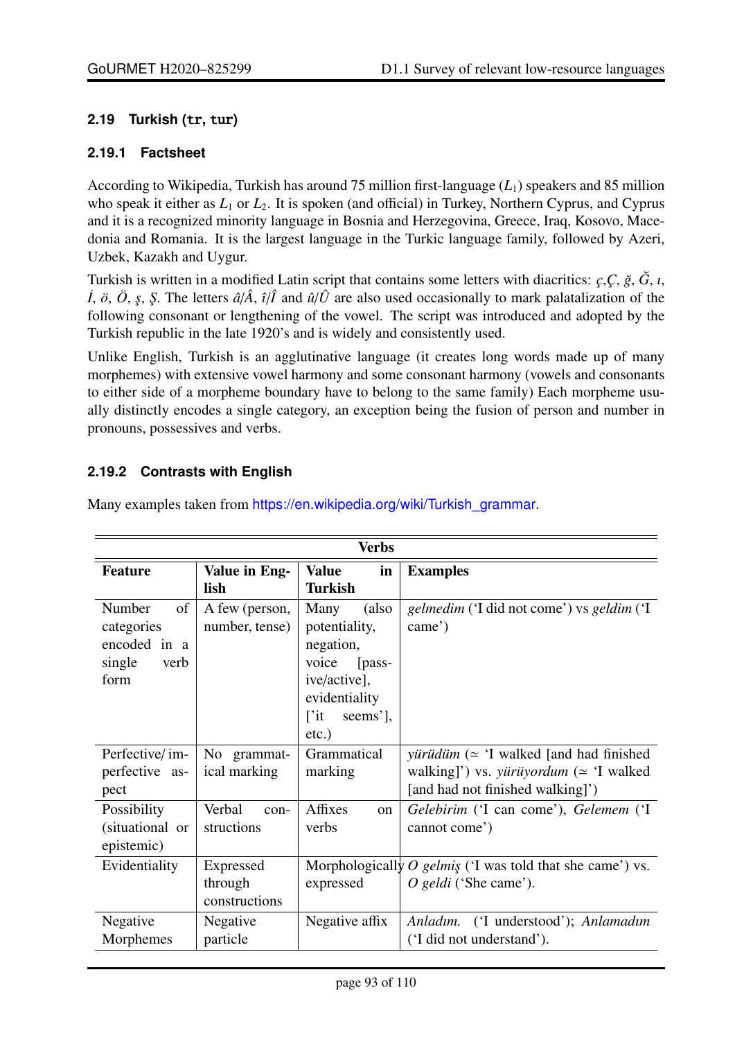## 2.19 Turkish (tr, tur)

### 2.19.1 Factsheet

According to Wikipedia, Turkish has around 75 million first-language ($L_1$) speakers and 85 million who speak it either as $L_1$ or $L_2$. It is spoken (and official) in Turkey, Northern Cyprus, and Cyprus and it is a recognized minority language in Bosnia and Herzegovina, Greece, Iraq, Kosovo, Macedonia and Romania. It is the largest language in the Turkic language family, followed by Azeri, Uzbek, Kazakh and Uygur.

Turkish is written in a modified Latin script that contains some letters with diacritics: *ç*,*Ç*, *ğ*, *Ğ*, *ı*, *İ*, *ö*, *Ö*, *ş*, *Ş*. The letters *â*/*Â*, *î*/*Î* and *û*/*Û* are also used occasionally to mark palatalization of the following consonant or lengthening of the vowel. The script was introduced and adopted by the Turkish republic in the late 1920's and is widely and consistently used.

Unlike English, Turkish is an agglutinative language (it creates long words made up of many morphemes) with extensive vowel harmony and some consonant harmony (vowels and consonants to either side of a morpheme boundary have to belong to the same family) Each morpheme usually distinctly encodes a single category, an exception being the fusion of person and number in pronouns, possessives and verbs.

### 2.19.2 Contrasts with English

Many examples taken from https://en.wikipedia.org/wiki/Turkish_grammar.

| **Verbs** | | | |
|---|---|---|---|
| **Feature** | **Value in English** | **Value in Turkish** | **Examples** |
| Number of categories encoded in a single verb form | A few (person, number, tense) | Many (also potentiality, negation, voice [passive/active], evidentiality ['it seems'], etc.) | *gelmedim* ('I did not come') vs *geldim* ('I came') |
| Perfective/ imperfective aspect | No grammatical marking | Grammatical marking | *yürüdüm* (≃ 'I walked [and had finished walking]') vs. *yürüyordum* (≃ 'I walked [and had not finished walking]') |
| Possibility (situational or epistemic) | Verbal constructions | Affixes on verbs | *Gelebirim* ('I can come'), *Gelemem* ('I cannot come') |
| Evidentiality | Expressed through constructions | Morphologically expressed | *O gelmiş* ('I was told that she came') vs. *O geldi* ('She came'). |
| Negative Morphemes | Negative particle | Negative affix | *Anladım.* ('I understood'); *Anlamadım* ('I did not understand'). |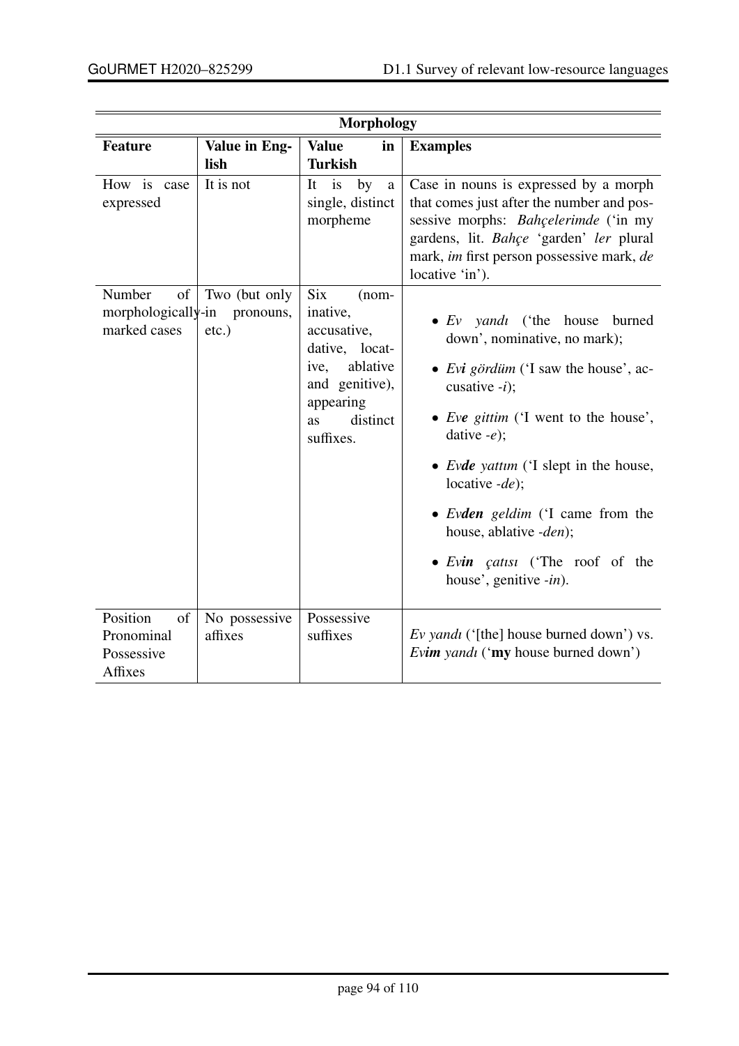| Morphology | | | |
|---|---|---|---|
| **Feature** | **Value in English** | **Value in Turkish** | **Examples** |
| How is case expressed | It is not | It is by a single, distinct morpheme | Case in nouns is expressed by a morph that comes just after the number and possessive morphs: *Bahçelerimde* ('in my gardens, lit. *Bahçe* 'garden' *ler* plural mark, *im* first person possessive mark, *de* locative 'in'). |
| Number of morphologically marked cases | Two (but only in pronouns, etc.) | Six (nominative, accusative, dative, locative, ablative and genitive), appearing as distinct suffixes. | • *Ev yandı* ('the house burned down', nominative, no mark); • *Ev**i** gördüm* ('I saw the house', accusative *-i*); • *Ev**e** gittim* ('I went to the house', dative *-e*); • *Ev**de** yattım* ('I slept in the house, locative *-de*); • *Ev**den** geldim* ('I came from the house, ablative *-den*); • *Ev**in** çatısı* ('The roof of the house', genitive *-in*). |
| Position of Pronominal Possessive Affixes | No possessive affixes | Possessive suffixes | *Ev yandı* ('[the] house burned down') vs. *Ev**im** yandı* ('**my** house burned down') |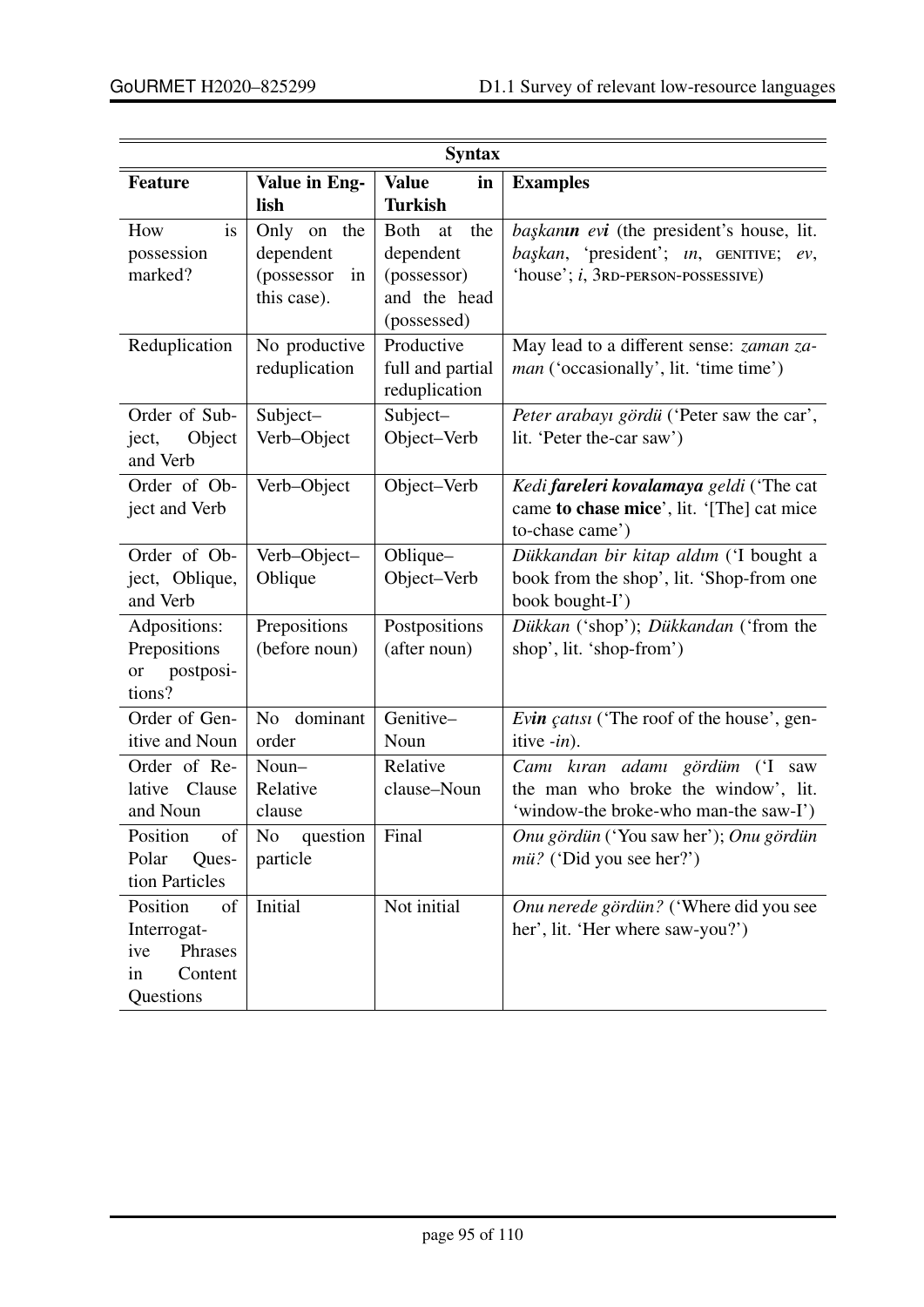| Syntax | | | |
|---|---|---|---|
| **Feature** | **Value in English** | **Value in Turkish** | **Examples** |
| How is possession marked? | Only on the dependent (possessor in this case). | Both at the dependent (possessor) and the head (possessed) | *başkan**ın** ev**i*** (the president's house, lit. *başkan*, 'president'; *ın*, GENITIVE; *ev*, 'house'; *i*, 3RD-PERSON-POSSESSIVE) |
| Reduplication | No productive reduplication | Productive full and partial reduplication | May lead to a different sense: *zaman zaman* ('occasionally', lit. 'time time') |
| Order of Subject, Object and Verb | Subject–Verb–Object | Subject–Object–Verb | *Peter arabayı gördü* ('Peter saw the car', lit. 'Peter the-car saw') |
| Order of Object and Verb | Verb–Object | Object–Verb | *Kedi **fareleri kovalamaya** geldi* ('The cat came **to chase mice**', lit. '[The] cat mice to-chase came') |
| Order of Object, Oblique, and Verb | Verb–Object–Oblique | Oblique–Object–Verb | *Dükkandan bir kitap aldım* ('I bought a book from the shop', lit. 'Shop-from one book bought-I') |
| Adpositions: Prepositions or postpositions? | Prepositions (before noun) | Postpositions (after noun) | *Dükkan* ('shop'); *Dükkandan* ('from the shop', lit. 'shop-from') |
| Order of Genitive and Noun | No dominant order | Genitive–Noun | *Ev**in** çatısı* ('The roof of the house', genitive *-in*). |
| Order of Relative Clause and Noun | Noun–Relative clause | Relative clause–Noun | *Camı kıran adamı gördüm* ('I saw the man who broke the window', lit. 'window-the broke-who man-the saw-I') |
| Position of Polar Question Particles | No question particle | Final | *Onu gördün* ('You saw her'); *Onu gördün mü?* ('Did you see her?') |
| Position of Interrogative Phrases in Content Questions | Initial | Not initial | *Onu nerede gördün?* ('Where did you see her', lit. 'Her where saw-you?') |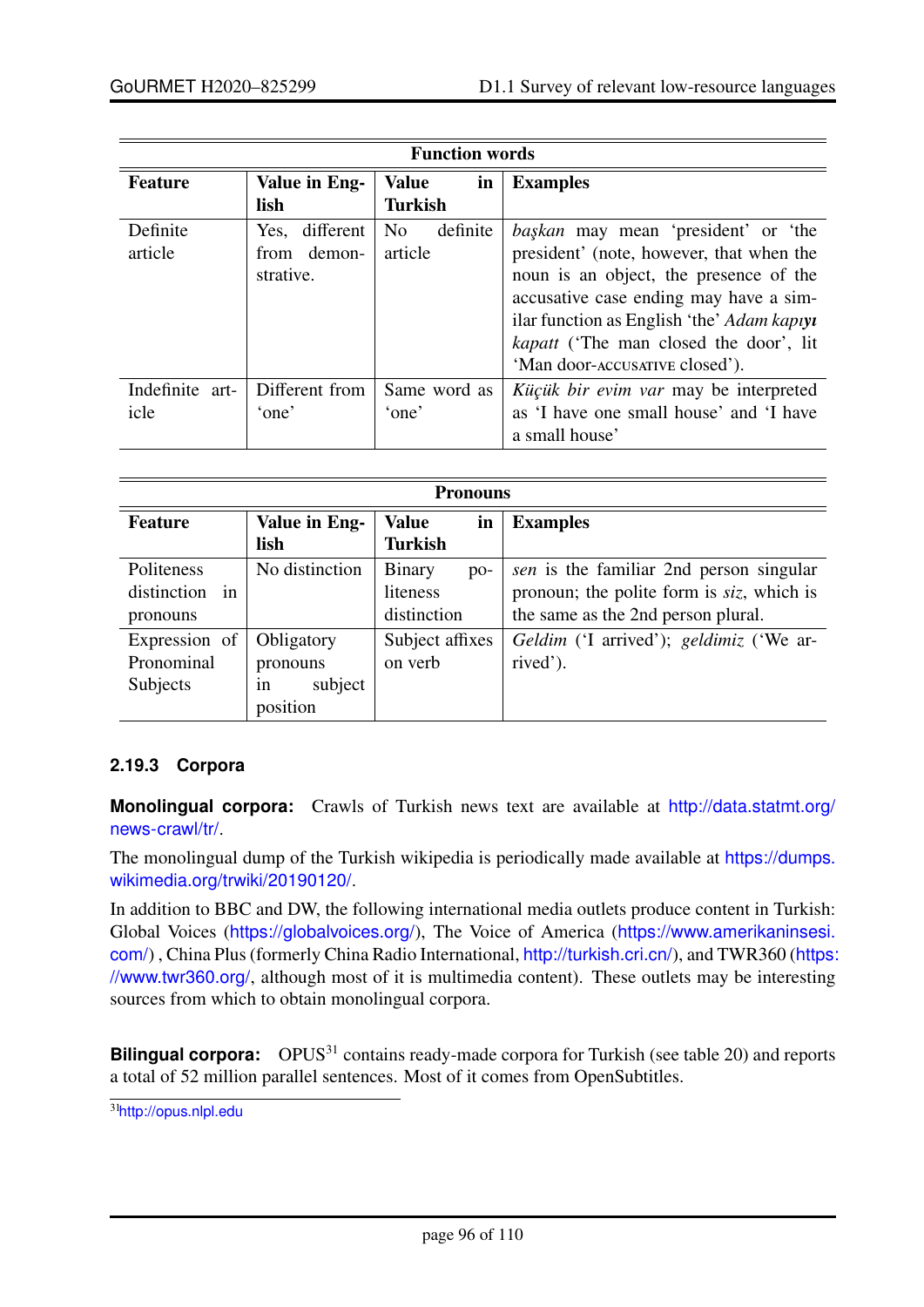| Function words | | | |
|---|---|---|---|
| **Feature** | **Value in English** | **Value in Turkish** | **Examples** |
| Definite article | Yes, different from demonstrative. | No definite article | *başkan* may mean 'president' or 'the president' (note, however, that when the noun is an object, the presence of the accusative case ending may have a similar function as English 'the' *Adam kapıyı kapatt* ('The man closed the door', lit 'Man door-ACCUSATIVE closed'). |
| Indefinite article | Different from 'one' | Same word as 'one' | *Küçük bir evim var* may be interpreted as 'I have one small house' and 'I have a small house' |

| Pronouns | | | |
|---|---|---|---|
| **Feature** | **Value in English** | **Value in Turkish** | **Examples** |
| Politeness distinction in pronouns | No distinction | Binary politeness distinction | *sen* is the familiar 2nd person singular pronoun; the polite form is *siz*, which is the same as the 2nd person plural. |
| Expression of Pronominal Subjects | Obligatory pronouns in subject position | Subject affixes on verb | *Geldim* ('I arrived'); *geldimiz* ('We arrived'). |

### 2.19.3 Corpora

**Monolingual corpora:** Crawls of Turkish news text are available at http://data.statmt.org/news-crawl/tr/.

The monolingual dump of the Turkish wikipedia is periodically made available at https://dumps.wikimedia.org/trwiki/20190120/.

In addition to BBC and DW, the following international media outlets produce content in Turkish: Global Voices (https://globalvoices.org/), The Voice of America (https://www.amerikaninsesi.com/) , China Plus (formerly China Radio International, http://turkish.cri.cn/), and TWR360 (https://www.twr360.org/, although most of it is multimedia content). These outlets may be interesting sources from which to obtain monolingual corpora.

**Bilingual corpora:** OPUS[31] contains ready-made corpora for Turkish (see table 20) and reports a total of 52 million parallel sentences. Most of it comes from OpenSubtitles.

[31] http://opus.nlpl.edu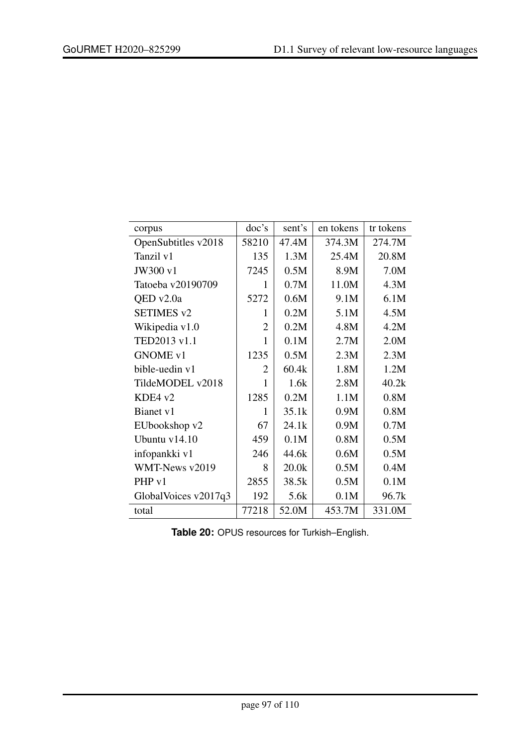| corpus | doc's | sent's | en tokens | tr tokens |
|---|---|---|---|---|
| OpenSubtitles v2018 | 58210 | 47.4M | 374.3M | 274.7M |
| Tanzil v1 | 135 | 1.3M | 25.4M | 20.8M |
| JW300 v1 | 7245 | 0.5M | 8.9M | 7.0M |
| Tatoeba v20190709 | 1 | 0.7M | 11.0M | 4.3M |
| QED v2.0a | 5272 | 0.6M | 9.1M | 6.1M |
| SETIMES v2 | 1 | 0.2M | 5.1M | 4.5M |
| Wikipedia v1.0 | 2 | 0.2M | 4.8M | 4.2M |
| TED2013 v1.1 | 1 | 0.1M | 2.7M | 2.0M |
| GNOME v1 | 1235 | 0.5M | 2.3M | 2.3M |
| bible-uedin v1 | 2 | 60.4k | 1.8M | 1.2M |
| TildeMODEL v2018 | 1 | 1.6k | 2.8M | 40.2k |
| KDE4 v2 | 1285 | 0.2M | 1.1M | 0.8M |
| Bianet v1 | 1 | 35.1k | 0.9M | 0.8M |
| EUbookshop v2 | 67 | 24.1k | 0.9M | 0.7M |
| Ubuntu v14.10 | 459 | 0.1M | 0.8M | 0.5M |
| infopankki v1 | 246 | 44.6k | 0.6M | 0.5M |
| WMT-News v2019 | 8 | 20.0k | 0.5M | 0.4M |
| PHP v1 | 2855 | 38.5k | 0.5M | 0.1M |
| GlobalVoices v2017q3 | 192 | 5.6k | 0.1M | 96.7k |
| total | 77218 | 52.0M | 453.7M | 331.0M |

**Table 20:** OPUS resources for Turkish–English.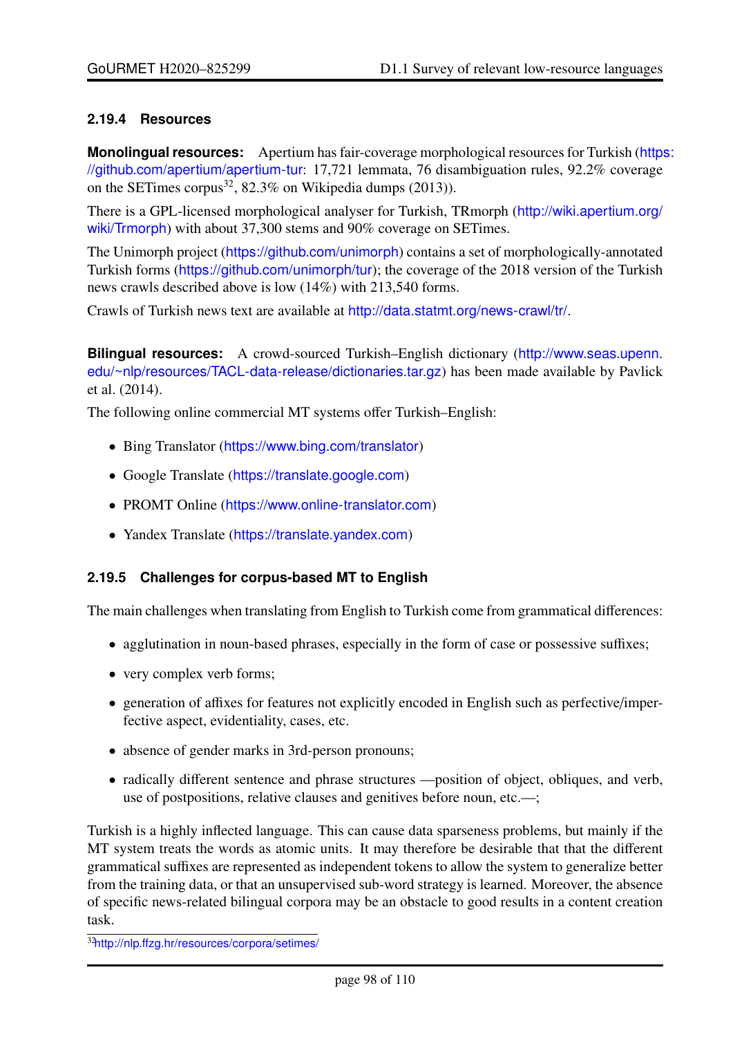### 2.19.4 Resources

**Monolingual resources:** Apertium has fair-coverage morphological resources for Turkish (https://github.com/apertium/apertium-tur: 17,721 lemmata, 76 disambiguation rules, 92.2% coverage on the SETimes corpus[32], 82.3% on Wikipedia dumps (2013)).

There is a GPL-licensed morphological analyser for Turkish, TRmorph (http://wiki.apertium.org/wiki/Trmorph) with about 37,300 stems and 90% coverage on SETimes.

The Unimorph project (https://github.com/unimorph) contains a set of morphologically-annotated Turkish forms (https://github.com/unimorph/tur); the coverage of the 2018 version of the Turkish news crawls described above is low (14%) with 213,540 forms.

Crawls of Turkish news text are available at http://data.statmt.org/news-crawl/tr/.

**Bilingual resources:** A crowd-sourced Turkish–English dictionary (http://www.seas.upenn.edu/~nlp/resources/TACL-data-release/dictionaries.tar.gz) has been made available by Pavlick et al. (2014).

The following online commercial MT systems offer Turkish–English:

- Bing Translator (https://www.bing.com/translator)
- Google Translate (https://translate.google.com)
- PROMT Online (https://www.online-translator.com)
- Yandex Translate (https://translate.yandex.com)

### 2.19.5 Challenges for corpus-based MT to English

The main challenges when translating from English to Turkish come from grammatical differences:

- agglutination in noun-based phrases, especially in the form of case or possessive suffixes;
- very complex verb forms;
- generation of affixes for features not explicitly encoded in English such as perfective/imperfective aspect, evidentiality, cases, etc.
- absence of gender marks in 3rd-person pronouns;
- radically different sentence and phrase structures —position of object, obliques, and verb, use of postpositions, relative clauses and genitives before noun, etc.—;

Turkish is a highly inflected language. This can cause data sparseness problems, but mainly if the MT system treats the words as atomic units. It may therefore be desirable that that the different grammatical suffixes are represented as independent tokens to allow the system to generalize better from the training data, or that an unsupervised sub-word strategy is learned. Moreover, the absence of specific news-related bilingual corpora may be an obstacle to good results in a content creation task.

[32] http://nlp.ffzg.hr/resources/corpora/setimes/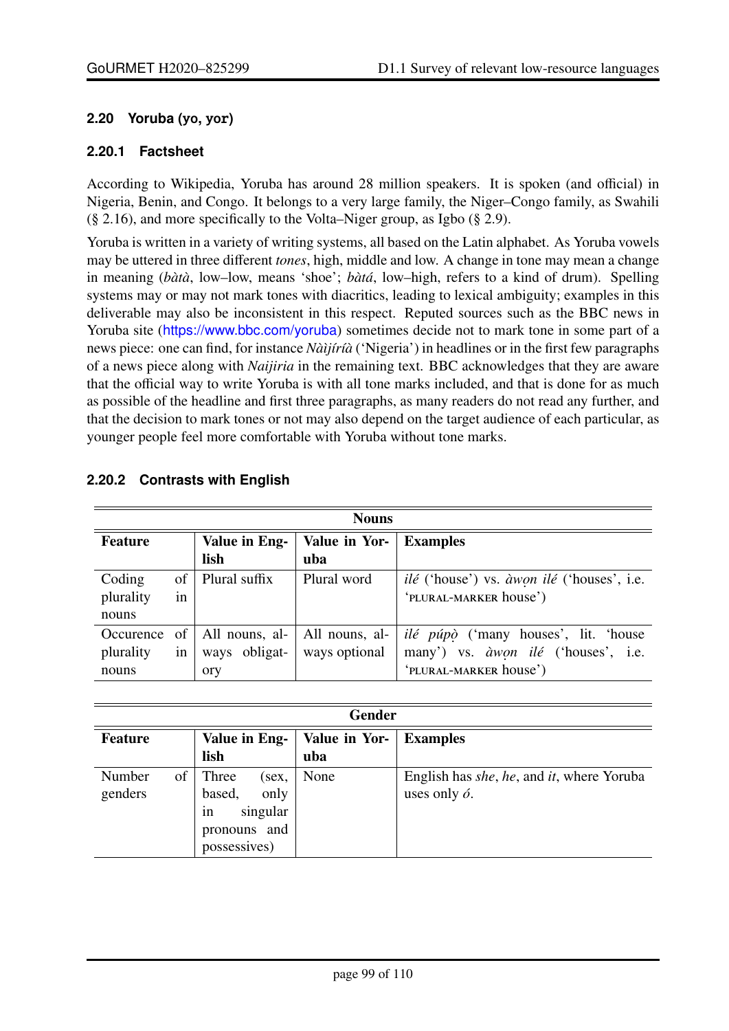## 2.20 Yoruba (yo, yor)

### 2.20.1 Factsheet

According to Wikipedia, Yoruba has around 28 million speakers. It is spoken (and official) in Nigeria, Benin, and Congo. It belongs to a very large family, the Niger–Congo family, as Swahili (§ 2.16), and more specifically to the Volta–Niger group, as Igbo (§ 2.9).

Yoruba is written in a variety of writing systems, all based on the Latin alphabet. As Yoruba vowels may be uttered in three different *tones*, high, middle and low. A change in tone may mean a change in meaning (*bàtà*, low–low, means 'shoe'; *bàtá*, low–high, refers to a kind of drum). Spelling systems may or may not mark tones with diacritics, leading to lexical ambiguity; examples in this deliverable may also be inconsistent in this respect. Reputed sources such as the BBC news in Yoruba site (https://www.bbc.com/yoruba) sometimes decide not to mark tone in some part of a news piece: one can find, for instance *Nàìjíríà* ('Nigeria') in headlines or in the first few paragraphs of a news piece along with *Naijiria* in the remaining text. BBC acknowledges that they are aware that the official way to write Yoruba is with all tone marks included, and that is done for as much as possible of the headline and first three paragraphs, as many readers do not read any further, and that the decision to mark tones or not may also depend on the target audience of each particular, as younger people feel more comfortable with Yoruba without tone marks.

### 2.20.2 Contrasts with English

| Nouns | | | |
|---|---|---|---|
| **Feature** | **Value in English** | **Value in Yoruba** | **Examples** |
| Coding of plurality in nouns | Plural suffix | Plural word | *ilé* ('house') vs. *àwọn ilé* ('houses', i.e. 'PLURAL-MARKER house') |
| Occurence of plurality in nouns | All nouns, always obligatory | All nouns, always optional | *ilé púpọ̀* ('many houses', lit. 'house many') vs. *àwọn ilé* ('houses', i.e. 'PLURAL-MARKER house') |

| Gender | | | |
|---|---|---|---|
| **Feature** | **Value in English** | **Value in Yoruba** | **Examples** |
| Number of genders | Three (sex, based, only in singular pronouns and possessives) | None | English has *she*, *he*, and *it*, where Yoruba uses only *ó*. |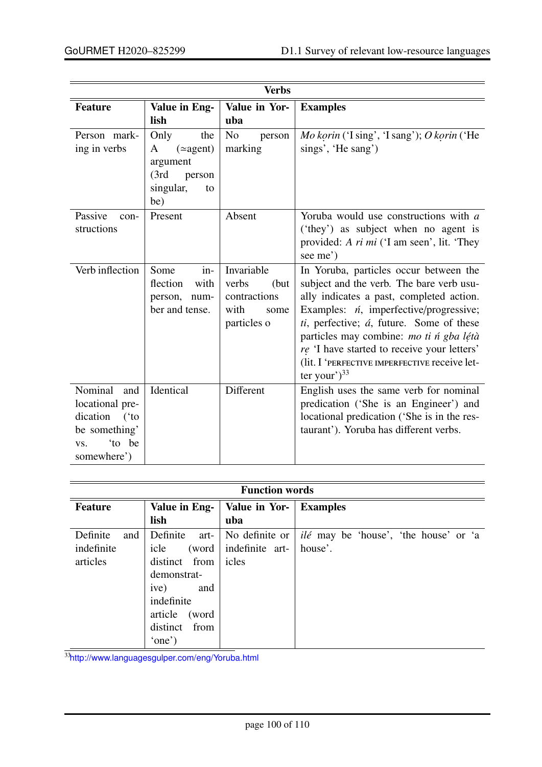| Verbs | | | |
|---|---|---|---|
| **Feature** | **Value in English** | **Value in Yoruba** | **Examples** |
| Person marking in verbs | Only the A (≃agent) argument (3rd person singular, to be) | No person marking | *Mo kọrin* ('I sing', 'I sang'); *O kọrin* ('He sings', 'He sang') |
| Passive constructions | Present | Absent | Yoruba would use constructions with *a* ('they') as subject when no agent is provided: *A ri mi* ('I am seen', lit. 'They see me') |
| Verb inflection | Some inflection with person, number and tense. | Invariable verbs (but contractions with some particles o | In Yoruba, particles occur between the subject and the verb. The bare verb usually indicates a past, completed action. Examples: *ń*, imperfective/progressive; *ti*, perfective; *á*, future. Some of these particles may combine: *mo ti ń gba lẹ́tà rẹ* 'I have started to receive your letters' (lit. I 'PERFECTIVE IMPERFECTIVE receive letter your')[33] |
| Nominal and locational predication ('to be something' vs. 'to be somewhere') | Identical | Different | English uses the same verb for nominal predication ('She is an Engineer') and locational predication ('She is in the restaurant'). Yoruba has different verbs. |

| Function words | | | |
|---|---|---|---|
| **Feature** | **Value in English** | **Value in Yoruba** | **Examples** |
| Definite and indefinite articles | Definite article (word distinct from demonstrative) and indefinite article (word distinct from 'one') | No definite or indefinite articles | *ilé* may be 'house', 'the house' or 'a house'. |

[33] http://www.languagesgulper.com/eng/Yoruba.html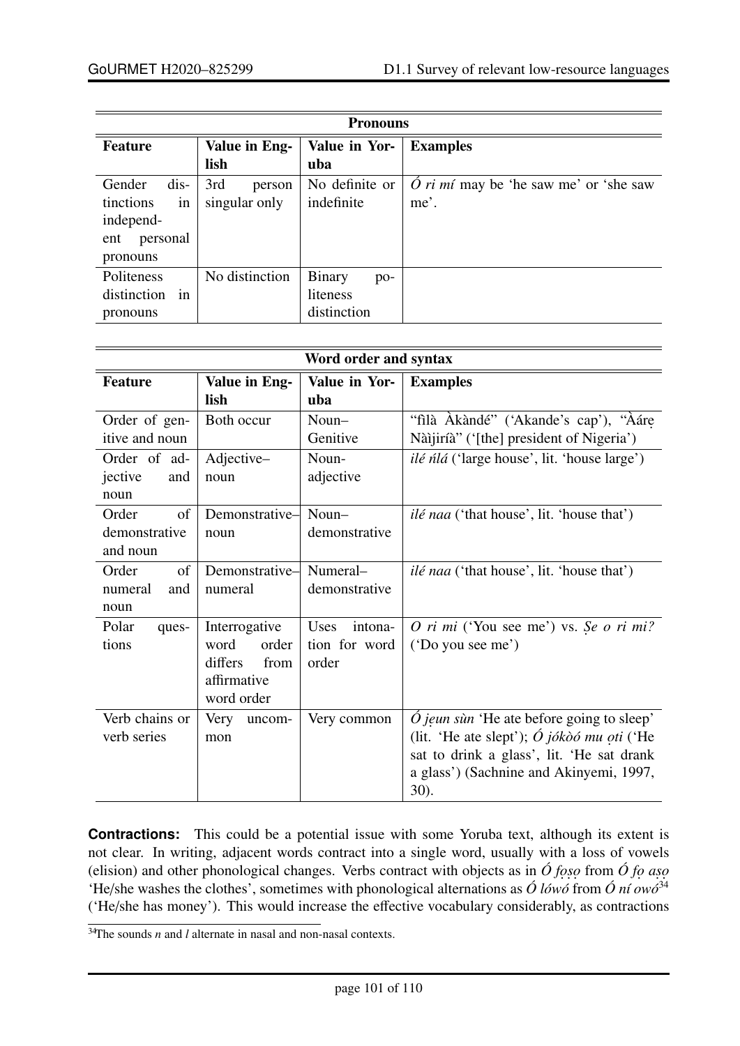| Pronouns | | | |
|---|---|---|---|
| **Feature** | **Value in English** | **Value in Yoruba** | **Examples** |
| Gender distinctions in independent personal pronouns | 3rd person singular only | No definite or indefinite | *Ó ri mí* may be 'he saw me' or 'she saw me'. |
| Politeness distinction in pronouns | No distinction | Binary politeness distinction | |

| Word order and syntax | | | |
|---|---|---|---|
| **Feature** | **Value in English** | **Value in Yoruba** | **Examples** |
| Order of genitive and noun | Both occur | Noun–Genitive | "fìlà Àkàndé" ('Akande's cap'), "Ààrẹ Nàìjíríà" ('[the] president of Nigeria') |
| Order of adjective and noun | Adjective–noun | Noun-adjective | *ilé ńlá* ('large house', lit. 'house large') |
| Order of demonstrative and noun | Demonstrative–noun | Noun–demonstrative | *ilé naa* ('that house', lit. 'house that') |
| Order of numeral and noun | Demonstrative–numeral | Numeral–demonstrative | *ilé naa* ('that house', lit. 'house that') |
| Polar questions | Interrogative word order differs from affirmative word order | Uses intonation for word order | *O ri mi* ('You see me') vs. *Ṣe o ri mi?* ('Do you see me') |
| Verb chains or verb series | Very uncommon | Very common | *Ó jẹun sùn* 'He ate before going to sleep' (lit. 'He ate slept'); *Ó jókòó mu ọti* ('He sat to drink a glass', lit. 'He sat drank a glass') (Sachnine and Akinyemi, 1997, 30). |

**Contractions:** This could be a potential issue with some Yoruba text, although its extent is not clear. In writing, adjacent words contract into a single word, usually with a loss of vowels (elision) and other phonological changes. Verbs contract with objects as in *Ó fọṣọ* from *Ó fọ aṣọ* 'He/she washes the clothes', sometimes with phonological alternations as *Ó lówó* from *Ó ní owó*[34] ('He/she has money'). This would increase the effective vocabulary considerably, as contractions

[34]The sounds *n* and *l* alternate in nasal and non-nasal contexts.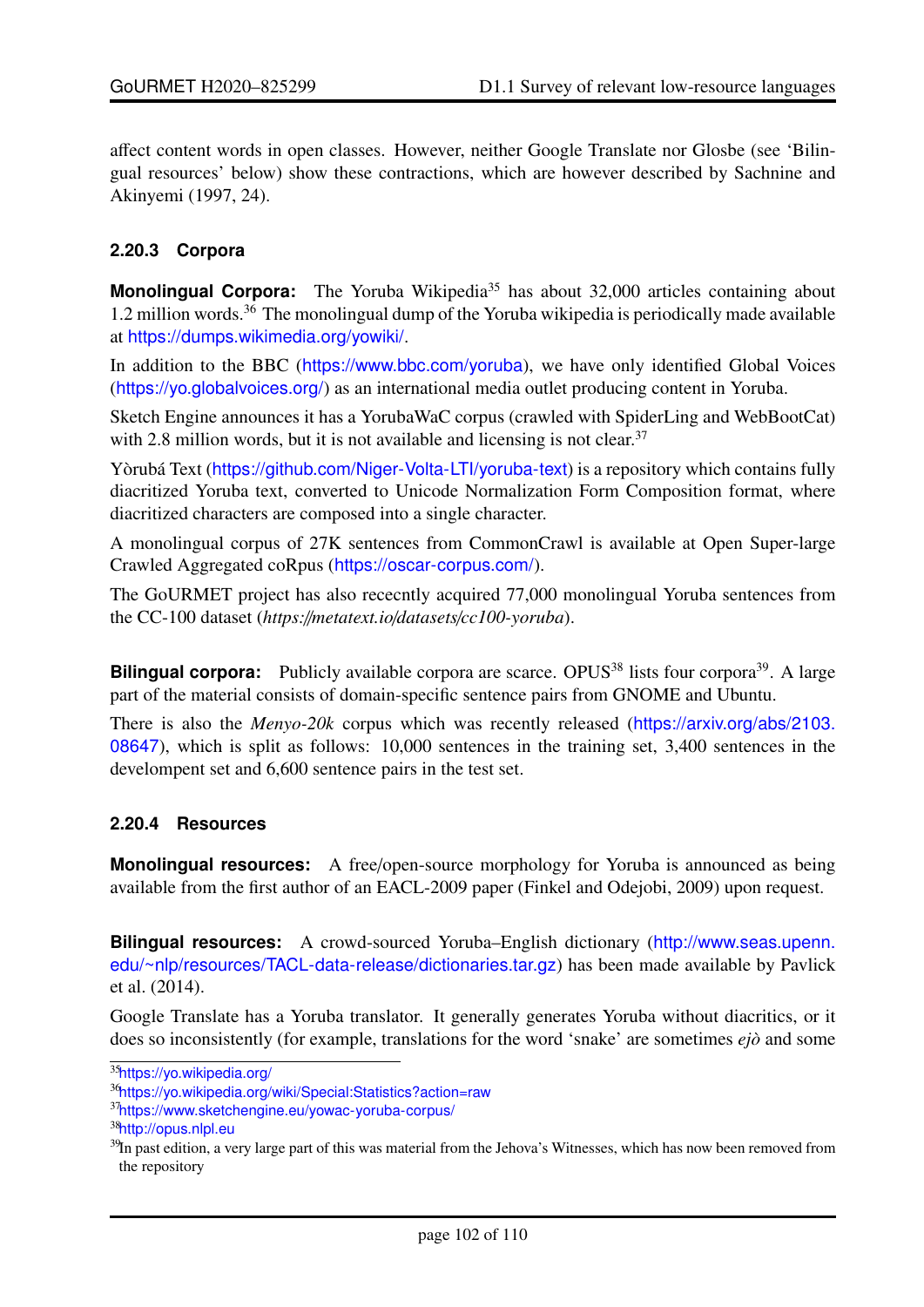affect content words in open classes. However, neither Google Translate nor Glosbe (see 'Bilingual resources' below) show these contractions, which are however described by Sachnine and Akinyemi (1997, 24).

### 2.20.3 Corpora

**Monolingual Corpora:** The Yoruba Wikipedia[35] has about 32,000 articles containing about 1.2 million words.[36] The monolingual dump of the Yoruba wikipedia is periodically made available at https://dumps.wikimedia.org/yowiki/.

In addition to the BBC (https://www.bbc.com/yoruba), we have only identified Global Voices (https://yo.globalvoices.org/) as an international media outlet producing content in Yoruba.

Sketch Engine announces it has a YorubaWaC corpus (crawled with SpiderLing and WebBootCat) with 2.8 million words, but it is not available and licensing is not clear.[37]

Yòrùbá Text (https://github.com/Niger-Volta-LTI/yoruba-text) is a repository which contains fully diacritized Yoruba text, converted to Unicode Normalization Form Composition format, where diacritized characters are composed into a single character.

A monolingual corpus of 27K sentences from CommonCrawl is available at Open Super-large Crawled Aggregated coRpus (https://oscar-corpus.com/).

The GoURMET project has also rececntly acquired 77,000 monolingual Yoruba sentences from the CC-100 dataset (*https://metatext.io/datasets/cc100-yoruba*).

**Bilingual corpora:** Publicly available corpora are scarce. OPUS[38] lists four corpora[39]. A large part of the material consists of domain-specific sentence pairs from GNOME and Ubuntu.

There is also the *Menyo-20k* corpus which was recently released (https://arxiv.org/abs/2103.08647), which is split as follows: 10,000 sentences in the training set, 3,400 sentences in the development set and 6,600 sentence pairs in the test set.

### 2.20.4 Resources

**Monolingual resources:** A free/open-source morphology for Yoruba is announced as being available from the first author of an EACL-2009 paper (Finkel and Odejobi, 2009) upon request.

**Bilingual resources:** A crowd-sourced Yoruba–English dictionary (http://www.seas.upenn.edu/~nlp/resources/TACL-data-release/dictionaries.tar.gz) has been made available by Pavlick et al. (2014).

Google Translate has a Yoruba translator. It generally generates Yoruba without diacritics, or it does so inconsistently (for example, translations for the word 'snake' are sometimes *ejò* and some

---

[35] https://yo.wikipedia.org/

[36] https://yo.wikipedia.org/wiki/Special:Statistics?action=raw

[37] https://www.sketchengine.eu/yowac-yoruba-corpus/

[38] http://opus.nlpl.eu

[39] In past edition, a very large part of this was material from the Jehova's Witnesses, which has now been removed from the repository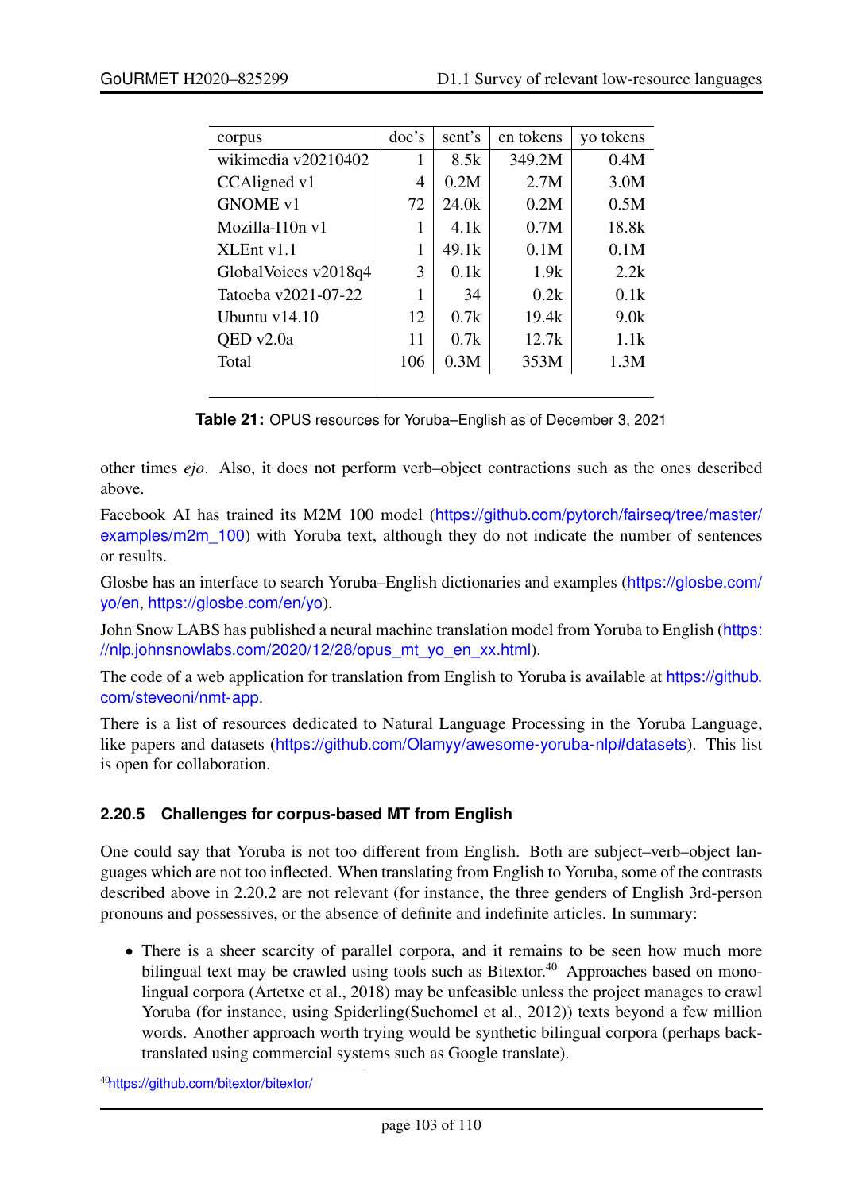| corpus | doc's | sent's | en tokens | yo tokens |
|---|---|---|---|---|
| wikimedia v20210402 | 1 | 8.5k | 349.2M | 0.4M |
| CCAligned v1 | 4 | 0.2M | 2.7M | 3.0M |
| GNOME v1 | 72 | 24.0k | 0.2M | 0.5M |
| Mozilla-I10n v1 | 1 | 4.1k | 0.7M | 18.8k |
| XLEnt v1.1 | 1 | 49.1k | 0.1M | 0.1M |
| GlobalVoices v2018q4 | 3 | 0.1k | 1.9k | 2.2k |
| Tatoeba v2021-07-22 | 1 | 34 | 0.2k | 0.1k |
| Ubuntu v14.10 | 12 | 0.7k | 19.4k | 9.0k |
| QED v2.0a | 11 | 0.7k | 12.7k | 1.1k |
| Total | 106 | 0.3M | 353M | 1.3M |

**Table 21:** OPUS resources for Yoruba–English as of December 3, 2021

other times *ejo*. Also, it does not perform verb–object contractions such as the ones described above.

Facebook AI has trained its M2M 100 model (https://github.com/pytorch/fairseq/tree/master/examples/m2m_100) with Yoruba text, although they do not indicate the number of sentences or results.

Glosbe has an interface to search Yoruba–English dictionaries and examples (https://glosbe.com/yo/en, https://glosbe.com/en/yo).

John Snow LABS has published a neural machine translation model from Yoruba to English (https://nlp.johnsnowlabs.com/2020/12/28/opus_mt_yo_en_xx.html).

The code of a web application for translation from English to Yoruba is available at https://github.com/steveoni/nmt-app.

There is a list of resources dedicated to Natural Language Processing in the Yoruba Language, like papers and datasets (https://github.com/Olamyy/awesome-yoruba-nlp#datasets). This list is open for collaboration.

#### 2.20.5 Challenges for corpus-based MT from English

One could say that Yoruba is not too different from English. Both are subject–verb–object languages which are not too inflected. When translating from English to Yoruba, some of the contrasts described above in 2.20.2 are not relevant (for instance, the three genders of English 3rd-person pronouns and possessives, or the absence of definite and indefinite articles. In summary:

- There is a sheer scarcity of parallel corpora, and it remains to be seen how much more bilingual text may be crawled using tools such as Bitextor.[40] Approaches based on monolingual corpora (Artetxe et al., 2018) may be unfeasible unless the project manages to crawl Yoruba (for instance, using Spiderling(Suchomel et al., 2012)) texts beyond a few million words. Another approach worth trying would be synthetic bilingual corpora (perhaps back-translated using commercial systems such as Google translate).

[40] https://github.com/bitextor/bitextor/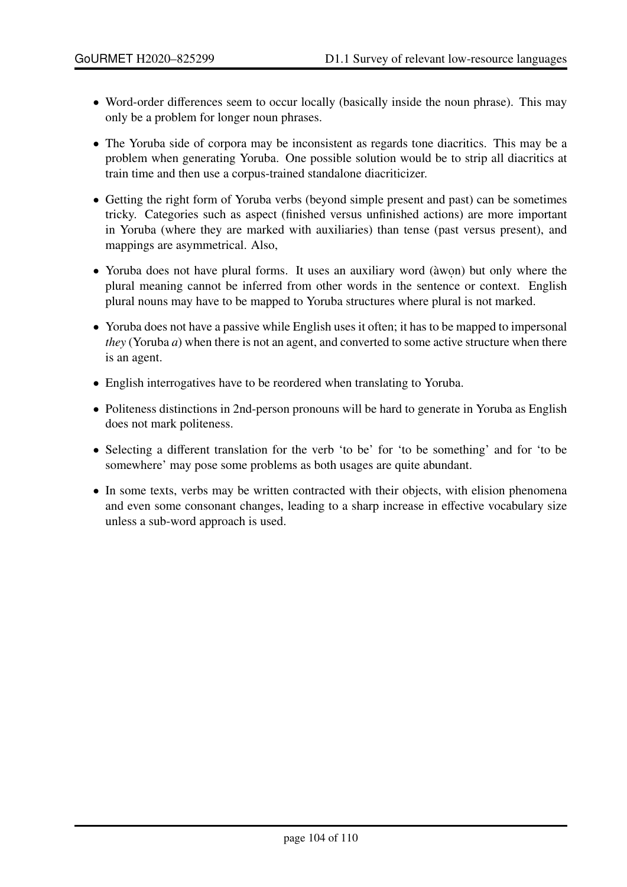- Word-order differences seem to occur locally (basically inside the noun phrase). This may only be a problem for longer noun phrases.
- The Yoruba side of corpora may be inconsistent as regards tone diacritics. This may be a problem when generating Yoruba. One possible solution would be to strip all diacritics at train time and then use a corpus-trained standalone diacriticizer.
- Getting the right form of Yoruba verbs (beyond simple present and past) can be sometimes tricky. Categories such as aspect (finished versus unfinished actions) are more important in Yoruba (where they are marked with auxiliaries) than tense (past versus present), and mappings are asymmetrical. Also,
- Yoruba does not have plural forms. It uses an auxiliary word (àwọn) but only where the plural meaning cannot be inferred from other words in the sentence or context. English plural nouns may have to be mapped to Yoruba structures where plural is not marked.
- Yoruba does not have a passive while English uses it often; it has to be mapped to impersonal *they* (Yoruba *a*) when there is not an agent, and converted to some active structure when there is an agent.
- English interrogatives have to be reordered when translating to Yoruba.
- Politeness distinctions in 2nd-person pronouns will be hard to generate in Yoruba as English does not mark politeness.
- Selecting a different translation for the verb 'to be' for 'to be something' and for 'to be somewhere' may pose some problems as both usages are quite abundant.
- In some texts, verbs may be written contracted with their objects, with elision phenomena and even some consonant changes, leading to a sharp increase in effective vocabulary size unless a sub-word approach is used.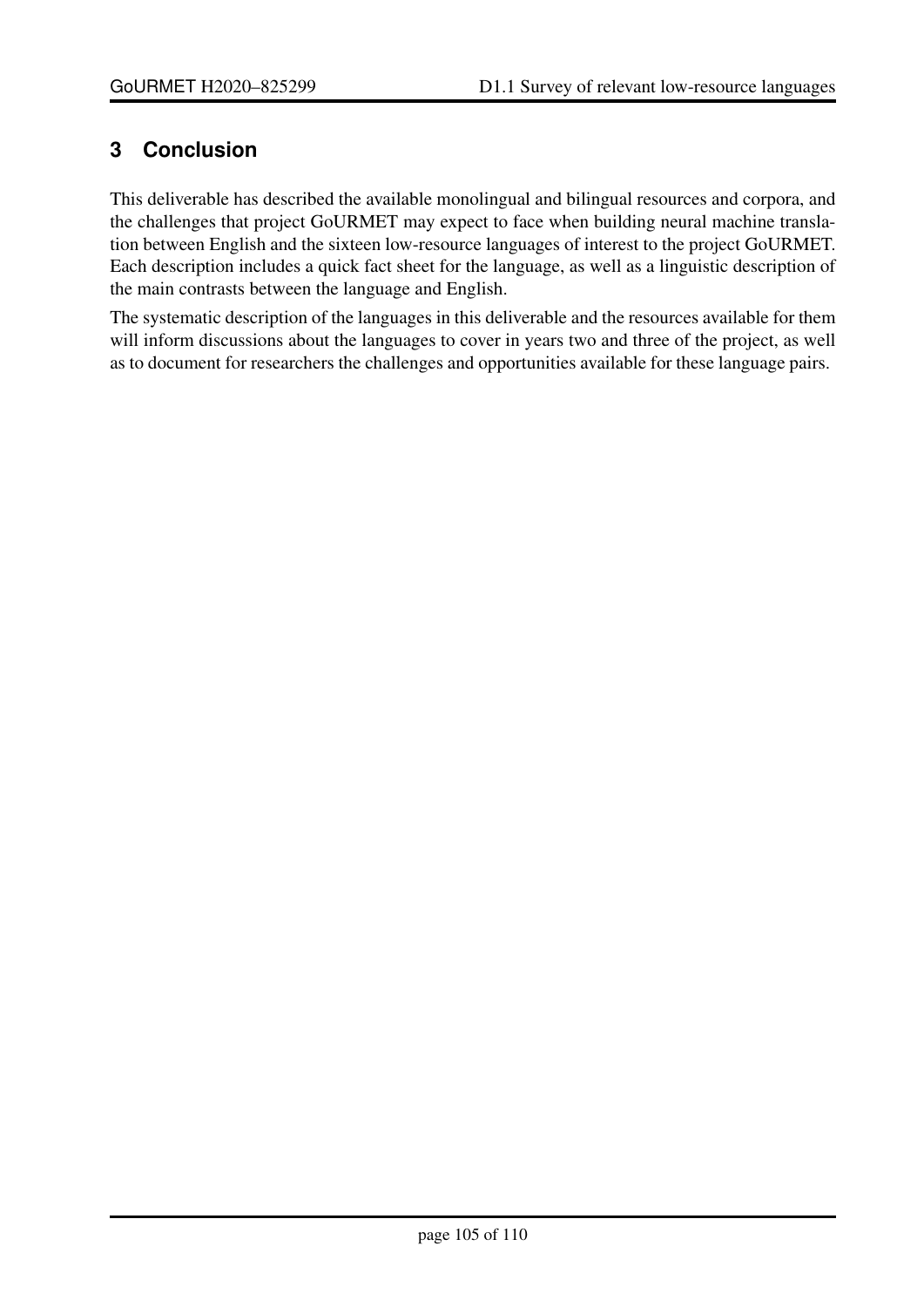## 3 Conclusion

This deliverable has described the available monolingual and bilingual resources and corpora, and the challenges that project GoURMET may expect to face when building neural machine translation between English and the sixteen low-resource languages of interest to the project GoURMET. Each description includes a quick fact sheet for the language, as well as a linguistic description of the main contrasts between the language and English.

The systematic description of the languages in this deliverable and the resources available for them will inform discussions about the languages to cover in years two and three of the project, as well as to document for researchers the challenges and opportunities available for these language pairs.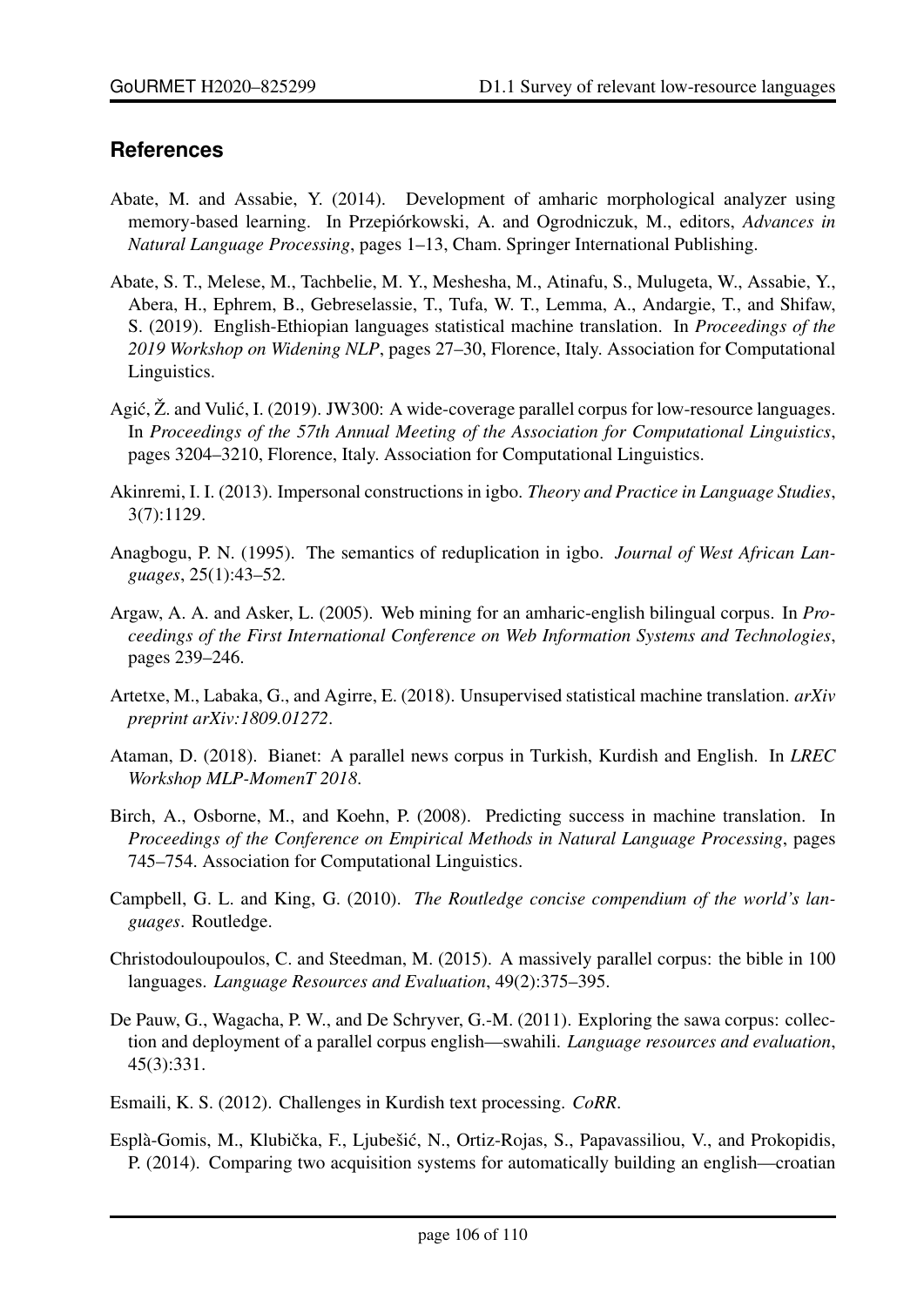## References

Abate, M. and Assabie, Y. (2014). Development of amharic morphological analyzer using memory-based learning. In Przepiórkowski, A. and Ogrodniczuk, M., editors, *Advances in Natural Language Processing*, pages 1–13, Cham. Springer International Publishing.

Abate, S. T., Melese, M., Tachbelie, M. Y., Meshesha, M., Atinafu, S., Mulugeta, W., Assabie, Y., Abera, H., Ephrem, B., Gebreselassie, T., Tufa, W. T., Lemma, A., Andargie, T., and Shifaw, S. (2019). English-Ethiopian languages statistical machine translation. In *Proceedings of the 2019 Workshop on Widening NLP*, pages 27–30, Florence, Italy. Association for Computational Linguistics.

Agić, Ž. and Vulić, I. (2019). JW300: A wide-coverage parallel corpus for low-resource languages. In *Proceedings of the 57th Annual Meeting of the Association for Computational Linguistics*, pages 3204–3210, Florence, Italy. Association for Computational Linguistics.

Akinremi, I. I. (2013). Impersonal constructions in igbo. *Theory and Practice in Language Studies*, 3(7):1129.

Anagbogu, P. N. (1995). The semantics of reduplication in igbo. *Journal of West African Languages*, 25(1):43–52.

Argaw, A. A. and Asker, L. (2005). Web mining for an amharic-english bilingual corpus. In *Proceedings of the First International Conference on Web Information Systems and Technologies*, pages 239–246.

Artetxe, M., Labaka, G., and Agirre, E. (2018). Unsupervised statistical machine translation. *arXiv preprint arXiv:1809.01272*.

Ataman, D. (2018). Bianet: A parallel news corpus in Turkish, Kurdish and English. In *LREC Workshop MLP-MomenT 2018*.

Birch, A., Osborne, M., and Koehn, P. (2008). Predicting success in machine translation. In *Proceedings of the Conference on Empirical Methods in Natural Language Processing*, pages 745–754. Association for Computational Linguistics.

Campbell, G. L. and King, G. (2010). *The Routledge concise compendium of the world's languages*. Routledge.

Christodouloupoulos, C. and Steedman, M. (2015). A massively parallel corpus: the bible in 100 languages. *Language Resources and Evaluation*, 49(2):375–395.

De Pauw, G., Wagacha, P. W., and De Schryver, G.-M. (2011). Exploring the sawa corpus: collection and deployment of a parallel corpus english—swahili. *Language resources and evaluation*, 45(3):331.

Esmaili, K. S. (2012). Challenges in Kurdish text processing. *CoRR*.

Esplà-Gomis, M., Klubička, F., Ljubešić, N., Ortiz-Rojas, S., Papavassiliou, V., and Prokopidis, P. (2014). Comparing two acquisition systems for automatically building an english—croatian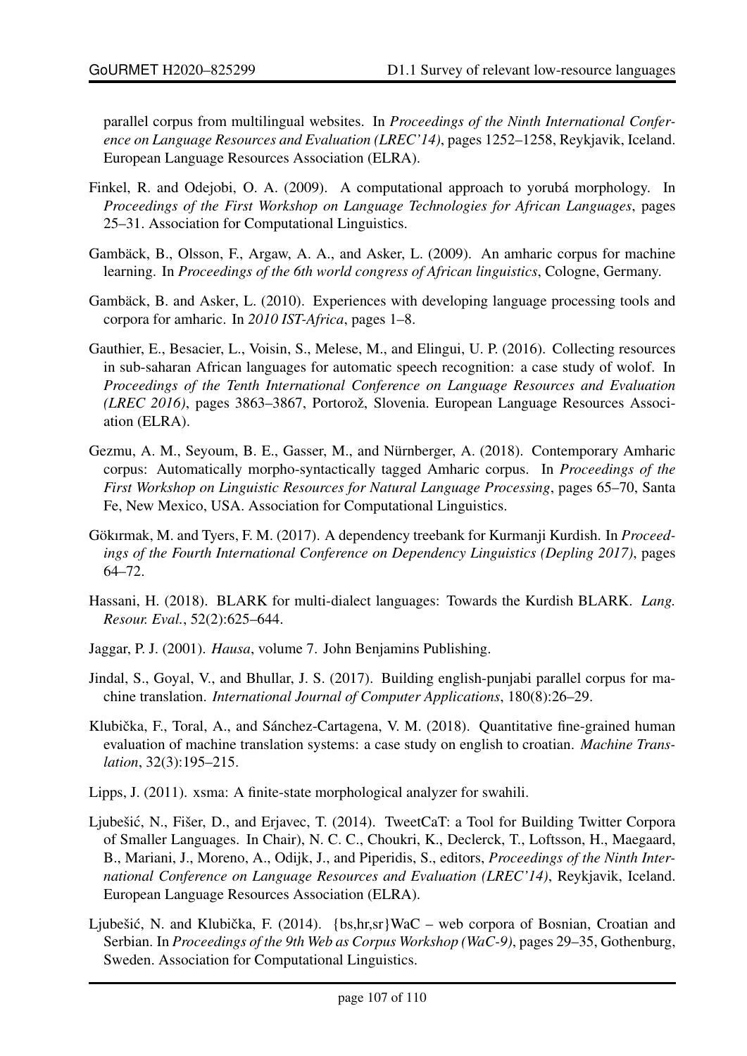parallel corpus from multilingual websites. In *Proceedings of the Ninth International Conference on Language Resources and Evaluation (LREC'14)*, pages 1252–1258, Reykjavik, Iceland. European Language Resources Association (ELRA).

Finkel, R. and Odejobi, O. A. (2009). A computational approach to yorubá morphology. In *Proceedings of the First Workshop on Language Technologies for African Languages*, pages 25–31. Association for Computational Linguistics.

Gambäck, B., Olsson, F., Argaw, A. A., and Asker, L. (2009). An amharic corpus for machine learning. In *Proceedings of the 6th world congress of African linguistics*, Cologne, Germany.

Gambäck, B. and Asker, L. (2010). Experiences with developing language processing tools and corpora for amharic. In *2010 IST-Africa*, pages 1–8.

Gauthier, E., Besacier, L., Voisin, S., Melese, M., and Elingui, U. P. (2016). Collecting resources in sub-saharan African languages for automatic speech recognition: a case study of wolof. In *Proceedings of the Tenth International Conference on Language Resources and Evaluation (LREC 2016)*, pages 3863–3867, Portorož, Slovenia. European Language Resources Association (ELRA).

Gezmu, A. M., Seyoum, B. E., Gasser, M., and Nürnberger, A. (2018). Contemporary Amharic corpus: Automatically morpho-syntactically tagged Amharic corpus. In *Proceedings of the First Workshop on Linguistic Resources for Natural Language Processing*, pages 65–70, Santa Fe, New Mexico, USA. Association for Computational Linguistics.

Gökırmak, M. and Tyers, F. M. (2017). A dependency treebank for Kurmanji Kurdish. In *Proceedings of the Fourth International Conference on Dependency Linguistics (Depling 2017)*, pages 64–72.

Hassani, H. (2018). BLARK for multi-dialect languages: Towards the Kurdish BLARK. *Lang. Resour. Eval.*, 52(2):625–644.

Jaggar, P. J. (2001). *Hausa*, volume 7. John Benjamins Publishing.

Jindal, S., Goyal, V., and Bhullar, J. S. (2017). Building english-punjabi parallel corpus for machine translation. *International Journal of Computer Applications*, 180(8):26–29.

Klubička, F., Toral, A., and Sánchez-Cartagena, V. M. (2018). Quantitative fine-grained human evaluation of machine translation systems: a case study on english to croatian. *Machine Translation*, 32(3):195–215.

Lipps, J. (2011). xsma: A finite-state morphological analyzer for swahili.

Ljubešić, N., Fišer, D., and Erjavec, T. (2014). TweetCaT: a Tool for Building Twitter Corpora of Smaller Languages. In Chair), N. C. C., Choukri, K., Declerck, T., Loftsson, H., Maegaard, B., Mariani, J., Moreno, A., Odijk, J., and Piperidis, S., editors, *Proceedings of the Ninth International Conference on Language Resources and Evaluation (LREC'14)*, Reykjavik, Iceland. European Language Resources Association (ELRA).

Ljubešić, N. and Klubička, F. (2014). {bs,hr,sr}WaC – web corpora of Bosnian, Croatian and Serbian. In *Proceedings of the 9th Web as Corpus Workshop (WaC-9)*, pages 29–35, Gothenburg, Sweden. Association for Computational Linguistics.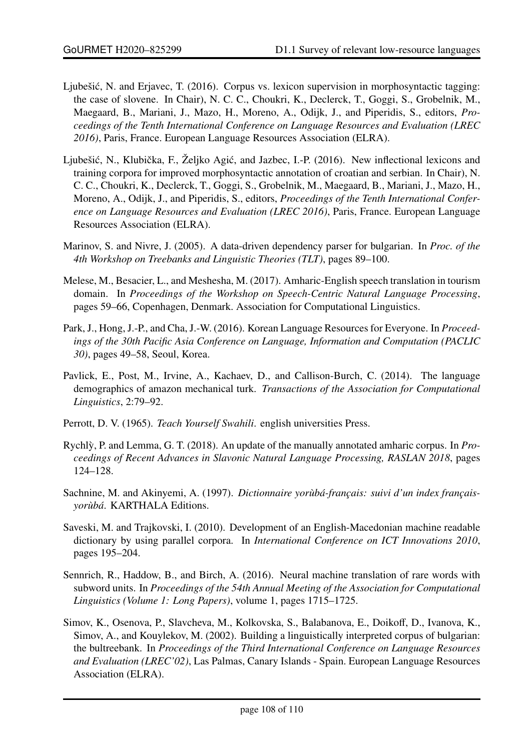Ljubešić, N. and Erjavec, T. (2016). Corpus vs. lexicon supervision in morphosyntactic tagging: the case of slovene. In Chair), N. C. C., Choukri, K., Declerck, T., Goggi, S., Grobelnik, M., Maegaard, B., Mariani, J., Mazo, H., Moreno, A., Odijk, J., and Piperidis, S., editors, *Proceedings of the Tenth International Conference on Language Resources and Evaluation (LREC 2016)*, Paris, France. European Language Resources Association (ELRA).

Ljubešić, N., Klubička, F., Željko Agić, and Jazbec, I.-P. (2016). New inflectional lexicons and training corpora for improved morphosyntactic annotation of croatian and serbian. In Chair), N. C. C., Choukri, K., Declerck, T., Goggi, S., Grobelnik, M., Maegaard, B., Mariani, J., Mazo, H., Moreno, A., Odijk, J., and Piperidis, S., editors, *Proceedings of the Tenth International Conference on Language Resources and Evaluation (LREC 2016)*, Paris, France. European Language Resources Association (ELRA).

Marinov, S. and Nivre, J. (2005). A data-driven dependency parser for bulgarian. In *Proc. of the 4th Workshop on Treebanks and Linguistic Theories (TLT)*, pages 89–100.

Melese, M., Besacier, L., and Meshesha, M. (2017). Amharic-English speech translation in tourism domain. In *Proceedings of the Workshop on Speech-Centric Natural Language Processing*, pages 59–66, Copenhagen, Denmark. Association for Computational Linguistics.

Park, J., Hong, J.-P., and Cha, J.-W. (2016). Korean Language Resources for Everyone. In *Proceedings of the 30th Pacific Asia Conference on Language, Information and Computation (PACLIC 30)*, pages 49–58, Seoul, Korea.

Pavlick, E., Post, M., Irvine, A., Kachaev, D., and Callison-Burch, C. (2014). The language demographics of amazon mechanical turk. *Transactions of the Association for Computational Linguistics*, 2:79–92.

Perrott, D. V. (1965). *Teach Yourself Swahili*. english universities Press.

Rychlỳ, P. and Lemma, G. T. (2018). An update of the manually annotated amharic corpus. In *Proceedings of Recent Advances in Slavonic Natural Language Processing, RASLAN 2018*, pages 124–128.

Sachnine, M. and Akinyemi, A. (1997). *Dictionnaire yorùbá-français: suivi d'un index français-yorùbá*. KARTHALA Editions.

Saveski, M. and Trajkovski, I. (2010). Development of an English-Macedonian machine readable dictionary by using parallel corpora. In *International Conference on ICT Innovations 2010*, pages 195–204.

Sennrich, R., Haddow, B., and Birch, A. (2016). Neural machine translation of rare words with subword units. In *Proceedings of the 54th Annual Meeting of the Association for Computational Linguistics (Volume 1: Long Papers)*, volume 1, pages 1715–1725.

Simov, K., Osenova, P., Slavcheva, M., Kolkovska, S., Balabanova, E., Doikoff, D., Ivanova, K., Simov, A., and Kouylekov, M. (2002). Building a linguistically interpreted corpus of bulgarian: the bultreebank. In *Proceedings of the Third International Conference on Language Resources and Evaluation (LREC'02)*, Las Palmas, Canary Islands - Spain. European Language Resources Association (ELRA).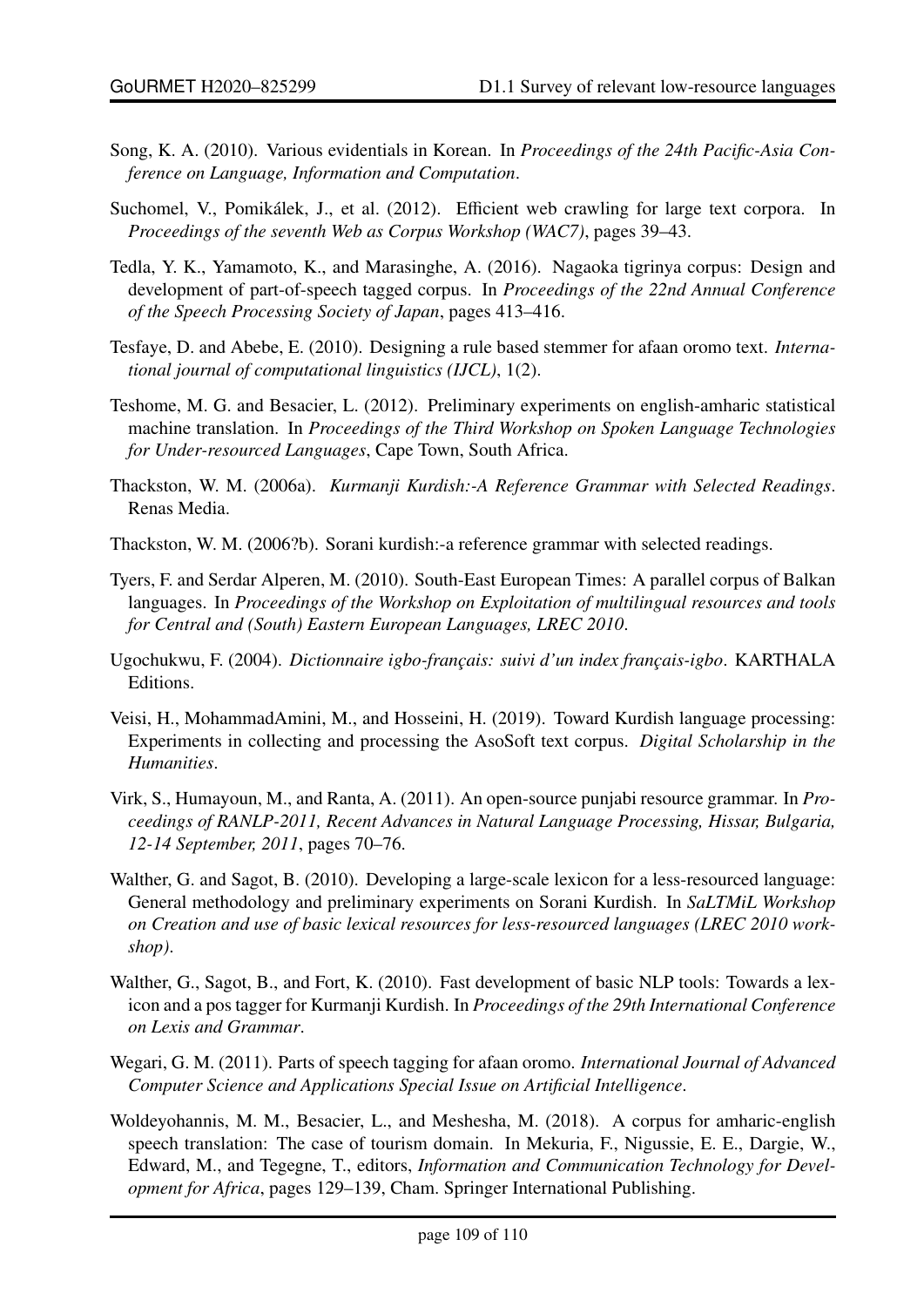Song, K. A. (2010). Various evidentials in Korean. In *Proceedings of the 24th Pacific-Asia Conference on Language, Information and Computation*.

Suchomel, V., Pomikálek, J., et al. (2012). Efficient web crawling for large text corpora. In *Proceedings of the seventh Web as Corpus Workshop (WAC7)*, pages 39–43.

Tedla, Y. K., Yamamoto, K., and Marasinghe, A. (2016). Nagaoka tigrinya corpus: Design and development of part-of-speech tagged corpus. In *Proceedings of the 22nd Annual Conference of the Speech Processing Society of Japan*, pages 413–416.

Tesfaye, D. and Abebe, E. (2010). Designing a rule based stemmer for afaan oromo text. *International journal of computational linguistics (IJCL)*, 1(2).

Teshome, M. G. and Besacier, L. (2012). Preliminary experiments on english-amharic statistical machine translation. In *Proceedings of the Third Workshop on Spoken Language Technologies for Under-resourced Languages*, Cape Town, South Africa.

Thackston, W. M. (2006a). *Kurmanji Kurdish:-A Reference Grammar with Selected Readings*. Renas Media.

Thackston, W. M. (2006?b). Sorani kurdish:-a reference grammar with selected readings.

Tyers, F. and Serdar Alperen, M. (2010). South-East European Times: A parallel corpus of Balkan languages. In *Proceedings of the Workshop on Exploitation of multilingual resources and tools for Central and (South) Eastern European Languages, LREC 2010*.

Ugochukwu, F. (2004). *Dictionnaire igbo-français: suivi d'un index français-igbo*. KARTHALA Editions.

Veisi, H., MohammadAmini, M., and Hosseini, H. (2019). Toward Kurdish language processing: Experiments in collecting and processing the AsoSoft text corpus. *Digital Scholarship in the Humanities*.

Virk, S., Humayoun, M., and Ranta, A. (2011). An open-source punjabi resource grammar. In *Proceedings of RANLP-2011, Recent Advances in Natural Language Processing, Hissar, Bulgaria, 12-14 September, 2011*, pages 70–76.

Walther, G. and Sagot, B. (2010). Developing a large-scale lexicon for a less-resourced language: General methodology and preliminary experiments on Sorani Kurdish. In *SaLTMiL Workshop on Creation and use of basic lexical resources for less-resourced languages (LREC 2010 workshop)*.

Walther, G., Sagot, B., and Fort, K. (2010). Fast development of basic NLP tools: Towards a lexicon and a pos tagger for Kurmanji Kurdish. In *Proceedings of the 29th International Conference on Lexis and Grammar*.

Wegari, G. M. (2011). Parts of speech tagging for afaan oromo. *International Journal of Advanced Computer Science and Applications Special Issue on Artificial Intelligence*.

Woldeyohannis, M. M., Besacier, L., and Meshesha, M. (2018). A corpus for amharic-english speech translation: The case of tourism domain. In Mekuria, F., Nigussie, E. E., Dargie, W., Edward, M., and Tegegne, T., editors, *Information and Communication Technology for Development for Africa*, pages 129–139, Cham. Springer International Publishing.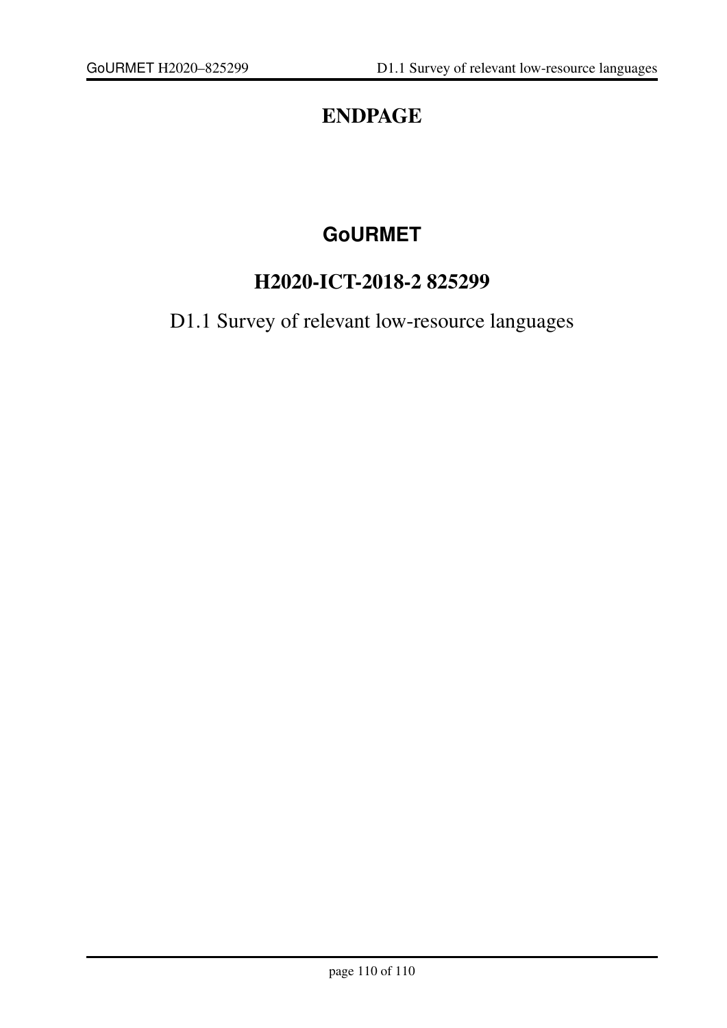# ENDPAGE

## GoURMET

## H2020-ICT-2018-2 825299

D1.1 Survey of relevant low-resource languages